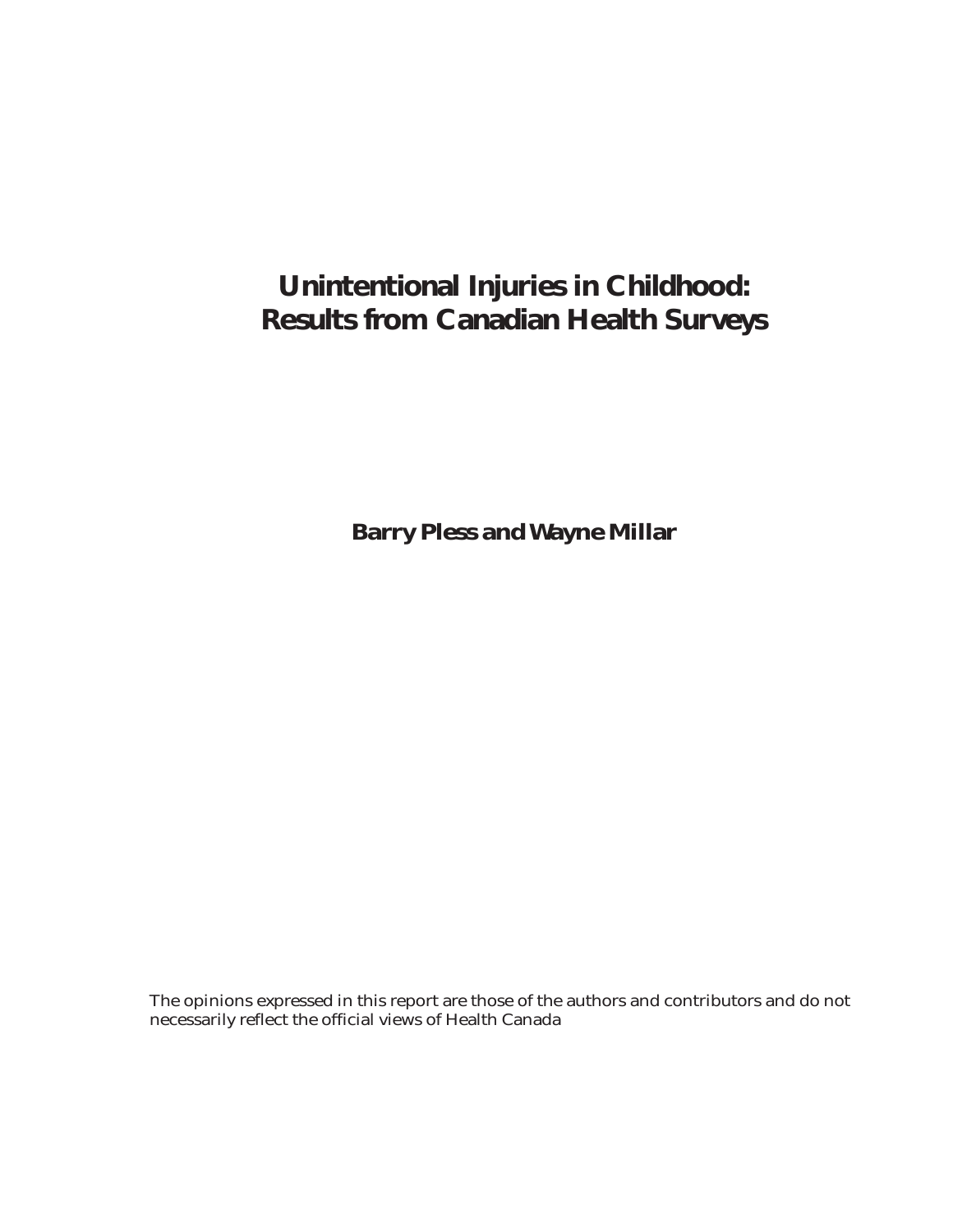# Unintentional Injuries in Childhood: Results from Canadian Health Surveys

**Barry Pless and Wayne Millar**

The opinions expressed in this report are those of the authors and contributors and do not necessarily reflect the official views of Health Canada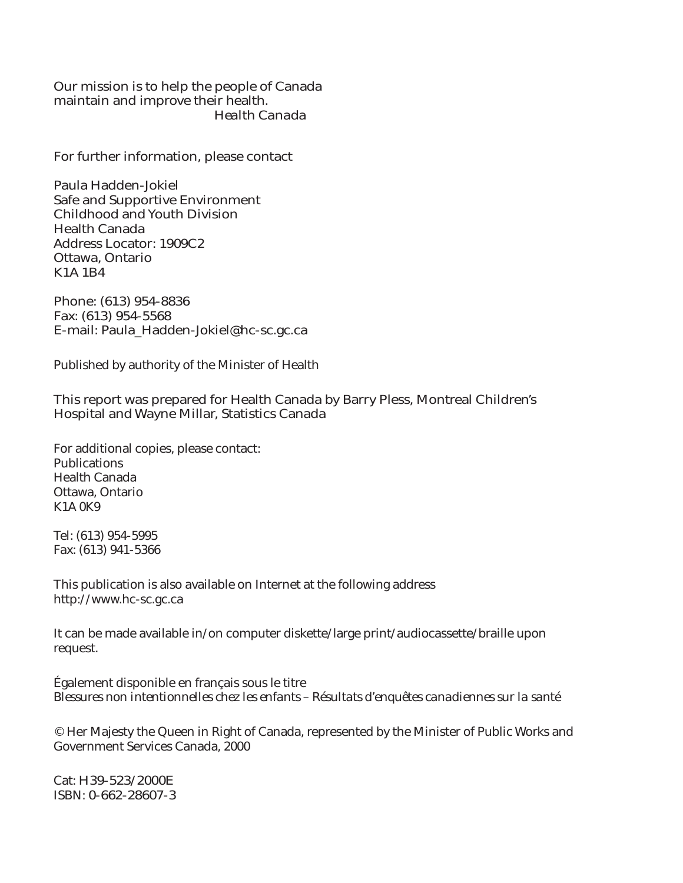Our mission is to help the people of Canada
maintain and improve their health.

*Health Canada*

For further information, please contact

Paula Hadden-Jokiel
Safe and Supportive Environment
Childhood and Youth Division
Health Canada
Address Locator: 1909C2
Ottawa, Ontario
K1A 1B4

Phone: (613) 954-8836
Fax: (613) 954-5568
E-mail: Paula_Hadden-Jokiel@hc-sc.gc.ca

Published by authority of the Minister of Health

This report was prepared for Health Canada by Barry Pless, Montreal Children's Hospital and Wayne Millar, Statistics Canada

For additional copies, please contact:
Publications
Health Canada
Ottawa, Ontario
K1A 0K9

Tel: (613) 954-5995
Fax: (613) 941-5366

This publication is also available on Internet at the following address
http://www.hc-sc.gc.ca

It can be made available in/on computer diskette/large print/audiocassette/braille upon request.

Également disponible en français sous le titre
*Blessures non intentionnelles chez les enfants – Résultats d'enquêtes canadiennes sur la santé*

© Her Majesty the Queen in Right of Canada, represented by the Minister of Public Works and Government Services Canada, 2000

Cat: H39-523/2000E
ISBN: 0-662-28607-3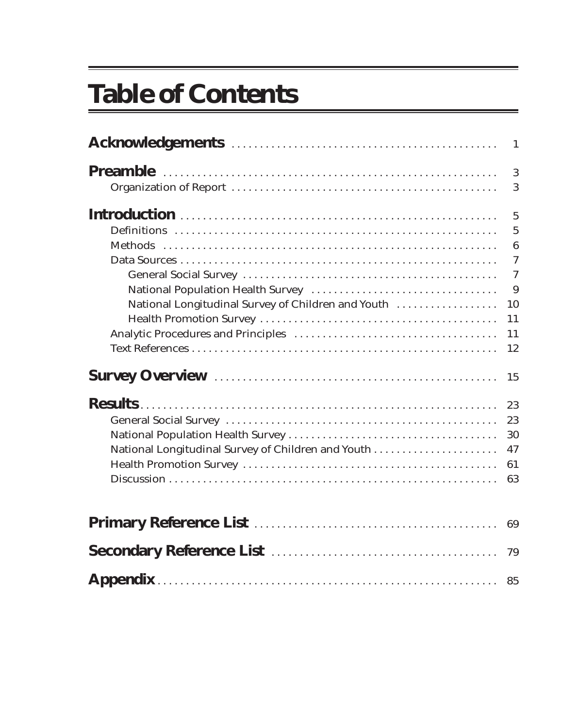# Table of Contents

**Acknowledgements** . . . . . . . . . . 1

**Preamble** . . . . . . . . . . 3
- Organization of Report . . . . . . . . . . 3

**Introduction** . . . . . . . . . . 5
- Definitions . . . . . . . . . . 5
- Methods . . . . . . . . . . 6
- Data Sources . . . . . . . . . . 7
  - General Social Survey . . . . . . . . . . 7
  - National Population Health Survey . . . . . . . . . . 9
  - National Longitudinal Survey of Children and Youth . . . . . . . . . . 10
  - Health Promotion Survey . . . . . . . . . . 11
- Analytic Procedures and Principles . . . . . . . . . . 11
- Text References . . . . . . . . . . 12

**Survey Overview** . . . . . . . . . . 15

**Results** . . . . . . . . . . 23
- General Social Survey . . . . . . . . . . 23
- National Population Health Survey . . . . . . . . . . 30
- National Longitudinal Survey of Children and Youth . . . . . . . . . . 47
- Health Promotion Survey . . . . . . . . . . 61
- Discussion . . . . . . . . . . 63

**Primary Reference List** . . . . . . . . . . 69

**Secondary Reference List** . . . . . . . . . . 79

**Appendix** . . . . . . . . . . 85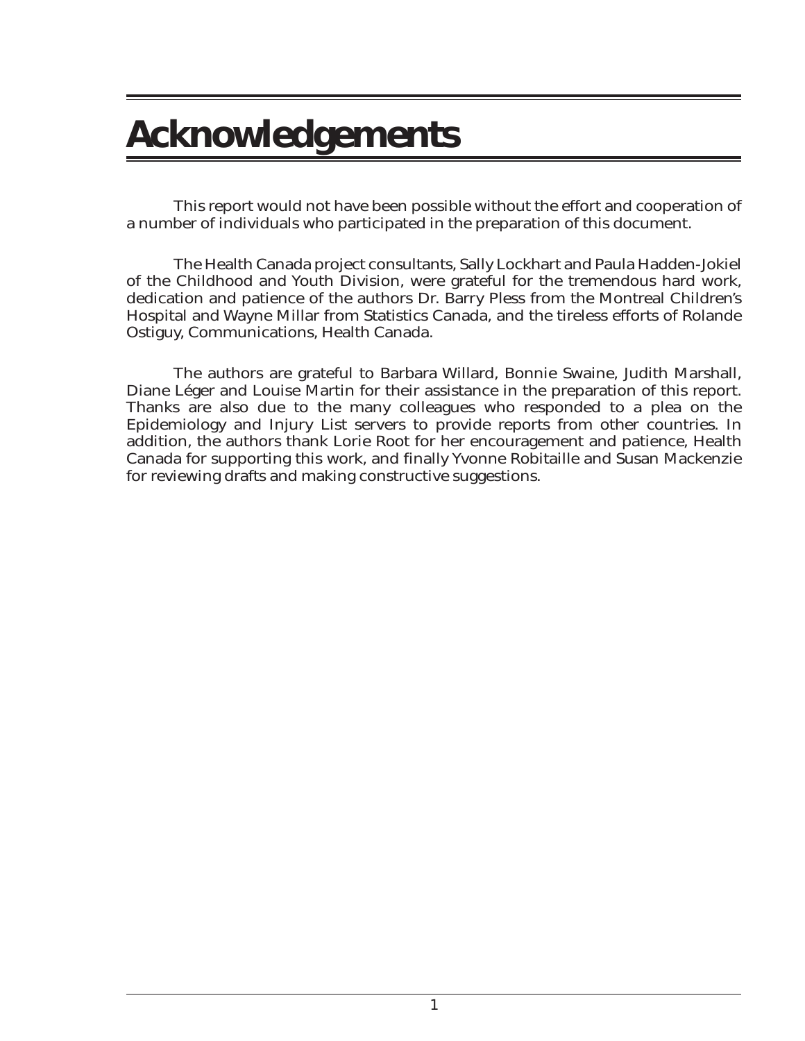# Acknowledgements

This report would not have been possible without the effort and cooperation of a number of individuals who participated in the preparation of this document.

The Health Canada project consultants, Sally Lockhart and Paula Hadden-Jokiel of the Childhood and Youth Division, were grateful for the tremendous hard work, dedication and patience of the authors Dr. Barry Pless from the Montreal Children's Hospital and Wayne Millar from Statistics Canada, and the tireless efforts of Rolande Ostiguy, Communications, Health Canada.

The authors are grateful to Barbara Willard, Bonnie Swaine, Judith Marshall, Diane Léger and Louise Martin for their assistance in the preparation of this report. Thanks are also due to the many colleagues who responded to a plea on the Epidemiology and Injury List servers to provide reports from other countries. In addition, the authors thank Lorie Root for her encouragement and patience, Health Canada for supporting this work, and finally Yvonne Robitaille and Susan Mackenzie for reviewing drafts and making constructive suggestions.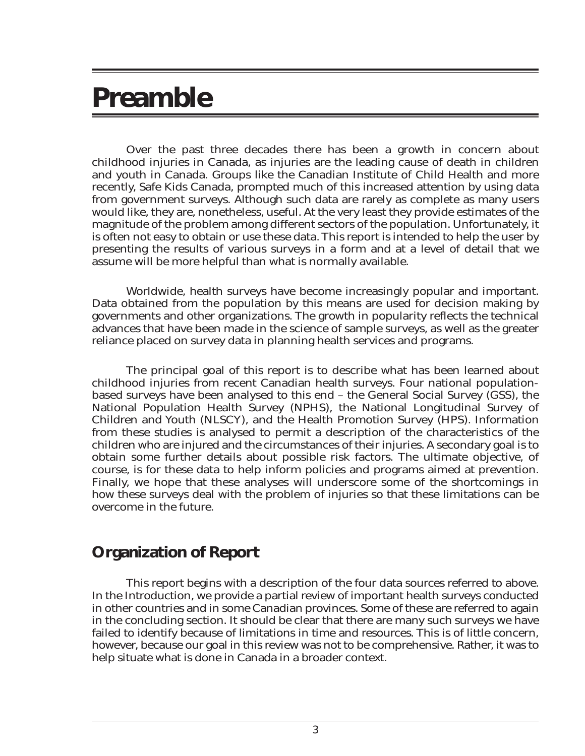# Preamble

Over the past three decades there has been a growth in concern about childhood injuries in Canada, as injuries are the leading cause of death in children and youth in Canada. Groups like the Canadian Institute of Child Health and more recently, Safe Kids Canada, prompted much of this increased attention by using data from government surveys. Although such data are rarely as complete as many users would like, they are, nonetheless, useful. At the very least they provide estimates of the magnitude of the problem among different sectors of the population. Unfortunately, it is often not easy to obtain or use these data. This report is intended to help the user by presenting the results of various surveys in a form and at a level of detail that we assume will be more helpful than what is normally available.

Worldwide, health surveys have become increasingly popular and important. Data obtained from the population by this means are used for decision making by governments and other organizations. The growth in popularity reflects the technical advances that have been made in the science of sample surveys, as well as the greater reliance placed on survey data in planning health services and programs.

The principal goal of this report is to describe what has been learned about childhood injuries from recent Canadian health surveys. Four national population-based surveys have been analysed to this end – the General Social Survey (GSS), the National Population Health Survey (NPHS), the National Longitudinal Survey of Children and Youth (NLSCY), and the Health Promotion Survey (HPS). Information from these studies is analysed to permit a description of the characteristics of the children who are injured and the circumstances of their injuries. A secondary goal is to obtain some further details about possible risk factors. The ultimate objective, of course, is for these data to help inform policies and programs aimed at prevention. Finally, we hope that these analyses will underscore some of the shortcomings in how these surveys deal with the problem of injuries so that these limitations can be overcome in the future.

## Organization of Report

This report begins with a description of the four data sources referred to above. In the Introduction, we provide a partial review of important health surveys conducted in other countries and in some Canadian provinces. Some of these are referred to again in the concluding section. It should be clear that there are many such surveys we have failed to identify because of limitations in time and resources. This is of little concern, however, because our goal in this review was not to be comprehensive. Rather, it was to help situate what is done in Canada in a broader context.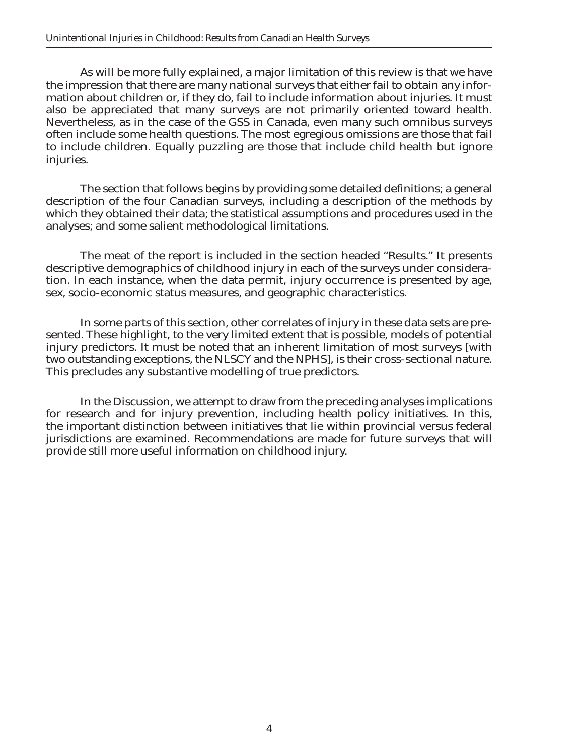As will be more fully explained, a major limitation of this review is that we have the impression that there are many national surveys that either fail to obtain any information about children or, if they do, fail to include information about injuries. It must also be appreciated that many surveys are not primarily oriented toward health. Nevertheless, as in the case of the GSS in Canada, even many such omnibus surveys often include some health questions. The most egregious omissions are those that fail to include children. Equally puzzling are those that include child health but ignore injuries.

The section that follows begins by providing some detailed definitions; a general description of the four Canadian surveys, including a description of the methods by which they obtained their data; the statistical assumptions and procedures used in the analyses; and some salient methodological limitations.

The meat of the report is included in the section headed "Results." It presents descriptive demographics of childhood injury in each of the surveys under consideration. In each instance, when the data permit, injury occurrence is presented by age, sex, socio-economic status measures, and geographic characteristics.

In some parts of this section, other correlates of injury in these data sets are presented. These highlight, to the very limited extent that is possible, models of potential injury predictors. It must be noted that an inherent limitation of most surveys [with two outstanding exceptions, the NLSCY and the NPHS], is their cross-sectional nature. This precludes any substantive modelling of true predictors.

In the Discussion, we attempt to draw from the preceding analyses implications for research and for injury prevention, including health policy initiatives. In this, the important distinction between initiatives that lie within provincial versus federal jurisdictions are examined. Recommendations are made for future surveys that will provide still more useful information on childhood injury.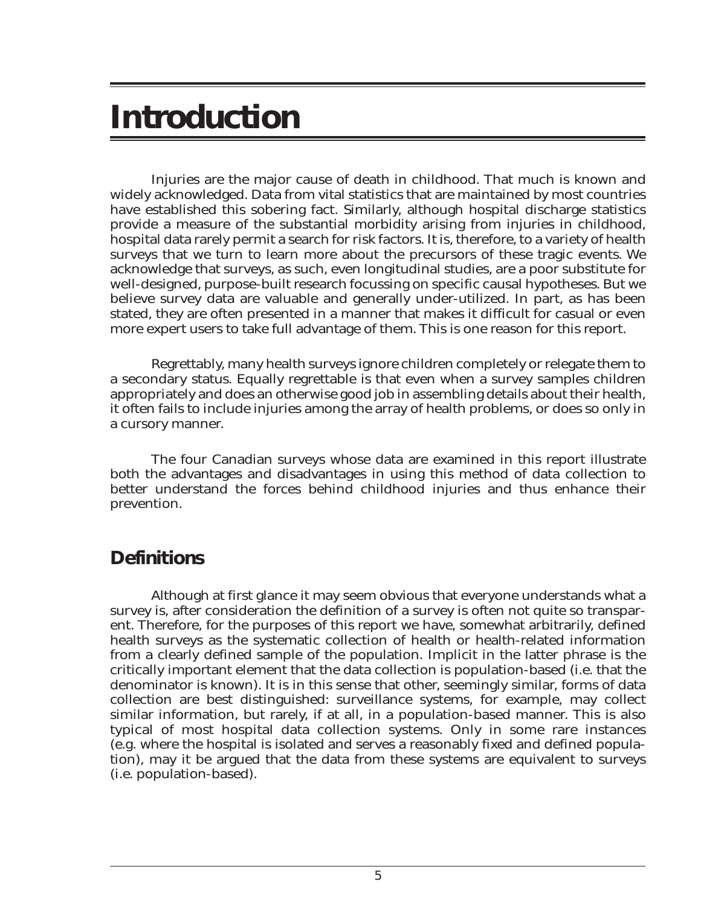# Introduction

Injuries are the major cause of death in childhood. That much is known and widely acknowledged. Data from vital statistics that are maintained by most countries have established this sobering fact. Similarly, although hospital discharge statistics provide a measure of the substantial morbidity arising from injuries in childhood, hospital data rarely permit a search for risk factors. It is, therefore, to a variety of health surveys that we turn to learn more about the precursors of these tragic events. We acknowledge that surveys, as such, even longitudinal studies, are a poor substitute for well-designed, purpose-built research focussing on specific causal hypotheses. But we believe survey data are valuable and generally under-utilized. In part, as has been stated, they are often presented in a manner that makes it difficult for casual or even more expert users to take full advantage of them. This is one reason for this report.

Regrettably, many health surveys ignore children completely or relegate them to a secondary status. Equally regrettable is that even when a survey samples children appropriately and does an otherwise good job in assembling details about their health, it often fails to include injuries among the array of health problems, or does so only in a cursory manner.

The four Canadian surveys whose data are examined in this report illustrate both the advantages and disadvantages in using this method of data collection to better understand the forces behind childhood injuries and thus enhance their prevention.

## Definitions

Although at first glance it may seem obvious that everyone understands what a survey is, after consideration the definition of a survey is often not quite so transparent. Therefore, for the purposes of this report we have, somewhat arbitrarily, defined health surveys as the systematic collection of health or health-related information from a clearly defined sample of the population. Implicit in the latter phrase is the critically important element that the data collection is population-based (i.e. that the denominator is known). It is in this sense that other, seemingly similar, forms of data collection are best distinguished: surveillance systems, for example, may collect similar information, but rarely, if at all, in a population-based manner. This is also typical of most hospital data collection systems. Only in some rare instances (e.g. where the hospital is isolated and serves a reasonably fixed and defined population), may it be argued that the data from these systems are equivalent to surveys (i.e. population-based).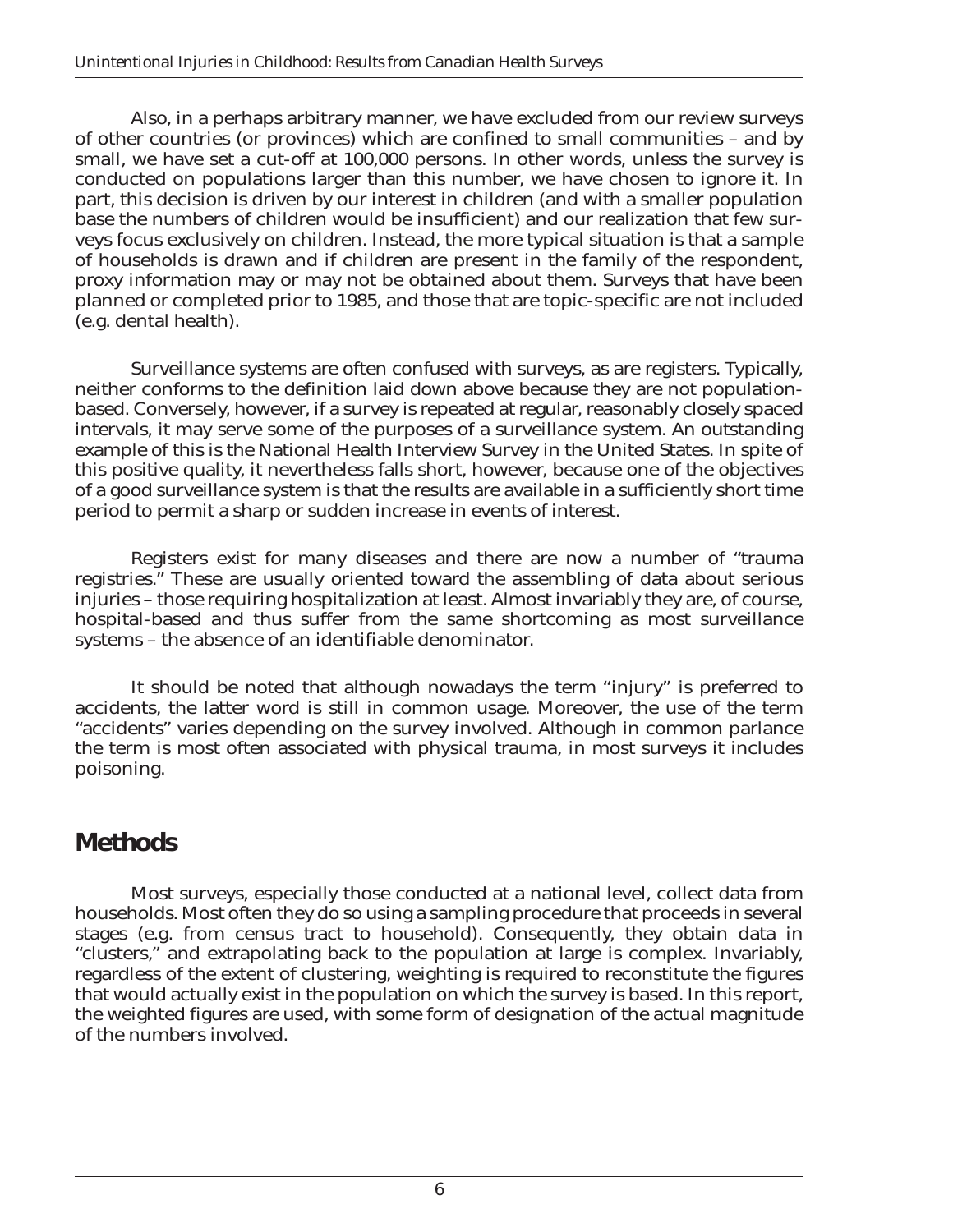Also, in a perhaps arbitrary manner, we have excluded from our review surveys of other countries (or provinces) which are confined to small communities – and by small, we have set a cut-off at 100,000 persons. In other words, unless the survey is conducted on populations larger than this number, we have chosen to ignore it. In part, this decision is driven by our interest in children (and with a smaller population base the numbers of children would be insufficient) and our realization that few surveys focus exclusively on children. Instead, the more typical situation is that a sample of households is drawn and if children are present in the family of the respondent, proxy information may or may not be obtained about them. Surveys that have been planned or completed prior to 1985, and those that are topic-specific are not included (e.g. dental health).

Surveillance systems are often confused with surveys, as are registers. Typically, neither conforms to the definition laid down above because they are not population-based. Conversely, however, if a survey is repeated at regular, reasonably closely spaced intervals, it may serve some of the purposes of a surveillance system. An outstanding example of this is the National Health Interview Survey in the United States. In spite of this positive quality, it nevertheless falls short, however, because one of the objectives of a good surveillance system is that the results are available in a sufficiently short time period to permit a sharp or sudden increase in events of interest.

Registers exist for many diseases and there are now a number of "trauma registries." These are usually oriented toward the assembling of data about serious injuries – those requiring hospitalization at least. Almost invariably they are, of course, hospital-based and thus suffer from the same shortcoming as most surveillance systems – the absence of an identifiable denominator.

It should be noted that although nowadays the term "injury" is preferred to accidents, the latter word is still in common usage. Moreover, the use of the term "accidents" varies depending on the survey involved. Although in common parlance the term is most often associated with physical trauma, in most surveys it includes poisoning.

## Methods

Most surveys, especially those conducted at a national level, collect data from households. Most often they do so using a sampling procedure that proceeds in several stages (e.g. from census tract to household). Consequently, they obtain data in "clusters," and extrapolating back to the population at large is complex. Invariably, regardless of the extent of clustering, weighting is required to reconstitute the figures that would actually exist in the population on which the survey is based. In this report, the weighted figures are used, with some form of designation of the actual magnitude of the numbers involved.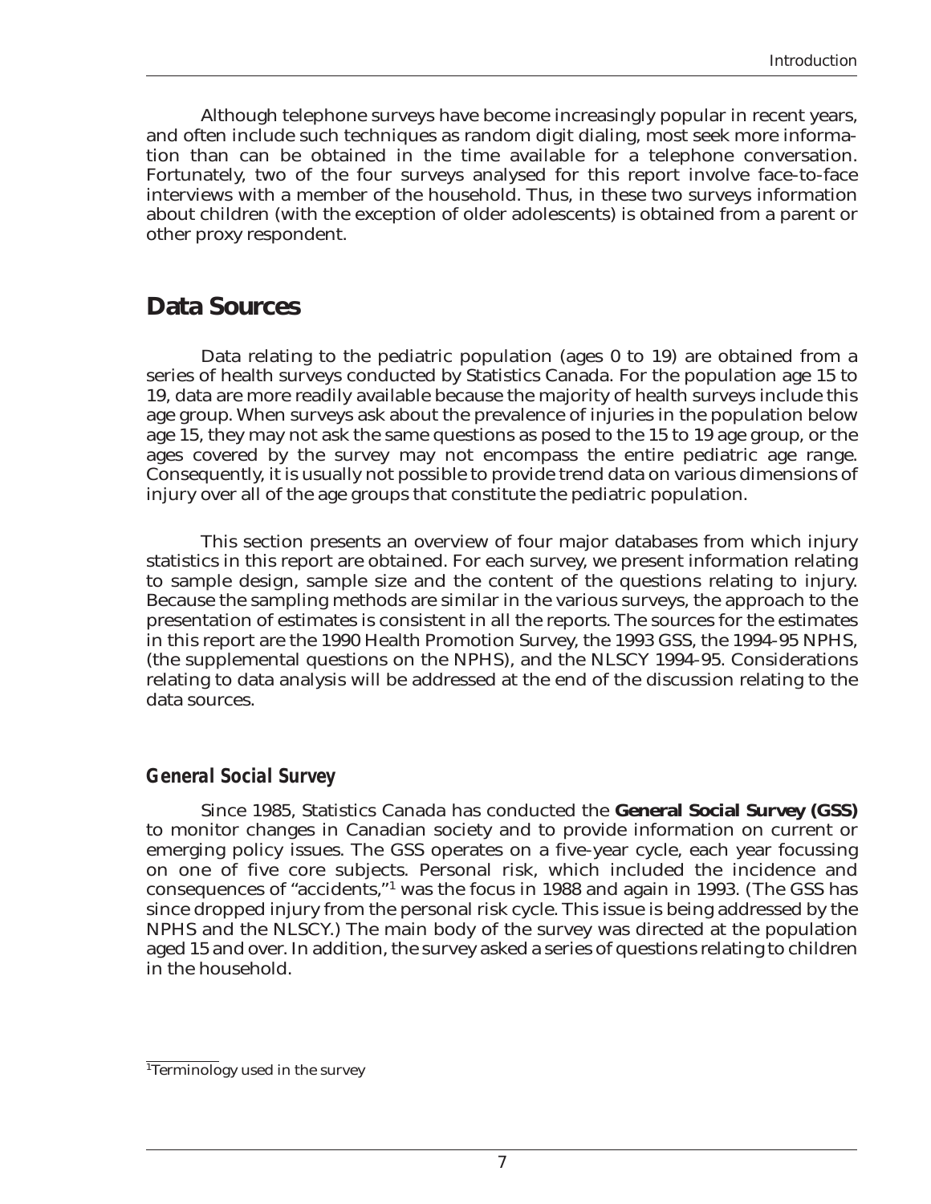Although telephone surveys have become increasingly popular in recent years, and often include such techniques as random digit dialing, most seek more information than can be obtained in the time available for a telephone conversation. Fortunately, two of the four surveys analysed for this report involve face-to-face interviews with a member of the household. Thus, in these two surveys information about children (with the exception of older adolescents) is obtained from a parent or other proxy respondent.

## Data Sources

Data relating to the pediatric population (ages 0 to 19) are obtained from a series of health surveys conducted by Statistics Canada. For the population age 15 to 19, data are more readily available because the majority of health surveys include this age group. When surveys ask about the prevalence of injuries in the population below age 15, they may not ask the same questions as posed to the 15 to 19 age group, or the ages covered by the survey may not encompass the entire pediatric age range. Consequently, it is usually not possible to provide trend data on various dimensions of injury over all of the age groups that constitute the pediatric population.

This section presents an overview of four major databases from which injury statistics in this report are obtained. For each survey, we present information relating to sample design, sample size and the content of the questions relating to injury. Because the sampling methods are similar in the various surveys, the approach to the presentation of estimates is consistent in all the reports. The sources for the estimates in this report are the 1990 Health Promotion Survey, the 1993 GSS, the 1994-95 NPHS, (the supplemental questions on the NPHS), and the NLSCY 1994-95. Considerations relating to data analysis will be addressed at the end of the discussion relating to the data sources.

### *General Social Survey*

Since 1985, Statistics Canada has conducted the **General Social Survey (GSS)** to monitor changes in Canadian society and to provide information on current or emerging policy issues. The GSS operates on a five-year cycle, each year focussing on one of five core subjects. Personal risk, which included the incidence and consequences of "accidents,"[1] was the focus in 1988 and again in 1993. (The GSS has since dropped injury from the personal risk cycle. This issue is being addressed by the NPHS and the NLSCY.) The main body of the survey was directed at the population aged 15 and over. In addition, the survey asked a series of questions relating to children in the household.

[1]Terminology used in the survey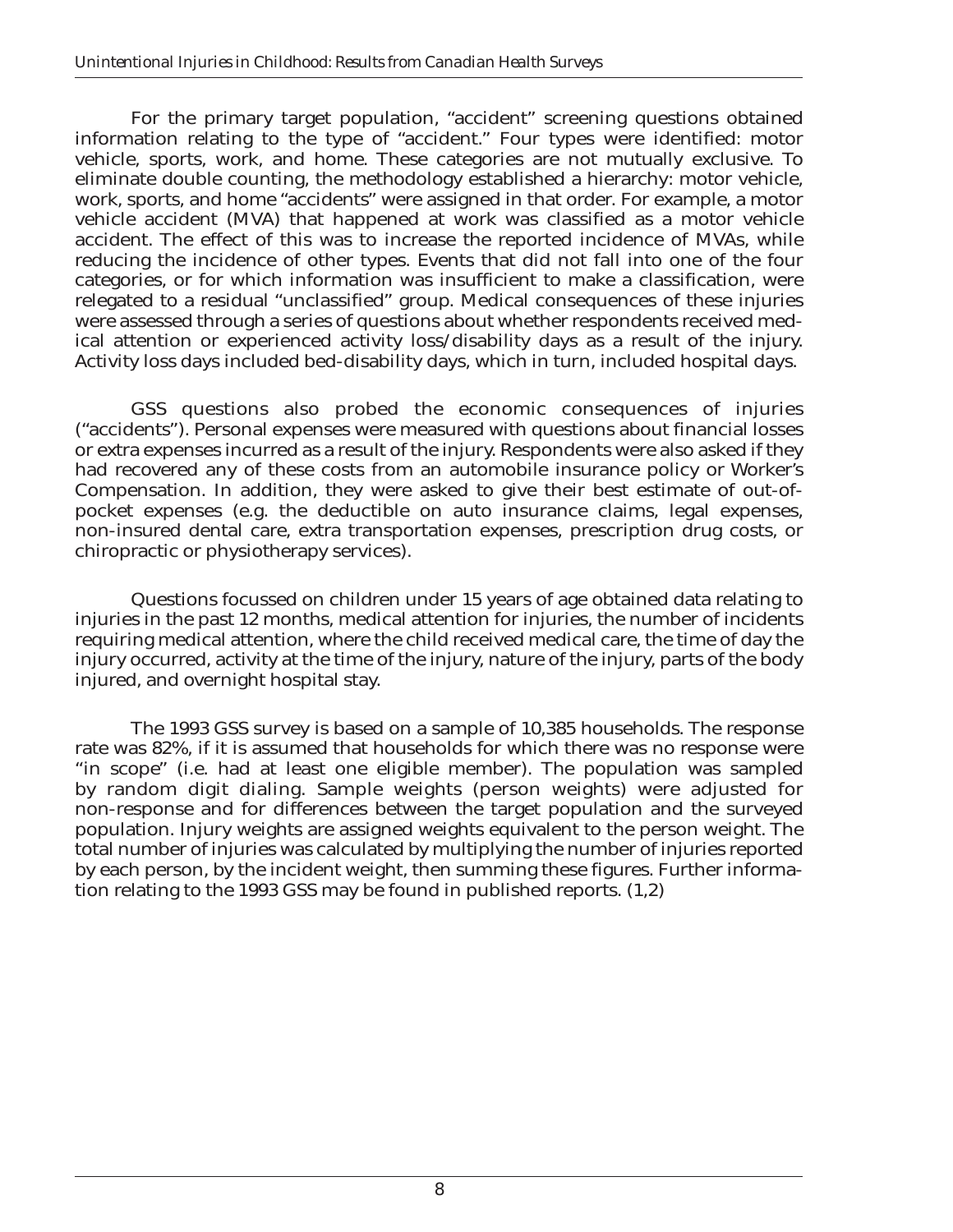For the primary target population, "accident" screening questions obtained information relating to the type of "accident." Four types were identified: motor vehicle, sports, work, and home. These categories are not mutually exclusive. To eliminate double counting, the methodology established a hierarchy: motor vehicle, work, sports, and home "accidents" were assigned in that order. For example, a motor vehicle accident (MVA) that happened at work was classified as a motor vehicle accident. The effect of this was to increase the reported incidence of MVAs, while reducing the incidence of other types. Events that did not fall into one of the four categories, or for which information was insufficient to make a classification, were relegated to a residual "unclassified" group. Medical consequences of these injuries were assessed through a series of questions about whether respondents received medical attention or experienced activity loss/disability days as a result of the injury. Activity loss days included bed-disability days, which in turn, included hospital days.

GSS questions also probed the economic consequences of injuries ("accidents"). Personal expenses were measured with questions about financial losses or extra expenses incurred as a result of the injury. Respondents were also asked if they had recovered any of these costs from an automobile insurance policy or Worker's Compensation. In addition, they were asked to give their best estimate of out-of-pocket expenses (e.g. the deductible on auto insurance claims, legal expenses, non-insured dental care, extra transportation expenses, prescription drug costs, or chiropractic or physiotherapy services).

Questions focussed on children under 15 years of age obtained data relating to injuries in the past 12 months, medical attention for injuries, the number of incidents requiring medical attention, where the child received medical care, the time of day the injury occurred, activity at the time of the injury, nature of the injury, parts of the body injured, and overnight hospital stay.

The 1993 GSS survey is based on a sample of 10,385 households. The response rate was 82%, if it is assumed that households for which there was no response were "in scope" (i.e. had at least one eligible member). The population was sampled by random digit dialing. Sample weights (person weights) were adjusted for non-response and for differences between the target population and the surveyed population. Injury weights are assigned weights equivalent to the person weight. The total number of injuries was calculated by multiplying the number of injuries reported by each person, by the incident weight, then summing these figures. Further information relating to the 1993 GSS may be found in published reports. (1,2)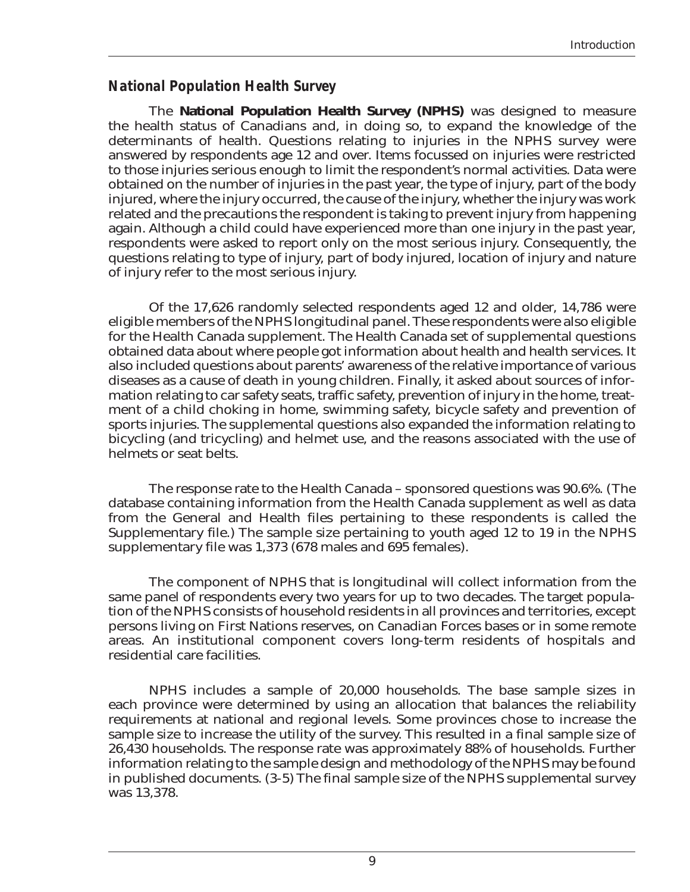## *National Population Health Survey*

The **National Population Health Survey (NPHS)** was designed to measure the health status of Canadians and, in doing so, to expand the knowledge of the determinants of health. Questions relating to injuries in the NPHS survey were answered by respondents age 12 and over. Items focussed on injuries were restricted to those injuries serious enough to limit the respondent's normal activities. Data were obtained on the number of injuries in the past year, the type of injury, part of the body injured, where the injury occurred, the cause of the injury, whether the injury was work related and the precautions the respondent is taking to prevent injury from happening again. Although a child could have experienced more than one injury in the past year, respondents were asked to report only on the most serious injury. Consequently, the questions relating to type of injury, part of body injured, location of injury and nature of injury refer to the most serious injury.

Of the 17,626 randomly selected respondents aged 12 and older, 14,786 were eligible members of the NPHS longitudinal panel. These respondents were also eligible for the Health Canada supplement. The Health Canada set of supplemental questions obtained data about where people got information about health and health services. It also included questions about parents' awareness of the relative importance of various diseases as a cause of death in young children. Finally, it asked about sources of information relating to car safety seats, traffic safety, prevention of injury in the home, treatment of a child choking in home, swimming safety, bicycle safety and prevention of sports injuries. The supplemental questions also expanded the information relating to bicycling (and tricycling) and helmet use, and the reasons associated with the use of helmets or seat belts.

The response rate to the Health Canada – sponsored questions was 90.6%. (The database containing information from the Health Canada supplement as well as data from the General and Health files pertaining to these respondents is called the Supplementary file.) The sample size pertaining to youth aged 12 to 19 in the NPHS supplementary file was 1,373 (678 males and 695 females).

The component of NPHS that is longitudinal will collect information from the same panel of respondents every two years for up to two decades. The target population of the NPHS consists of household residents in all provinces and territories, except persons living on First Nations reserves, on Canadian Forces bases or in some remote areas. An institutional component covers long-term residents of hospitals and residential care facilities.

NPHS includes a sample of 20,000 households. The base sample sizes in each province were determined by using an allocation that balances the reliability requirements at national and regional levels. Some provinces chose to increase the sample size to increase the utility of the survey. This resulted in a final sample size of 26,430 households. The response rate was approximately 88% of households. Further information relating to the sample design and methodology of the NPHS may be found in published documents. (3-5) The final sample size of the NPHS supplemental survey was 13,378.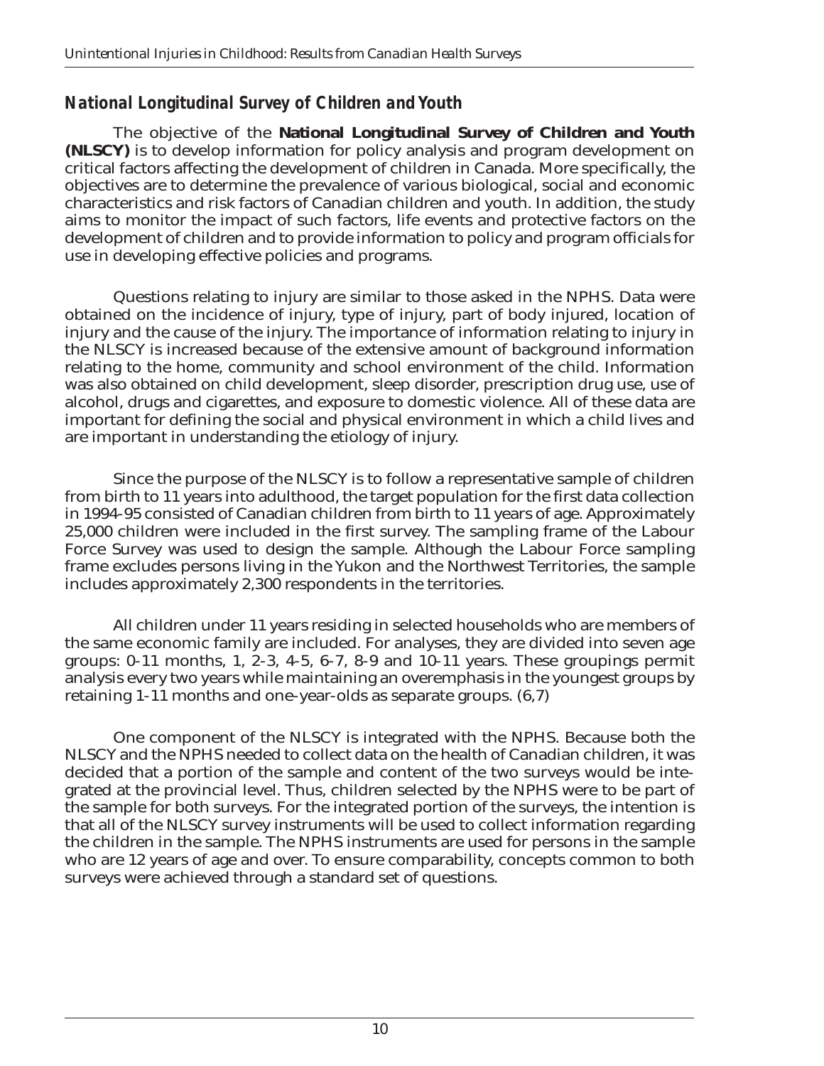## National Longitudinal Survey of Children and Youth

The objective of the **National Longitudinal Survey of Children and Youth (NLSCY)** is to develop information for policy analysis and program development on critical factors affecting the development of children in Canada. More specifically, the objectives are to determine the prevalence of various biological, social and economic characteristics and risk factors of Canadian children and youth. In addition, the study aims to monitor the impact of such factors, life events and protective factors on the development of children and to provide information to policy and program officials for use in developing effective policies and programs.

Questions relating to injury are similar to those asked in the NPHS. Data were obtained on the incidence of injury, type of injury, part of body injured, location of injury and the cause of the injury. The importance of information relating to injury in the NLSCY is increased because of the extensive amount of background information relating to the home, community and school environment of the child. Information was also obtained on child development, sleep disorder, prescription drug use, use of alcohol, drugs and cigarettes, and exposure to domestic violence. All of these data are important for defining the social and physical environment in which a child lives and are important in understanding the etiology of injury.

Since the purpose of the NLSCY is to follow a representative sample of children from birth to 11 years into adulthood, the target population for the first data collection in 1994-95 consisted of Canadian children from birth to 11 years of age. Approximately 25,000 children were included in the first survey. The sampling frame of the Labour Force Survey was used to design the sample. Although the Labour Force sampling frame excludes persons living in the Yukon and the Northwest Territories, the sample includes approximately 2,300 respondents in the territories.

All children under 11 years residing in selected households who are members of the same economic family are included. For analyses, they are divided into seven age groups: 0-11 months, 1, 2-3, 4-5, 6-7, 8-9 and 10-11 years. These groupings permit analysis every two years while maintaining an overemphasis in the youngest groups by retaining 1-11 months and one-year-olds as separate groups. (6,7)

One component of the NLSCY is integrated with the NPHS. Because both the NLSCY and the NPHS needed to collect data on the health of Canadian children, it was decided that a portion of the sample and content of the two surveys would be integrated at the provincial level. Thus, children selected by the NPHS were to be part of the sample for both surveys. For the integrated portion of the surveys, the intention is that all of the NLSCY survey instruments will be used to collect information regarding the children in the sample. The NPHS instruments are used for persons in the sample who are 12 years of age and over. To ensure comparability, concepts common to both surveys were achieved through a standard set of questions.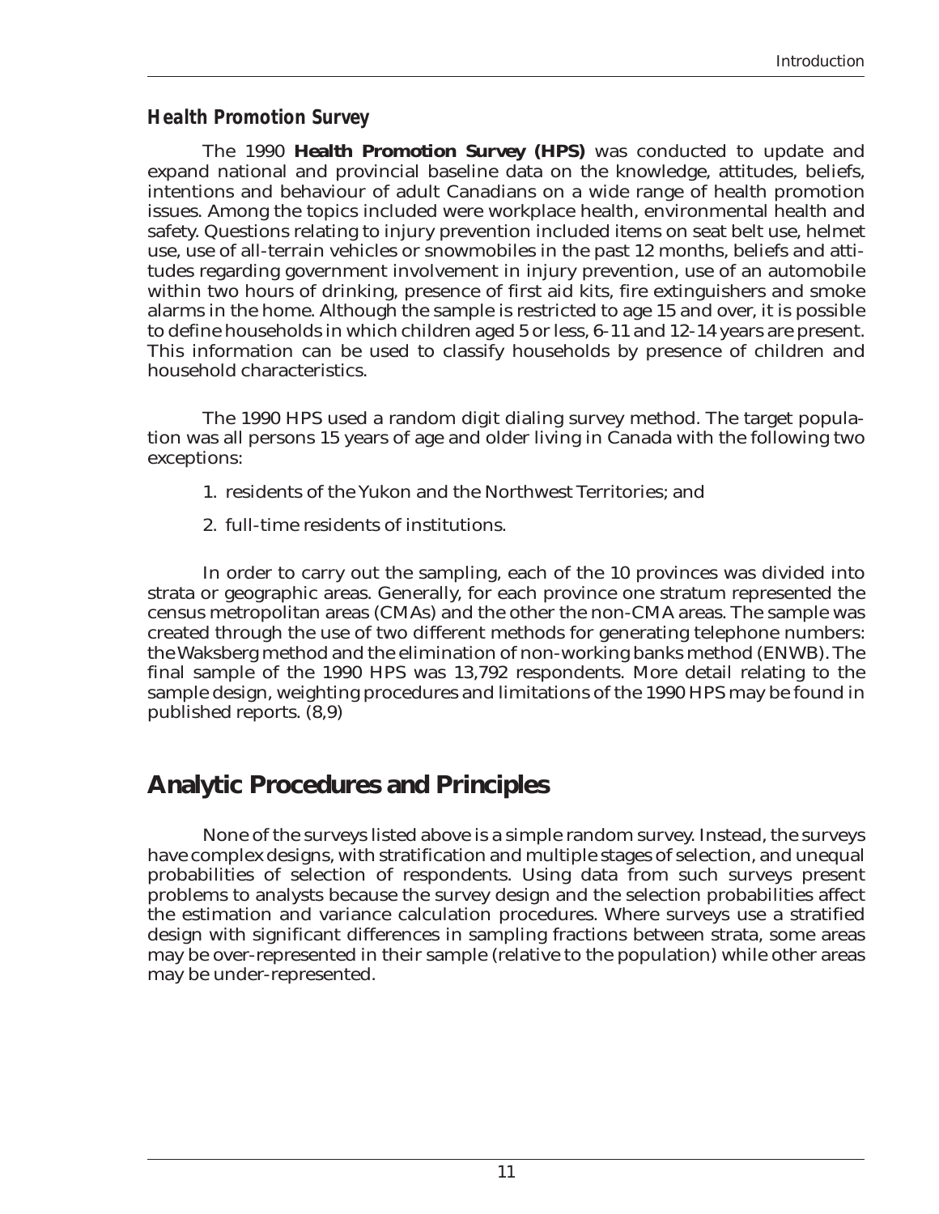### *Health Promotion Survey*

The 1990 **Health Promotion Survey (HPS)** was conducted to update and expand national and provincial baseline data on the knowledge, attitudes, beliefs, intentions and behaviour of adult Canadians on a wide range of health promotion issues. Among the topics included were workplace health, environmental health and safety. Questions relating to injury prevention included items on seat belt use, helmet use, use of all-terrain vehicles or snowmobiles in the past 12 months, beliefs and attitudes regarding government involvement in injury prevention, use of an automobile within two hours of drinking, presence of first aid kits, fire extinguishers and smoke alarms in the home. Although the sample is restricted to age 15 and over, it is possible to define households in which children aged 5 or less, 6-11 and 12-14 years are present. This information can be used to classify households by presence of children and household characteristics.

The 1990 HPS used a random digit dialing survey method. The target population was all persons 15 years of age and older living in Canada with the following two exceptions:

1. residents of the Yukon and the Northwest Territories; and
2. full-time residents of institutions.

In order to carry out the sampling, each of the 10 provinces was divided into strata or geographic areas. Generally, for each province one stratum represented the census metropolitan areas (CMAs) and the other the non-CMA areas. The sample was created through the use of two different methods for generating telephone numbers: the Waksberg method and the elimination of non-working banks method (ENWB). The final sample of the 1990 HPS was 13,792 respondents. More detail relating to the sample design, weighting procedures and limitations of the 1990 HPS may be found in published reports. (8,9)

## Analytic Procedures and Principles

None of the surveys listed above is a simple random survey. Instead, the surveys have complex designs, with stratification and multiple stages of selection, and unequal probabilities of selection of respondents. Using data from such surveys present problems to analysts because the survey design and the selection probabilities affect the estimation and variance calculation procedures. Where surveys use a stratified design with significant differences in sampling fractions between strata, some areas may be over-represented in their sample (relative to the population) while other areas may be under-represented.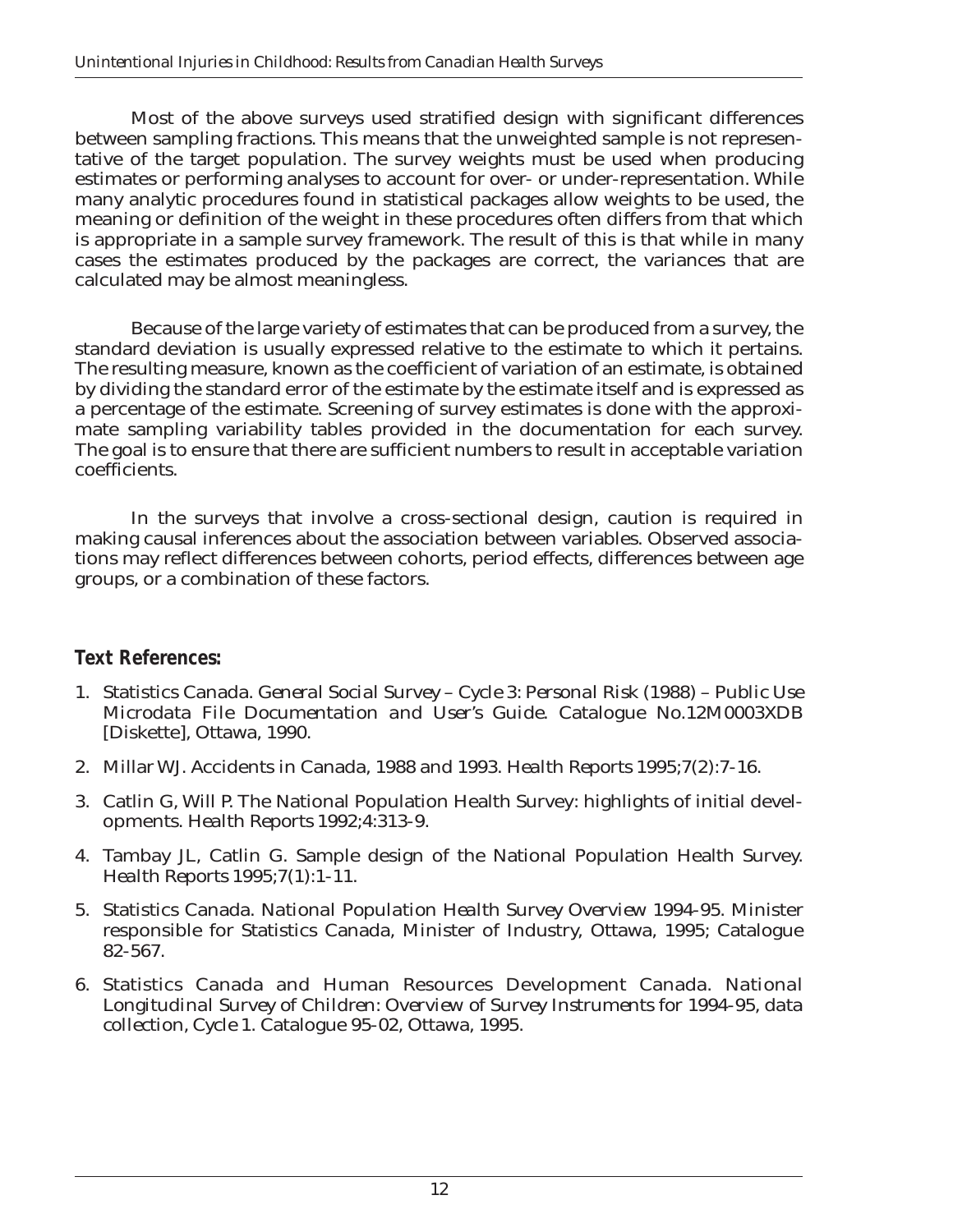Most of the above surveys used stratified design with significant differences between sampling fractions. This means that the unweighted sample is not representative of the target population. The survey weights must be used when producing estimates or performing analyses to account for over- or under-representation. While many analytic procedures found in statistical packages allow weights to be used, the meaning or definition of the weight in these procedures often differs from that which is appropriate in a sample survey framework. The result of this is that while in many cases the estimates produced by the packages are correct, the variances that are calculated may be almost meaningless.

Because of the large variety of estimates that can be produced from a survey, the standard deviation is usually expressed relative to the estimate to which it pertains. The resulting measure, known as the coefficient of variation of an estimate, is obtained by dividing the standard error of the estimate by the estimate itself and is expressed as a percentage of the estimate. Screening of survey estimates is done with the approximate sampling variability tables provided in the documentation for each survey. The goal is to ensure that there are sufficient numbers to result in acceptable variation coefficients.

In the surveys that involve a cross-sectional design, caution is required in making causal inferences about the association between variables. Observed associations may reflect differences between cohorts, period effects, differences between age groups, or a combination of these factors.

## Text References:

1. Statistics Canada. *General Social Survey – Cycle 3: Personal Risk (1988) – Public Use Microdata File Documentation and User's Guide*. Catalogue No.12M0003XDB [Diskette], Ottawa, 1990.
2. Millar WJ. Accidents in Canada, 1988 and 1993. *Health Reports* 1995;7(2):7-16.
3. Catlin G, Will P. The National Population Health Survey: highlights of initial developments. *Health Reports* 1992;4:313-9.
4. Tambay JL, Catlin G. Sample design of the National Population Health Survey. *Health Reports* 1995;7(1):1-11.
5. Statistics Canada. *National Population Health Survey Overview 1994-95*. Minister responsible for Statistics Canada, Minister of Industry, Ottawa, 1995; Catalogue 82-567.
6. Statistics Canada and Human Resources Development Canada. *National Longitudinal Survey of Children: Overview of Survey Instruments for 1994-95, data collection, Cycle 1*. Catalogue 95-02, Ottawa, 1995.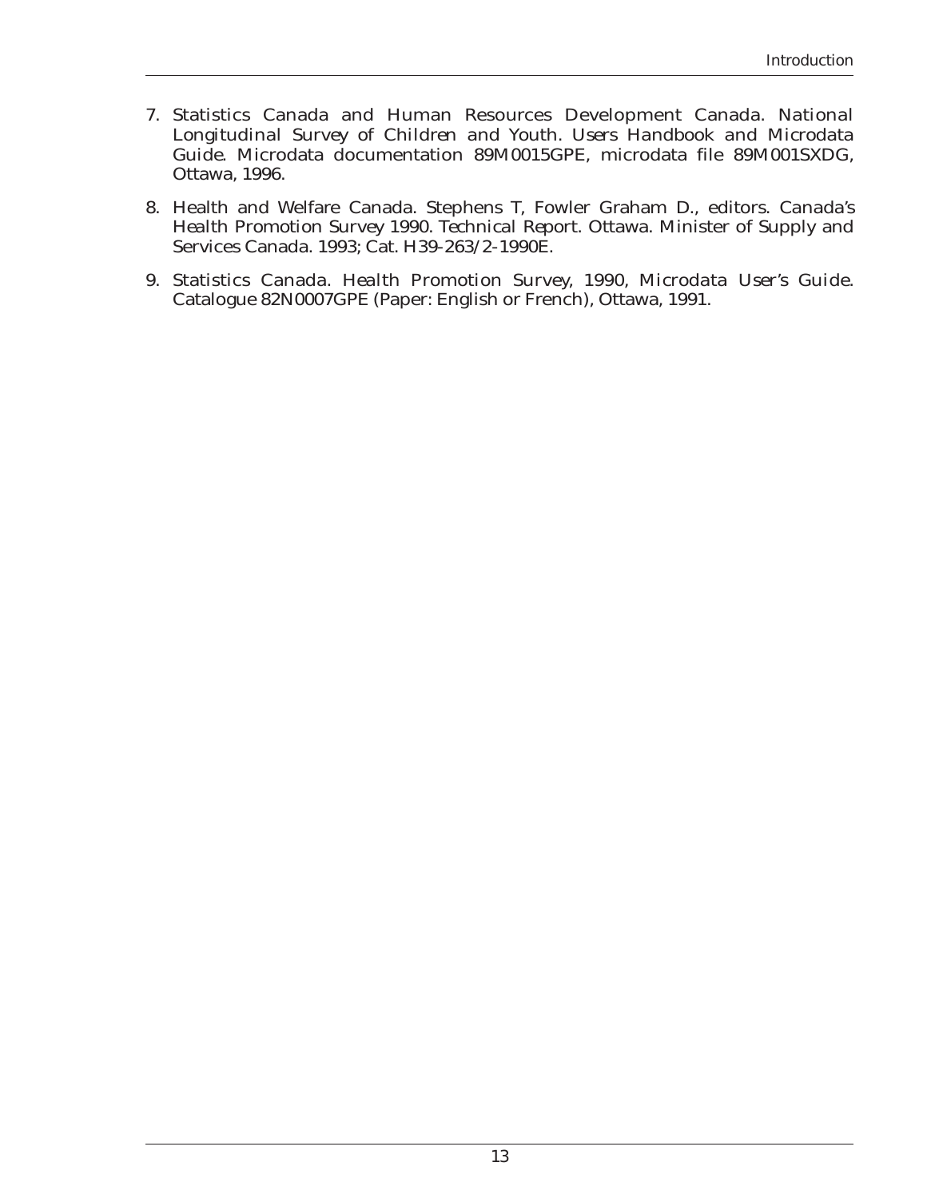7. Statistics Canada and Human Resources Development Canada. *National Longitudinal Survey of Children and Youth. Users Handbook and Microdata Guide*. Microdata documentation 89M0015GPE, microdata file 89M001SXDG, Ottawa, 1996.

8. Health and Welfare Canada. Stephens T, Fowler Graham D., editors. *Canada's Health Promotion Survey 1990. Technical Report*. Ottawa. Minister of Supply and Services Canada. 1993; Cat. H39-263/2-1990E.

9. Statistics Canada. *Health Promotion Survey, 1990, Microdata User's Guide*. Catalogue 82N0007GPE (Paper: English or French), Ottawa, 1991.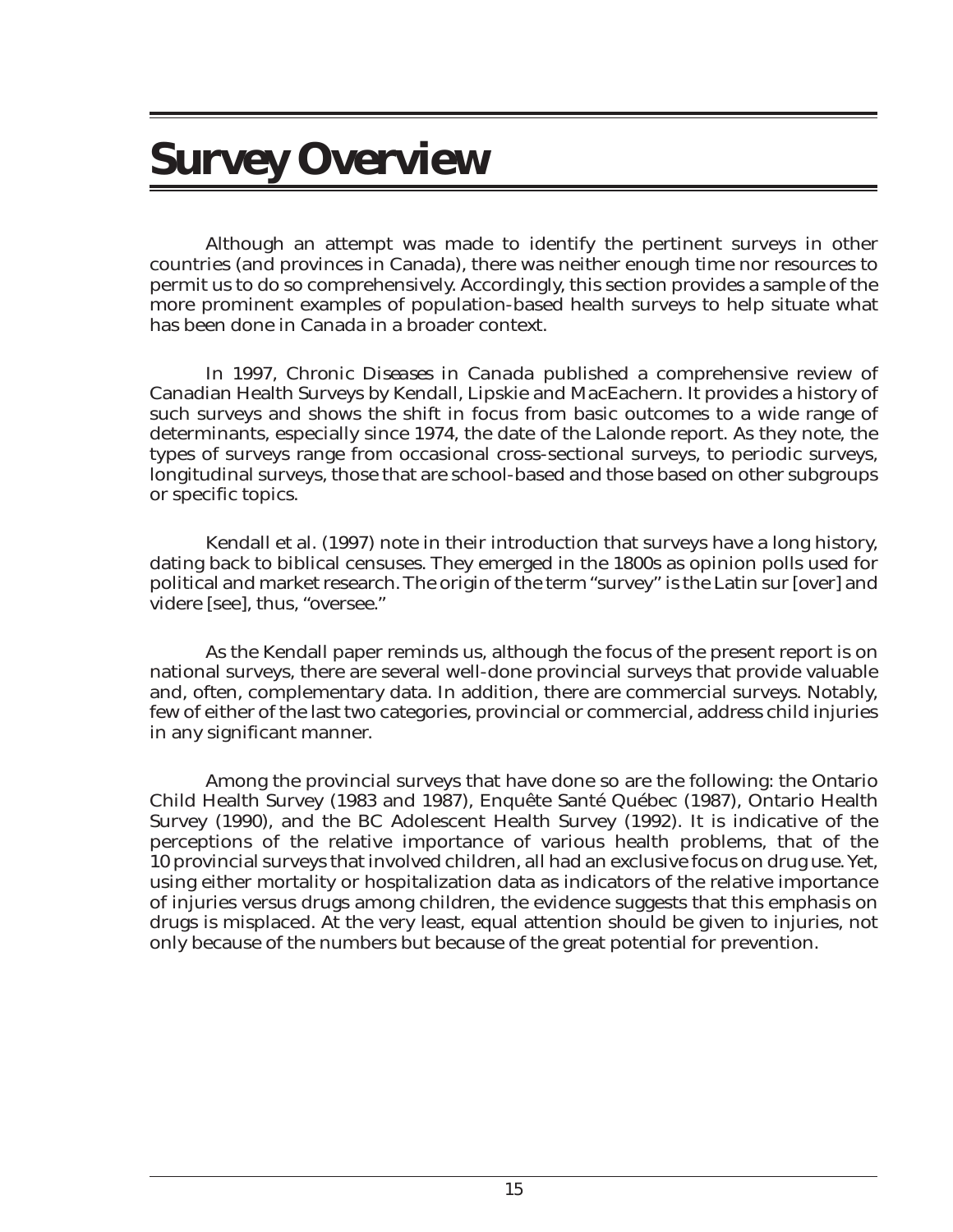# Survey Overview

Although an attempt was made to identify the pertinent surveys in other countries (and provinces in Canada), there was neither enough time nor resources to permit us to do so comprehensively. Accordingly, this section provides a sample of the more prominent examples of population-based health surveys to help situate what has been done in Canada in a broader context.

In 1997, *Chronic Diseases in Canada* published a comprehensive review of Canadian Health Surveys by Kendall, Lipskie and MacEachern. It provides a history of such surveys and shows the shift in focus from basic outcomes to a wide range of determinants, especially since 1974, the date of the Lalonde report. As they note, the types of surveys range from occasional cross-sectional surveys, to periodic surveys, longitudinal surveys, those that are school-based and those based on other subgroups or specific topics.

Kendall et al. (1997) note in their introduction that surveys have a long history, dating back to biblical censuses. They emerged in the 1800s as opinion polls used for political and market research. The origin of the term "survey" is the Latin sur [over] and videre [see], thus, "oversee."

As the Kendall paper reminds us, although the focus of the present report is on national surveys, there are several well-done provincial surveys that provide valuable and, often, complementary data. In addition, there are commercial surveys. Notably, few of either of the last two categories, provincial or commercial, address child injuries in any significant manner.

Among the provincial surveys that have done so are the following: the Ontario Child Health Survey (1983 and 1987), Enquête Santé Québec (1987), Ontario Health Survey (1990), and the BC Adolescent Health Survey (1992). It is indicative of the perceptions of the relative importance of various health problems, that of the 10 provincial surveys that involved children, all had an exclusive focus on drug use. Yet, using either mortality or hospitalization data as indicators of the relative importance of injuries versus drugs among children, the evidence suggests that this emphasis on drugs is misplaced. At the very least, equal attention should be given to injuries, not only because of the numbers but because of the great potential for prevention.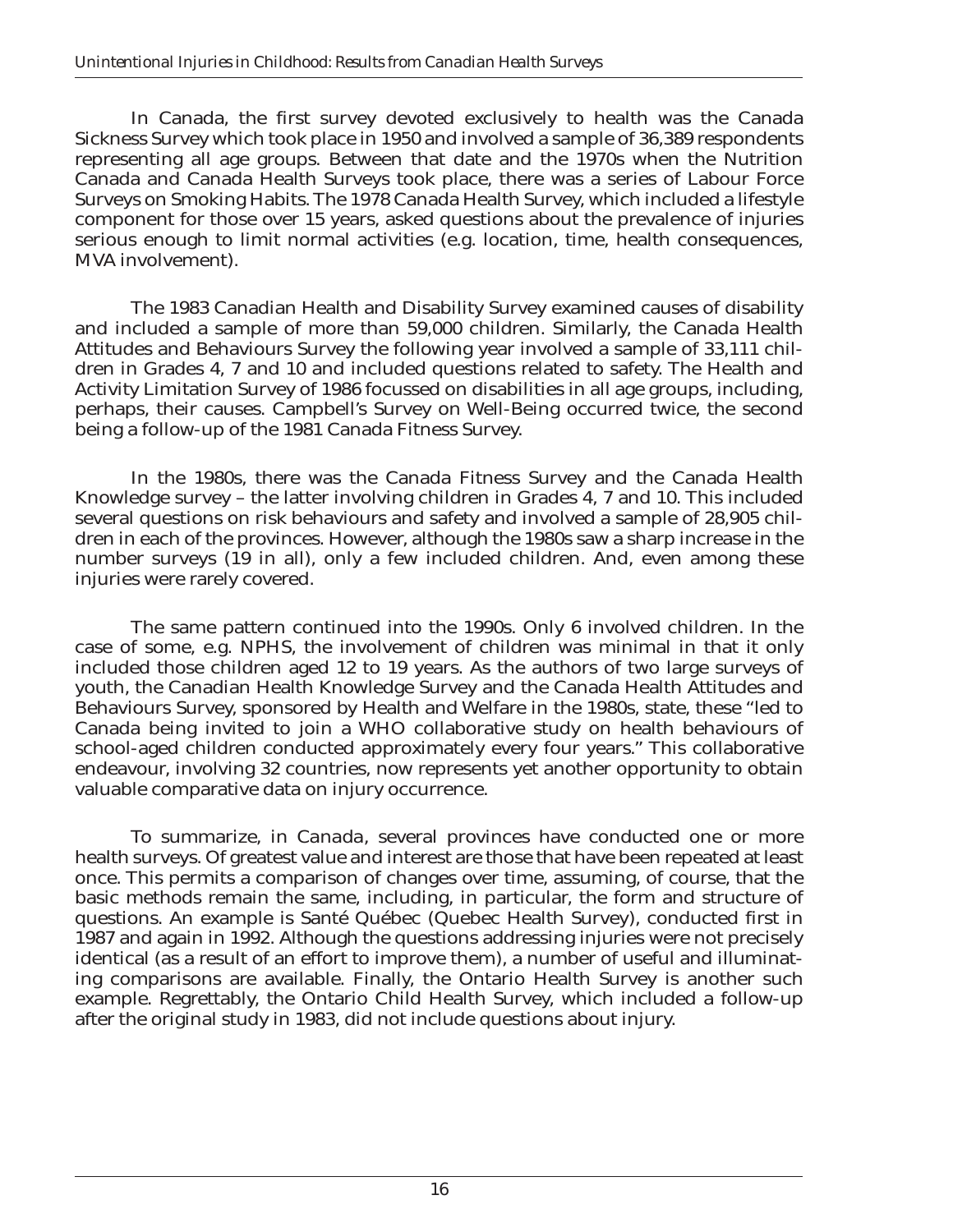In Canada, the first survey devoted exclusively to health was the Canada Sickness Survey which took place in 1950 and involved a sample of 36,389 respondents representing all age groups. Between that date and the 1970s when the Nutrition Canada and Canada Health Surveys took place, there was a series of Labour Force Surveys on Smoking Habits. The 1978 Canada Health Survey, which included a lifestyle component for those over 15 years, asked questions about the prevalence of injuries serious enough to limit normal activities (e.g. location, time, health consequences, MVA involvement).

The 1983 Canadian Health and Disability Survey examined causes of disability and included a sample of more than 59,000 children. Similarly, the Canada Health Attitudes and Behaviours Survey the following year involved a sample of 33,111 children in Grades 4, 7 and 10 and included questions related to safety. The Health and Activity Limitation Survey of 1986 focussed on disabilities in all age groups, including, perhaps, their causes. Campbell's Survey on Well-Being occurred twice, the second being a follow-up of the 1981 Canada Fitness Survey.

In the 1980s, there was the Canada Fitness Survey and the Canada Health Knowledge survey – the latter involving children in Grades 4, 7 and 10. This included several questions on risk behaviours and safety and involved a sample of 28,905 children in each of the provinces. However, although the 1980s saw a sharp increase in the number surveys (19 in all), only a few included children. And, even among these injuries were rarely covered.

The same pattern continued into the 1990s. Only 6 involved children. In the case of some, e.g. NPHS, the involvement of children was minimal in that it only included those children aged 12 to 19 years. As the authors of two large surveys of youth, the Canadian Health Knowledge Survey and the Canada Health Attitudes and Behaviours Survey, sponsored by Health and Welfare in the 1980s, state, these "led to Canada being invited to join a WHO collaborative study on health behaviours of school-aged children conducted approximately every four years." This collaborative endeavour, involving 32 countries, now represents yet another opportunity to obtain valuable comparative data on injury occurrence.

To summarize, in Canada, several provinces have conducted one or more health surveys. Of greatest value and interest are those that have been repeated at least once. This permits a comparison of changes over time, assuming, of course, that the basic methods remain the same, including, in particular, the form and structure of questions. An example is Santé Québec (Quebec Health Survey), conducted first in 1987 and again in 1992. Although the questions addressing injuries were not precisely identical (as a result of an effort to improve them), a number of useful and illuminating comparisons are available. Finally, the Ontario Health Survey is another such example. Regrettably, the Ontario Child Health Survey, which included a follow-up after the original study in 1983, did not include questions about injury.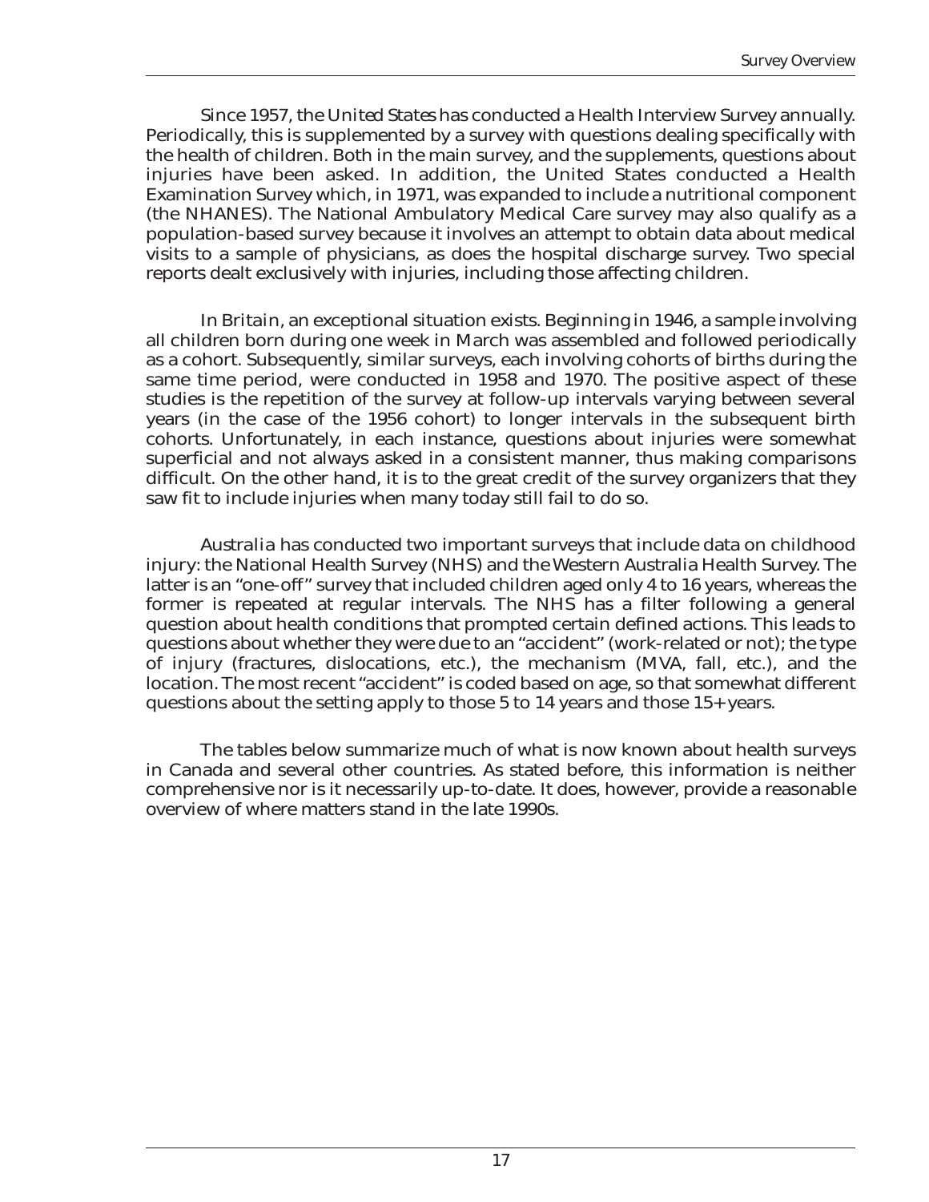Since 1957, the United States has conducted a Health Interview Survey annually. Periodically, this is supplemented by a survey with questions dealing specifically with the health of children. Both in the main survey, and the supplements, questions about injuries have been asked. In addition, the United States conducted a Health Examination Survey which, in 1971, was expanded to include a nutritional component (the NHANES). The National Ambulatory Medical Care survey may also qualify as a population-based survey because it involves an attempt to obtain data about medical visits to a sample of physicians, as does the hospital discharge survey. Two special reports dealt exclusively with injuries, including those affecting children.

In Britain, an exceptional situation exists. Beginning in 1946, a sample involving all children born during one week in March was assembled and followed periodically as a cohort. Subsequently, similar surveys, each involving cohorts of births during the same time period, were conducted in 1958 and 1970. The positive aspect of these studies is the repetition of the survey at follow-up intervals varying between several years (in the case of the 1956 cohort) to longer intervals in the subsequent birth cohorts. Unfortunately, in each instance, questions about injuries were somewhat superficial and not always asked in a consistent manner, thus making comparisons difficult. On the other hand, it is to the great credit of the survey organizers that they saw fit to include injuries when many today still fail to do so.

Australia has conducted two important surveys that include data on childhood injury: the National Health Survey (NHS) and the Western Australia Health Survey. The latter is an "one-off" survey that included children aged only 4 to 16 years, whereas the former is repeated at regular intervals. The NHS has a filter following a general question about health conditions that prompted certain defined actions. This leads to questions about whether they were due to an "accident" (work-related or not); the type of injury (fractures, dislocations, etc.), the mechanism (MVA, fall, etc.), and the location. The most recent "accident" is coded based on age, so that somewhat different questions about the setting apply to those 5 to 14 years and those 15+ years.

The tables below summarize much of what is now known about health surveys in Canada and several other countries. As stated before, this information is neither comprehensive nor is it necessarily up-to-date. It does, however, provide a reasonable overview of where matters stand in the late 1990s.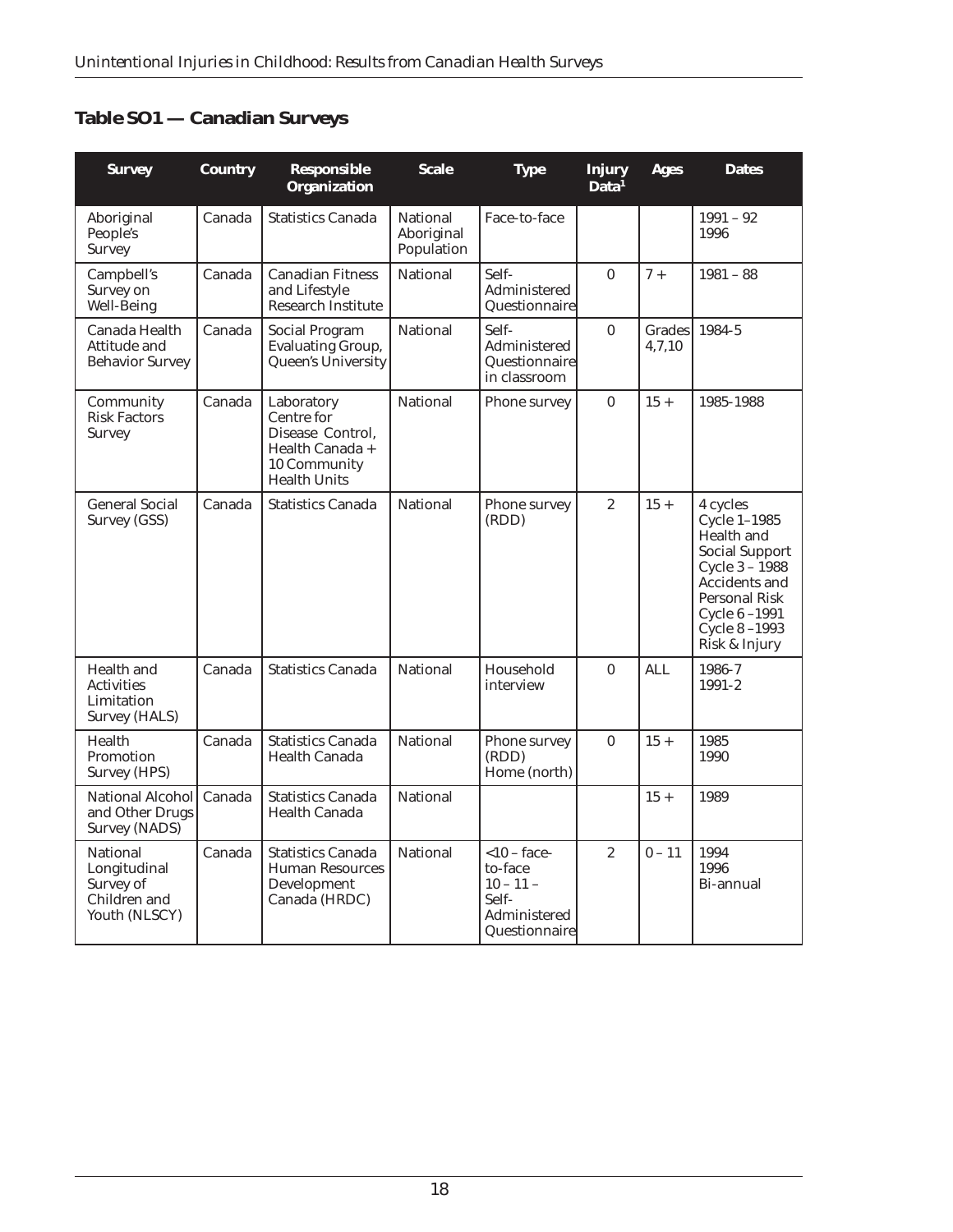## Table SO1 — Canadian Surveys

| Survey | Country | Responsible Organization | Scale | Type | Injury Data[1] | Ages | Dates |
|---|---|---|---|---|---|---|---|
| Aboriginal People's Survey | Canada | Statistics Canada | National Aboriginal Population | Face-to-face | | | 1991 – 92 1996 |
| Campbell's Survey on Well-Being | Canada | Canadian Fitness and Lifestyle Research Institute | National | Self-Administered Questionnaire | 0 | 7 + | 1981 – 88 |
| Canada Health Attitude and Behavior Survey | Canada | Social Program Evaluating Group, Queen's University | National | Self-Administered Questionnaire in classroom | 0 | Grades 4,7,10 | 1984-5 |
| Community Risk Factors Survey | Canada | Laboratory Centre for Disease Control, Health Canada + 10 Community Health Units | National | Phone survey | 0 | 15 + | 1985-1988 |
| General Social Survey (GSS) | Canada | Statistics Canada | National | Phone survey (RDD) | 2 | 15 + | 4 cycles Cycle 1–1985 Health and Social Support Cycle 3 – 1988 Accidents and Personal Risk Cycle 6 –1991 Cycle 8 –1993 Risk & Injury |
| Health and Activities Limitation Survey (HALS) | Canada | Statistics Canada | National | Household interview | 0 | ALL | 1986-7 1991-2 |
| Health Promotion Survey (HPS) | Canada | Statistics Canada Health Canada | National | Phone survey (RDD) Home (north) | 0 | 15 + | 1985 1990 |
| National Alcohol and Other Drugs Survey (NADS) | Canada | Statistics Canada Health Canada | National | | | 15 + | 1989 |
| National Longitudinal Survey of Children and Youth (NLSCY) | Canada | Statistics Canada Human Resources Development Canada (HRDC) | National | <10 – face-to-face 10 – 11 – Self-Administered Questionnaire | 2 | 0 – 11 | 1994 1996 Bi-annual |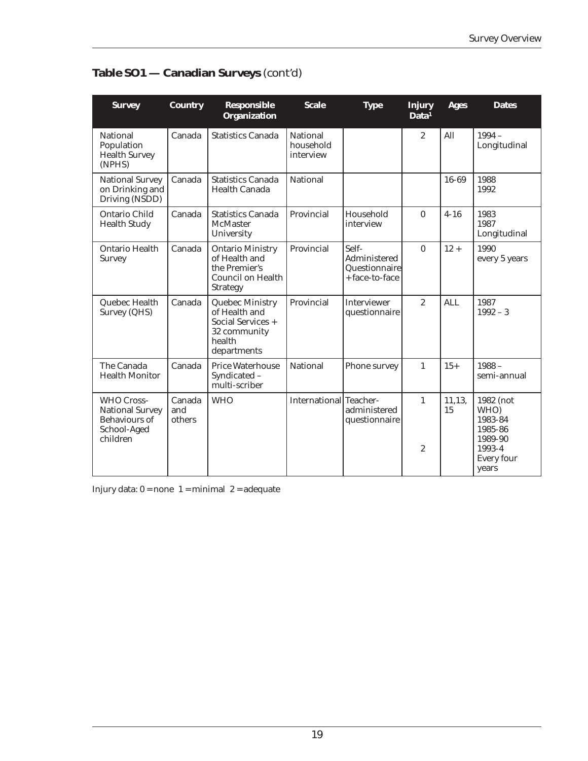## Table SO1 — Canadian Surveys (cont'd)

| Survey | Country | Responsible Organization | Scale | Type | Injury Data[1] | Ages | Dates |
|---|---|---|---|---|---|---|---|
| National Population Health Survey (NPHS) | Canada | Statistics Canada | National household interview | | 2 | All | 1994 – Longitudinal |
| National Survey on Drinking and Driving (NSDD) | Canada | Statistics Canada Health Canada | National | | | 16-69 | 1988 1992 |
| Ontario Child Health Study | Canada | Statistics Canada McMaster University | Provincial | Household interview | 0 | 4-16 | 1983 1987 Longitudinal |
| Ontario Health Survey | Canada | Ontario Ministry of Health and the Premier's Council on Health Strategy | Provincial | Self-Administered Questionnaire + face-to-face | 0 | 12 + | 1990 every 5 years |
| Quebec Health Survey (QHS) | Canada | Quebec Ministry of Health and Social Services + 32 community health departments | Provincial | Interviewer questionnaire | 2 | ALL | 1987 1992 – 3 |
| The Canada Health Monitor | Canada | Price Waterhouse Syndicated – multi-scriber | National | Phone survey | 1 | 15+ | 1988 – semi-annual |
| WHO Cross-National Survey Behaviours of School-Aged children | Canada and others | WHO | International | Teacher-administered questionnaire | 1 2 | 11,13, 15 | 1982 (not WHO) 1983-84 1985-86 1989-90 1993-4 Every four years |

Injury data: 0 = none 1 = minimal 2 = adequate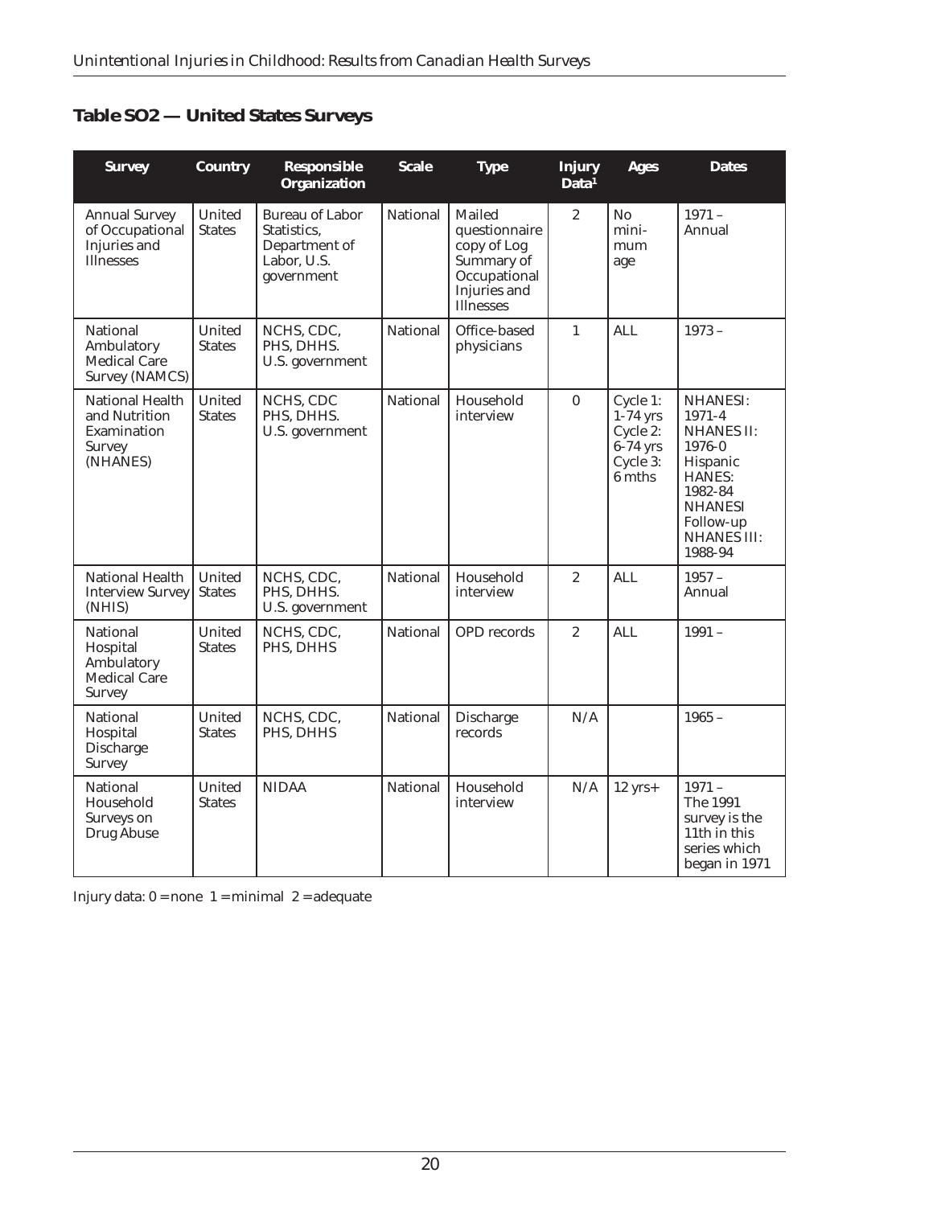## Table SO2 — United States Surveys

| Survey | Country | Responsible Organization | Scale | Type | Injury Data[1] | Ages | Dates |
|---|---|---|---|---|---|---|---|
| Annual Survey of Occupational Injuries and Illnesses | United States | Bureau of Labor Statistics, Department of Labor, U.S. government | National | Mailed questionnaire copy of Log Summary of Occupational Injuries and Illnesses | 2 | No minimum age | 1971 – Annual |
| National Ambulatory Medical Care Survey (NAMCS) | United States | NCHS, CDC, PHS, DHHS. U.S. government | National | Office-based physicians | 1 | ALL | 1973 – |
| National Health and Nutrition Examination Survey (NHANES) | United States | NCHS, CDC PHS, DHHS. U.S. government | National | Household interview | 0 | Cycle 1: 1-74 yrs Cycle 2: 6-74 yrs Cycle 3: 6 mths | NHANESI: 1971-4 NHANES II: 1976-0 Hispanic HANES: 1982-84 NHANESI Follow-up NHANES III: 1988-94 |
| National Health Interview Survey (NHIS) | United States | NCHS, CDC, PHS, DHHS. U.S. government | National | Household interview | 2 | ALL | 1957 – Annual |
| National Hospital Ambulatory Medical Care Survey | United States | NCHS, CDC, PHS, DHHS | National | OPD records | 2 | ALL | 1991 – |
| National Hospital Discharge Survey | United States | NCHS, CDC, PHS, DHHS | National | Discharge records | N/A | | 1965 – |
| National Household Surveys on Drug Abuse | United States | NIDAA | National | Household interview | N/A | 12 yrs+ | 1971 – The 1991 survey is the 11th in this series which began in 1971 |

Injury data: 0 = none 1 = minimal 2 = adequate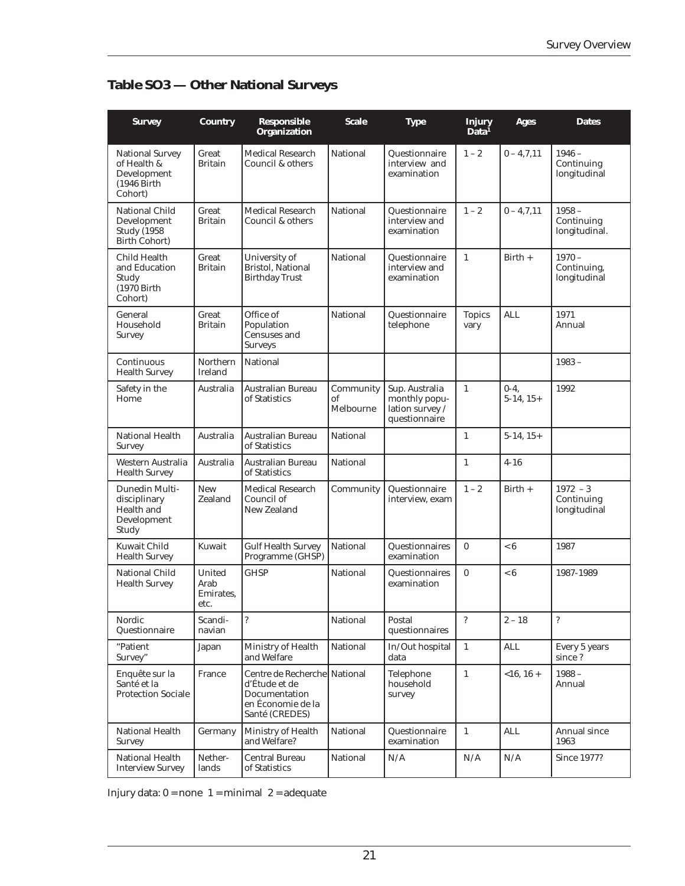## Table SO3 — Other National Surveys

| Survey | Country | Responsible Organization | Scale | Type | Injury Data[1] | Ages | Dates |
|---|---|---|---|---|---|---|---|
| National Survey of Health & Development (1946 Birth Cohort) | Great Britain | Medical Research Council & others | National | Questionnaire interview and examination | 1 – 2 | 0 – 4,7,11 | 1946 – Continuing longitudinal |
| National Child Development Study (1958 Birth Cohort) | Great Britain | Medical Research Council & others | National | Questionnaire interview and examination | 1 – 2 | 0 – 4,7,11 | 1958 – Continuing longitudinal. |
| Child Health and Education Study (1970 Birth Cohort) | Great Britain | University of Bristol, National Birthday Trust | National | Questionnaire interview and examination | 1 | Birth + | 1970 – Continuing, longitudinal |
| General Household Survey | Great Britain | Office of Population Censuses and Surveys | National | Questionnaire telephone | Topics vary | ALL | 1971 Annual |
| Continuous Health Survey | Northern Ireland | National | | | | | 1983 – |
| Safety in the Home | Australia | Australian Bureau of Statistics | Community of Melbourne | Sup. Australia monthly population survey / questionnaire | 1 | 0-4, 5-14, 15+ | 1992 |
| National Health Survey | Australia | Australian Bureau of Statistics | National | | 1 | 5-14, 15+ | |
| Western Australia Health Survey | Australia | Australian Bureau of Statistics | National | | 1 | 4-16 | |
| Dunedin Multi-disciplinary Health and Development Study | New Zealand | Medical Research Council of New Zealand | Community | Questionnaire interview, exam | 1 – 2 | Birth + | 1972 – 3 Continuing longitudinal |
| Kuwait Child Health Survey | Kuwait | Gulf Health Survey Programme (GHSP) | National | Questionnaires examination | 0 | <6 | 1987 |
| National Child Health Survey | United Arab Emirates, etc. | GHSP | National | Questionnaires examination | 0 | <6 | 1987-1989 |
| Nordic Questionnaire | Scandinavian | ? | National | Postal questionnaires | ? | 2 – 18 | ? |
| "Patient Survey" | Japan | Ministry of Health and Welfare | National | In/Out hospital data | 1 | ALL | Every 5 years since ? |
| Enquête sur la Santé et la Protection Sociale | France | Centre de Recherche d'Étude et de Documentation en Économie de la Santé (CREDES) | National | Telephone household survey | 1 | <16, 16 + | 1988 – Annual |
| National Health Survey | Germany | Ministry of Health and Welfare? | National | Questionnaire examination | 1 | ALL | Annual since 1963 |
| National Health Interview Survey | Netherlands | Central Bureau of Statistics | National | N/A | N/A | N/A | Since 1977? |

Injury data: 0 = none 1 = minimal 2 = adequate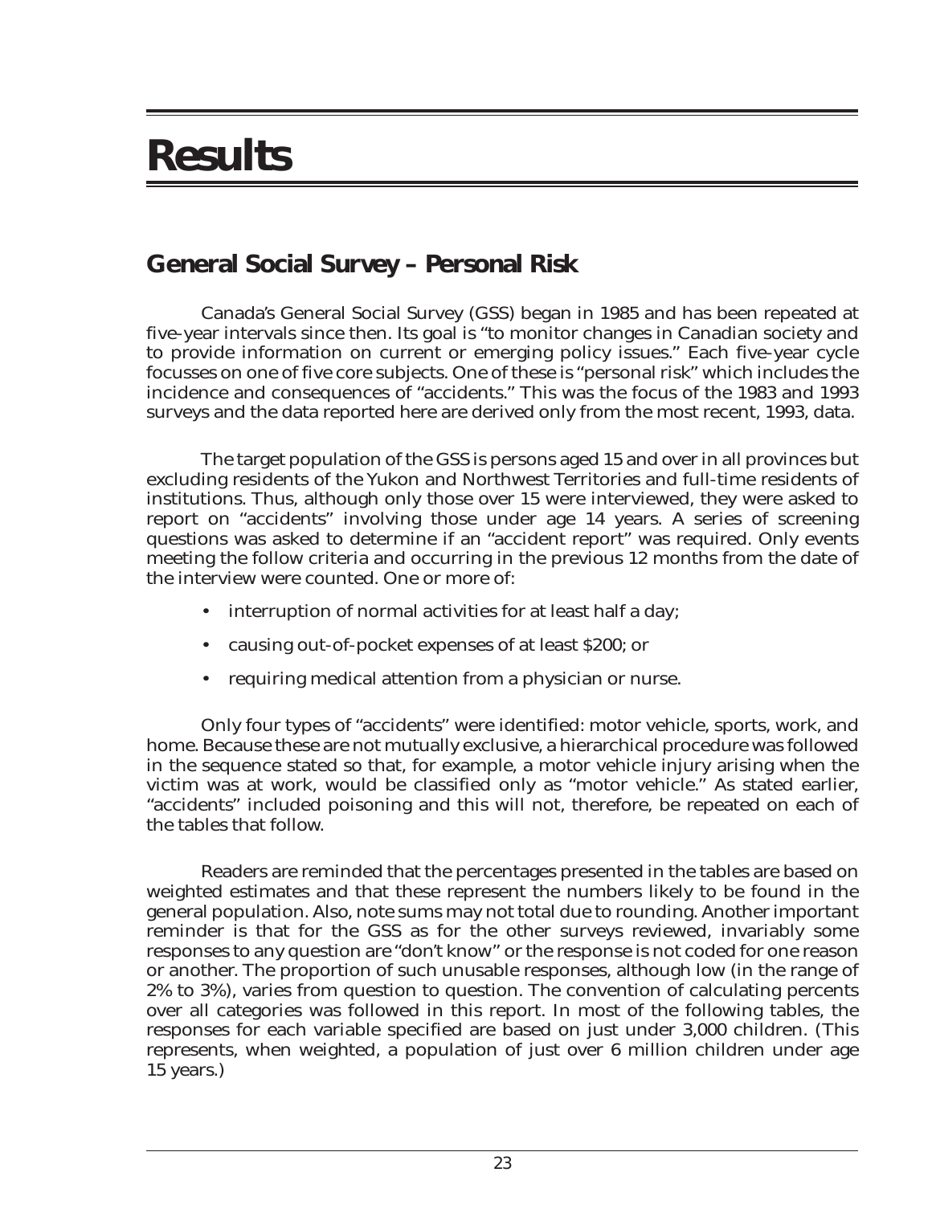# Results

## General Social Survey – Personal Risk

Canada's General Social Survey (GSS) began in 1985 and has been repeated at five-year intervals since then. Its goal is "to monitor changes in Canadian society and to provide information on current or emerging policy issues." Each five-year cycle focusses on one of five core subjects. One of these is "personal risk" which includes the incidence and consequences of "accidents." This was the focus of the 1983 and 1993 surveys and the data reported here are derived only from the most recent, 1993, data.

The target population of the GSS is persons aged 15 and over in all provinces but excluding residents of the Yukon and Northwest Territories and full-time residents of institutions. Thus, although only those over 15 were interviewed, they were asked to report on "accidents" involving those under age 14 years. A series of screening questions was asked to determine if an "accident report" was required. Only events meeting the follow criteria and occurring in the previous 12 months from the date of the interview were counted. One or more of:

- interruption of normal activities for at least half a day;
- causing out-of-pocket expenses of at least $200; or
- requiring medical attention from a physician or nurse.

Only four types of "accidents" were identified: motor vehicle, sports, work, and home. Because these are not mutually exclusive, a hierarchical procedure was followed in the sequence stated so that, for example, a motor vehicle injury arising when the victim was at work, would be classified only as "motor vehicle." As stated earlier, "accidents" included poisoning and this will not, therefore, be repeated on each of the tables that follow.

Readers are reminded that the percentages presented in the tables are based on weighted estimates and that these represent the numbers likely to be found in the general population. Also, note sums may not total due to rounding. Another important reminder is that for the GSS as for the other surveys reviewed, invariably some responses to any question are "don't know" or the response is not coded for one reason or another. The proportion of such unusable responses, although low (in the range of 2% to 3%), varies from question to question. The convention of calculating percents over all categories was followed in this report. In most of the following tables, the responses for each variable specified are based on just under 3,000 children. (This represents, when weighted, a population of just over 6 million children under age 15 years.)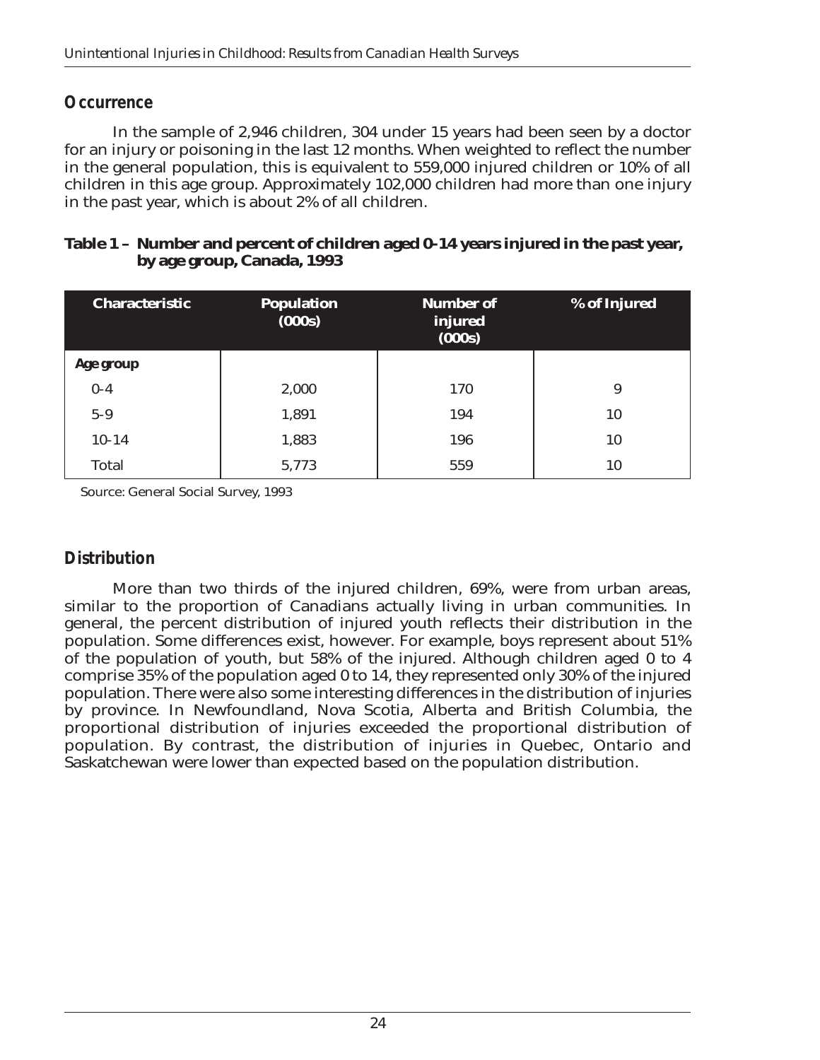## Occurrence

In the sample of 2,946 children, 304 under 15 years had been seen by a doctor for an injury or poisoning in the last 12 months. When weighted to reflect the number in the general population, this is equivalent to 559,000 injured children or 10% of all children in this age group. Approximately 102,000 children had more than one injury in the past year, which is about 2% of all children.

**Table 1 – Number and percent of children aged 0-14 years injured in the past year, by age group, Canada, 1993**

| Characteristic | Population (000s) | Number of injured (000s) | % of Injured |
|---|---|---|---|
| **Age group** | | | |
| 0-4 | 2,000 | 170 | 9 |
| 5-9 | 1,891 | 194 | 10 |
| 10-14 | 1,883 | 196 | 10 |
| Total | 5,773 | 559 | 10 |

Source: General Social Survey, 1993

## Distribution

More than two thirds of the injured children, 69%, were from urban areas, similar to the proportion of Canadians actually living in urban communities. In general, the percent distribution of injured youth reflects their distribution in the population. Some differences exist, however. For example, boys represent about 51% of the population of youth, but 58% of the injured. Although children aged 0 to 4 comprise 35% of the population aged 0 to 14, they represented only 30% of the injured population. There were also some interesting differences in the distribution of injuries by province. In Newfoundland, Nova Scotia, Alberta and British Columbia, the proportional distribution of injuries exceeded the proportional distribution of population. By contrast, the distribution of injuries in Quebec, Ontario and Saskatchewan were lower than expected based on the population distribution.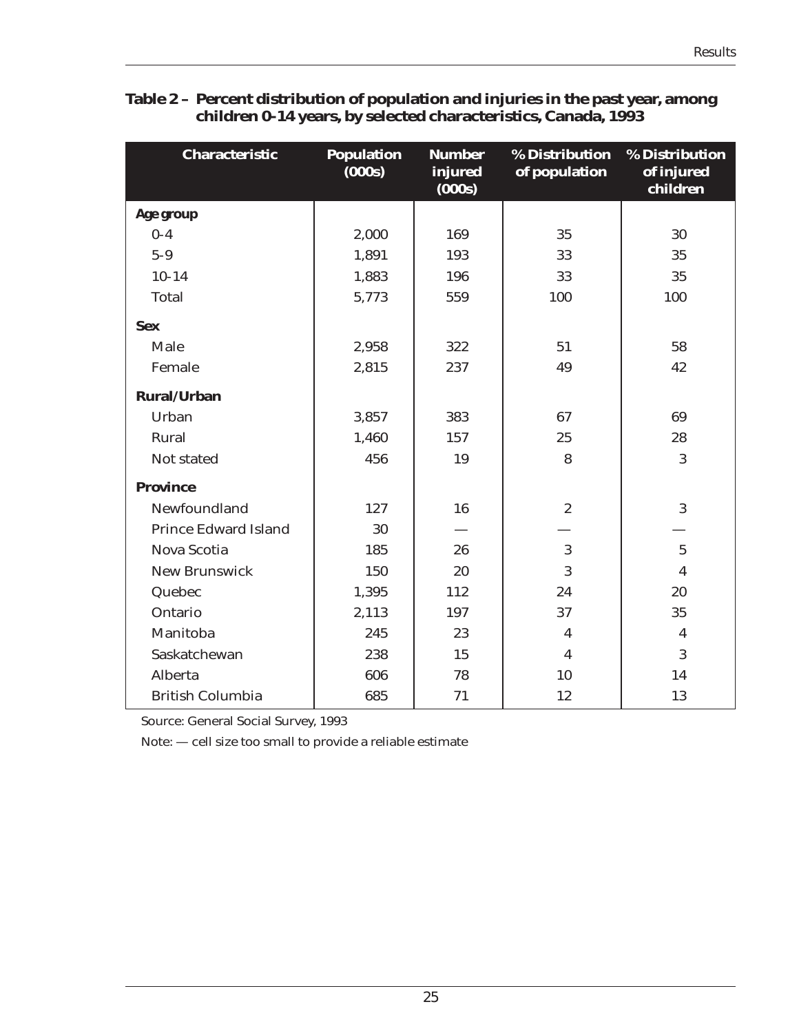**Table 2 – Percent distribution of population and injuries in the past year, among children 0-14 years, by selected characteristics, Canada, 1993**

| Characteristic | Population (000s) | Number injured (000s) | % Distribution of population | % Distribution of injured children |
|---|---|---|---|---|
| **Age group** | | | | |
| 0-4 | 2,000 | 169 | 35 | 30 |
| 5-9 | 1,891 | 193 | 33 | 35 |
| 10-14 | 1,883 | 196 | 33 | 35 |
| Total | 5,773 | 559 | 100 | 100 |
| **Sex** | | | | |
| Male | 2,958 | 322 | 51 | 58 |
| Female | 2,815 | 237 | 49 | 42 |
| **Rural/Urban** | | | | |
| Urban | 3,857 | 383 | 67 | 69 |
| Rural | 1,460 | 157 | 25 | 28 |
| Not stated | 456 | 19 | 8 | 3 |
| **Province** | | | | |
| Newfoundland | 127 | 16 | 2 | 3 |
| Prince Edward Island | 30 | — | — | — |
| Nova Scotia | 185 | 26 | 3 | 5 |
| New Brunswick | 150 | 20 | 3 | 4 |
| Quebec | 1,395 | 112 | 24 | 20 |
| Ontario | 2,113 | 197 | 37 | 35 |
| Manitoba | 245 | 23 | 4 | 4 |
| Saskatchewan | 238 | 15 | 4 | 3 |
| Alberta | 606 | 78 | 10 | 14 |
| British Columbia | 685 | 71 | 12 | 13 |

Source: General Social Survey, 1993

Note: — cell size too small to provide a reliable estimate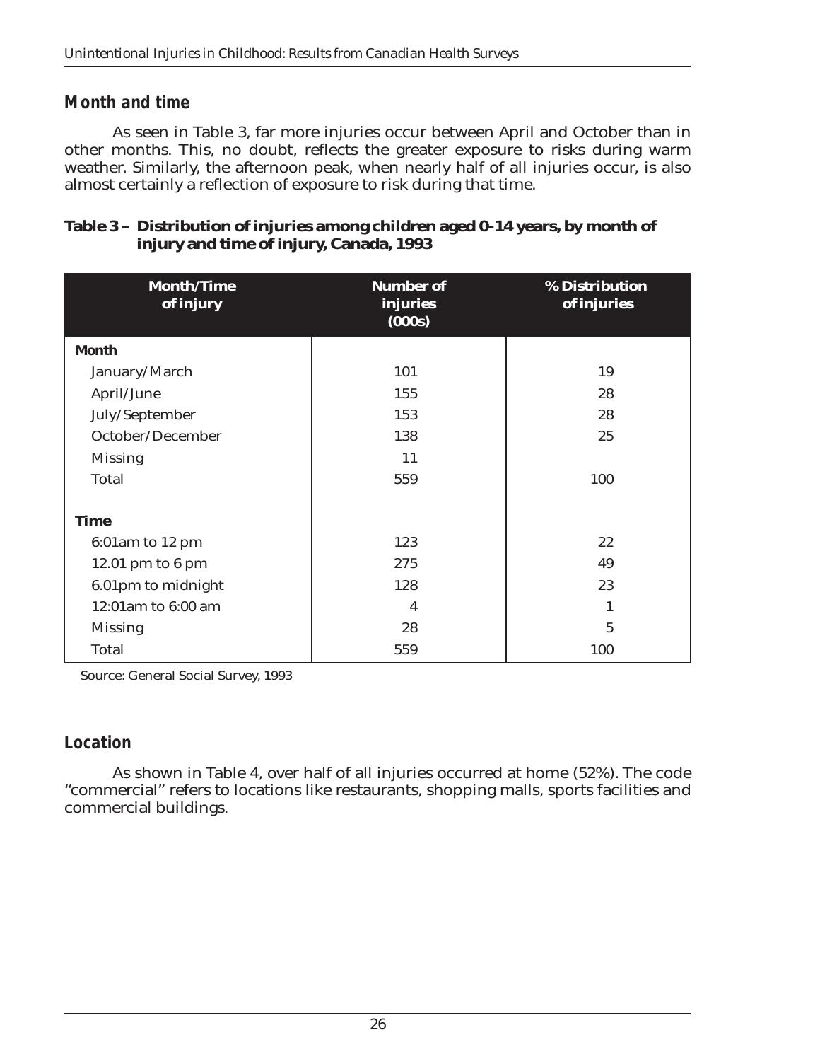## Month and time

As seen in Table 3, far more injuries occur between April and October than in other months. This, no doubt, reflects the greater exposure to risks during warm weather. Similarly, the afternoon peak, when nearly half of all injuries occur, is also almost certainly a reflection of exposure to risk during that time.

**Table 3 – Distribution of injuries among children aged 0-14 years, by month of injury and time of injury, Canada, 1993**

| Month/Time of injury | Number of injuries (000s) | % Distribution of injuries |
|---|---|---|
| **Month** | | |
| January/March | 101 | 19 |
| April/June | 155 | 28 |
| July/September | 153 | 28 |
| October/December | 138 | 25 |
| Missing | 11 | |
| Total | 559 | 100 |
| **Time** | | |
| 6:01am to 12 pm | 123 | 22 |
| 12.01 pm to 6 pm | 275 | 49 |
| 6.01pm to midnight | 128 | 23 |
| 12:01am to 6:00 am | 4 | 1 |
| Missing | 28 | 5 |
| Total | 559 | 100 |

Source: General Social Survey, 1993

## Location

As shown in Table 4, over half of all injuries occurred at home (52%). The code "commercial" refers to locations like restaurants, shopping malls, sports facilities and commercial buildings.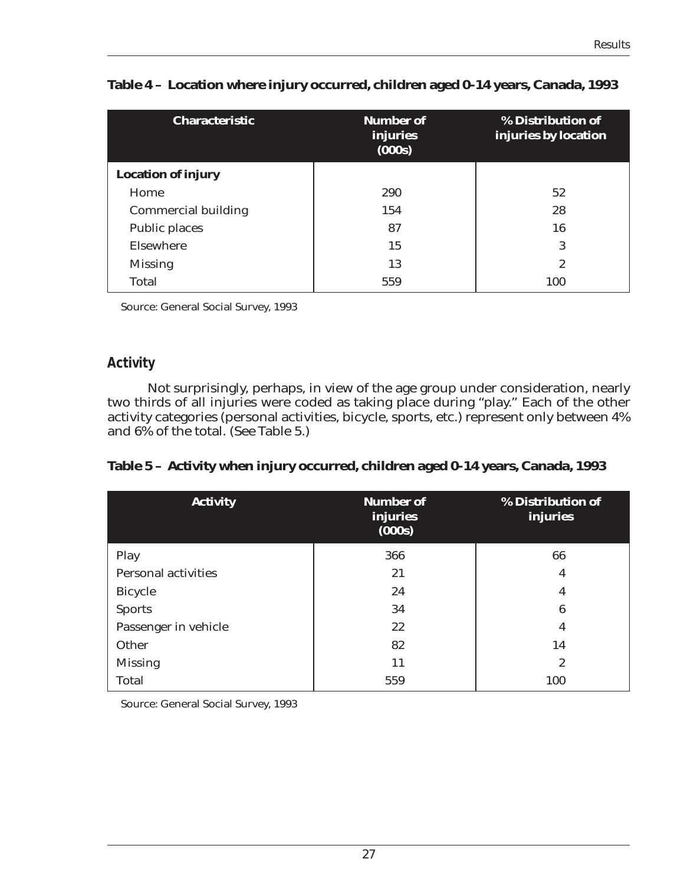**Table 4 – Location where injury occurred, children aged 0-14 years, Canada, 1993**

| Characteristic | Number of injuries (000s) | % Distribution of injuries by location |
|---|---|---|
| **Location of injury** | | |
| Home | 290 | 52 |
| Commercial building | 154 | 28 |
| Public places | 87 | 16 |
| Elsewhere | 15 | 3 |
| Missing | 13 | 2 |
| Total | 559 | 100 |

Source: General Social Survey, 1993

## Activity

Not surprisingly, perhaps, in view of the age group under consideration, nearly two thirds of all injuries were coded as taking place during "play." Each of the other activity categories (personal activities, bicycle, sports, etc.) represent only between 4% and 6% of the total. (See Table 5.)

**Table 5 – Activity when injury occurred, children aged 0-14 years, Canada, 1993**

| Activity | Number of injuries (000s) | % Distribution of injuries |
|---|---|---|
| Play | 366 | 66 |
| Personal activities | 21 | 4 |
| Bicycle | 24 | 4 |
| Sports | 34 | 6 |
| Passenger in vehicle | 22 | 4 |
| Other | 82 | 14 |
| Missing | 11 | 2 |
| Total | 559 | 100 |

Source: General Social Survey, 1993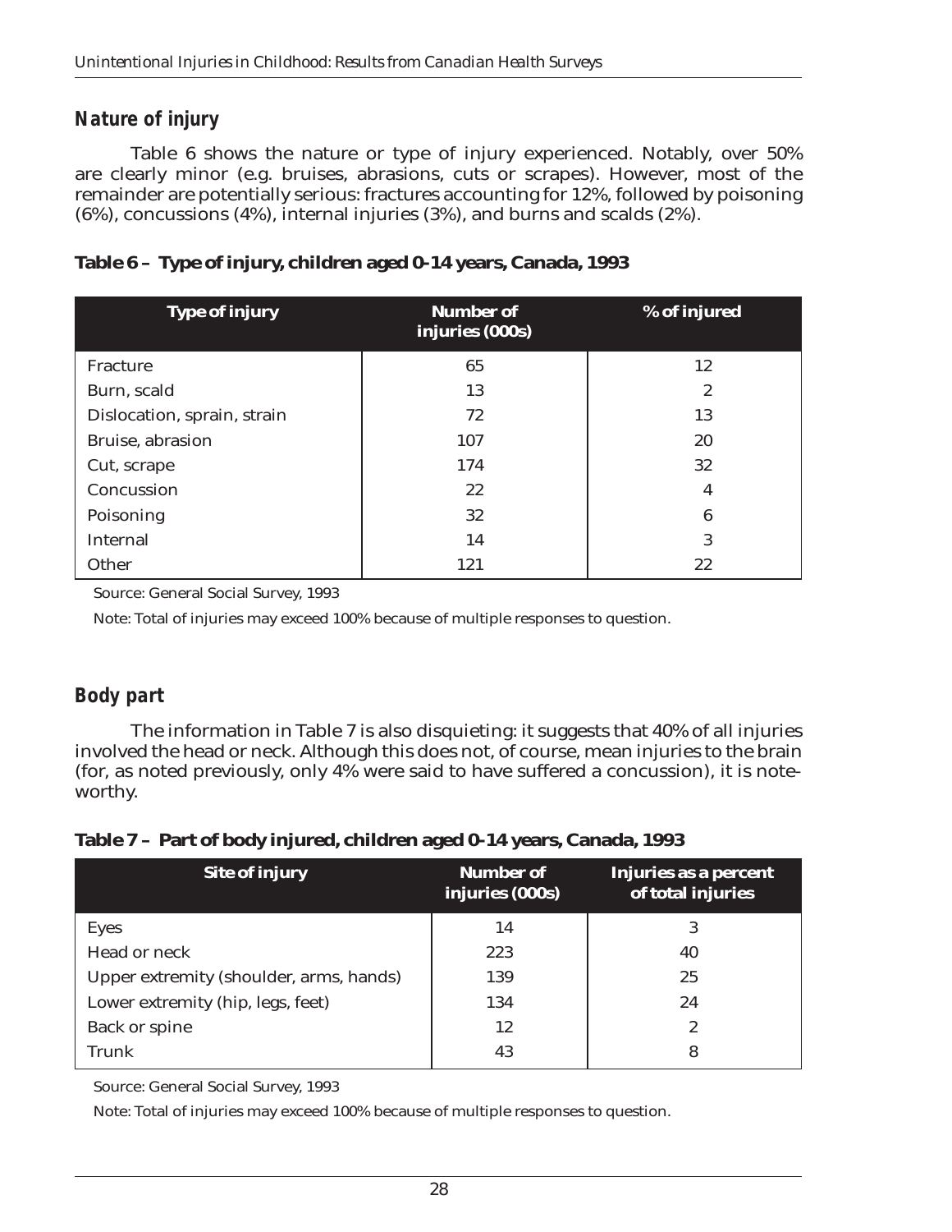## Nature of injury

Table 6 shows the nature or type of injury experienced. Notably, over 50% are clearly minor (e.g. bruises, abrasions, cuts or scrapes). However, most of the remainder are potentially serious: fractures accounting for 12%, followed by poisoning (6%), concussions (4%), internal injuries (3%), and burns and scalds (2%).

**Table 6 – Type of injury, children aged 0-14 years, Canada, 1993**

| Type of injury | Number of injuries (000s) | % of injured |
|---|---|---|
| Fracture | 65 | 12 |
| Burn, scald | 13 | 2 |
| Dislocation, sprain, strain | 72 | 13 |
| Bruise, abrasion | 107 | 20 |
| Cut, scrape | 174 | 32 |
| Concussion | 22 | 4 |
| Poisoning | 32 | 6 |
| Internal | 14 | 3 |
| Other | 121 | 22 |

Source: General Social Survey, 1993

Note: Total of injuries may exceed 100% because of multiple responses to question.

## Body part

The information in Table 7 is also disquieting: it suggests that 40% of all injuries involved the head or neck. Although this does not, of course, mean injuries to the brain (for, as noted previously, only 4% were said to have suffered a concussion), it is noteworthy.

**Table 7 – Part of body injured, children aged 0-14 years, Canada, 1993**

| Site of injury | Number of injuries (000s) | Injuries as a percent of total injuries |
|---|---|---|
| Eyes | 14 | 3 |
| Head or neck | 223 | 40 |
| Upper extremity (shoulder, arms, hands) | 139 | 25 |
| Lower extremity (hip, legs, feet) | 134 | 24 |
| Back or spine | 12 | 2 |
| Trunk | 43 | 8 |

Source: General Social Survey, 1993

Note: Total of injuries may exceed 100% because of multiple responses to question.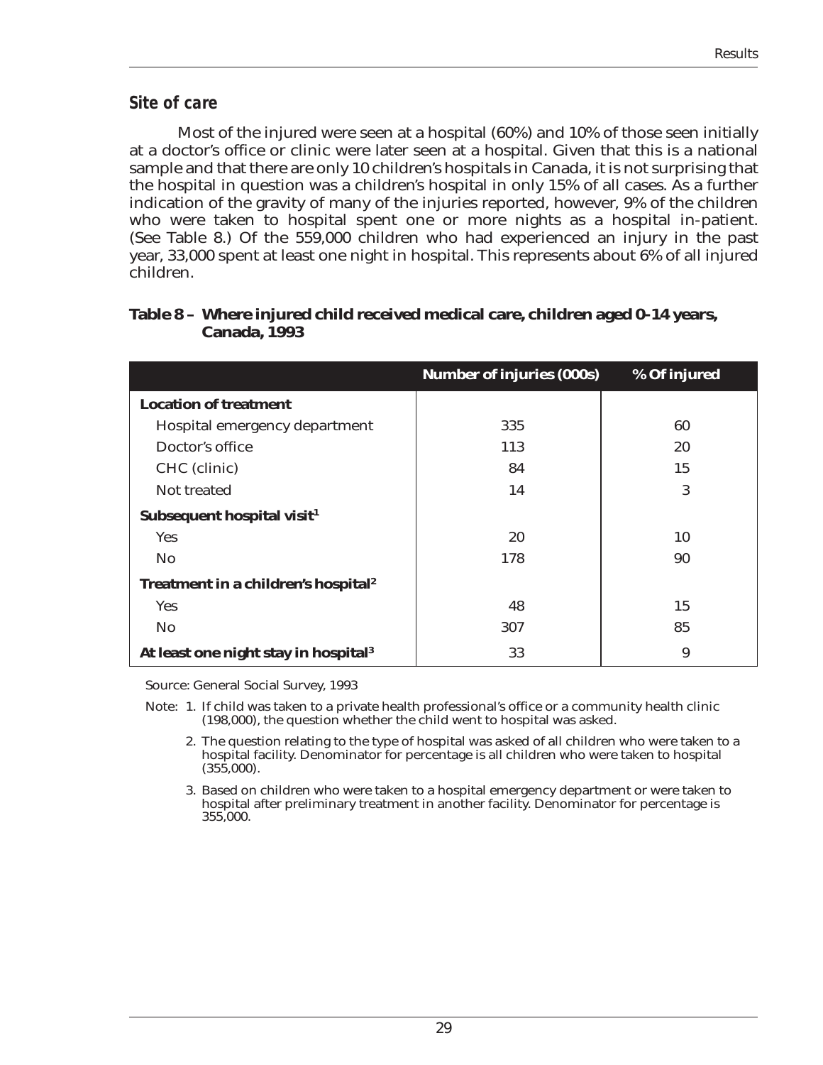## *Site of care*

Most of the injured were seen at a hospital (60%) and 10% of those seen initially at a doctor's office or clinic were later seen at a hospital. Given that this is a national sample and that there are only 10 children's hospitals in Canada, it is not surprising that the hospital in question was a children's hospital in only 15% of all cases. As a further indication of the gravity of many of the injuries reported, however, 9% of the children who were taken to hospital spent one or more nights as a hospital in-patient. (See Table 8.) Of the 559,000 children who had experienced an injury in the past year, 33,000 spent at least one night in hospital. This represents about 6% of all injured children.

**Table 8 – Where injured child received medical care, children aged 0-14 years, Canada, 1993**

| | Number of injuries (000s) | % Of injured |
|---|---|---|
| **Location of treatment** | | |
| Hospital emergency department | 335 | 60 |
| Doctor's office | 113 | 20 |
| CHC (clinic) | 84 | 15 |
| Not treated | 14 | 3 |
| **Subsequent hospital visit[1]** | | |
| Yes | 20 | 10 |
| No | 178 | 90 |
| **Treatment in a children's hospital[2]** | | |
| Yes | 48 | 15 |
| No | 307 | 85 |
| **At least one night stay in hospital[3]** | 33 | 9 |

Source: General Social Survey, 1993

Note: 1. If child was taken to a private health professional's office or a community health clinic (198,000), the question whether the child went to hospital was asked.

2. The question relating to the type of hospital was asked of all children who were taken to a hospital facility. Denominator for percentage is all children who were taken to hospital (355,000).

3. Based on children who were taken to a hospital emergency department or were taken to hospital after preliminary treatment in another facility. Denominator for percentage is 355,000.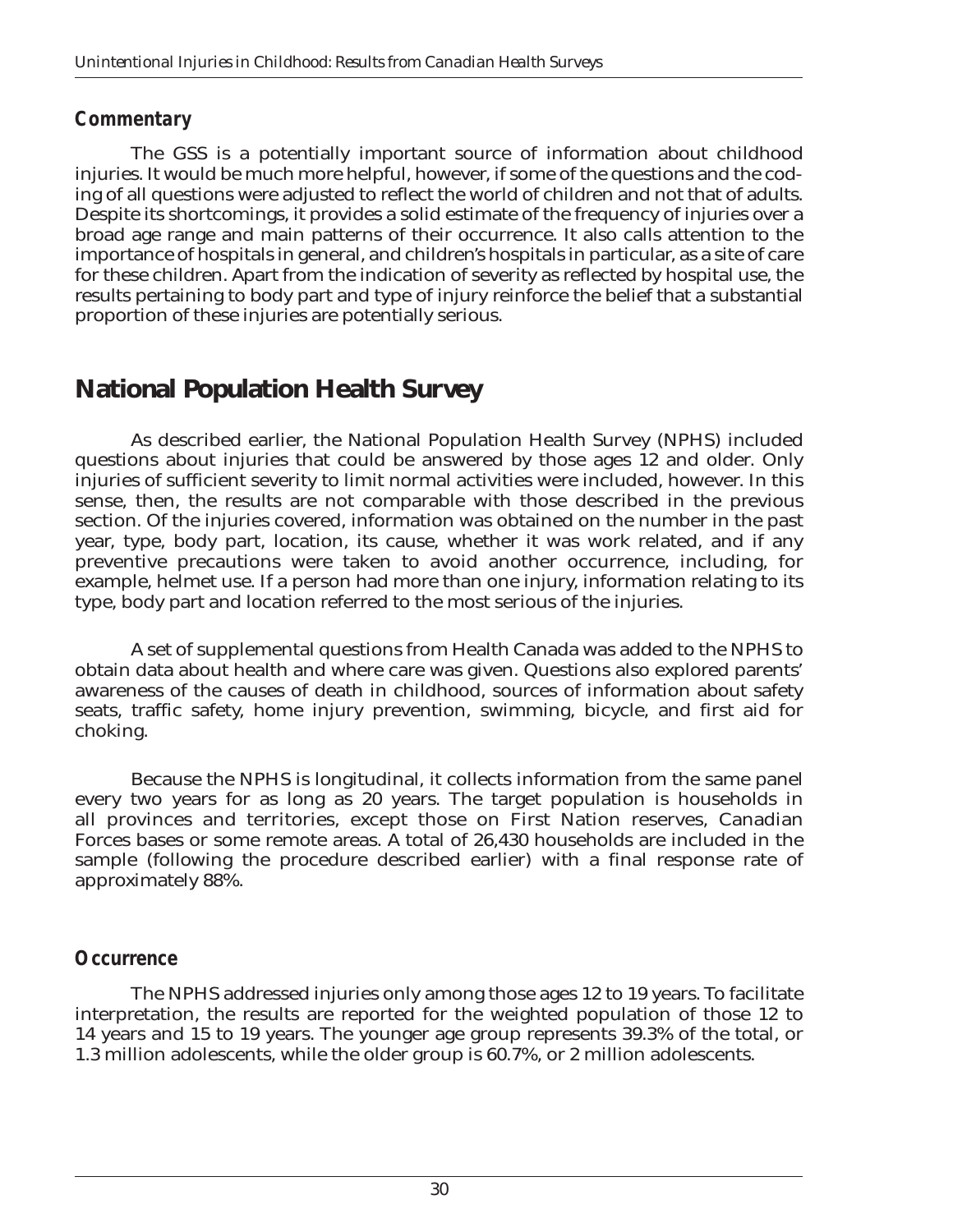### Commentary

The GSS is a potentially important source of information about childhood injuries. It would be much more helpful, however, if some of the questions and the coding of all questions were adjusted to reflect the world of children and not that of adults. Despite its shortcomings, it provides a solid estimate of the frequency of injuries over a broad age range and main patterns of their occurrence. It also calls attention to the importance of hospitals in general, and children's hospitals in particular, as a site of care for these children. Apart from the indication of severity as reflected by hospital use, the results pertaining to body part and type of injury reinforce the belief that a substantial proportion of these injuries are potentially serious.

## National Population Health Survey

As described earlier, the National Population Health Survey (NPHS) included questions about injuries that could be answered by those ages 12 and older. Only injuries of sufficient severity to limit normal activities were included, however. In this sense, then, the results are not comparable with those described in the previous section. Of the injuries covered, information was obtained on the number in the past year, type, body part, location, its cause, whether it was work related, and if any preventive precautions were taken to avoid another occurrence, including, for example, helmet use. If a person had more than one injury, information relating to its type, body part and location referred to the most serious of the injuries.

A set of supplemental questions from Health Canada was added to the NPHS to obtain data about health and where care was given. Questions also explored parents' awareness of the causes of death in childhood, sources of information about safety seats, traffic safety, home injury prevention, swimming, bicycle, and first aid for choking.

Because the NPHS is longitudinal, it collects information from the same panel every two years for as long as 20 years. The target population is households in all provinces and territories, except those on First Nation reserves, Canadian Forces bases or some remote areas. A total of 26,430 households are included in the sample (following the procedure described earlier) with a final response rate of approximately 88%.

### Occurrence

The NPHS addressed injuries only among those ages 12 to 19 years. To facilitate interpretation, the results are reported for the weighted population of those 12 to 14 years and 15 to 19 years. The younger age group represents 39.3% of the total, or 1.3 million adolescents, while the older group is 60.7%, or 2 million adolescents.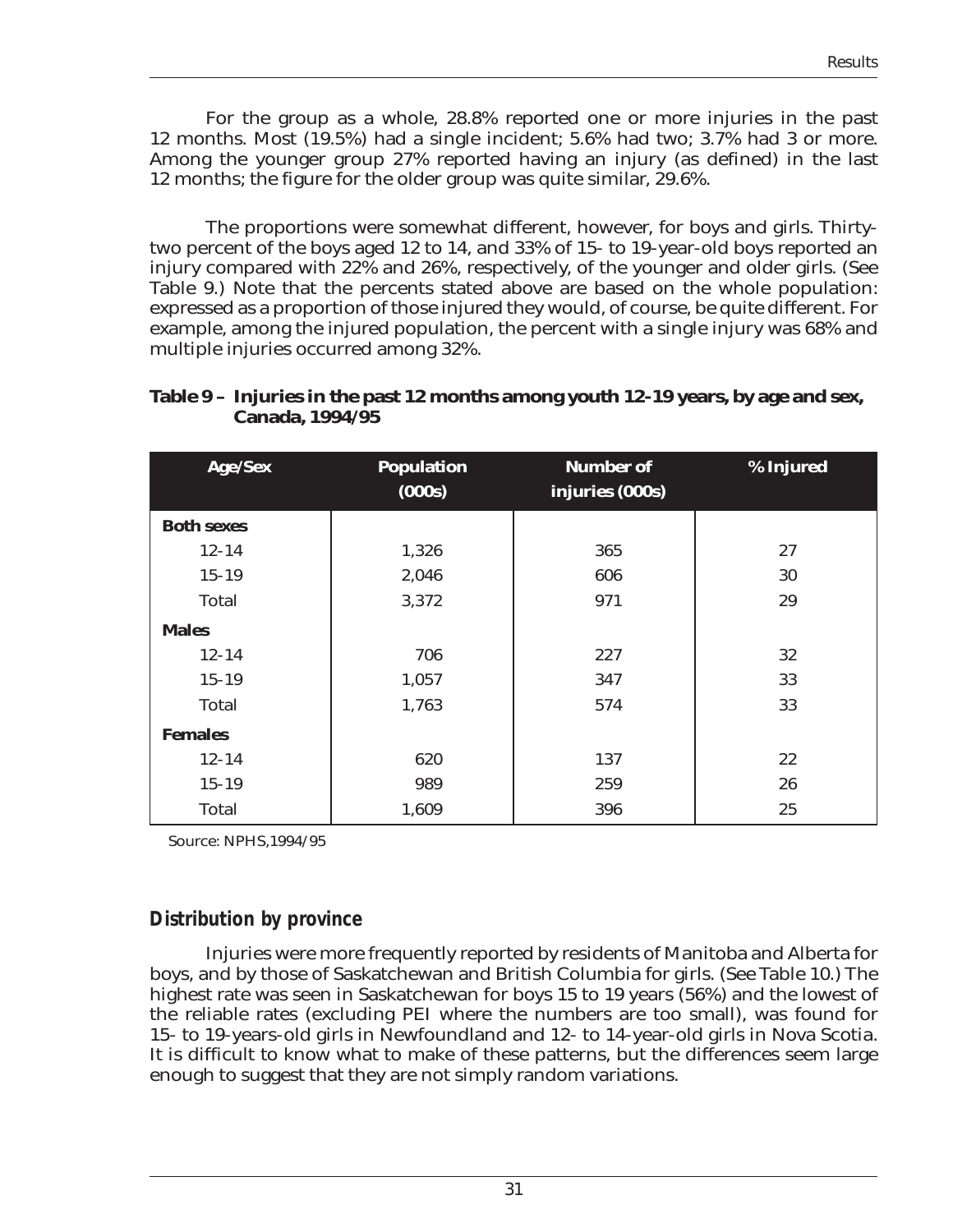For the group as a whole, 28.8% reported one or more injuries in the past 12 months. Most (19.5%) had a single incident; 5.6% had two; 3.7% had 3 or more. Among the younger group 27% reported having an injury (as defined) in the last 12 months; the figure for the older group was quite similar, 29.6%.

The proportions were somewhat different, however, for boys and girls. Thirty-two percent of the boys aged 12 to 14, and 33% of 15- to 19-year-old boys reported an injury compared with 22% and 26%, respectively, of the younger and older girls. (See Table 9.) Note that the percents stated above are based on the whole population: expressed as a proportion of those injured they would, of course, be quite different. For example, among the injured population, the percent with a single injury was 68% and multiple injuries occurred among 32%.

**Table 9 – Injuries in the past 12 months among youth 12-19 years, by age and sex, Canada, 1994/95**

| Age/Sex | Population (000s) | Number of injuries (000s) | % Injured |
|---|---|---|---|
| **Both sexes** | | | |
| 12-14 | 1,326 | 365 | 27 |
| 15-19 | 2,046 | 606 | 30 |
| Total | 3,372 | 971 | 29 |
| **Males** | | | |
| 12-14 | 706 | 227 | 32 |
| 15-19 | 1,057 | 347 | 33 |
| Total | 1,763 | 574 | 33 |
| **Females** | | | |
| 12-14 | 620 | 137 | 22 |
| 15-19 | 989 | 259 | 26 |
| Total | 1,609 | 396 | 25 |

Source: NPHS,1994/95

## Distribution by province

Injuries were more frequently reported by residents of Manitoba and Alberta for boys, and by those of Saskatchewan and British Columbia for girls. (See Table 10.) The highest rate was seen in Saskatchewan for boys 15 to 19 years (56%) and the lowest of the reliable rates (excluding PEI where the numbers are too small), was found for 15- to 19-years-old girls in Newfoundland and 12- to 14-year-old girls in Nova Scotia. It is difficult to know what to make of these patterns, but the differences seem large enough to suggest that they are not simply random variations.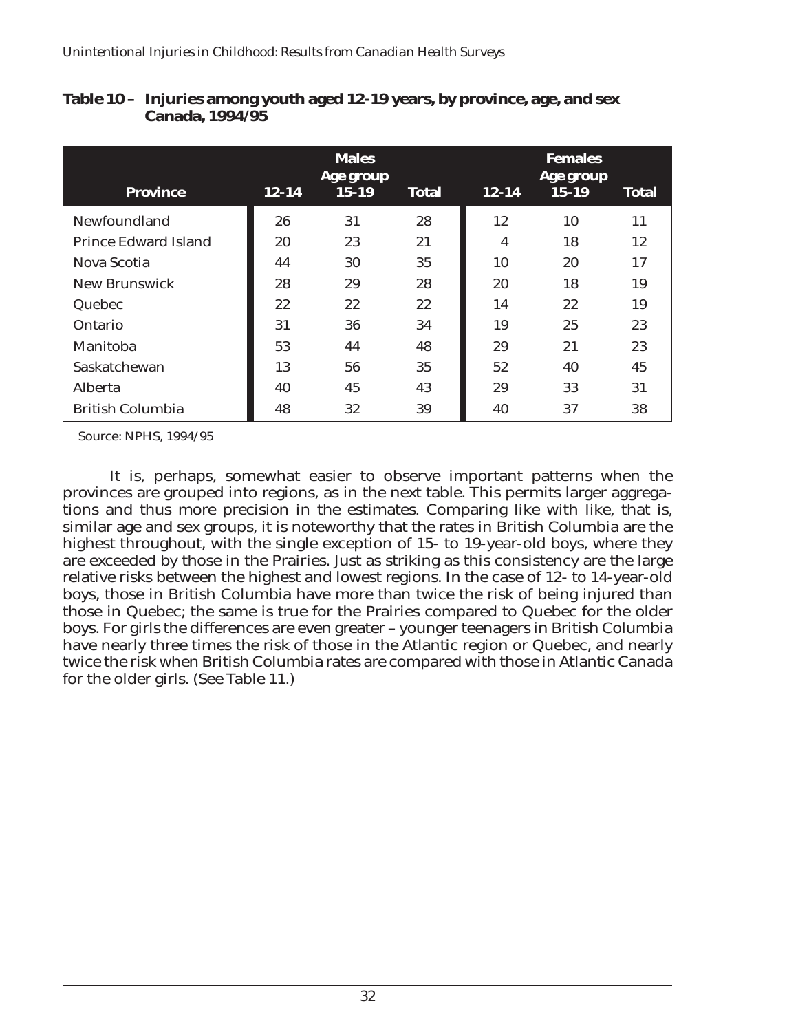**Table 10 – Injuries among youth aged 12-19 years, by province, age, and sex Canada, 1994/95**

| Province | Males | | | Females | | |
|---|---|---|---|---|---|---|
| | Age group | | | Age group | | |
| | 12-14 | 15-19 | Total | 12-14 | 15-19 | Total |
| Newfoundland | 26 | 31 | 28 | 12 | 10 | 11 |
| Prince Edward Island | 20 | 23 | 21 | 4 | 18 | 12 |
| Nova Scotia | 44 | 30 | 35 | 10 | 20 | 17 |
| New Brunswick | 28 | 29 | 28 | 20 | 18 | 19 |
| Quebec | 22 | 22 | 22 | 14 | 22 | 19 |
| Ontario | 31 | 36 | 34 | 19 | 25 | 23 |
| Manitoba | 53 | 44 | 48 | 29 | 21 | 23 |
| Saskatchewan | 13 | 56 | 35 | 52 | 40 | 45 |
| Alberta | 40 | 45 | 43 | 29 | 33 | 31 |
| British Columbia | 48 | 32 | 39 | 40 | 37 | 38 |

Source: NPHS, 1994/95

It is, perhaps, somewhat easier to observe important patterns when the provinces are grouped into regions, as in the next table. This permits larger aggregations and thus more precision in the estimates. Comparing like with like, that is, similar age and sex groups, it is noteworthy that the rates in British Columbia are the highest throughout, with the single exception of 15- to 19-year-old boys, where they are exceeded by those in the Prairies. Just as striking as this consistency are the large relative risks between the highest and lowest regions. In the case of 12- to 14-year-old boys, those in British Columbia have more than twice the risk of being injured than those in Quebec; the same is true for the Prairies compared to Quebec for the older boys. For girls the differences are even greater – younger teenagers in British Columbia have nearly three times the risk of those in the Atlantic region or Quebec, and nearly twice the risk when British Columbia rates are compared with those in Atlantic Canada for the older girls. (See Table 11.)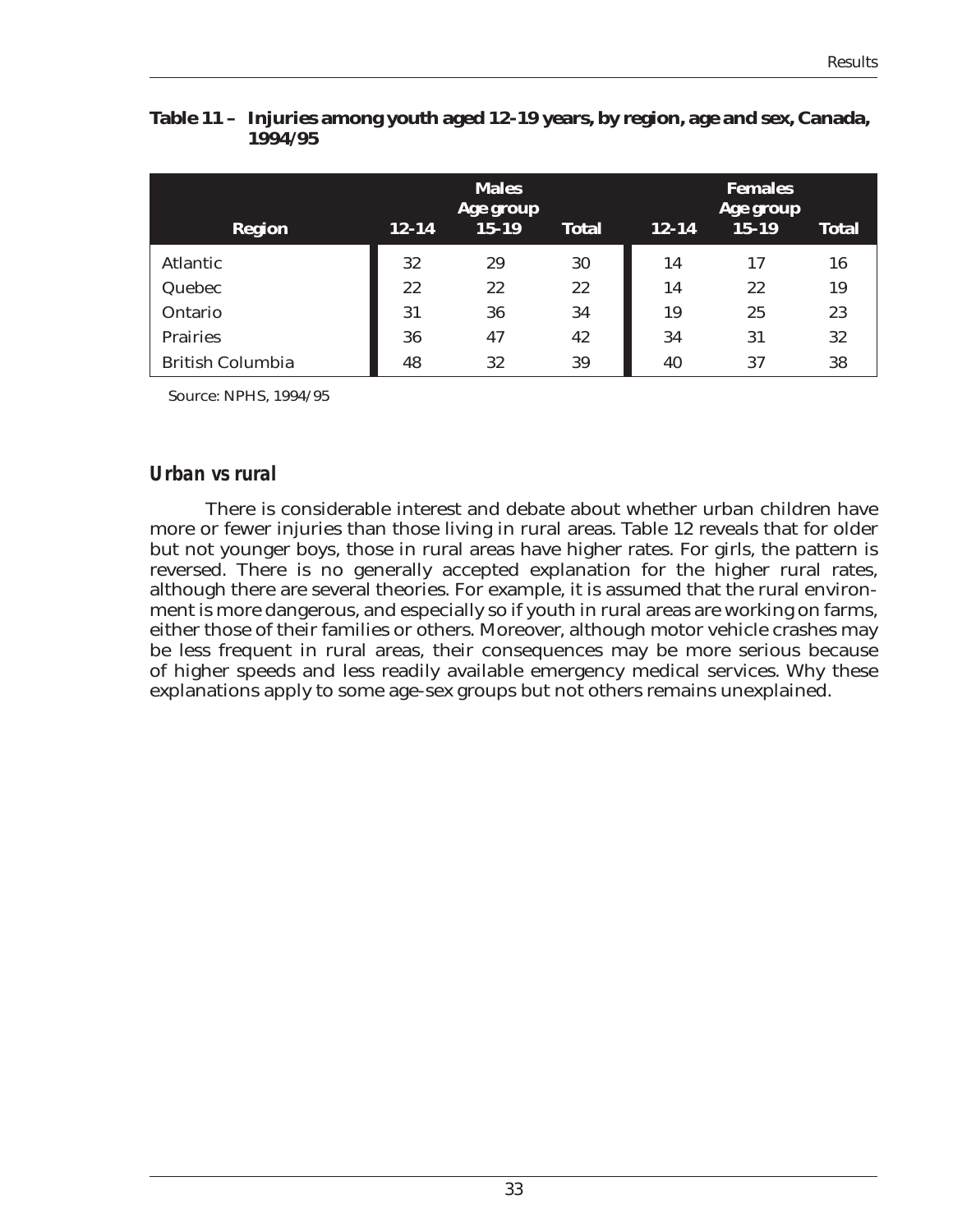**Table 11 – Injuries among youth aged 12-19 years, by region, age and sex, Canada, 1994/95**

| | Males | | | Females | | |
|---|---|---|---|---|---|---|
| | Age group | | | Age group | | |
| Region | 12-14 | 15-19 | Total | 12-14 | 15-19 | Total |
| Atlantic | 32 | 29 | 30 | 14 | 17 | 16 |
| Quebec | 22 | 22 | 22 | 14 | 22 | 19 |
| Ontario | 31 | 36 | 34 | 19 | 25 | 23 |
| Prairies | 36 | 47 | 42 | 34 | 31 | 32 |
| British Columbia | 48 | 32 | 39 | 40 | 37 | 38 |

Source: NPHS, 1994/95

### *Urban vs rural*

There is considerable interest and debate about whether urban children have more or fewer injuries than those living in rural areas. Table 12 reveals that for older but not younger boys, those in rural areas have higher rates. For girls, the pattern is reversed. There is no generally accepted explanation for the higher rural rates, although there are several theories. For example, it is assumed that the rural environment is more dangerous, and especially so if youth in rural areas are working on farms, either those of their families or others. Moreover, although motor vehicle crashes may be less frequent in rural areas, their consequences may be more serious because of higher speeds and less readily available emergency medical services. Why these explanations apply to some age-sex groups but not others remains unexplained.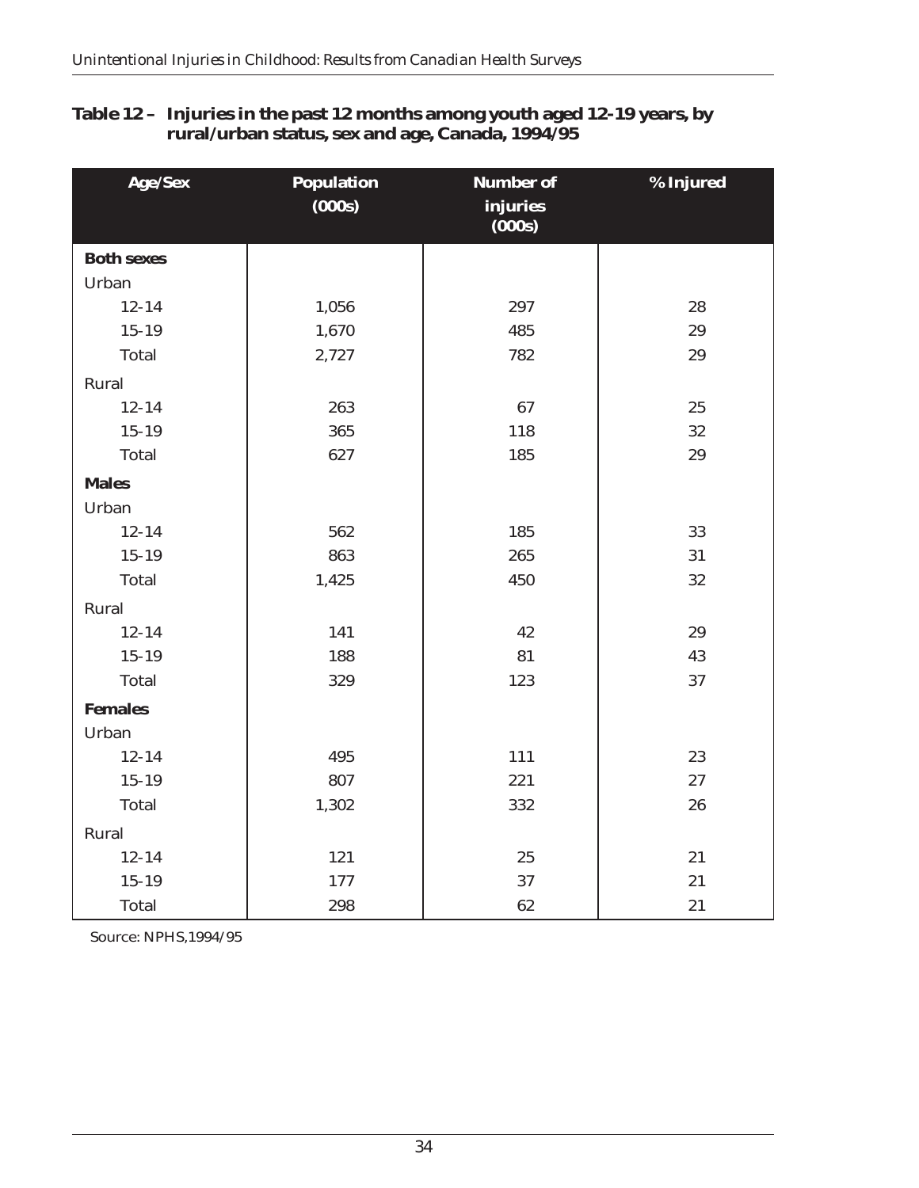**Table 12 – Injuries in the past 12 months among youth aged 12-19 years, by rural/urban status, sex and age, Canada, 1994/95**

| Age/Sex | Population (000s) | Number of injuries (000s) | % Injured |
|---|---|---|---|
| **Both sexes** | | | |
| Urban | | | |
| 12-14 | 1,056 | 297 | 28 |
| 15-19 | 1,670 | 485 | 29 |
| Total | 2,727 | 782 | 29 |
| Rural | | | |
| 12-14 | 263 | 67 | 25 |
| 15-19 | 365 | 118 | 32 |
| Total | 627 | 185 | 29 |
| **Males** | | | |
| Urban | | | |
| 12-14 | 562 | 185 | 33 |
| 15-19 | 863 | 265 | 31 |
| Total | 1,425 | 450 | 32 |
| Rural | | | |
| 12-14 | 141 | 42 | 29 |
| 15-19 | 188 | 81 | 43 |
| Total | 329 | 123 | 37 |
| **Females** | | | |
| Urban | | | |
| 12-14 | 495 | 111 | 23 |
| 15-19 | 807 | 221 | 27 |
| Total | 1,302 | 332 | 26 |
| Rural | | | |
| 12-14 | 121 | 25 | 21 |
| 15-19 | 177 | 37 | 21 |
| Total | 298 | 62 | 21 |

Source: NPHS,1994/95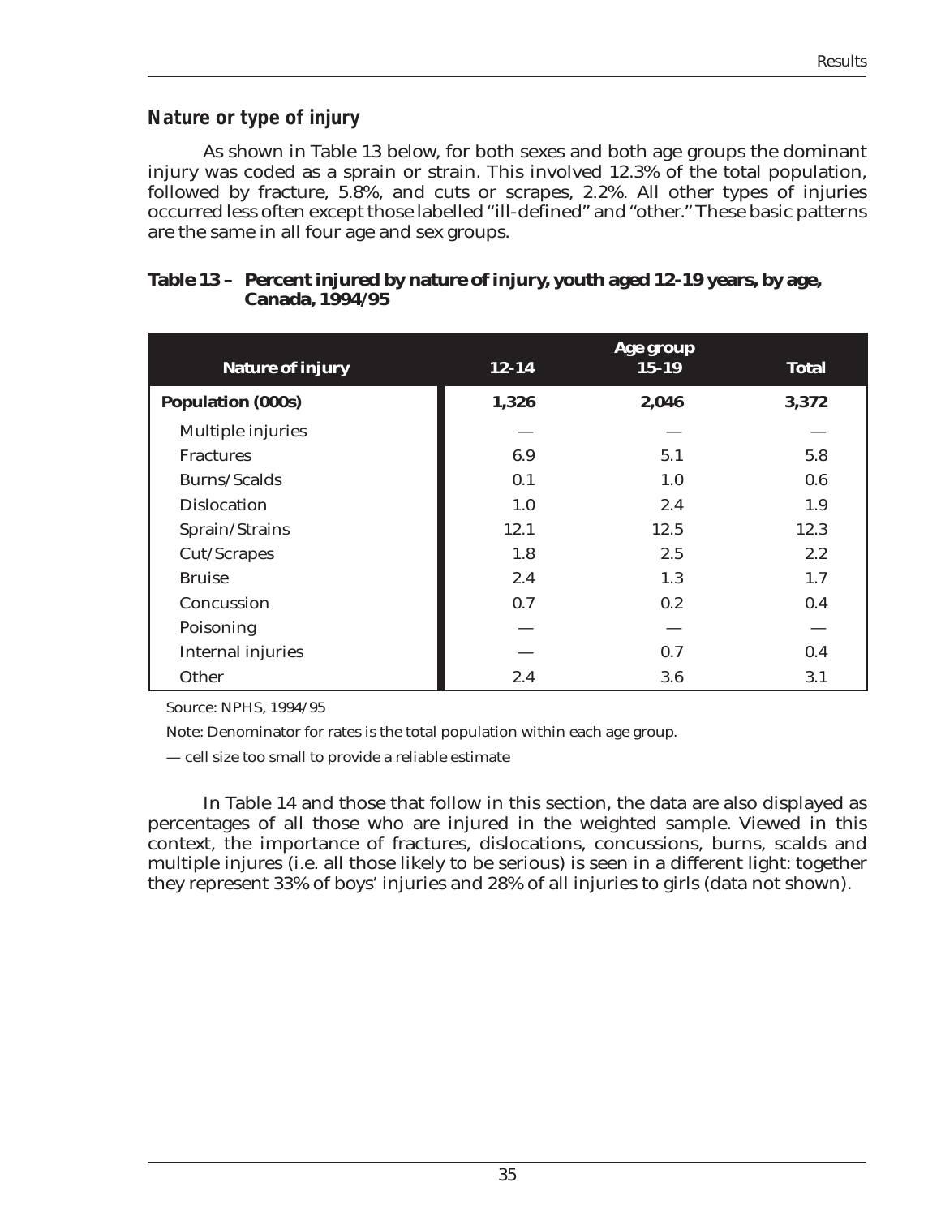## *Nature or type of injury*

As shown in Table 13 below, for both sexes and both age groups the dominant injury was coded as a sprain or strain. This involved 12.3% of the total population, followed by fracture, 5.8%, and cuts or scrapes, 2.2%. All other types of injuries occurred less often except those labelled "ill-defined" and "other." These basic patterns are the same in all four age and sex groups.

**Table 13 – Percent injured by nature of injury, youth aged 12-19 years, by age, Canada, 1994/95**

| Nature of injury | Age group 12-14 | Age group 15-19 | Total |
|---|---|---|---|
| **Population (000s)** | **1,326** | **2,046** | **3,372** |
| Multiple injuries | — | — | — |
| Fractures | 6.9 | 5.1 | 5.8 |
| Burns/Scalds | 0.1 | 1.0 | 0.6 |
| Dislocation | 1.0 | 2.4 | 1.9 |
| Sprain/Strains | 12.1 | 12.5 | 12.3 |
| Cut/Scrapes | 1.8 | 2.5 | 2.2 |
| Bruise | 2.4 | 1.3 | 1.7 |
| Concussion | 0.7 | 0.2 | 0.4 |
| Poisoning | — | — | — |
| Internal injuries | — | 0.7 | 0.4 |
| Other | 2.4 | 3.6 | 3.1 |

Source: NPHS, 1994/95

Note: Denominator for rates is the total population within each age group.

— cell size too small to provide a reliable estimate

In Table 14 and those that follow in this section, the data are also displayed as percentages of all those who are injured in the weighted sample. Viewed in this context, the importance of fractures, dislocations, concussions, burns, scalds and multiple injures (i.e. all those likely to be serious) is seen in a different light: together they represent 33% of boys' injuries and 28% of all injuries to girls (data not shown).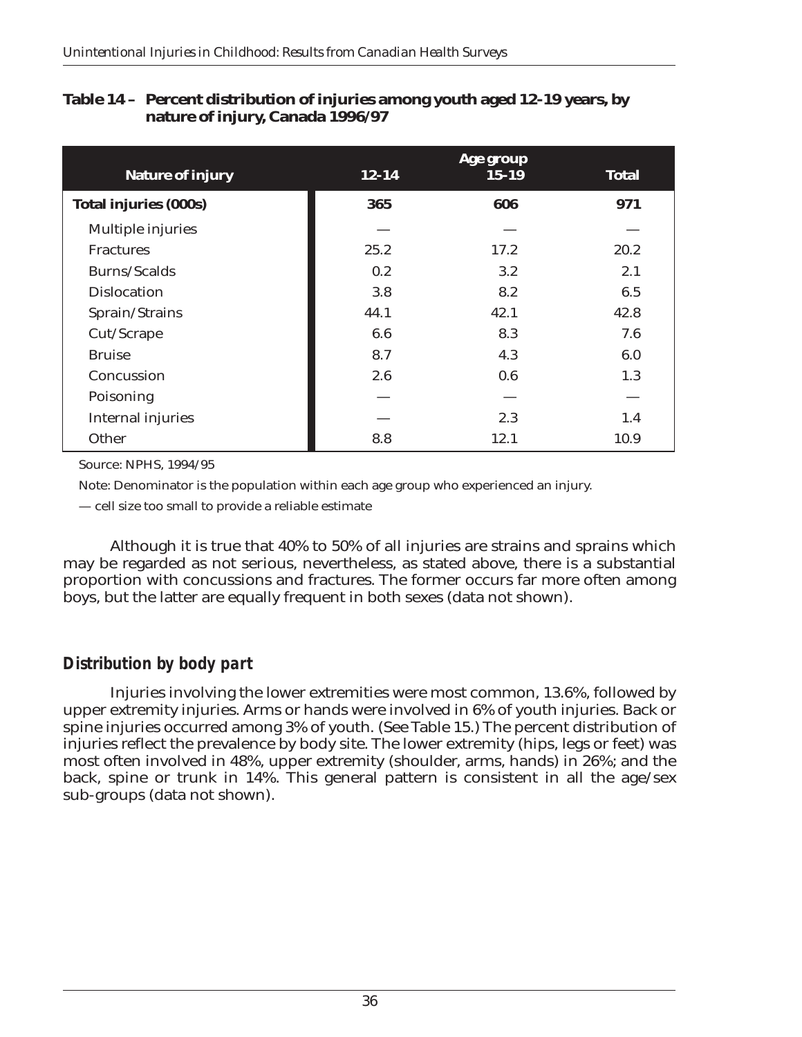**Table 14 – Percent distribution of injuries among youth aged 12-19 years, by nature of injury, Canada 1996/97**

| Nature of injury | Age group 12-14 | 15-19 | Total |
|---|---|---|---|
| **Total injuries (000s)** | **365** | **606** | **971** |
| Multiple injuries | — | — | — |
| Fractures | 25.2 | 17.2 | 20.2 |
| Burns/Scalds | 0.2 | 3.2 | 2.1 |
| Dislocation | 3.8 | 8.2 | 6.5 |
| Sprain/Strains | 44.1 | 42.1 | 42.8 |
| Cut/Scrape | 6.6 | 8.3 | 7.6 |
| Bruise | 8.7 | 4.3 | 6.0 |
| Concussion | 2.6 | 0.6 | 1.3 |
| Poisoning | — | — | — |
| Internal injuries | — | 2.3 | 1.4 |
| Other | 8.8 | 12.1 | 10.9 |

Source: NPHS, 1994/95

Note: Denominator is the population within each age group who experienced an injury.

— cell size too small to provide a reliable estimate

Although it is true that 40% to 50% of all injuries are strains and sprains which may be regarded as not serious, nevertheless, as stated above, there is a substantial proportion with concussions and fractures. The former occurs far more often among boys, but the latter are equally frequent in both sexes (data not shown).

## Distribution by body part

Injuries involving the lower extremities were most common, 13.6%, followed by upper extremity injuries. Arms or hands were involved in 6% of youth injuries. Back or spine injuries occurred among 3% of youth. (See Table 15.) The percent distribution of injuries reflect the prevalence by body site. The lower extremity (hips, legs or feet) was most often involved in 48%, upper extremity (shoulder, arms, hands) in 26%; and the back, spine or trunk in 14%. This general pattern is consistent in all the age/sex sub-groups (data not shown).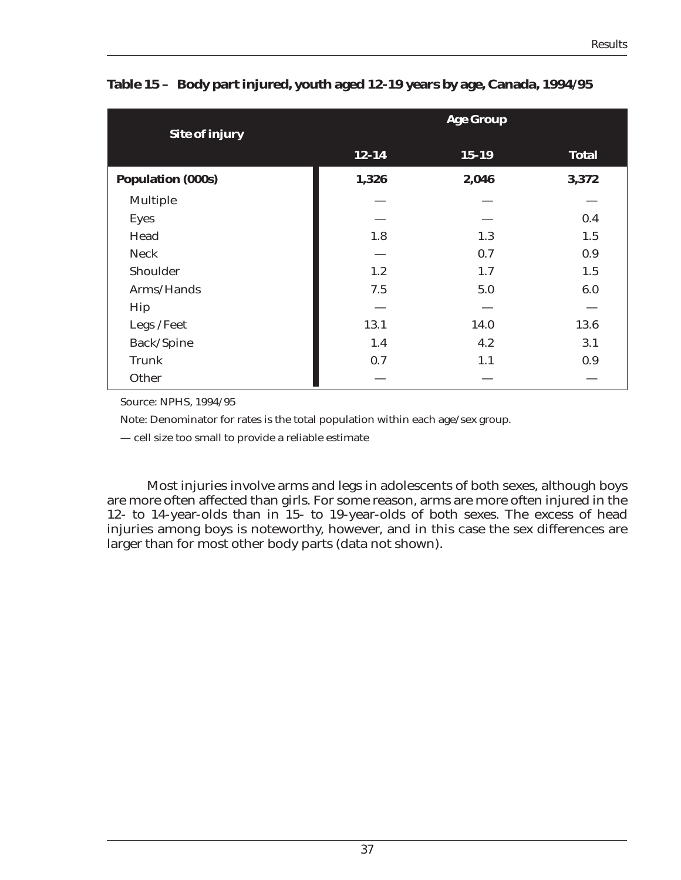**Table 15 – Body part injured, youth aged 12-19 years by age, Canada, 1994/95**

| Site of injury | Age Group | | |
|---|---|---|---|
| | 12-14 | 15-19 | Total |
| **Population (000s)** | **1,326** | **2,046** | **3,372** |
| Multiple | — | — | — |
| Eyes | — | — | 0.4 |
| Head | 1.8 | 1.3 | 1.5 |
| Neck | — | 0.7 | 0.9 |
| Shoulder | 1.2 | 1.7 | 1.5 |
| Arms/Hands | 7.5 | 5.0 | 6.0 |
| Hip | — | — | — |
| Legs /Feet | 13.1 | 14.0 | 13.6 |
| Back/Spine | 1.4 | 4.2 | 3.1 |
| Trunk | 0.7 | 1.1 | 0.9 |
| Other | — | — | — |

Source: NPHS, 1994/95

Note: Denominator for rates is the total population within each age/sex group.

— cell size too small to provide a reliable estimate

Most injuries involve arms and legs in adolescents of both sexes, although boys are more often affected than girls. For some reason, arms are more often injured in the 12- to 14-year-olds than in 15- to 19-year-olds of both sexes. The excess of head injuries among boys is noteworthy, however, and in this case the sex differences are larger than for most other body parts (data not shown).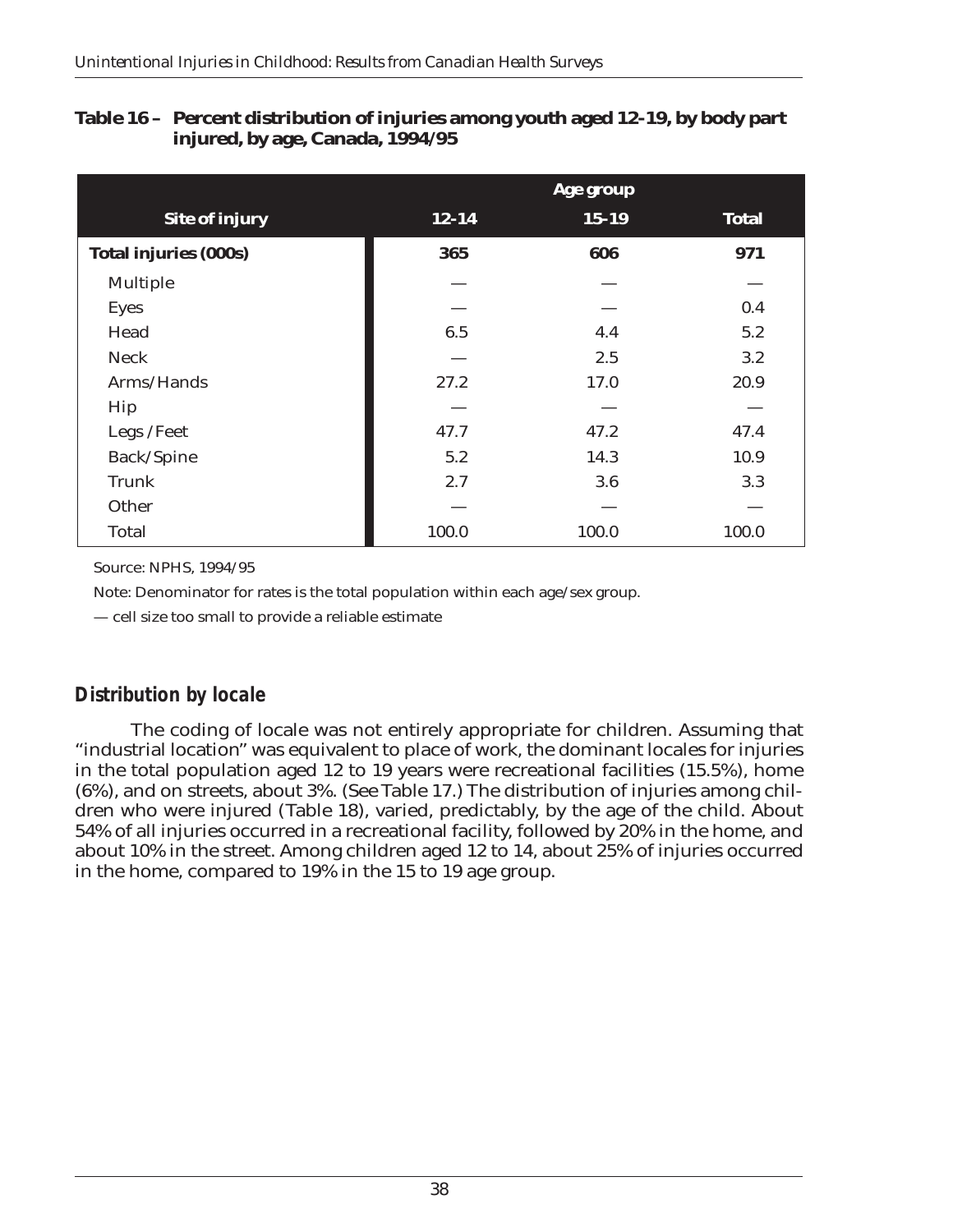**Table 16 – Percent distribution of injuries among youth aged 12-19, by body part injured, by age, Canada, 1994/95**

| | Age group | | |
|---|---|---|---|
| **Site of injury** | **12-14** | **15-19** | **Total** |
| **Total injuries (000s)** | **365** | **606** | **971** |
| Multiple | — | — | — |
| Eyes | — | — | 0.4 |
| Head | 6.5 | 4.4 | 5.2 |
| Neck | — | 2.5 | 3.2 |
| Arms/Hands | 27.2 | 17.0 | 20.9 |
| Hip | — | — | — |
| Legs /Feet | 47.7 | 47.2 | 47.4 |
| Back/Spine | 5.2 | 14.3 | 10.9 |
| Trunk | 2.7 | 3.6 | 3.3 |
| Other | — | — | — |
| Total | 100.0 | 100.0 | 100.0 |

Source: NPHS, 1994/95

Note: Denominator for rates is the total population within each age/sex group.

— cell size too small to provide a reliable estimate

## Distribution by locale

The coding of locale was not entirely appropriate for children. Assuming that "industrial location" was equivalent to place of work, the dominant locales for injuries in the total population aged 12 to 19 years were recreational facilities (15.5%), home (6%), and on streets, about 3%. (See Table 17.) The distribution of injuries among children who were injured (Table 18), varied, predictably, by the age of the child. About 54% of all injuries occurred in a recreational facility, followed by 20% in the home, and about 10% in the street. Among children aged 12 to 14, about 25% of injuries occurred in the home, compared to 19% in the 15 to 19 age group.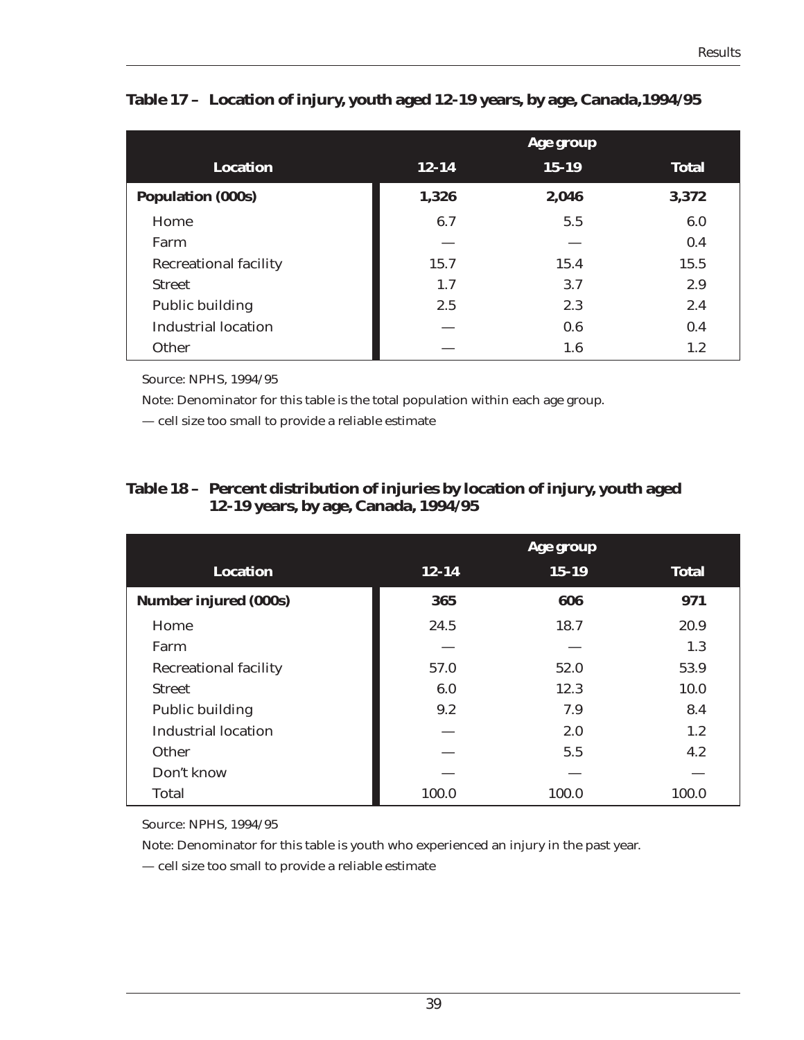### Table 17 – Location of injury, youth aged 12-19 years, by age, Canada,1994/95

| | Age group | | |
|---|---|---|---|
| **Location** | **12-14** | **15-19** | **Total** |
| **Population (000s)** | **1,326** | **2,046** | **3,372** |
| Home | 6.7 | 5.5 | 6.0 |
| Farm | — | — | 0.4 |
| Recreational facility | 15.7 | 15.4 | 15.5 |
| Street | 1.7 | 3.7 | 2.9 |
| Public building | 2.5 | 2.3 | 2.4 |
| Industrial location | — | 0.6 | 0.4 |
| Other | — | 1.6 | 1.2 |

Source: NPHS, 1994/95

Note: Denominator for this table is the total population within each age group.

— cell size too small to provide a reliable estimate

### Table 18 – Percent distribution of injuries by location of injury, youth aged 12-19 years, by age, Canada, 1994/95

| | Age group | | |
|---|---|---|---|
| **Location** | **12-14** | **15-19** | **Total** |
| **Number injured (000s)** | **365** | **606** | **971** |
| Home | 24.5 | 18.7 | 20.9 |
| Farm | — | — | 1.3 |
| Recreational facility | 57.0 | 52.0 | 53.9 |
| Street | 6.0 | 12.3 | 10.0 |
| Public building | 9.2 | 7.9 | 8.4 |
| Industrial location | — | 2.0 | 1.2 |
| Other | — | 5.5 | 4.2 |
| Don't know | — | — | — |
| Total | 100.0 | 100.0 | 100.0 |

Source: NPHS, 1994/95

Note: Denominator for this table is youth who experienced an injury in the past year.

— cell size too small to provide a reliable estimate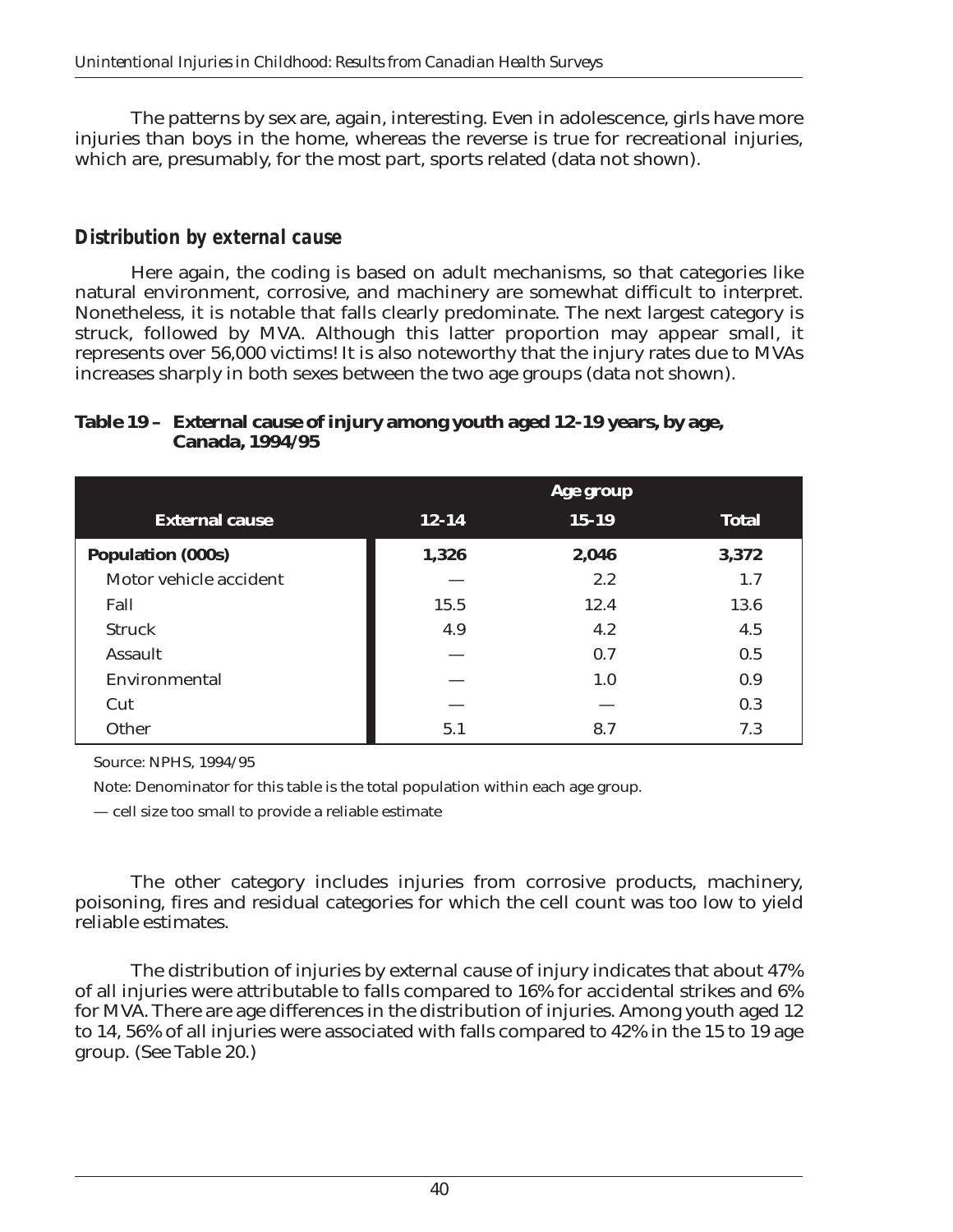The patterns by sex are, again, interesting. Even in adolescence, girls have more injuries than boys in the home, whereas the reverse is true for recreational injuries, which are, presumably, for the most part, sports related (data not shown).

### *Distribution by external cause*

Here again, the coding is based on adult mechanisms, so that categories like natural environment, corrosive, and machinery are somewhat difficult to interpret. Nonetheless, it is notable that falls clearly predominate. The next largest category is struck, followed by MVA. Although this latter proportion may appear small, it represents over 56,000 victims! It is also noteworthy that the injury rates due to MVAs increases sharply in both sexes between the two age groups (data not shown).

**Table 19 – External cause of injury among youth aged 12-19 years, by age, Canada, 1994/95**

| | Age group | | |
|---|---|---|---|
| **External cause** | **12-14** | **15-19** | **Total** |
| **Population (000s)** | **1,326** | **2,046** | **3,372** |
| Motor vehicle accident | — | 2.2 | 1.7 |
| Fall | 15.5 | 12.4 | 13.6 |
| Struck | 4.9 | 4.2 | 4.5 |
| Assault | — | 0.7 | 0.5 |
| Environmental | — | 1.0 | 0.9 |
| Cut | — | — | 0.3 |
| Other | 5.1 | 8.7 | 7.3 |

Source: NPHS, 1994/95

Note: Denominator for this table is the total population within each age group.

— cell size too small to provide a reliable estimate

The other category includes injuries from corrosive products, machinery, poisoning, fires and residual categories for which the cell count was too low to yield reliable estimates.

The distribution of injuries by external cause of injury indicates that about 47% of all injuries were attributable to falls compared to 16% for accidental strikes and 6% for MVA. There are age differences in the distribution of injuries. Among youth aged 12 to 14, 56% of all injuries were associated with falls compared to 42% in the 15 to 19 age group. (See Table 20.)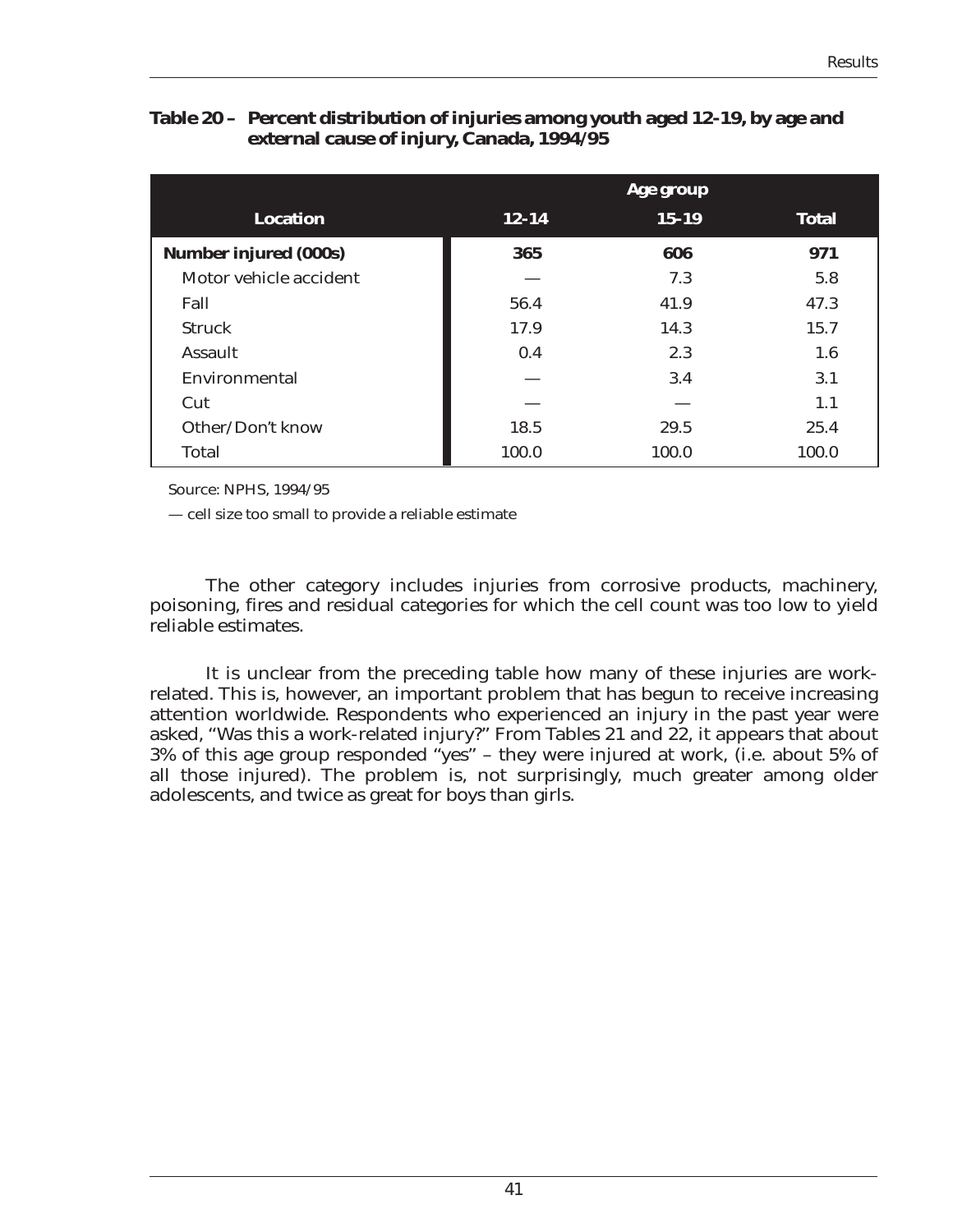**Table 20 – Percent distribution of injuries among youth aged 12-19, by age and external cause of injury, Canada, 1994/95**

| | Age group | | |
|---|---|---|---|
| **Location** | **12-14** | **15-19** | **Total** |
| **Number injured (000s)** | **365** | **606** | **971** |
| Motor vehicle accident | — | 7.3 | 5.8 |
| Fall | 56.4 | 41.9 | 47.3 |
| Struck | 17.9 | 14.3 | 15.7 |
| Assault | 0.4 | 2.3 | 1.6 |
| Environmental | — | 3.4 | 3.1 |
| Cut | — | — | 1.1 |
| Other/Don't know | 18.5 | 29.5 | 25.4 |
| Total | 100.0 | 100.0 | 100.0 |

Source: NPHS, 1994/95

— cell size too small to provide a reliable estimate

The other category includes injuries from corrosive products, machinery, poisoning, fires and residual categories for which the cell count was too low to yield reliable estimates.

It is unclear from the preceding table how many of these injuries are work-related. This is, however, an important problem that has begun to receive increasing attention worldwide. Respondents who experienced an injury in the past year were asked, "Was this a work-related injury?" From Tables 21 and 22, it appears that about 3% of this age group responded "yes" – they were injured at work, (i.e. about 5% of all those injured). The problem is, not surprisingly, much greater among older adolescents, and twice as great for boys than girls.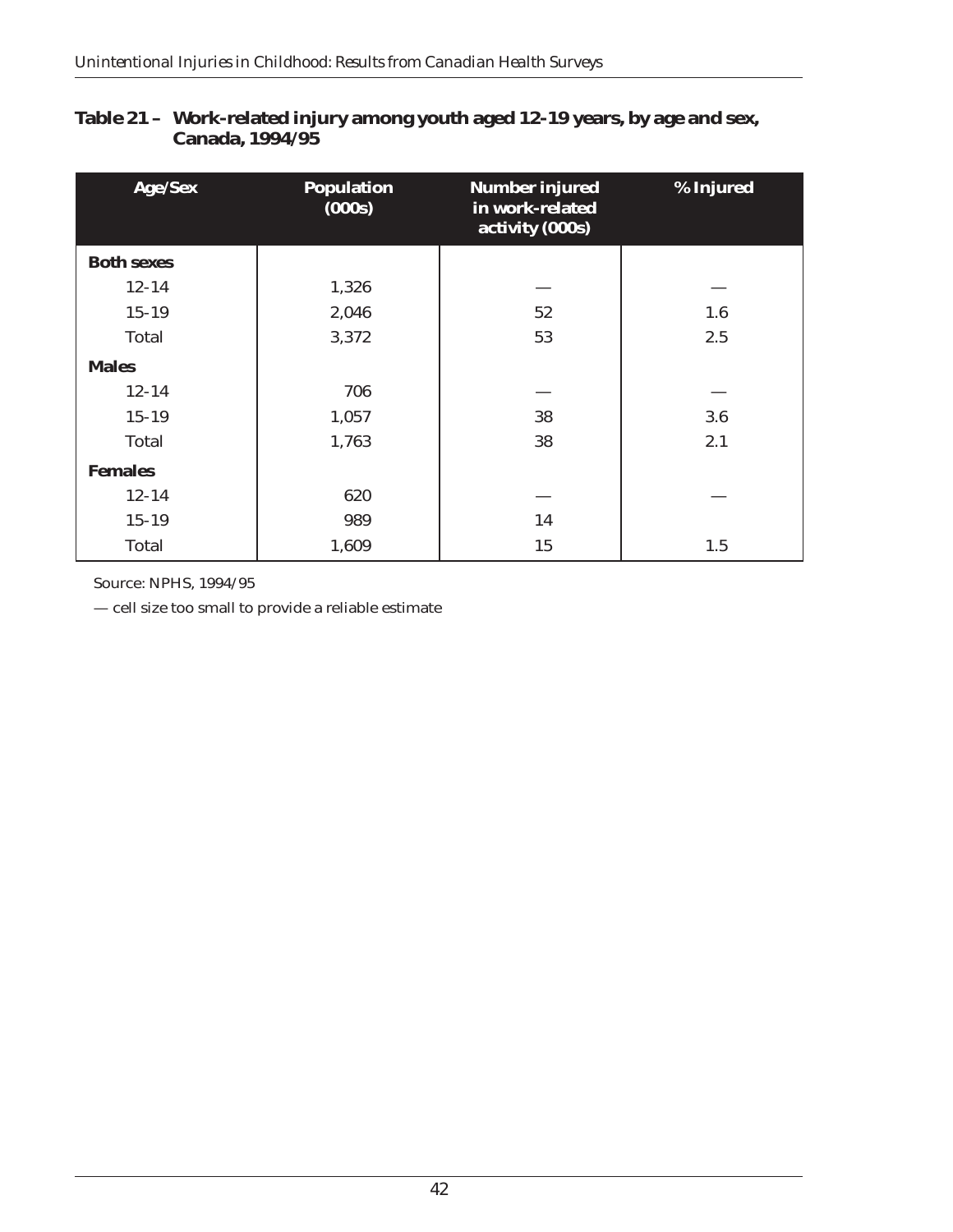**Table 21 – Work-related injury among youth aged 12-19 years, by age and sex, Canada, 1994/95**

| Age/Sex | Population (000s) | Number injured in work-related activity (000s) | % Injured |
|---|---|---|---|
| **Both sexes** | | | |
| 12-14 | 1,326 | — | — |
| 15-19 | 2,046 | 52 | 1.6 |
| Total | 3,372 | 53 | 2.5 |
| **Males** | | | |
| 12-14 | 706 | — | — |
| 15-19 | 1,057 | 38 | 3.6 |
| Total | 1,763 | 38 | 2.1 |
| **Females** | | | |
| 12-14 | 620 | — | — |
| 15-19 | 989 | 14 | |
| Total | 1,609 | 15 | 1.5 |

Source: NPHS, 1994/95

— cell size too small to provide a reliable estimate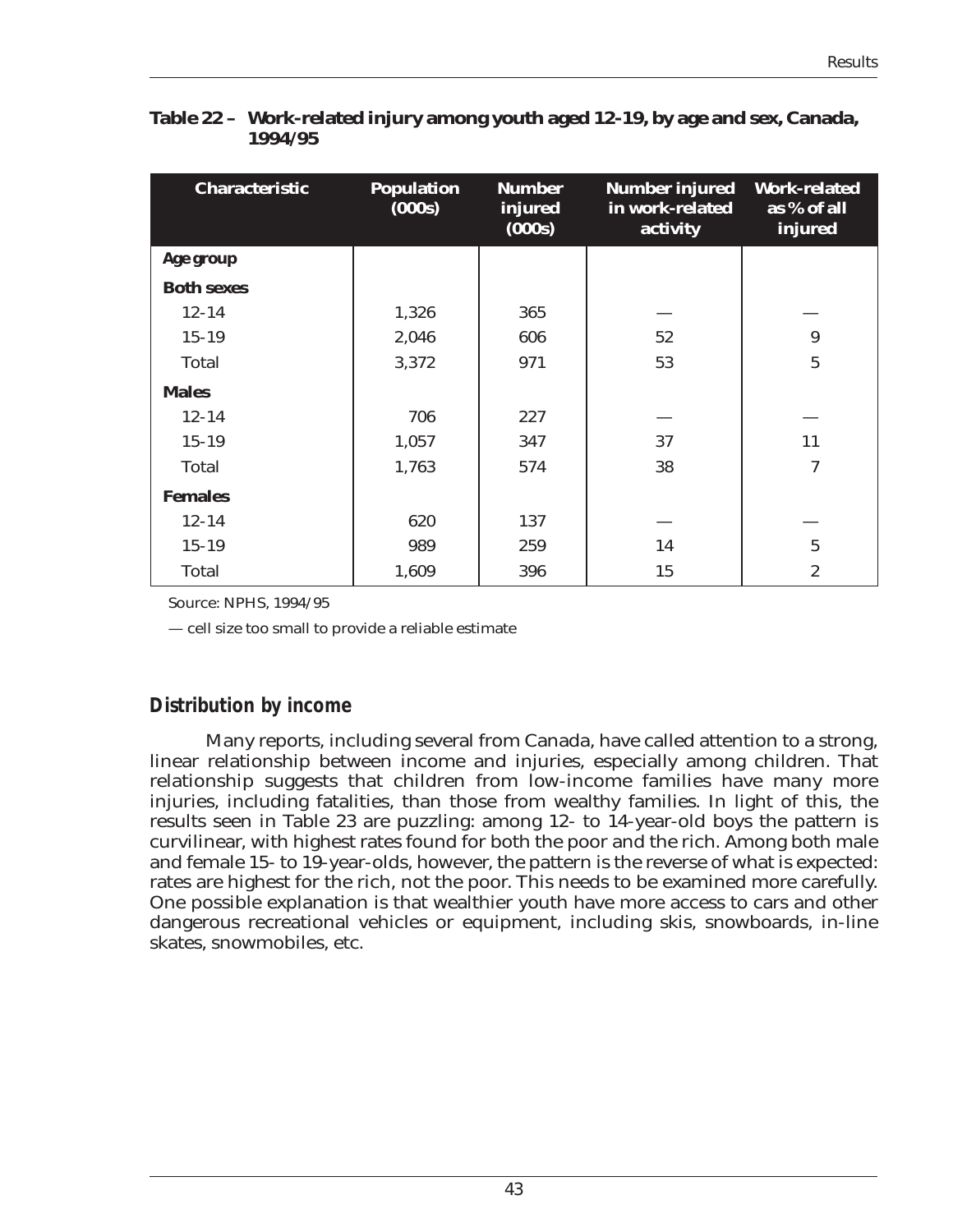**Table 22 – Work-related injury among youth aged 12-19, by age and sex, Canada, 1994/95**

| Characteristic | Population (000s) | Number injured (000s) | Number injured in work-related activity | Work-related as % of all injured |
|---|---|---|---|---|
| **Age group** | | | | |
| **Both sexes** | | | | |
| 12-14 | 1,326 | 365 | — | — |
| 15-19 | 2,046 | 606 | 52 | 9 |
| Total | 3,372 | 971 | 53 | 5 |
| **Males** | | | | |
| 12-14 | 706 | 227 | — | — |
| 15-19 | 1,057 | 347 | 37 | 11 |
| Total | 1,763 | 574 | 38 | 7 |
| **Females** | | | | |
| 12-14 | 620 | 137 | — | — |
| 15-19 | 989 | 259 | 14 | 5 |
| Total | 1,609 | 396 | 15 | 2 |

Source: NPHS, 1994/95

— cell size too small to provide a reliable estimate

## Distribution by income

Many reports, including several from Canada, have called attention to a strong, linear relationship between income and injuries, especially among children. That relationship suggests that children from low-income families have many more injuries, including fatalities, than those from wealthy families. In light of this, the results seen in Table 23 are puzzling: among 12- to 14-year-old boys the pattern is curvilinear, with highest rates found for both the poor and the rich. Among both male and female 15- to 19-year-olds, however, the pattern is the reverse of what is expected: rates are highest for the rich, not the poor. This needs to be examined more carefully. One possible explanation is that wealthier youth have more access to cars and other dangerous recreational vehicles or equipment, including skis, snowboards, in-line skates, snowmobiles, etc.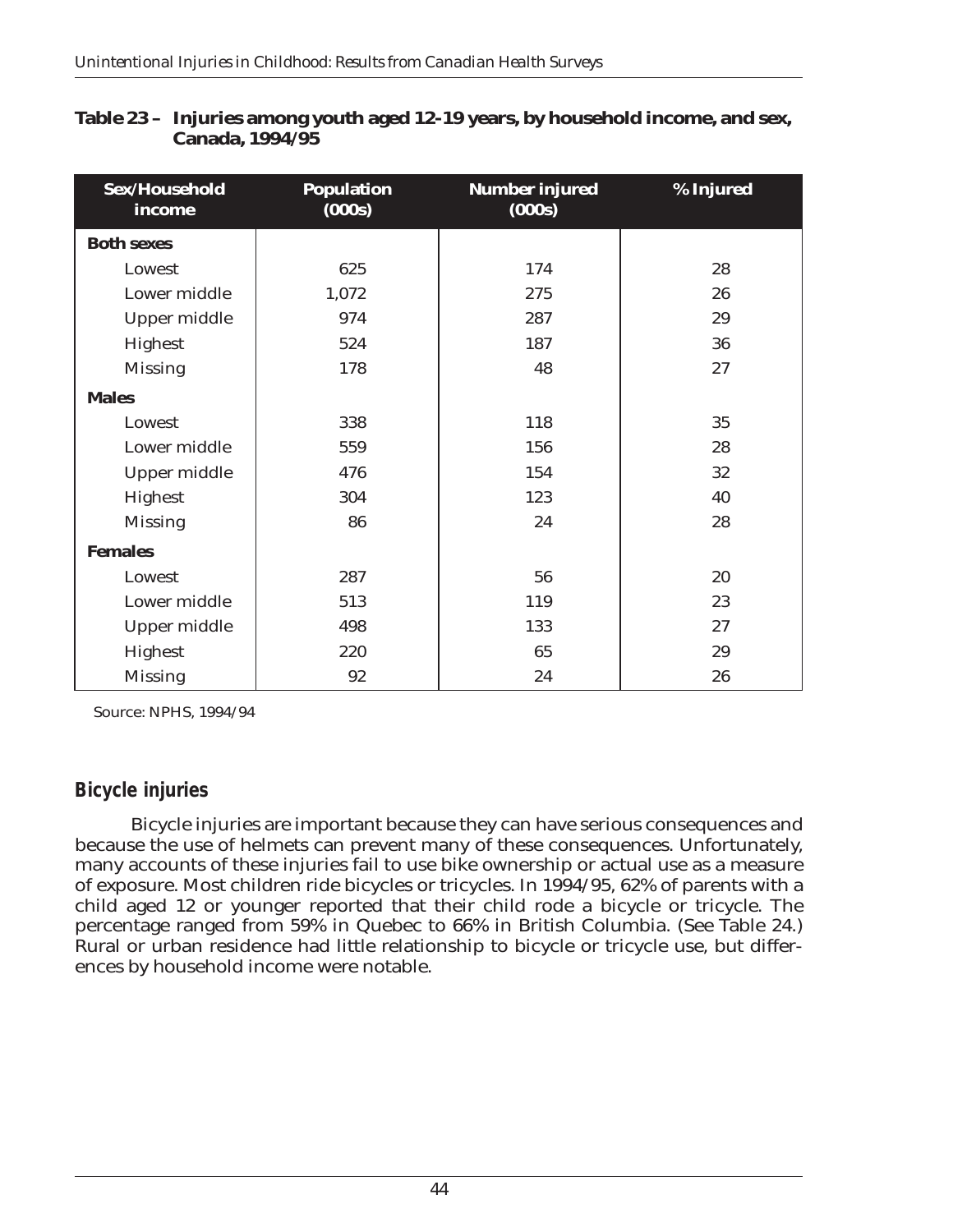**Table 23 – Injuries among youth aged 12-19 years, by household income, and sex, Canada, 1994/95**

| Sex/Household income | Population (000s) | Number injured (000s) | % Injured |
|---|---|---|---|
| **Both sexes** | | | |
| Lowest | 625 | 174 | 28 |
| Lower middle | 1,072 | 275 | 26 |
| Upper middle | 974 | 287 | 29 |
| Highest | 524 | 187 | 36 |
| Missing | 178 | 48 | 27 |
| **Males** | | | |
| Lowest | 338 | 118 | 35 |
| Lower middle | 559 | 156 | 28 |
| Upper middle | 476 | 154 | 32 |
| Highest | 304 | 123 | 40 |
| Missing | 86 | 24 | 28 |
| **Females** | | | |
| Lowest | 287 | 56 | 20 |
| Lower middle | 513 | 119 | 23 |
| Upper middle | 498 | 133 | 27 |
| Highest | 220 | 65 | 29 |
| Missing | 92 | 24 | 26 |

Source: NPHS, 1994/94

## Bicycle injuries

Bicycle injuries are important because they can have serious consequences and because the use of helmets can prevent many of these consequences. Unfortunately, many accounts of these injuries fail to use bike ownership or actual use as a measure of exposure. Most children ride bicycles or tricycles. In 1994/95, 62% of parents with a child aged 12 or younger reported that their child rode a bicycle or tricycle. The percentage ranged from 59% in Quebec to 66% in British Columbia. (See Table 24.) Rural or urban residence had little relationship to bicycle or tricycle use, but differences by household income were notable.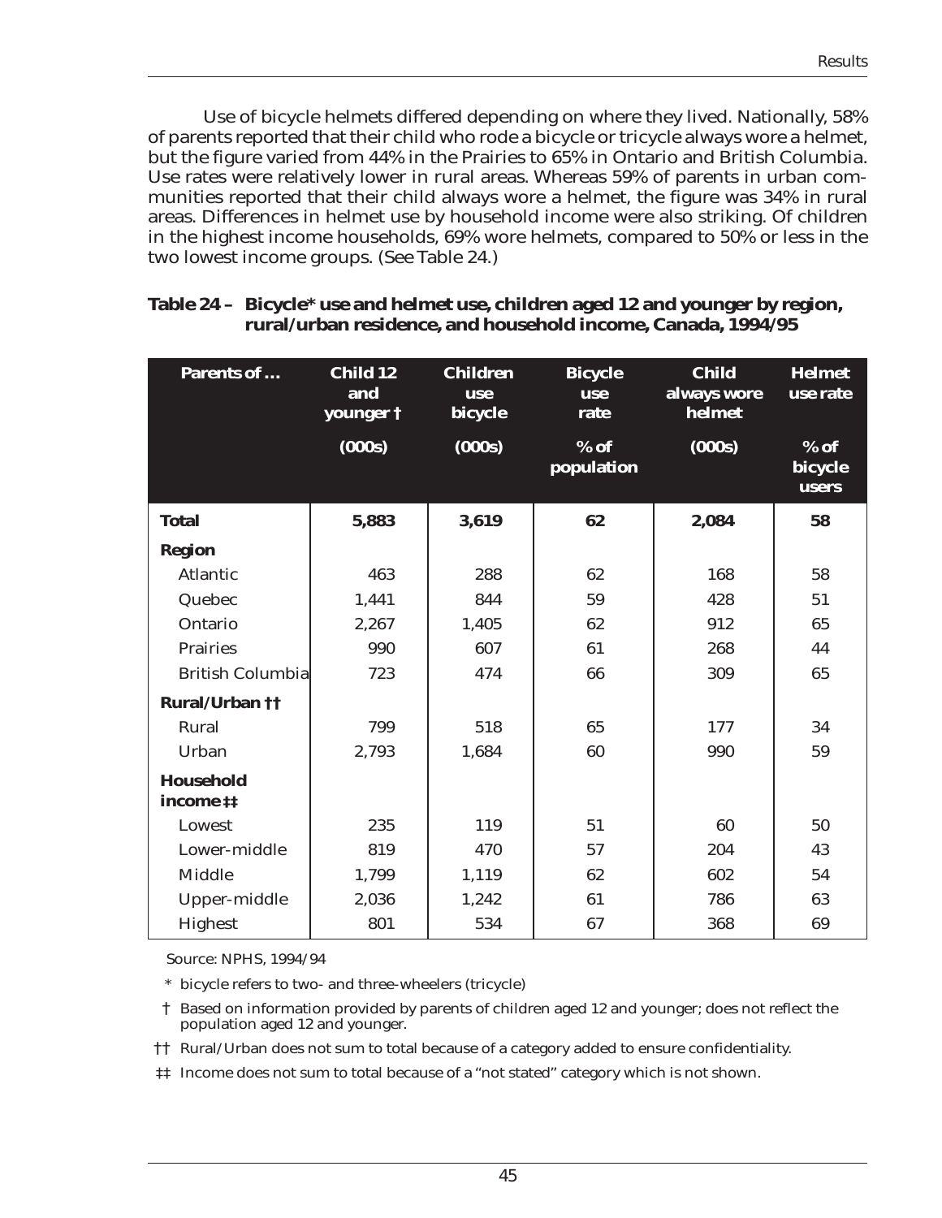Use of bicycle helmets differed depending on where they lived. Nationally, 58% of parents reported that their child who rode a bicycle or tricycle always wore a helmet, but the figure varied from 44% in the Prairies to 65% in Ontario and British Columbia. Use rates were relatively lower in rural areas. Whereas 59% of parents in urban communities reported that their child always wore a helmet, the figure was 34% in rural areas. Differences in helmet use by household income were also striking. Of children in the highest income households, 69% wore helmets, compared to 50% or less in the two lowest income groups. (See Table 24.)

**Table 24 – Bicycle* use and helmet use, children aged 12 and younger by region, rural/urban residence, and household income, Canada, 1994/95**

| Parents of … | Child 12 and younger † | Children use bicycle | Bicycle use rate | Child always wore helmet | Helmet use rate |
|---|---|---|---|---|---|
| | (000s) | (000s) | % of population | (000s) | % of bicycle users |
| **Total** | **5,883** | **3,619** | **62** | **2,084** | **58** |
| **Region** | | | | | |
| Atlantic | 463 | 288 | 62 | 168 | 58 |
| Quebec | 1,441 | 844 | 59 | 428 | 51 |
| Ontario | 2,267 | 1,405 | 62 | 912 | 65 |
| Prairies | 990 | 607 | 61 | 268 | 44 |
| British Columbia | 723 | 474 | 66 | 309 | 65 |
| **Rural/Urban ††** | | | | | |
| Rural | 799 | 518 | 65 | 177 | 34 |
| Urban | 2,793 | 1,684 | 60 | 990 | 59 |
| **Household income ‡‡** | | | | | |
| Lowest | 235 | 119 | 51 | 60 | 50 |
| Lower-middle | 819 | 470 | 57 | 204 | 43 |
| Middle | 1,799 | 1,119 | 62 | 602 | 54 |
| Upper-middle | 2,036 | 1,242 | 61 | 786 | 63 |
| Highest | 801 | 534 | 67 | 368 | 69 |

Source: NPHS, 1994/94

\* bicycle refers to two- and three-wheelers (tricycle)

† Based on information provided by parents of children aged 12 and younger; does not reflect the population aged 12 and younger.

†† Rural/Urban does not sum to total because of a category added to ensure confidentiality.

‡‡ Income does not sum to total because of a "not stated" category which is not shown.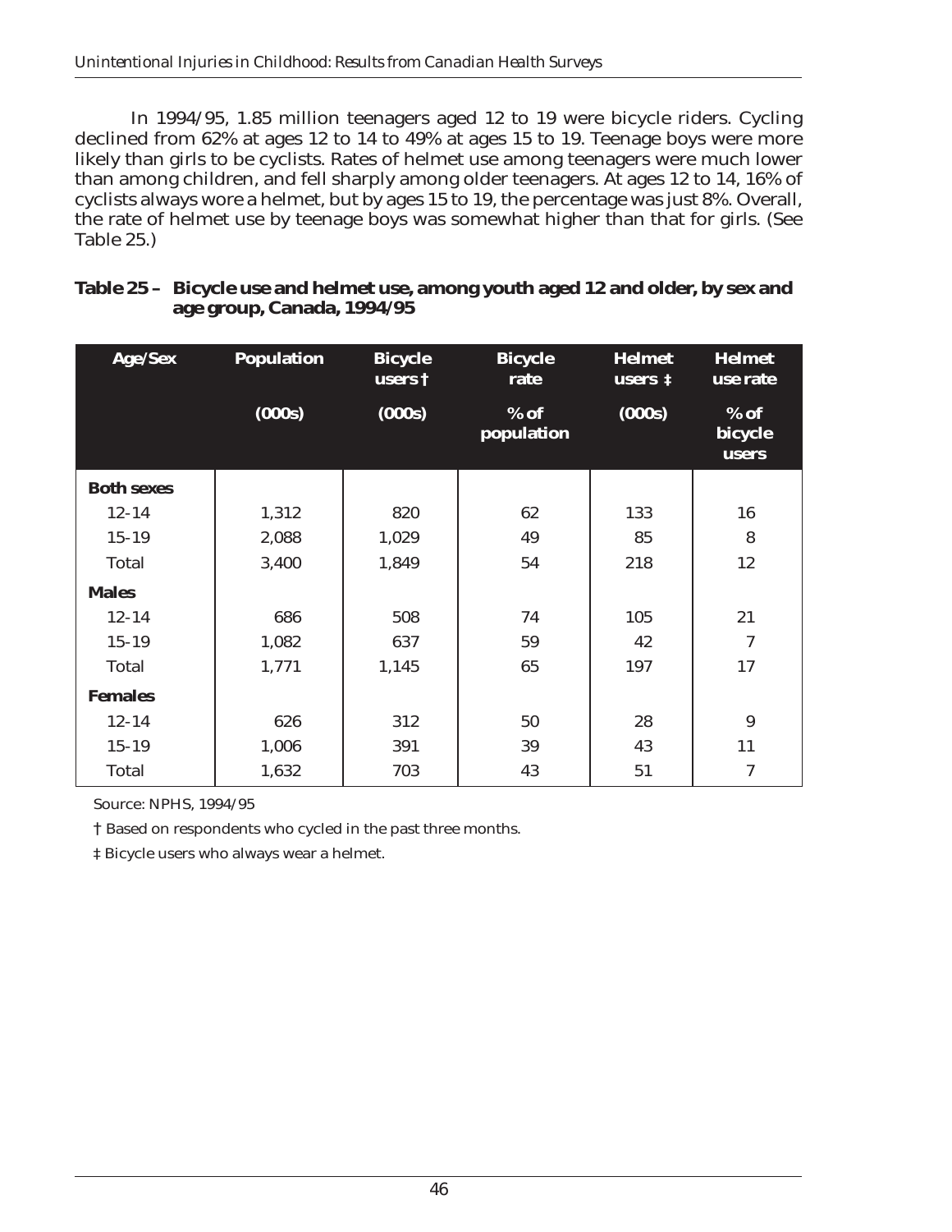In 1994/95, 1.85 million teenagers aged 12 to 19 were bicycle riders. Cycling declined from 62% at ages 12 to 14 to 49% at ages 15 to 19. Teenage boys were more likely than girls to be cyclists. Rates of helmet use among teenagers were much lower than among children, and fell sharply among older teenagers. At ages 12 to 14, 16% of cyclists always wore a helmet, but by ages 15 to 19, the percentage was just 8%. Overall, the rate of helmet use by teenage boys was somewhat higher than that for girls. (See Table 25.)

**Table 25 – Bicycle use and helmet use, among youth aged 12 and older, by sex and age group, Canada, 1994/95**

| Age/Sex | Population | Bicycle users † | Bicycle rate | Helmet users ‡ | Helmet use rate |
|---|---|---|---|---|---|
| | (000s) | (000s) | % of population | (000s) | % of bicycle users |
| **Both sexes** | | | | | |
| 12-14 | 1,312 | 820 | 62 | 133 | 16 |
| 15-19 | 2,088 | 1,029 | 49 | 85 | 8 |
| Total | 3,400 | 1,849 | 54 | 218 | 12 |
| **Males** | | | | | |
| 12-14 | 686 | 508 | 74 | 105 | 21 |
| 15-19 | 1,082 | 637 | 59 | 42 | 7 |
| Total | 1,771 | 1,145 | 65 | 197 | 17 |
| **Females** | | | | | |
| 12-14 | 626 | 312 | 50 | 28 | 9 |
| 15-19 | 1,006 | 391 | 39 | 43 | 11 |
| Total | 1,632 | 703 | 43 | 51 | 7 |

Source: NPHS, 1994/95

† Based on respondents who cycled in the past three months.

‡ Bicycle users who always wear a helmet.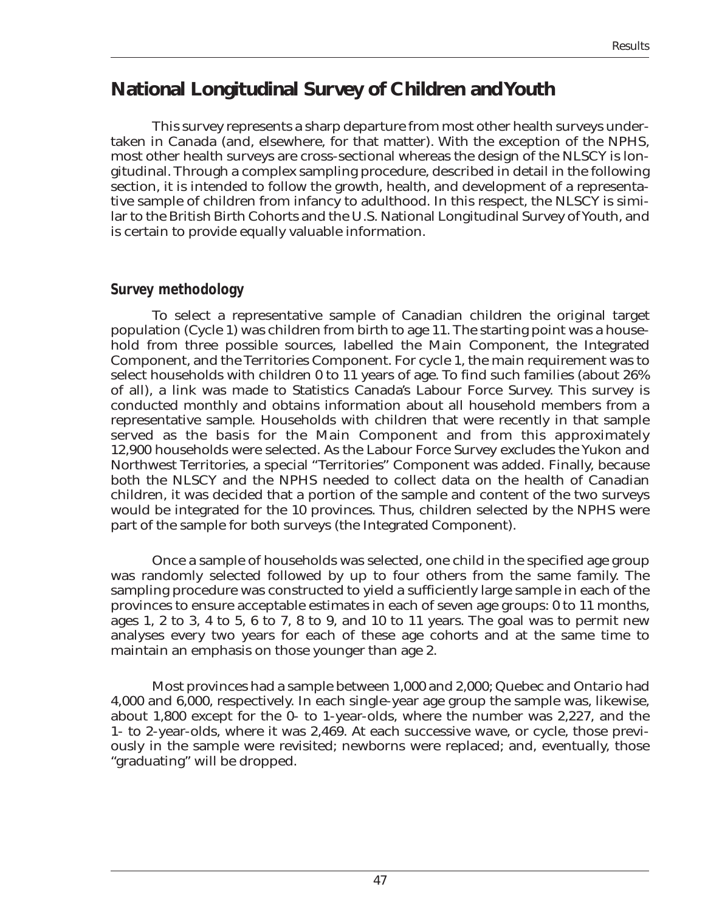# National Longitudinal Survey of Children and Youth

This survey represents a sharp departure from most other health surveys undertaken in Canada (and, elsewhere, for that matter). With the exception of the NPHS, most other health surveys are cross-sectional whereas the design of the NLSCY is longitudinal. Through a complex sampling procedure, described in detail in the following section, it is intended to follow the growth, health, and development of a representative sample of children from infancy to adulthood. In this respect, the NLSCY is similar to the British Birth Cohorts and the U.S. National Longitudinal Survey of Youth, and is certain to provide equally valuable information.

## Survey methodology

To select a representative sample of Canadian children the original target population (Cycle 1) was children from birth to age 11. The starting point was a household from three possible sources, labelled the Main Component, the Integrated Component, and the Territories Component. For cycle 1, the main requirement was to select households with children 0 to 11 years of age. To find such families (about 26% of all), a link was made to Statistics Canada's Labour Force Survey. This survey is conducted monthly and obtains information about all household members from a representative sample. Households with children that were recently in that sample served as the basis for the Main Component and from this approximately 12,900 households were selected. As the Labour Force Survey excludes the Yukon and Northwest Territories, a special "Territories" Component was added. Finally, because both the NLSCY and the NPHS needed to collect data on the health of Canadian children, it was decided that a portion of the sample and content of the two surveys would be integrated for the 10 provinces. Thus, children selected by the NPHS were part of the sample for both surveys (the Integrated Component).

Once a sample of households was selected, one child in the specified age group was randomly selected followed by up to four others from the same family. The sampling procedure was constructed to yield a sufficiently large sample in each of the provinces to ensure acceptable estimates in each of seven age groups: 0 to 11 months, ages 1, 2 to 3, 4 to 5, 6 to 7, 8 to 9, and 10 to 11 years. The goal was to permit new analyses every two years for each of these age cohorts and at the same time to maintain an emphasis on those younger than age 2.

Most provinces had a sample between 1,000 and 2,000; Quebec and Ontario had 4,000 and 6,000, respectively. In each single-year age group the sample was, likewise, about 1,800 except for the 0- to 1-year-olds, where the number was 2,227, and the 1- to 2-year-olds, where it was 2,469. At each successive wave, or cycle, those previously in the sample were revisited; newborns were replaced; and, eventually, those "graduating" will be dropped.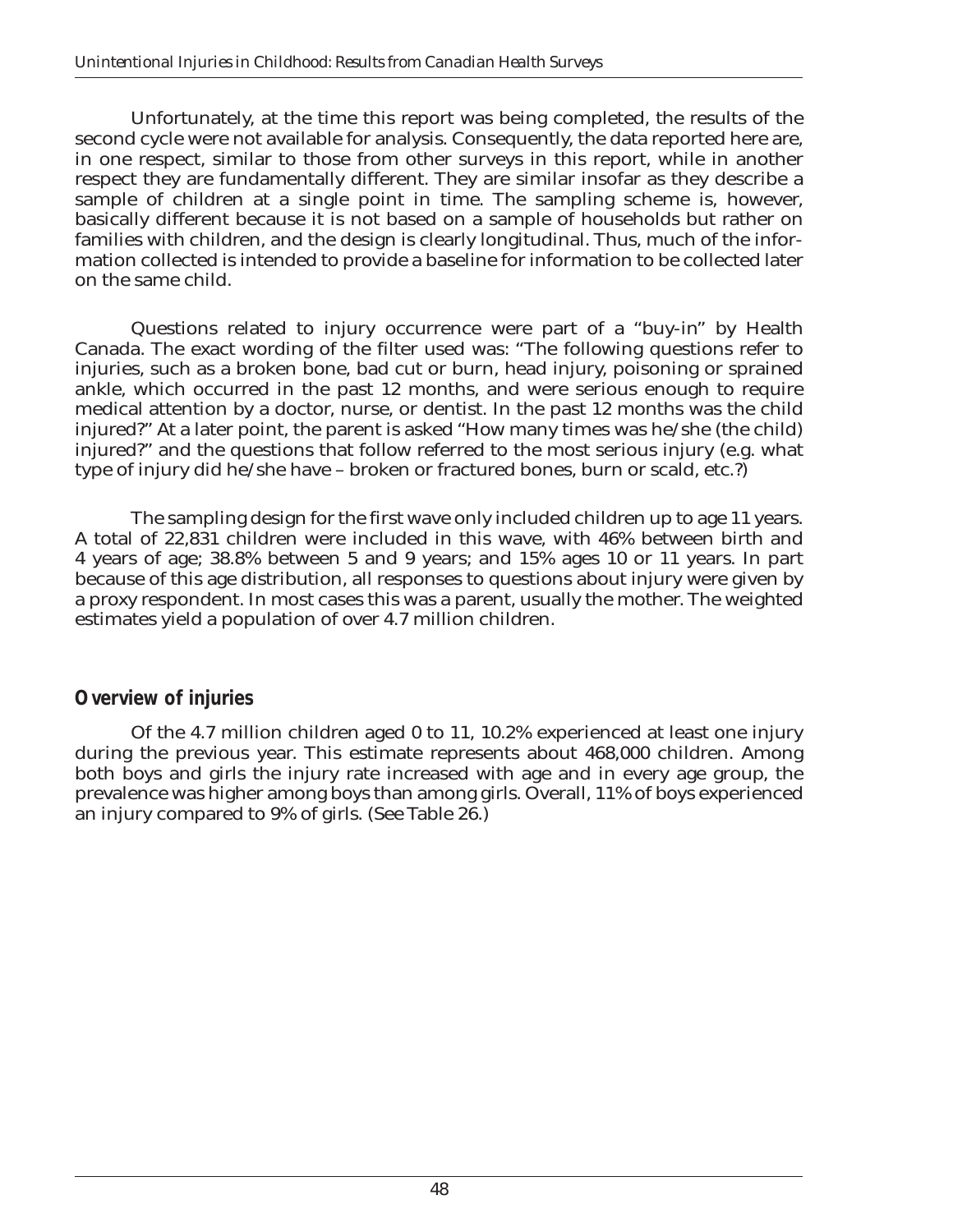Unfortunately, at the time this report was being completed, the results of the second cycle were not available for analysis. Consequently, the data reported here are, in one respect, similar to those from other surveys in this report, while in another respect they are fundamentally different. They are similar insofar as they describe a sample of children at a single point in time. The sampling scheme is, however, basically different because it is not based on a sample of households but rather on families with children, and the design is clearly longitudinal. Thus, much of the information collected is intended to provide a baseline for information to be collected later on the same child.

Questions related to injury occurrence were part of a "buy-in" by Health Canada. The exact wording of the filter used was: "The following questions refer to injuries, such as a broken bone, bad cut or burn, head injury, poisoning or sprained ankle, which occurred in the past 12 months, and were serious enough to require medical attention by a doctor, nurse, or dentist. In the past 12 months was the child injured?" At a later point, the parent is asked "How many times was he/she (the child) injured?" and the questions that follow referred to the most serious injury (e.g. what type of injury did he/she have – broken or fractured bones, burn or scald, etc.?)

The sampling design for the first wave only included children up to age 11 years. A total of 22,831 children were included in this wave, with 46% between birth and 4 years of age; 38.8% between 5 and 9 years; and 15% ages 10 or 11 years. In part because of this age distribution, all responses to questions about injury were given by a proxy respondent. In most cases this was a parent, usually the mother. The weighted estimates yield a population of over 4.7 million children.

## Overview of injuries

Of the 4.7 million children aged 0 to 11, 10.2% experienced at least one injury during the previous year. This estimate represents about 468,000 children. Among both boys and girls the injury rate increased with age and in every age group, the prevalence was higher among boys than among girls. Overall, 11% of boys experienced an injury compared to 9% of girls. (See Table 26.)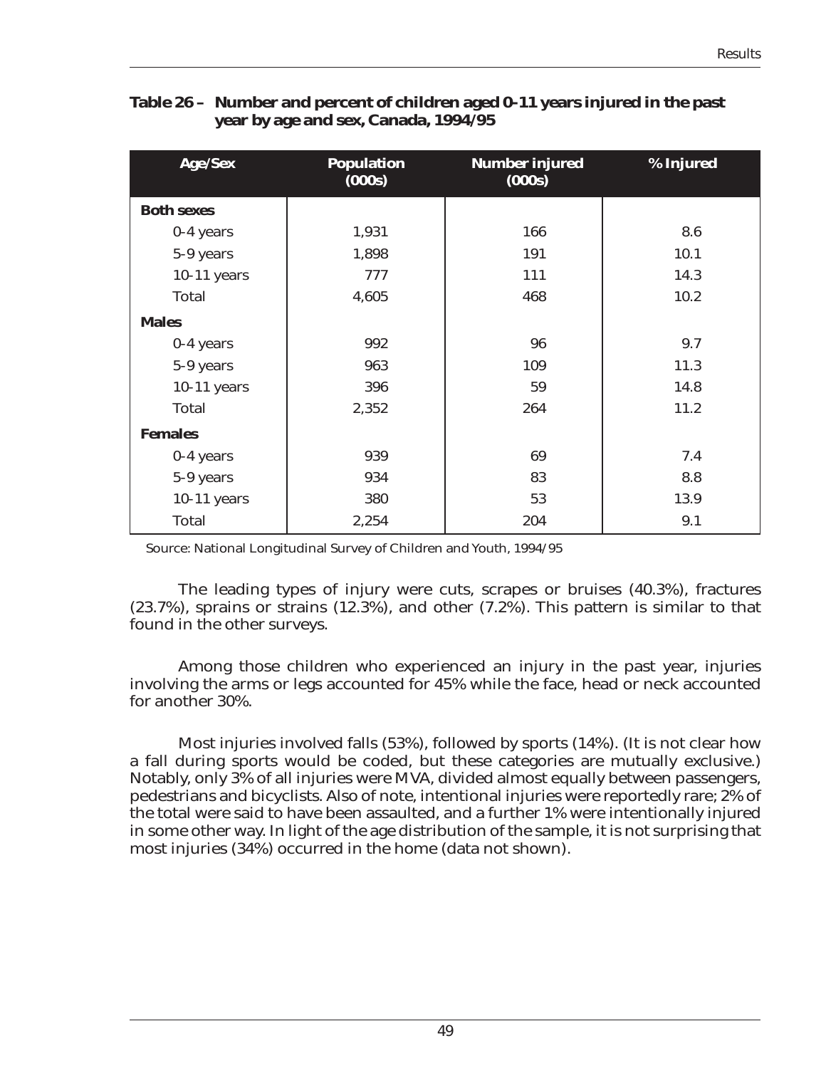**Table 26 – Number and percent of children aged 0-11 years injured in the past year by age and sex, Canada, 1994/95**

| Age/Sex | Population (000s) | Number injured (000s) | % Injured |
|---|---|---|---|
| **Both sexes** | | | |
| 0-4 years | 1,931 | 166 | 8.6 |
| 5-9 years | 1,898 | 191 | 10.1 |
| 10-11 years | 777 | 111 | 14.3 |
| Total | 4,605 | 468 | 10.2 |
| **Males** | | | |
| 0-4 years | 992 | 96 | 9.7 |
| 5-9 years | 963 | 109 | 11.3 |
| 10-11 years | 396 | 59 | 14.8 |
| Total | 2,352 | 264 | 11.2 |
| **Females** | | | |
| 0-4 years | 939 | 69 | 7.4 |
| 5-9 years | 934 | 83 | 8.8 |
| 10-11 years | 380 | 53 | 13.9 |
| Total | 2,254 | 204 | 9.1 |

Source: National Longitudinal Survey of Children and Youth, 1994/95

The leading types of injury were cuts, scrapes or bruises (40.3%), fractures (23.7%), sprains or strains (12.3%), and other (7.2%). This pattern is similar to that found in the other surveys.

Among those children who experienced an injury in the past year, injuries involving the arms or legs accounted for 45% while the face, head or neck accounted for another 30%.

Most injuries involved falls (53%), followed by sports (14%). (It is not clear how a fall during sports would be coded, but these categories are mutually exclusive.) Notably, only 3% of all injuries were MVA, divided almost equally between passengers, pedestrians and bicyclists. Also of note, intentional injuries were reportedly rare; 2% of the total were said to have been assaulted, and a further 1% were intentionally injured in some other way. In light of the age distribution of the sample, it is not surprising that most injuries (34%) occurred in the home (data not shown).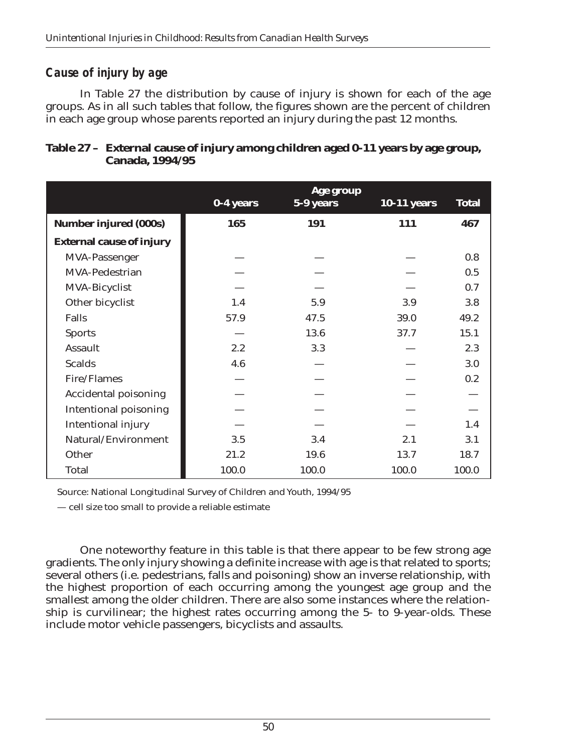### *Cause of injury by age*

In Table 27 the distribution by cause of injury is shown for each of the age groups. As in all such tables that follow, the figures shown are the percent of children in each age group whose parents reported an injury during the past 12 months.

**Table 27 – External cause of injury among children aged 0-11 years by age group, Canada, 1994/95**

| | Age group | | | |
|---|---|---|---|---|
| | **0-4 years** | **5-9 years** | **10-11 years** | **Total** |
| **Number injured (000s)** | **165** | **191** | **111** | **467** |
| **External cause of injury** | | | | |
| MVA-Passenger | — | — | — | 0.8 |
| MVA-Pedestrian | — | — | — | 0.5 |
| MVA-Bicyclist | — | — | — | 0.7 |
| Other bicyclist | 1.4 | 5.9 | 3.9 | 3.8 |
| Falls | 57.9 | 47.5 | 39.0 | 49.2 |
| Sports | — | 13.6 | 37.7 | 15.1 |
| Assault | 2.2 | 3.3 | — | 2.3 |
| Scalds | 4.6 | — | — | 3.0 |
| Fire/Flames | — | — | — | 0.2 |
| Accidental poisoning | — | — | — | — |
| Intentional poisoning | — | — | — | — |
| Intentional injury | — | — | — | 1.4 |
| Natural/Environment | 3.5 | 3.4 | 2.1 | 3.1 |
| Other | 21.2 | 19.6 | 13.7 | 18.7 |
| Total | 100.0 | 100.0 | 100.0 | 100.0 |

Source: National Longitudinal Survey of Children and Youth, 1994/95

— cell size too small to provide a reliable estimate

One noteworthy feature in this table is that there appear to be few strong age gradients. The only injury showing a definite increase with age is that related to sports; several others (i.e. pedestrians, falls and poisoning) show an inverse relationship, with the highest proportion of each occurring among the youngest age group and the smallest among the older children. There are also some instances where the relationship is curvilinear; the highest rates occurring among the 5- to 9-year-olds. These include motor vehicle passengers, bicyclists and assaults.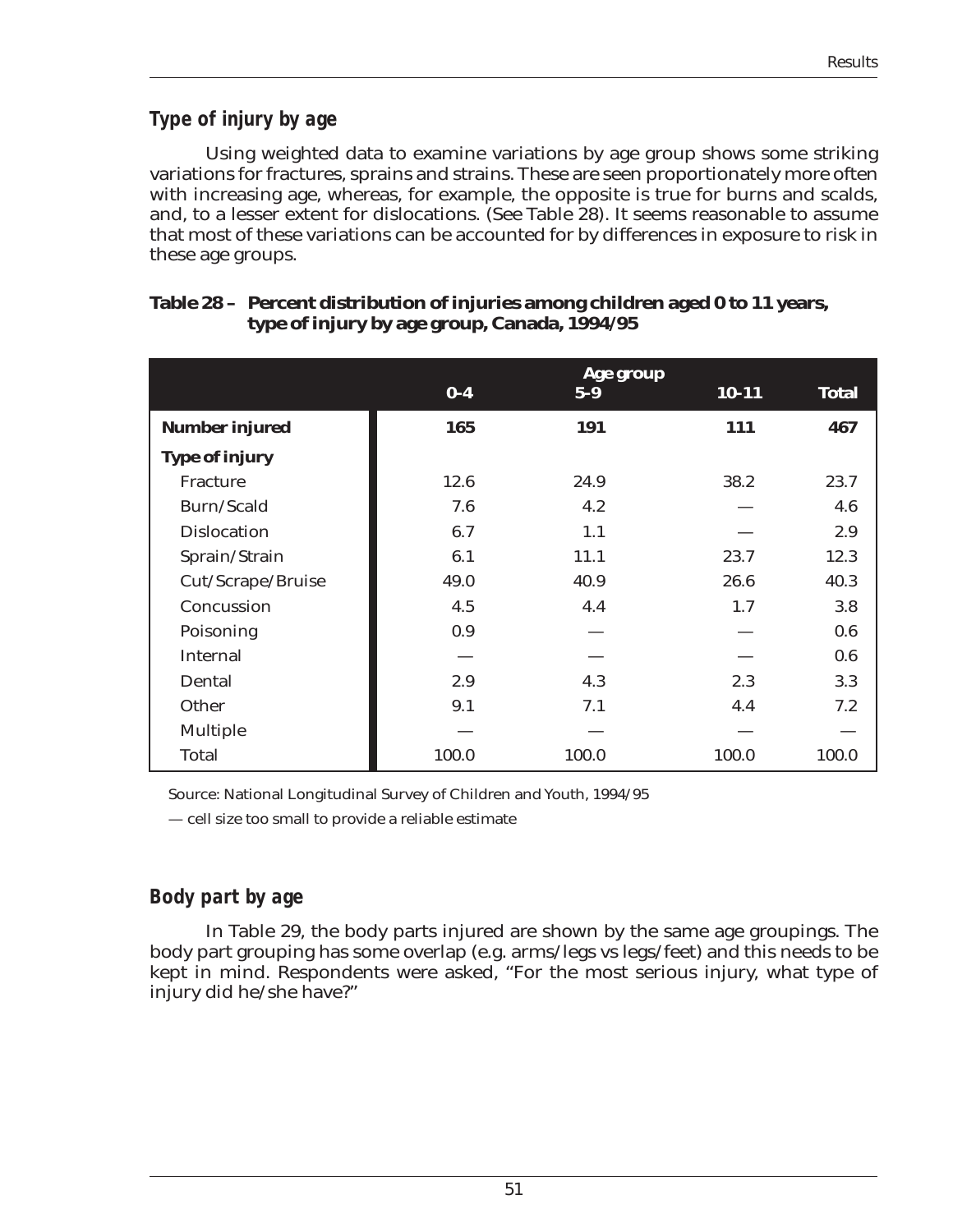### Type of injury by age

Using weighted data to examine variations by age group shows some striking variations for fractures, sprains and strains. These are seen proportionately more often with increasing age, whereas, for example, the opposite is true for burns and scalds, and, to a lesser extent for dislocations. (See Table 28). It seems reasonable to assume that most of these variations can be accounted for by differences in exposure to risk in these age groups.

**Table 28 – Percent distribution of injuries among children aged 0 to 11 years, type of injury by age group, Canada, 1994/95**

| | Age group | | | |
|---|---|---|---|---|
| | **0-4** | **5-9** | **10-11** | **Total** |
| **Number injured** | **165** | **191** | **111** | **467** |
| **Type of injury** | | | | |
| Fracture | 12.6 | 24.9 | 38.2 | 23.7 |
| Burn/Scald | 7.6 | 4.2 | — | 4.6 |
| Dislocation | 6.7 | 1.1 | — | 2.9 |
| Sprain/Strain | 6.1 | 11.1 | 23.7 | 12.3 |
| Cut/Scrape/Bruise | 49.0 | 40.9 | 26.6 | 40.3 |
| Concussion | 4.5 | 4.4 | 1.7 | 3.8 |
| Poisoning | 0.9 | — | — | 0.6 |
| Internal | — | — | — | 0.6 |
| Dental | 2.9 | 4.3 | 2.3 | 3.3 |
| Other | 9.1 | 7.1 | 4.4 | 7.2 |
| Multiple | — | — | — | — |
| Total | 100.0 | 100.0 | 100.0 | 100.0 |

Source: National Longitudinal Survey of Children and Youth, 1994/95

— cell size too small to provide a reliable estimate

### Body part by age

In Table 29, the body parts injured are shown by the same age groupings. The body part grouping has some overlap (e.g. arms/legs vs legs/feet) and this needs to be kept in mind. Respondents were asked, "For the most serious injury, what type of injury did he/she have?"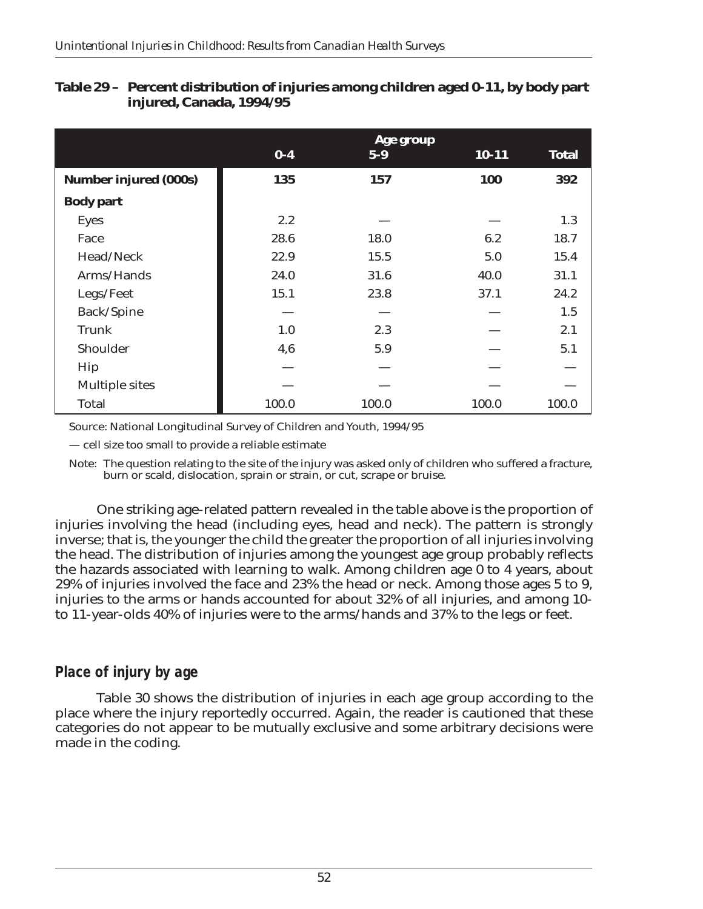**Table 29 – Percent distribution of injuries among children aged 0-11, by body part injured, Canada, 1994/95**

| | Age group | | | |
|---|---|---|---|---|
| | 0-4 | 5-9 | 10-11 | Total |
| **Number injured (000s)** | **135** | **157** | **100** | **392** |
| **Body part** | | | | |
| Eyes | 2.2 | — | — | 1.3 |
| Face | 28.6 | 18.0 | 6.2 | 18.7 |
| Head/Neck | 22.9 | 15.5 | 5.0 | 15.4 |
| Arms/Hands | 24.0 | 31.6 | 40.0 | 31.1 |
| Legs/Feet | 15.1 | 23.8 | 37.1 | 24.2 |
| Back/Spine | — | — | — | 1.5 |
| Trunk | 1.0 | 2.3 | — | 2.1 |
| Shoulder | 4,6 | 5.9 | — | 5.1 |
| Hip | — | — | — | — |
| Multiple sites | — | — | — | — |
| Total | 100.0 | 100.0 | 100.0 | 100.0 |

Source: National Longitudinal Survey of Children and Youth, 1994/95

— cell size too small to provide a reliable estimate

Note: The question relating to the site of the injury was asked only of children who suffered a fracture, burn or scald, dislocation, sprain or strain, or cut, scrape or bruise.

One striking age-related pattern revealed in the table above is the proportion of injuries involving the head (including eyes, head and neck). The pattern is strongly inverse; that is, the younger the child the greater the proportion of all injuries involving the head. The distribution of injuries among the youngest age group probably reflects the hazards associated with learning to walk. Among children age 0 to 4 years, about 29% of injuries involved the face and 23% the head or neck. Among those ages 5 to 9, injuries to the arms or hands accounted for about 32% of all injuries, and among 10- to 11-year-olds 40% of injuries were to the arms/hands and 37% to the legs or feet.

### *Place of injury by age*

Table 30 shows the distribution of injuries in each age group according to the place where the injury reportedly occurred. Again, the reader is cautioned that these categories do not appear to be mutually exclusive and some arbitrary decisions were made in the coding.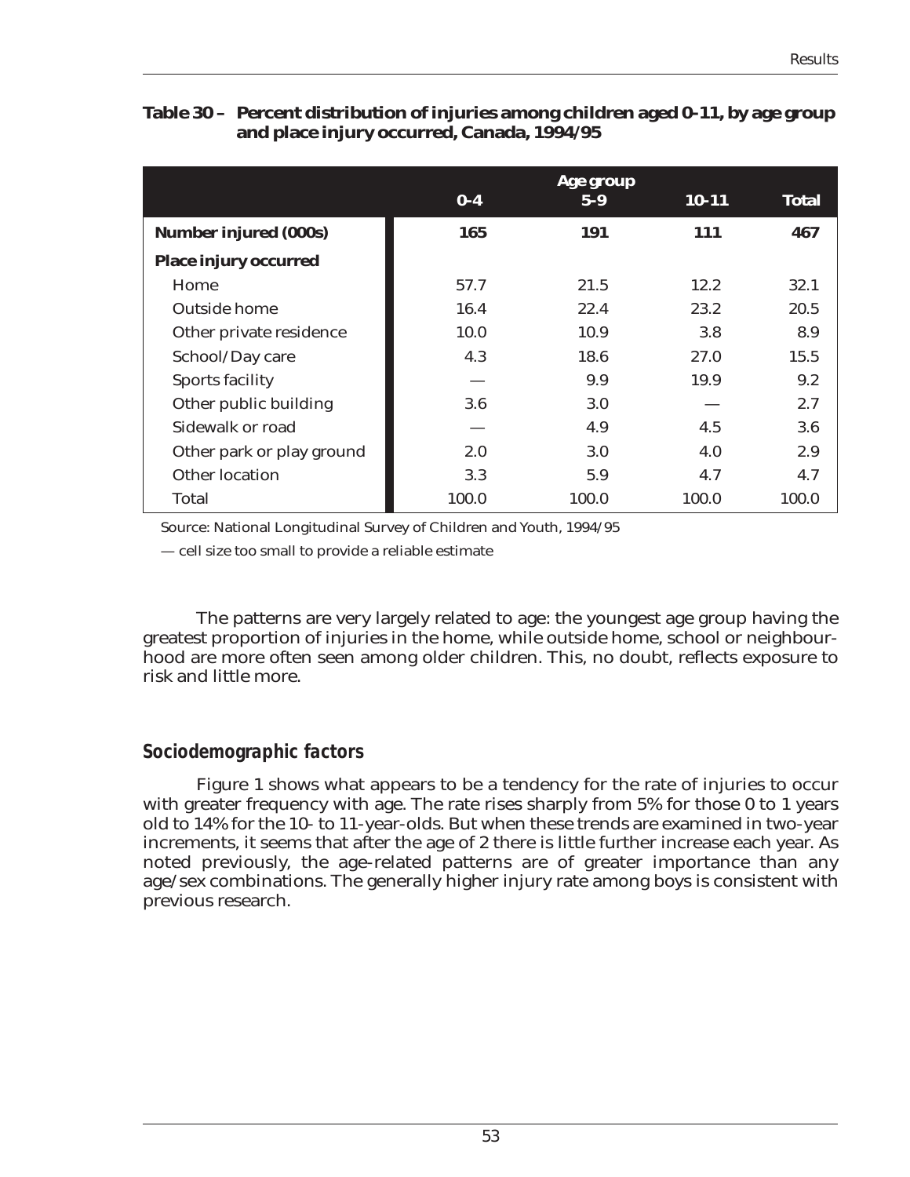**Table 30 – Percent distribution of injuries among children aged 0-11, by age group and place injury occurred, Canada, 1994/95**

| | Age group | | | |
|---|---|---|---|---|
| | 0-4 | 5-9 | 10-11 | Total |
| **Number injured (000s)** | **165** | **191** | **111** | **467** |
| **Place injury occurred** | | | | |
| Home | 57.7 | 21.5 | 12.2 | 32.1 |
| Outside home | 16.4 | 22.4 | 23.2 | 20.5 |
| Other private residence | 10.0 | 10.9 | 3.8 | 8.9 |
| School/Day care | 4.3 | 18.6 | 27.0 | 15.5 |
| Sports facility | — | 9.9 | 19.9 | 9.2 |
| Other public building | 3.6 | 3.0 | — | 2.7 |
| Sidewalk or road | — | 4.9 | 4.5 | 3.6 |
| Other park or play ground | 2.0 | 3.0 | 4.0 | 2.9 |
| Other location | 3.3 | 5.9 | 4.7 | 4.7 |
| Total | 100.0 | 100.0 | 100.0 | 100.0 |

Source: National Longitudinal Survey of Children and Youth, 1994/95

— cell size too small to provide a reliable estimate

The patterns are very largely related to age: the youngest age group having the greatest proportion of injuries in the home, while outside home, school or neighbourhood are more often seen among older children. This, no doubt, reflects exposure to risk and little more.

## Sociodemographic factors

Figure 1 shows what appears to be a tendency for the rate of injuries to occur with greater frequency with age. The rate rises sharply from 5% for those 0 to 1 years old to 14% for the 10- to 11-year-olds. But when these trends are examined in two-year increments, it seems that after the age of 2 there is little further increase each year. As noted previously, the age-related patterns are of greater importance than any age/sex combinations. The generally higher injury rate among boys is consistent with previous research.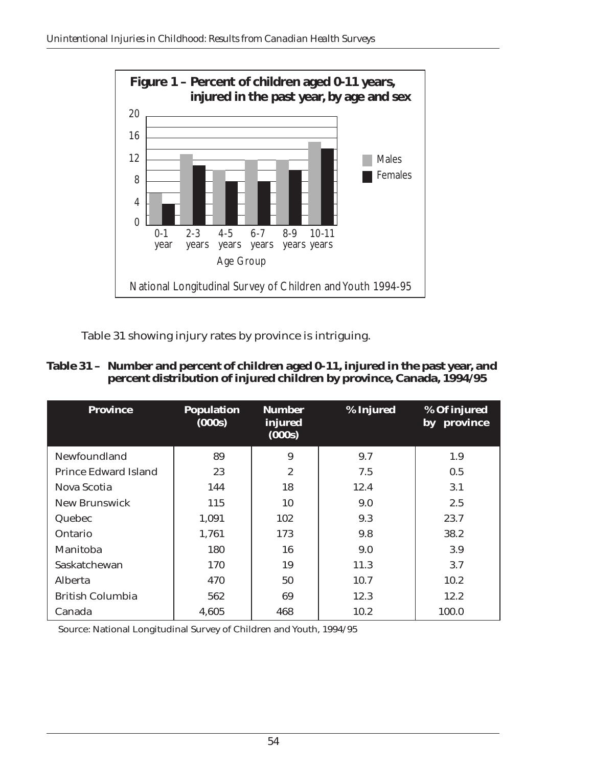**Figure 1 – Percent of children aged 0-11 years, injured in the past year, by age and sex**

National Longitudinal Survey of Children and Youth 1994-95

Table 31 showing injury rates by province is intriguing.

**Table 31 – Number and percent of children aged 0-11, injured in the past year, and percent distribution of injured children by province, Canada, 1994/95**

| Province | Population (000s) | Number injured (000s) | % Injured | % Of injured by province |
|---|---|---|---|---|
| Newfoundland | 89 | 9 | 9.7 | 1.9 |
| Prince Edward Island | 23 | 2 | 7.5 | 0.5 |
| Nova Scotia | 144 | 18 | 12.4 | 3.1 |
| New Brunswick | 115 | 10 | 9.0 | 2.5 |
| Quebec | 1,091 | 102 | 9.3 | 23.7 |
| Ontario | 1,761 | 173 | 9.8 | 38.2 |
| Manitoba | 180 | 16 | 9.0 | 3.9 |
| Saskatchewan | 170 | 19 | 11.3 | 3.7 |
| Alberta | 470 | 50 | 10.7 | 10.2 |
| British Columbia | 562 | 69 | 12.3 | 12.2 |
| Canada | 4,605 | 468 | 10.2 | 100.0 |

Source: National Longitudinal Survey of Children and Youth, 1994/95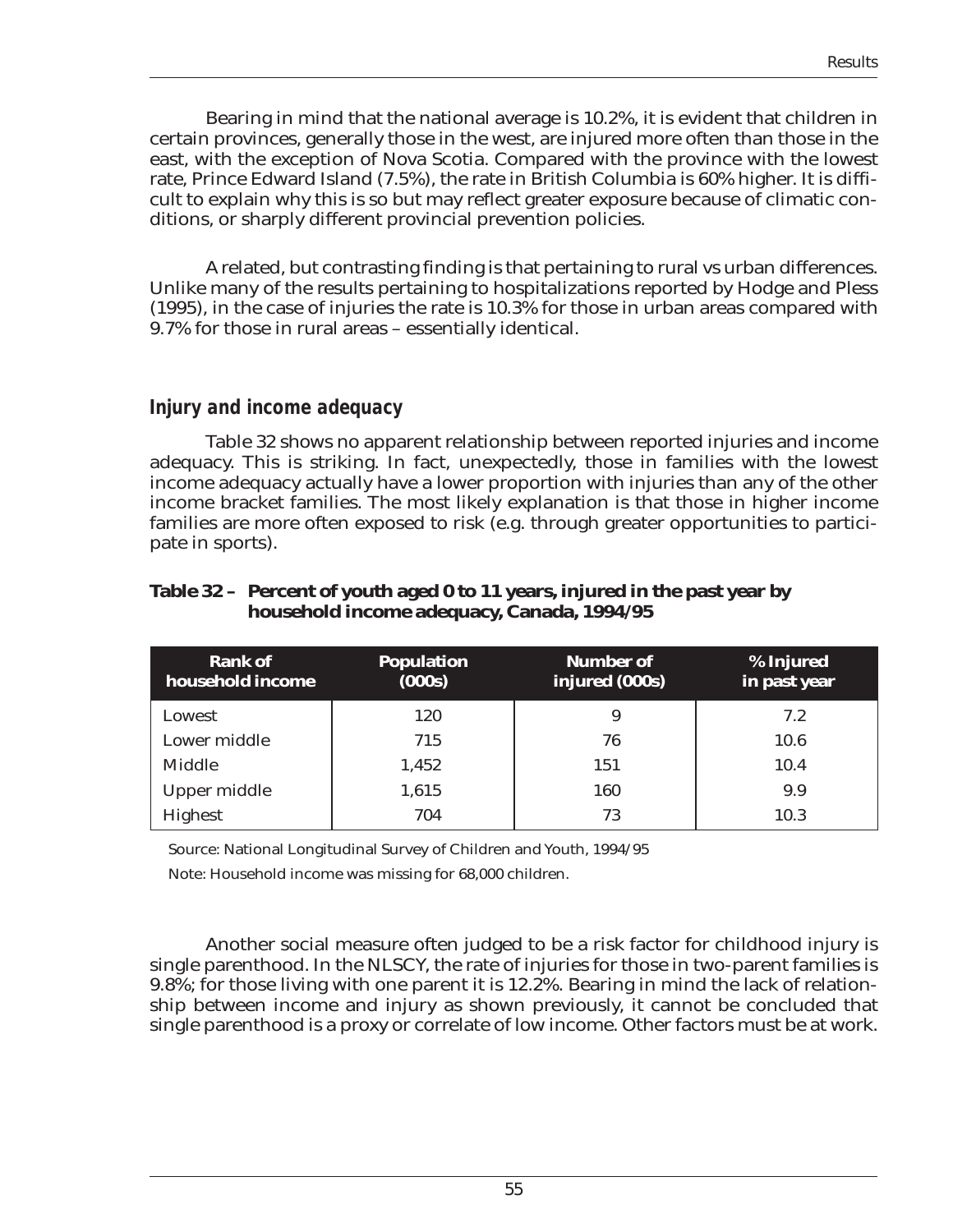Bearing in mind that the national average is 10.2%, it is evident that children in certain provinces, generally those in the west, are injured more often than those in the east, with the exception of Nova Scotia. Compared with the province with the lowest rate, Prince Edward Island (7.5%), the rate in British Columbia is 60% higher. It is difficult to explain why this is so but may reflect greater exposure because of climatic conditions, or sharply different provincial prevention policies.

A related, but contrasting finding is that pertaining to rural vs urban differences. Unlike many of the results pertaining to hospitalizations reported by Hodge and Pless (1995), in the case of injuries the rate is 10.3% for those in urban areas compared with 9.7% for those in rural areas – essentially identical.

## *Injury and income adequacy*

Table 32 shows no apparent relationship between reported injuries and income adequacy. This is striking. In fact, unexpectedly, those in families with the lowest income adequacy actually have a lower proportion with injuries than any of the other income bracket families. The most likely explanation is that those in higher income families are more often exposed to risk (e.g. through greater opportunities to participate in sports).

**Table 32 – Percent of youth aged 0 to 11 years, injured in the past year by household income adequacy, Canada, 1994/95**

| Rank of household income | Population (000s) | Number of injured (000s) | % Injured in past year |
|---|---|---|---|
| Lowest | 120 | 9 | 7.2 |
| Lower middle | 715 | 76 | 10.6 |
| Middle | 1,452 | 151 | 10.4 |
| Upper middle | 1,615 | 160 | 9.9 |
| Highest | 704 | 73 | 10.3 |

Source: National Longitudinal Survey of Children and Youth, 1994/95

Note: Household income was missing for 68,000 children.

Another social measure often judged to be a risk factor for childhood injury is single parenthood. In the NLSCY, the rate of injuries for those in two-parent families is 9.8%; for those living with one parent it is 12.2%. Bearing in mind the lack of relationship between income and injury as shown previously, it cannot be concluded that single parenthood is a proxy or correlate of low income. Other factors must be at work.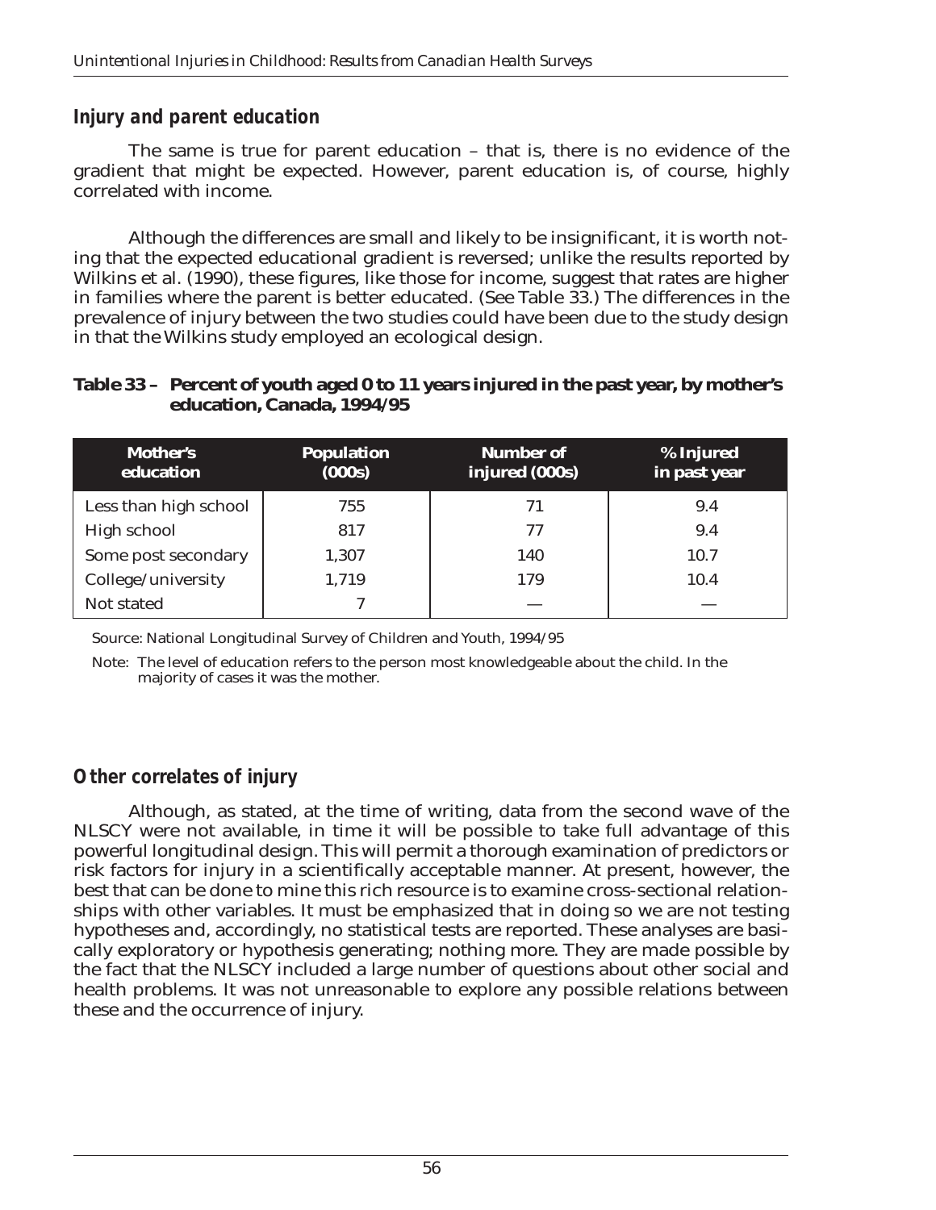## Injury and parent education

The same is true for parent education – that is, there is no evidence of the gradient that might be expected. However, parent education is, of course, highly correlated with income.

Although the differences are small and likely to be insignificant, it is worth noting that the expected educational gradient is reversed; unlike the results reported by Wilkins et al. (1990), these figures, like those for income, suggest that rates are higher in families where the parent is better educated. (See Table 33.) The differences in the prevalence of injury between the two studies could have been due to the study design in that the Wilkins study employed an ecological design.

**Table 33 – Percent of youth aged 0 to 11 years injured in the past year, by mother's education, Canada, 1994/95**

| Mother's education | Population (000s) | Number of injured (000s) | % Injured in past year |
|---|---|---|---|
| Less than high school | 755 | 71 | 9.4 |
| High school | 817 | 77 | 9.4 |
| Some post secondary | 1,307 | 140 | 10.7 |
| College/university | 1,719 | 179 | 10.4 |
| Not stated | 7 | — | — |

Source: National Longitudinal Survey of Children and Youth, 1994/95

Note: The level of education refers to the person most knowledgeable about the child. In the majority of cases it was the mother.

## Other correlates of injury

Although, as stated, at the time of writing, data from the second wave of the NLSCY were not available, in time it will be possible to take full advantage of this powerful longitudinal design. This will permit a thorough examination of predictors or risk factors for injury in a scientifically acceptable manner. At present, however, the best that can be done to mine this rich resource is to examine cross-sectional relationships with other variables. It must be emphasized that in doing so we are not testing hypotheses and, accordingly, no statistical tests are reported. These analyses are basically exploratory or hypothesis generating; nothing more. They are made possible by the fact that the NLSCY included a large number of questions about other social and health problems. It was not unreasonable to explore any possible relations between these and the occurrence of injury.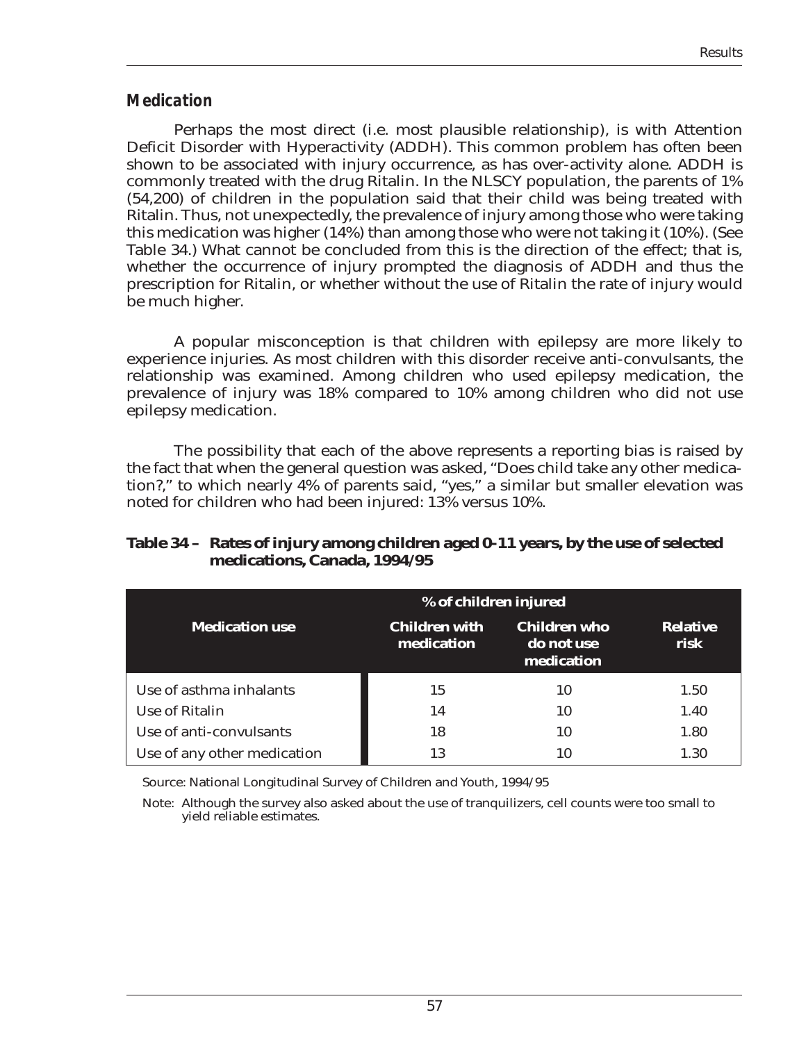### *Medication*

Perhaps the most direct (i.e. most plausible relationship), is with Attention Deficit Disorder with Hyperactivity (ADDH). This common problem has often been shown to be associated with injury occurrence, as has over-activity alone. ADDH is commonly treated with the drug Ritalin. In the NLSCY population, the parents of 1% (54,200) of children in the population said that their child was being treated with Ritalin. Thus, not unexpectedly, the prevalence of injury among those who were taking this medication was higher (14%) than among those who were not taking it (10%). (See Table 34.) What cannot be concluded from this is the direction of the effect; that is, whether the occurrence of injury prompted the diagnosis of ADDH and thus the prescription for Ritalin, or whether without the use of Ritalin the rate of injury would be much higher.

A popular misconception is that children with epilepsy are more likely to experience injuries. As most children with this disorder receive anti-convulsants, the relationship was examined. Among children who used epilepsy medication, the prevalence of injury was 18% compared to 10% among children who did not use epilepsy medication.

The possibility that each of the above represents a reporting bias is raised by the fact that when the general question was asked, "Does child take any other medication?," to which nearly 4% of parents said, "yes," a similar but smaller elevation was noted for children who had been injured: 13% versus 10%.

**Table 34 – Rates of injury among children aged 0-11 years, by the use of selected medications, Canada, 1994/95**

| Medication use | % of children injured | | |
|---|---|---|---|
| | Children with medication | Children who do not use medication | Relative risk |
| Use of asthma inhalants | 15 | 10 | 1.50 |
| Use of Ritalin | 14 | 10 | 1.40 |
| Use of anti-convulsants | 18 | 10 | 1.80 |
| Use of any other medication | 13 | 10 | 1.30 |

Source: National Longitudinal Survey of Children and Youth, 1994/95

Note: Although the survey also asked about the use of tranquilizers, cell counts were too small to yield reliable estimates.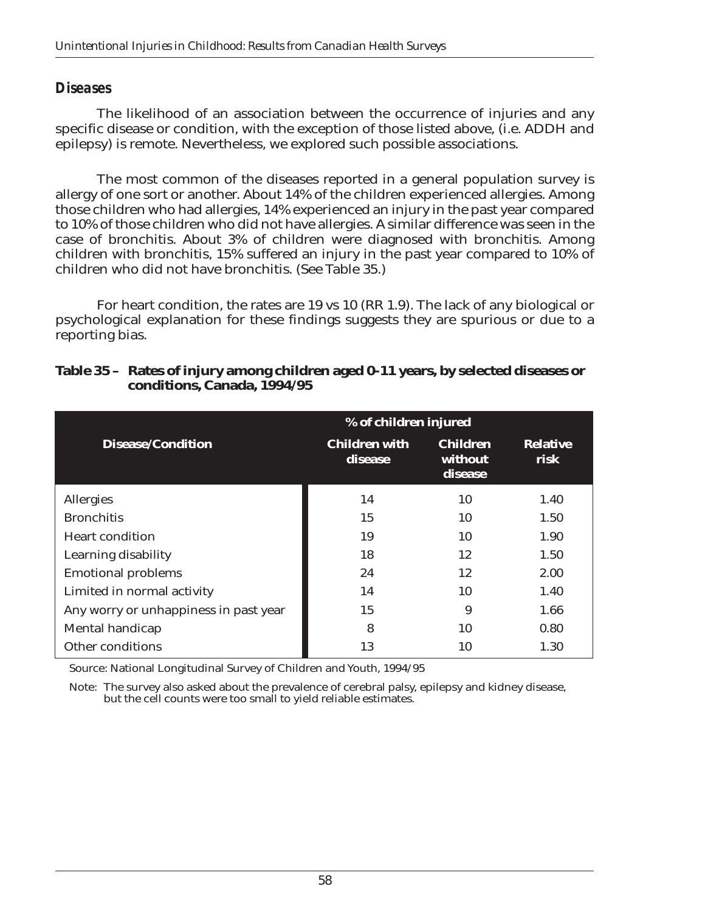## *Diseases*

The likelihood of an association between the occurrence of injuries and any specific disease or condition, with the exception of those listed above, (i.e. ADDH and epilepsy) is remote. Nevertheless, we explored such possible associations.

The most common of the diseases reported in a general population survey is allergy of one sort or another. About 14% of the children experienced allergies. Among those children who had allergies, 14% experienced an injury in the past year compared to 10% of those children who did not have allergies. A similar difference was seen in the case of bronchitis. About 3% of children were diagnosed with bronchitis. Among children with bronchitis, 15% suffered an injury in the past year compared to 10% of children who did not have bronchitis. (See Table 35.)

For heart condition, the rates are 19 vs 10 (RR 1.9). The lack of any biological or psychological explanation for these findings suggests they are spurious or due to a reporting bias.

**Table 35 – Rates of injury among children aged 0-11 years, by selected diseases or conditions, Canada, 1994/95**

| Disease/Condition | % of children injured | | |
|---|---|---|---|
| | Children with disease | Children without disease | Relative risk |
| Allergies | 14 | 10 | 1.40 |
| Bronchitis | 15 | 10 | 1.50 |
| Heart condition | 19 | 10 | 1.90 |
| Learning disability | 18 | 12 | 1.50 |
| Emotional problems | 24 | 12 | 2.00 |
| Limited in normal activity | 14 | 10 | 1.40 |
| Any worry or unhappiness in past year | 15 | 9 | 1.66 |
| Mental handicap | 8 | 10 | 0.80 |
| Other conditions | 13 | 10 | 1.30 |

Source: National Longitudinal Survey of Children and Youth, 1994/95

Note: The survey also asked about the prevalence of cerebral palsy, epilepsy and kidney disease, but the cell counts were too small to yield reliable estimates.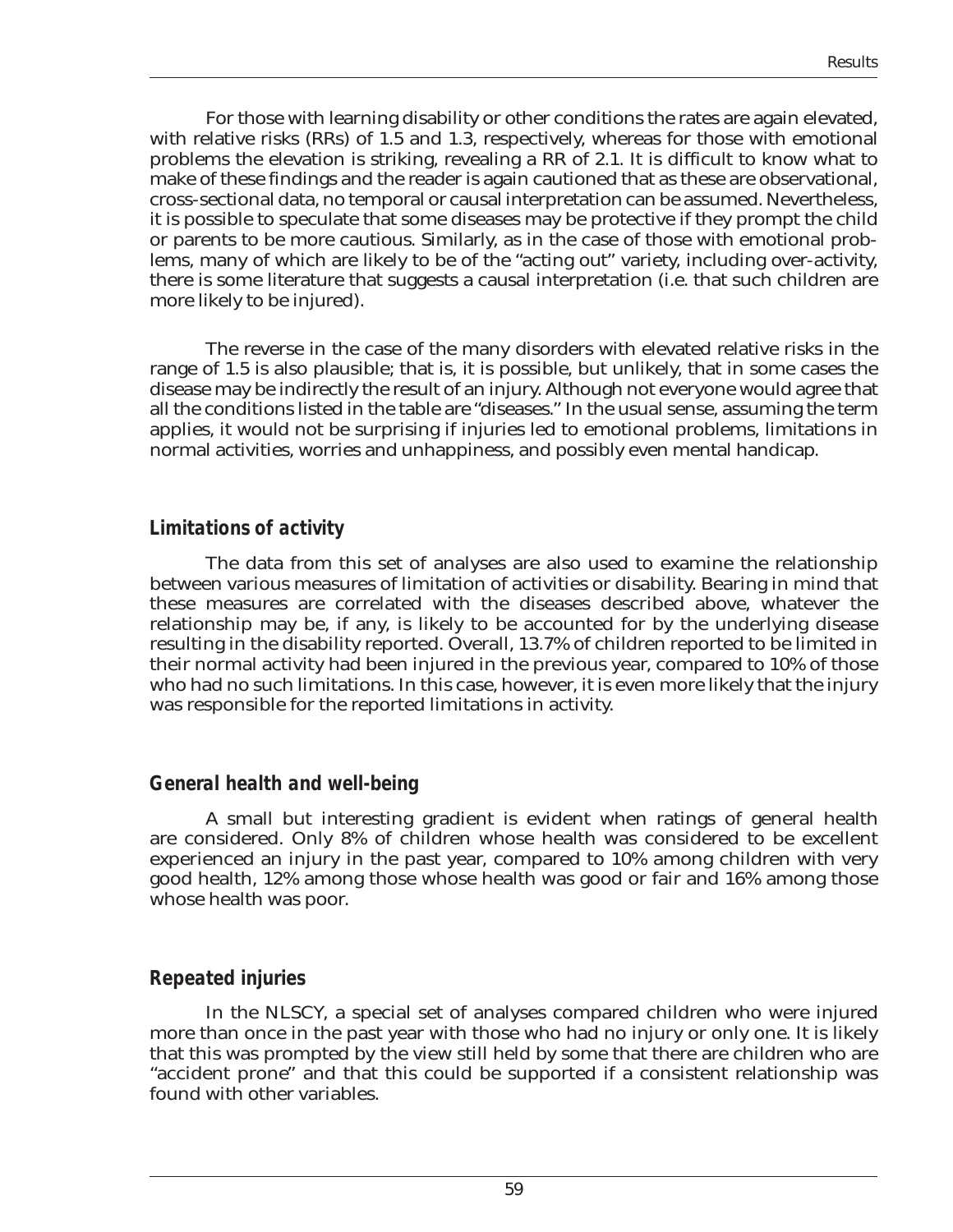For those with learning disability or other conditions the rates are again elevated, with relative risks (RRs) of 1.5 and 1.3, respectively, whereas for those with emotional problems the elevation is striking, revealing a RR of 2.1. It is difficult to know what to make of these findings and the reader is again cautioned that as these are observational, cross-sectional data, no temporal or causal interpretation can be assumed. Nevertheless, it is possible to speculate that some diseases may be protective if they prompt the child or parents to be more cautious. Similarly, as in the case of those with emotional problems, many of which are likely to be of the "acting out" variety, including over-activity, there is some literature that suggests a causal interpretation (i.e. that such children are more likely to be injured).

The reverse in the case of the many disorders with elevated relative risks in the range of 1.5 is also plausible; that is, it is possible, but unlikely, that in some cases the disease may be indirectly the result of an injury. Although not everyone would agree that all the conditions listed in the table are "diseases." In the usual sense, assuming the term applies, it would not be surprising if injuries led to emotional problems, limitations in normal activities, worries and unhappiness, and possibly even mental handicap.

### *Limitations of activity*

The data from this set of analyses are also used to examine the relationship between various measures of limitation of activities or disability. Bearing in mind that these measures are correlated with the diseases described above, whatever the relationship may be, if any, is likely to be accounted for by the underlying disease resulting in the disability reported. Overall, 13.7% of children reported to be limited in their normal activity had been injured in the previous year, compared to 10% of those who had no such limitations. In this case, however, it is even more likely that the injury was responsible for the reported limitations in activity.

### *General health and well-being*

A small but interesting gradient is evident when ratings of general health are considered. Only 8% of children whose health was considered to be excellent experienced an injury in the past year, compared to 10% among children with very good health, 12% among those whose health was good or fair and 16% among those whose health was poor.

### *Repeated injuries*

In the NLSCY, a special set of analyses compared children who were injured more than once in the past year with those who had no injury or only one. It is likely that this was prompted by the view still held by some that there are children who are "accident prone" and that this could be supported if a consistent relationship was found with other variables.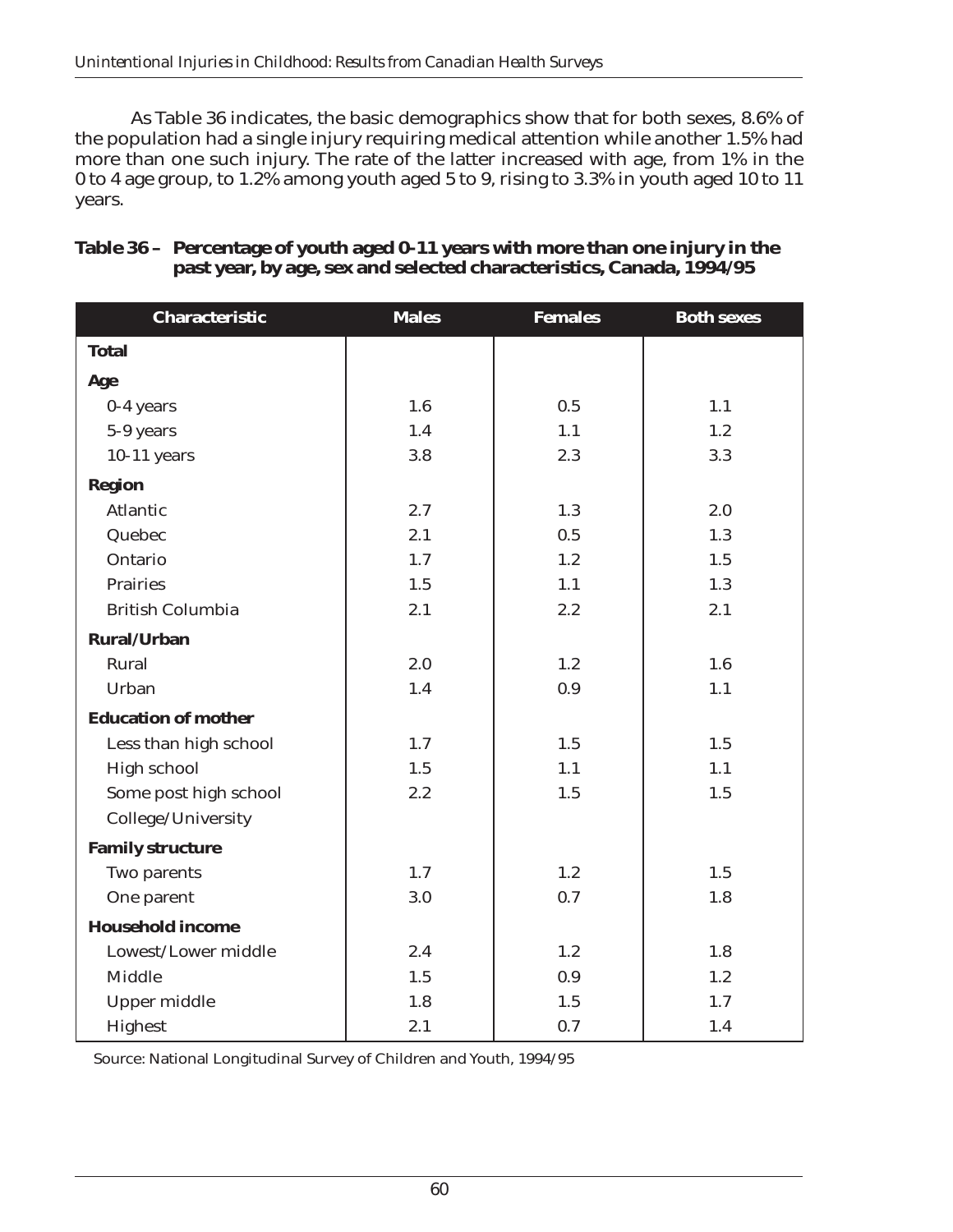As Table 36 indicates, the basic demographics show that for both sexes, 8.6% of the population had a single injury requiring medical attention while another 1.5% had more than one such injury. The rate of the latter increased with age, from 1% in the 0 to 4 age group, to 1.2% among youth aged 5 to 9, rising to 3.3% in youth aged 10 to 11 years.

**Table 36 – Percentage of youth aged 0-11 years with more than one injury in the past year, by age, sex and selected characteristics, Canada, 1994/95**

| Characteristic | Males | Females | Both sexes |
|---|---|---|---|
| **Total** | | | |
| **Age** | | | |
| 0-4 years | 1.6 | 0.5 | 1.1 |
| 5-9 years | 1.4 | 1.1 | 1.2 |
| 10-11 years | 3.8 | 2.3 | 3.3 |
| **Region** | | | |
| Atlantic | 2.7 | 1.3 | 2.0 |
| Quebec | 2.1 | 0.5 | 1.3 |
| Ontario | 1.7 | 1.2 | 1.5 |
| Prairies | 1.5 | 1.1 | 1.3 |
| British Columbia | 2.1 | 2.2 | 2.1 |
| **Rural/Urban** | | | |
| Rural | 2.0 | 1.2 | 1.6 |
| Urban | 1.4 | 0.9 | 1.1 |
| **Education of mother** | | | |
| Less than high school | 1.7 | 1.5 | 1.5 |
| High school | 1.5 | 1.1 | 1.1 |
| Some post high school | 2.2 | 1.5 | 1.5 |
| College/University | | | |
| **Family structure** | | | |
| Two parents | 1.7 | 1.2 | 1.5 |
| One parent | 3.0 | 0.7 | 1.8 |
| **Household income** | | | |
| Lowest/Lower middle | 2.4 | 1.2 | 1.8 |
| Middle | 1.5 | 0.9 | 1.2 |
| Upper middle | 1.8 | 1.5 | 1.7 |
| Highest | 2.1 | 0.7 | 1.4 |

Source: National Longitudinal Survey of Children and Youth, 1994/95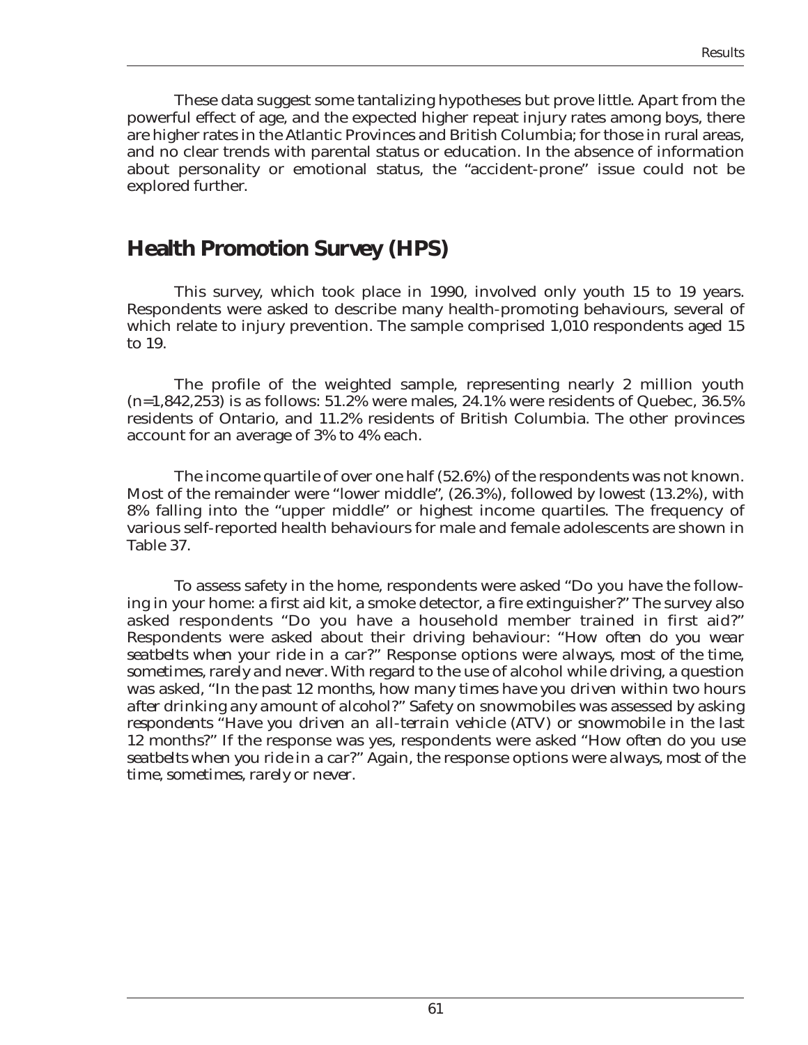These data suggest some tantalizing hypotheses but prove little. Apart from the powerful effect of age, and the expected higher repeat injury rates among boys, there are higher rates in the Atlantic Provinces and British Columbia; for those in rural areas, and no clear trends with parental status or education. In the absence of information about personality or emotional status, the "accident-prone" issue could not be explored further.

## Health Promotion Survey (HPS)

This survey, which took place in 1990, involved only youth 15 to 19 years. Respondents were asked to describe many health-promoting behaviours, several of which relate to injury prevention. The sample comprised 1,010 respondents aged 15 to 19.

The profile of the weighted sample, representing nearly 2 million youth (n=1,842,253) is as follows: 51.2% were males, 24.1% were residents of Quebec, 36.5% residents of Ontario, and 11.2% residents of British Columbia. The other provinces account for an average of 3% to 4% each.

The income quartile of over one half (52.6%) of the respondents was not known. Most of the remainder were "lower middle", (26.3%), followed by lowest (13.2%), with 8% falling into the "upper middle" or highest income quartiles. The frequency of various self-reported health behaviours for male and female adolescents are shown in Table 37.

To assess safety in the home, respondents were asked "Do you have the following in your home: a first aid kit, a smoke detector, a fire extinguisher?" The survey also asked respondents "Do you have a household member trained in first aid?" Respondents were asked about their driving behaviour: *"How often do you wear seatbelts when your ride in a car?"* Response options were *always, most of the time, sometimes, rarely* and *never*. With regard to the use of alcohol while driving, a question was asked, *"In the past 12 months, how many times have you driven within two hours after drinking any amount of alcohol?"* Safety on snowmobiles was assessed by asking respondents *"Have you driven an all-terrain vehicle (ATV) or snowmobile in the last 12 months?"* If the response was yes, respondents were asked *"How often do you use seatbelts when you ride in a car?"* Again, the response options were *always, most of the time, sometimes, rarely* or *never*.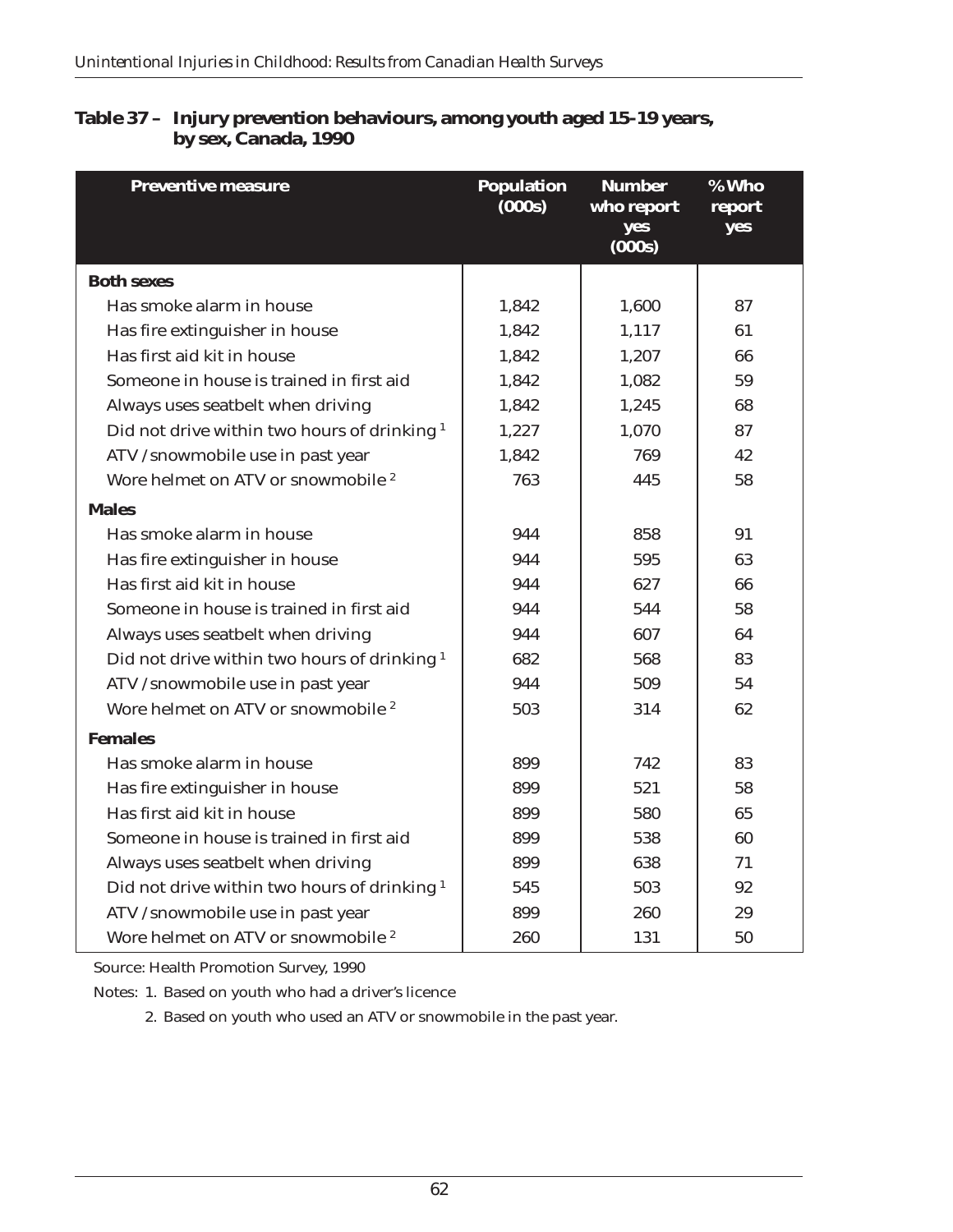**Table 37 – Injury prevention behaviours, among youth aged 15-19 years, by sex, Canada, 1990**

| Preventive measure | Population (000s) | Number who report yes (000s) | % Who report yes |
|---|---|---|---|
| **Both sexes** | | | |
| Has smoke alarm in house | 1,842 | 1,600 | 87 |
| Has fire extinguisher in house | 1,842 | 1,117 | 61 |
| Has first aid kit in house | 1,842 | 1,207 | 66 |
| Someone in house is trained in first aid | 1,842 | 1,082 | 59 |
| Always uses seatbelt when driving | 1,842 | 1,245 | 68 |
| Did not drive within two hours of drinking [1] | 1,227 | 1,070 | 87 |
| ATV / snowmobile use in past year | 1,842 | 769 | 42 |
| Wore helmet on ATV or snowmobile [2] | 763 | 445 | 58 |
| **Males** | | | |
| Has smoke alarm in house | 944 | 858 | 91 |
| Has fire extinguisher in house | 944 | 595 | 63 |
| Has first aid kit in house | 944 | 627 | 66 |
| Someone in house is trained in first aid | 944 | 544 | 58 |
| Always uses seatbelt when driving | 944 | 607 | 64 |
| Did not drive within two hours of drinking [1] | 682 | 568 | 83 |
| ATV / snowmobile use in past year | 944 | 509 | 54 |
| Wore helmet on ATV or snowmobile [2] | 503 | 314 | 62 |
| **Females** | | | |
| Has smoke alarm in house | 899 | 742 | 83 |
| Has fire extinguisher in house | 899 | 521 | 58 |
| Has first aid kit in house | 899 | 580 | 65 |
| Someone in house is trained in first aid | 899 | 538 | 60 |
| Always uses seatbelt when driving | 899 | 638 | 71 |
| Did not drive within two hours of drinking [1] | 545 | 503 | 92 |
| ATV / snowmobile use in past year | 899 | 260 | 29 |
| Wore helmet on ATV or snowmobile [2] | 260 | 131 | 50 |

Source: Health Promotion Survey, 1990

Notes: 1. Based on youth who had a driver's licence

2. Based on youth who used an ATV or snowmobile in the past year.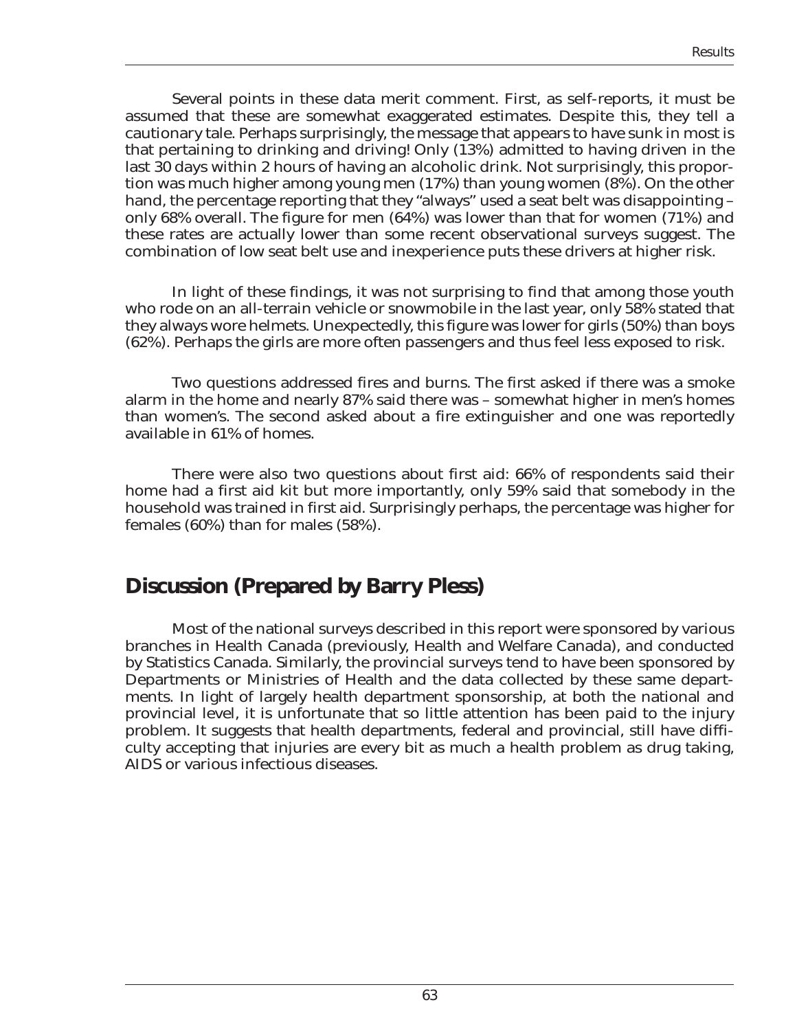Several points in these data merit comment. First, as self-reports, it must be assumed that these are somewhat exaggerated estimates. Despite this, they tell a cautionary tale. Perhaps surprisingly, the message that appears to have sunk in most is that pertaining to drinking and driving! Only (13%) admitted to having driven in the last 30 days within 2 hours of having an alcoholic drink. Not surprisingly, this proportion was much higher among young men (17%) than young women (8%). On the other hand, the percentage reporting that they "always" used a seat belt was disappointing – only 68% overall. The figure for men (64%) was lower than that for women (71%) and these rates are actually lower than some recent observational surveys suggest. The combination of low seat belt use and inexperience puts these drivers at higher risk.

In light of these findings, it was not surprising to find that among those youth who rode on an all-terrain vehicle or snowmobile in the last year, only 58% stated that they always wore helmets. Unexpectedly, this figure was lower for girls (50%) than boys (62%). Perhaps the girls are more often passengers and thus feel less exposed to risk.

Two questions addressed fires and burns. The first asked if there was a smoke alarm in the home and nearly 87% said there was – somewhat higher in men's homes than women's. The second asked about a fire extinguisher and one was reportedly available in 61% of homes.

There were also two questions about first aid: 66% of respondents said their home had a first aid kit but more importantly, only 59% said that somebody in the household was trained in first aid. Surprisingly perhaps, the percentage was higher for females (60%) than for males (58%).

## Discussion (Prepared by Barry Pless)

Most of the national surveys described in this report were sponsored by various branches in Health Canada (previously, Health and Welfare Canada), and conducted by Statistics Canada. Similarly, the provincial surveys tend to have been sponsored by Departments or Ministries of Health and the data collected by these same departments. In light of largely health department sponsorship, at both the national and provincial level, it is unfortunate that so little attention has been paid to the injury problem. It suggests that health departments, federal and provincial, still have difficulty accepting that injuries are every bit as much a health problem as drug taking, AIDS or various infectious diseases.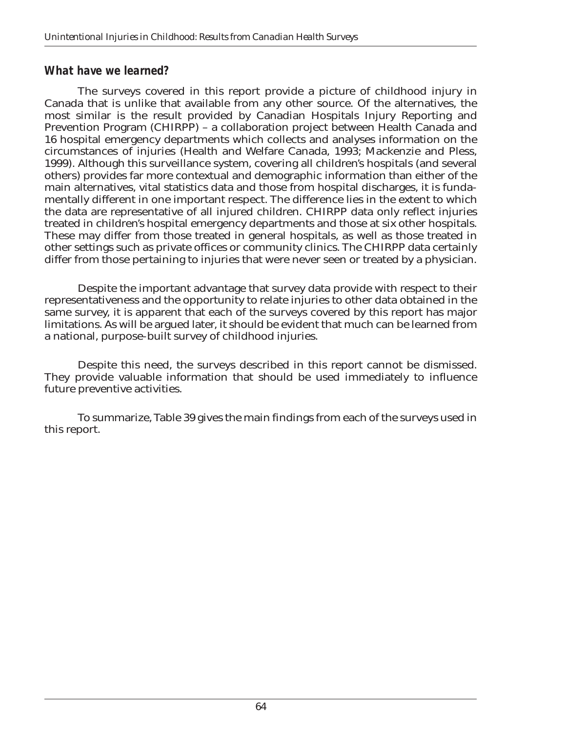## *What have we learned?*

The surveys covered in this report provide a picture of childhood injury in Canada that is unlike that available from any other source. Of the alternatives, the most similar is the result provided by Canadian Hospitals Injury Reporting and Prevention Program (CHIRPP) – a collaboration project between Health Canada and 16 hospital emergency departments which collects and analyses information on the circumstances of injuries (Health and Welfare Canada, 1993; Mackenzie and Pless, 1999). Although this surveillance system, covering all children's hospitals (and several others) provides far more contextual and demographic information than either of the main alternatives, vital statistics data and those from hospital discharges, it is fundamentally different in one important respect. The difference lies in the extent to which the data are representative of all injured children. CHIRPP data only reflect injuries treated in children's hospital emergency departments and those at six other hospitals. These may differ from those treated in general hospitals, as well as those treated in other settings such as private offices or community clinics. The CHIRPP data certainly differ from those pertaining to injuries that were never seen or treated by a physician.

Despite the important advantage that survey data provide with respect to their representativeness and the opportunity to relate injuries to other data obtained in the same survey, it is apparent that each of the surveys covered by this report has major limitations. As will be argued later, it should be evident that much can be learned from a national, purpose-built survey of childhood injuries.

Despite this need, the surveys described in this report cannot be dismissed. They provide valuable information that should be used immediately to influence future preventive activities.

To summarize, Table 39 gives the main findings from each of the surveys used in this report.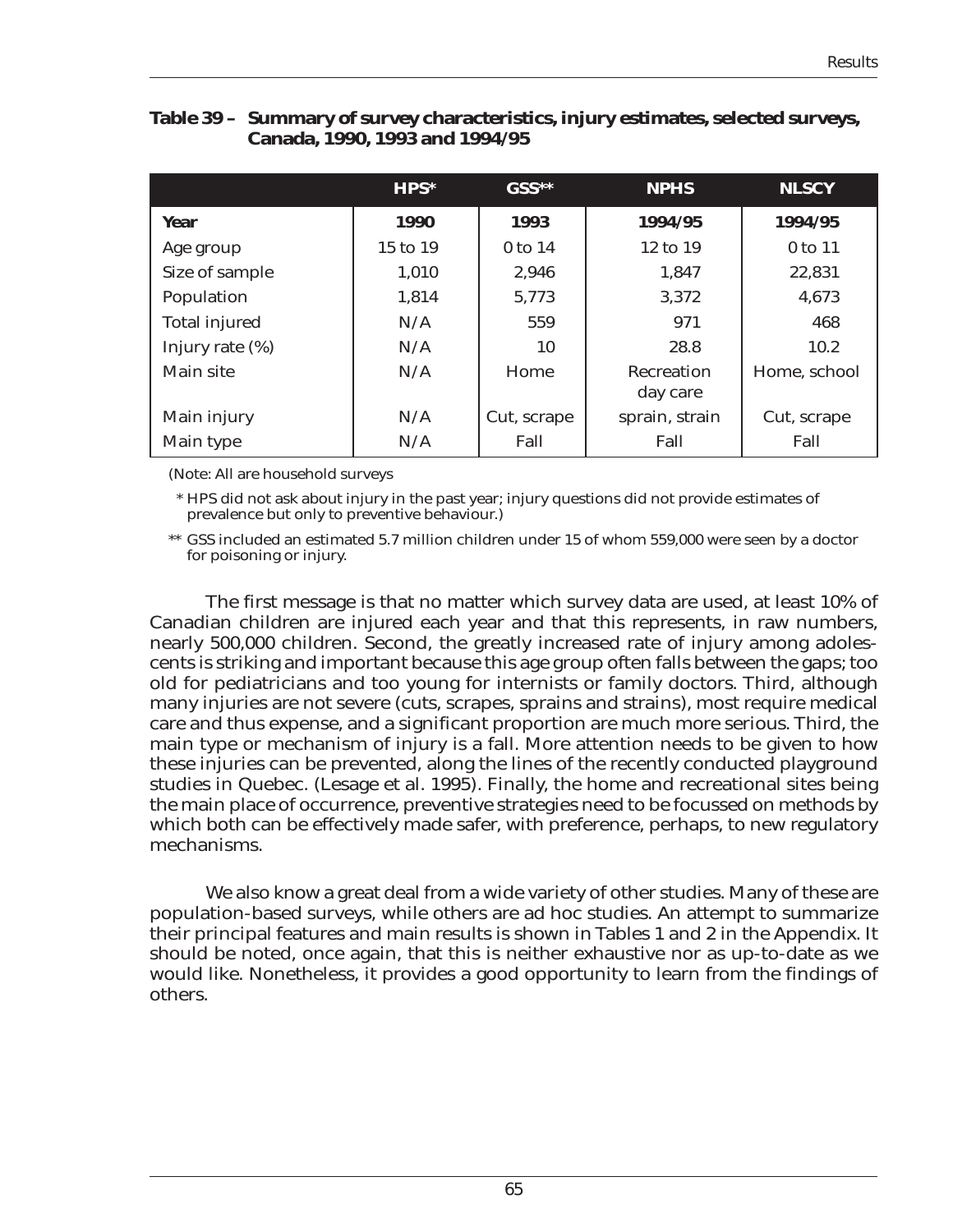**Table 39 – Summary of survey characteristics, injury estimates, selected surveys, Canada, 1990, 1993 and 1994/95**

| | HPS* | GSS** | NPHS | NLSCY |
|---|---|---|---|---|
| **Year** | **1990** | **1993** | **1994/95** | **1994/95** |
| Age group | 15 to 19 | 0 to 14 | 12 to 19 | 0 to 11 |
| Size of sample | 1,010 | 2,946 | 1,847 | 22,831 |
| Population | 1,814 | 5,773 | 3,372 | 4,673 |
| Total injured | N/A | 559 | 971 | 468 |
| Injury rate (%) | N/A | 10 | 28.8 | 10.2 |
| Main site | N/A | Home | Recreation day care | Home, school |
| Main injury | N/A | Cut, scrape | sprain, strain | Cut, scrape |
| Main type | N/A | Fall | Fall | Fall |

(Note: All are household surveys

\* HPS did not ask about injury in the past year; injury questions did not provide estimates of prevalence but only to preventive behaviour.)

\*\* GSS included an estimated 5.7 million children under 15 of whom 559,000 were seen by a doctor for poisoning or injury.

The first message is that no matter which survey data are used, at least 10% of Canadian children are injured each year and that this represents, in raw numbers, nearly 500,000 children. Second, the greatly increased rate of injury among adolescents is striking and important because this age group often falls between the gaps; too old for pediatricians and too young for internists or family doctors. Third, although many injuries are not severe (cuts, scrapes, sprains and strains), most require medical care and thus expense, and a significant proportion are much more serious. Third, the main type or mechanism of injury is a fall. More attention needs to be given to how these injuries can be prevented, along the lines of the recently conducted playground studies in Quebec. (Lesage et al. 1995). Finally, the home and recreational sites being the main place of occurrence, preventive strategies need to be focussed on methods by which both can be effectively made safer, with preference, perhaps, to new regulatory mechanisms.

We also know a great deal from a wide variety of other studies. Many of these are population-based surveys, while others are ad hoc studies. An attempt to summarize their principal features and main results is shown in Tables 1 and 2 in the Appendix. It should be noted, once again, that this is neither exhaustive nor as up-to-date as we would like. Nonetheless, it provides a good opportunity to learn from the findings of others.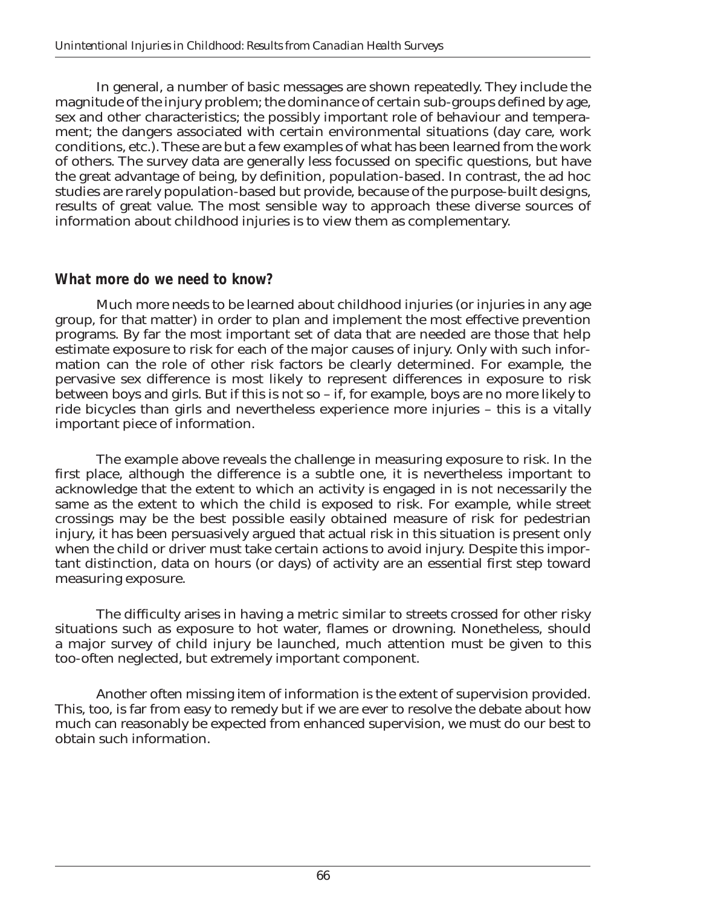In general, a number of basic messages are shown repeatedly. They include the magnitude of the injury problem; the dominance of certain sub-groups defined by age, sex and other characteristics; the possibly important role of behaviour and temperament; the dangers associated with certain environmental situations (day care, work conditions, etc.). These are but a few examples of what has been learned from the work of others. The survey data are generally less focussed on specific questions, but have the great advantage of being, by definition, population-based. In contrast, the ad hoc studies are rarely population-based but provide, because of the purpose-built designs, results of great value. The most sensible way to approach these diverse sources of information about childhood injuries is to view them as complementary.

## What more do we need to know?

Much more needs to be learned about childhood injuries (or injuries in any age group, for that matter) in order to plan and implement the most effective prevention programs. By far the most important set of data that are needed are those that help estimate exposure to risk for each of the major causes of injury. Only with such information can the role of other risk factors be clearly determined. For example, the pervasive sex difference is most likely to represent differences in exposure to risk between boys and girls. But if this is not so – if, for example, boys are no more likely to ride bicycles than girls and nevertheless experience more injuries – this is a vitally important piece of information.

The example above reveals the challenge in measuring exposure to risk. In the first place, although the difference is a subtle one, it is nevertheless important to acknowledge that the extent to which an activity is engaged in is not necessarily the same as the extent to which the child is exposed to risk. For example, while street crossings may be the best possible easily obtained measure of risk for pedestrian injury, it has been persuasively argued that actual risk in this situation is present only when the child or driver must take certain actions to avoid injury. Despite this important distinction, data on hours (or days) of activity are an essential first step toward measuring exposure.

The difficulty arises in having a metric similar to streets crossed for other risky situations such as exposure to hot water, flames or drowning. Nonetheless, should a major survey of child injury be launched, much attention must be given to this too-often neglected, but extremely important component.

Another often missing item of information is the extent of supervision provided. This, too, is far from easy to remedy but if we are ever to resolve the debate about how much can reasonably be expected from enhanced supervision, we must do our best to obtain such information.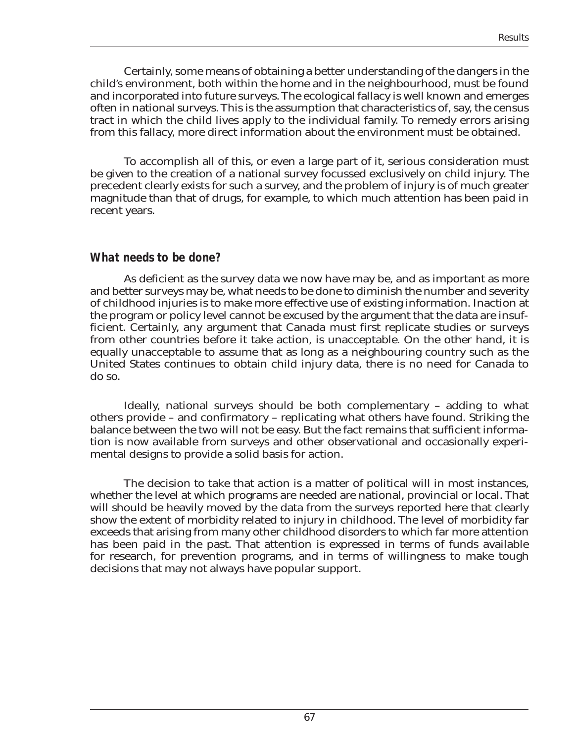Certainly, some means of obtaining a better understanding of the dangers in the child's environment, both within the home and in the neighbourhood, must be found and incorporated into future surveys. The ecological fallacy is well known and emerges often in national surveys. This is the assumption that characteristics of, say, the census tract in which the child lives apply to the individual family. To remedy errors arising from this fallacy, more direct information about the environment must be obtained.

To accomplish all of this, or even a large part of it, serious consideration must be given to the creation of a national survey focussed exclusively on child injury. The precedent clearly exists for such a survey, and the problem of injury is of much greater magnitude than that of drugs, for example, to which much attention has been paid in recent years.

### *What needs to be done?*

As deficient as the survey data we now have may be, and as important as more and better surveys may be, what needs to be done to diminish the number and severity of childhood injuries is to make more effective use of existing information. Inaction at the program or policy level cannot be excused by the argument that the data are insufficient. Certainly, any argument that Canada must first replicate studies or surveys from other countries before it take action, is unacceptable. On the other hand, it is equally unacceptable to assume that as long as a neighbouring country such as the United States continues to obtain child injury data, there is no need for Canada to do so.

Ideally, national surveys should be both complementary – adding to what others provide – and confirmatory – replicating what others have found. Striking the balance between the two will not be easy. But the fact remains that sufficient information is now available from surveys and other observational and occasionally experimental designs to provide a solid basis for action.

The decision to take that action is a matter of political will in most instances, whether the level at which programs are needed are national, provincial or local. That will should be heavily moved by the data from the surveys reported here that clearly show the extent of morbidity related to injury in childhood. The level of morbidity far exceeds that arising from many other childhood disorders to which far more attention has been paid in the past. That attention is expressed in terms of funds available for research, for prevention programs, and in terms of willingness to make tough decisions that may not always have popular support.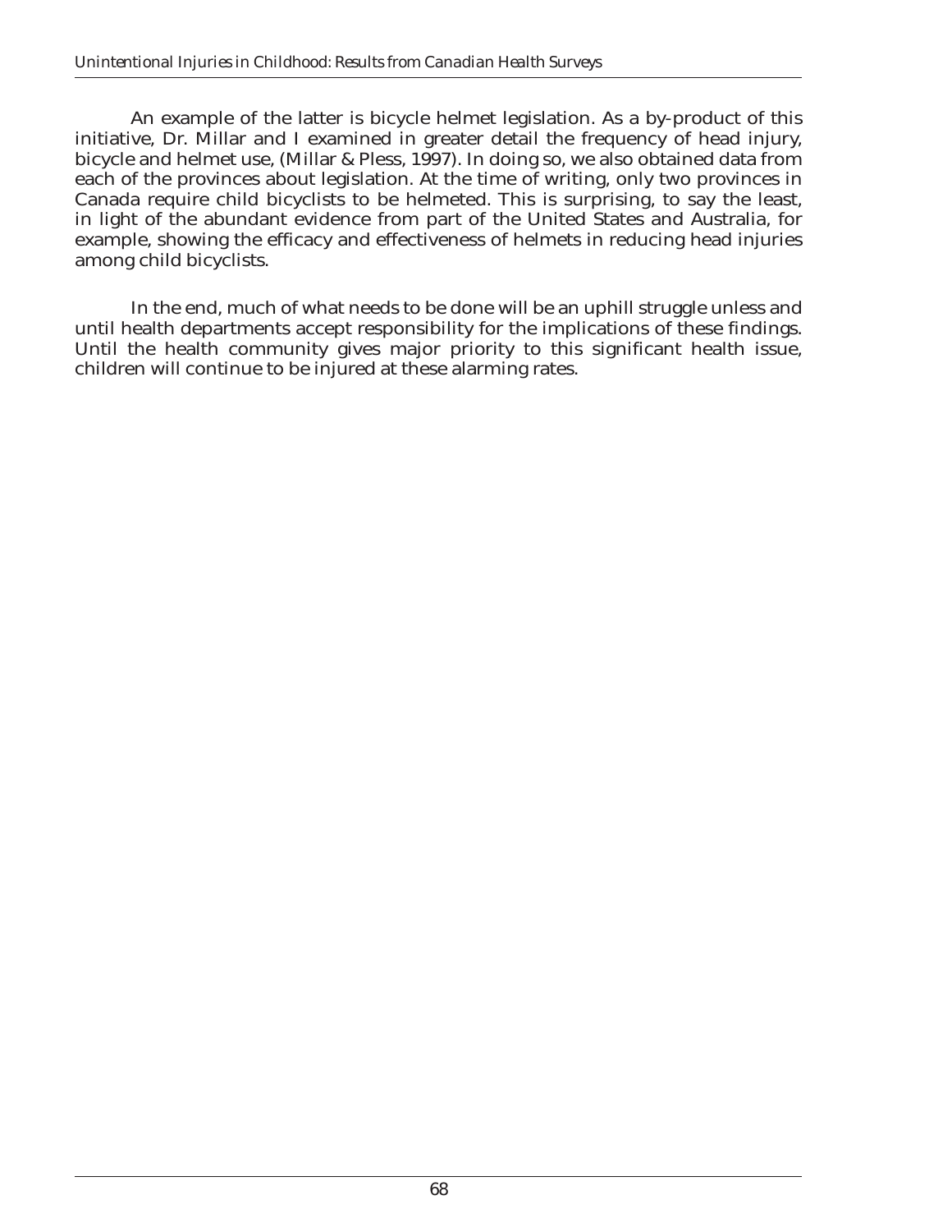An example of the latter is bicycle helmet legislation. As a by-product of this initiative, Dr. Millar and I examined in greater detail the frequency of head injury, bicycle and helmet use, (Millar & Pless, 1997). In doing so, we also obtained data from each of the provinces about legislation. At the time of writing, only two provinces in Canada require child bicyclists to be helmeted. This is surprising, to say the least, in light of the abundant evidence from part of the United States and Australia, for example, showing the efficacy and effectiveness of helmets in reducing head injuries among child bicyclists.

In the end, much of what needs to be done will be an uphill struggle unless and until health departments accept responsibility for the implications of these findings. Until the health community gives major priority to this significant health issue, children will continue to be injured at these alarming rates.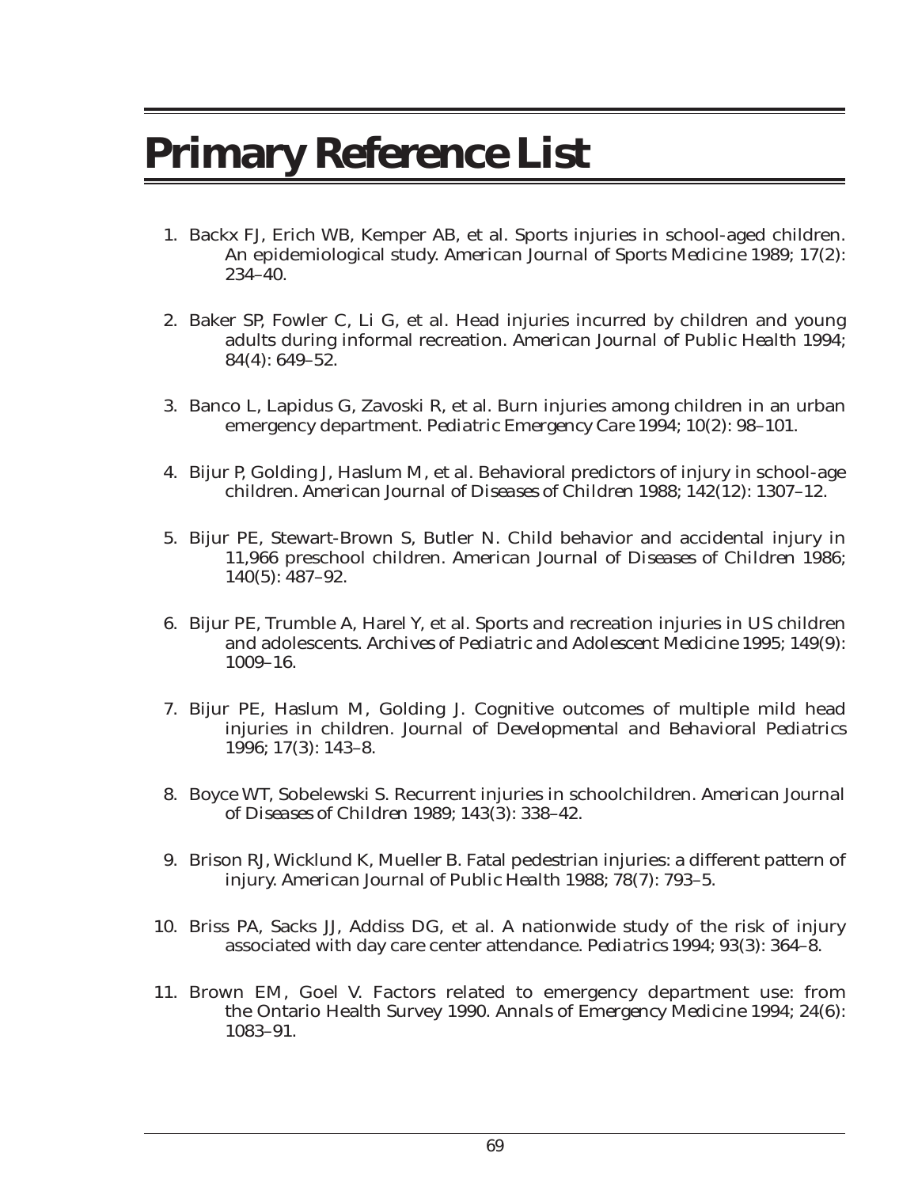# Primary Reference List

1. Backx FJ, Erich WB, Kemper AB, et al. Sports injuries in school-aged children. An epidemiological study. *American Journal of Sports Medicine* 1989; 17(2): 234–40.

2. Baker SP, Fowler C, Li G, et al. Head injuries incurred by children and young adults during informal recreation. *American Journal of Public Health* 1994; 84(4): 649–52.

3. Banco L, Lapidus G, Zavoski R, et al. Burn injuries among children in an urban emergency department. *Pediatric Emergency Care* 1994; 10(2): 98–101.

4. Bijur P, Golding J, Haslum M, et al. Behavioral predictors of injury in school-age children. *American Journal of Diseases of Children* 1988; 142(12): 1307–12.

5. Bijur PE, Stewart-Brown S, Butler N. Child behavior and accidental injury in 11,966 preschool children. *American Journal of Diseases of Children* 1986; 140(5): 487–92.

6. Bijur PE, Trumble A, Harel Y, et al. Sports and recreation injuries in US children and adolescents. *Archives of Pediatric and Adolescent Medicine* 1995; 149(9): 1009–16.

7. Bijur PE, Haslum M, Golding J. Cognitive outcomes of multiple mild head injuries in children. *Journal of Developmental and Behavioral Pediatrics* 1996; 17(3): 143–8.

8. Boyce WT, Sobelewski S. Recurrent injuries in schoolchildren. *American Journal of Diseases of Children* 1989; 143(3): 338–42.

9. Brison RJ, Wicklund K, Mueller B. Fatal pedestrian injuries: a different pattern of injury. *American Journal of Public Health* 1988; 78(7): 793–5.

10. Briss PA, Sacks JJ, Addiss DG, et al. A nationwide study of the risk of injury associated with day care center attendance. *Pediatrics* 1994; 93(3): 364–8.

11. Brown EM, Goel V. Factors related to emergency department use: from the Ontario Health Survey 1990. *Annals of Emergency Medicine* 1994; 24(6): 1083–91.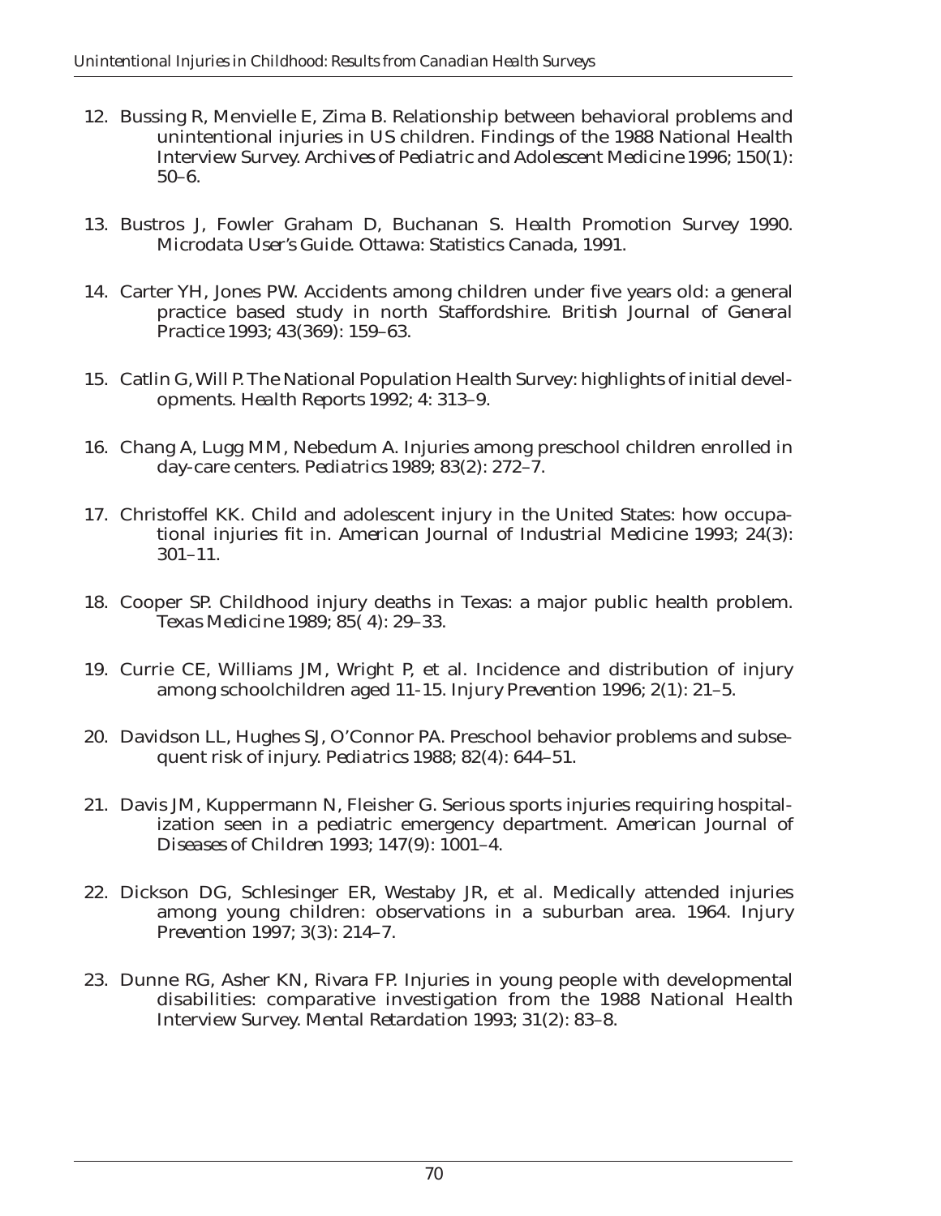12. Bussing R, Menvielle E, Zima B. Relationship between behavioral problems and unintentional injuries in US children. Findings of the 1988 National Health Interview Survey. *Archives of Pediatric and Adolescent Medicine* 1996; 150(1): 50–6.

13. Bustros J, Fowler Graham D, Buchanan S. *Health Promotion Survey 1990. Microdata User's Guide.* Ottawa: Statistics Canada, 1991.

14. Carter YH, Jones PW. Accidents among children under five years old: a general practice based study in north Staffordshire. *British Journal of General Practice* 1993; 43(369): 159–63.

15. Catlin G, Will P. The National Population Health Survey: highlights of initial developments. *Health Reports* 1992; 4: 313–9.

16. Chang A, Lugg MM, Nebedum A. Injuries among preschool children enrolled in day-care centers. *Pediatrics* 1989; 83(2): 272–7.

17. Christoffel KK. Child and adolescent injury in the United States: how occupational injuries fit in. *American Journal of Industrial Medicine* 1993; 24(3): 301–11.

18. Cooper SP. Childhood injury deaths in Texas: a major public health problem. *Texas Medicine* 1989; 85( 4): 29–33.

19. Currie CE, Williams JM, Wright P, et al. Incidence and distribution of injury among schoolchildren aged 11-15. *Injury Prevention* 1996; 2(1): 21–5.

20. Davidson LL, Hughes SJ, O'Connor PA. Preschool behavior problems and subsequent risk of injury. *Pediatrics* 1988; 82(4): 644–51.

21. Davis JM, Kuppermann N, Fleisher G. Serious sports injuries requiring hospitalization seen in a pediatric emergency department. *American Journal of Diseases of Children* 1993; 147(9): 1001–4.

22. Dickson DG, Schlesinger ER, Westaby JR, et al. Medically attended injuries among young children: observations in a suburban area. 1964. *Injury Prevention* 1997; 3(3): 214–7.

23. Dunne RG, Asher KN, Rivara FP. Injuries in young people with developmental disabilities: comparative investigation from the 1988 National Health Interview Survey. *Mental Retardation* 1993; 31(2): 83–8.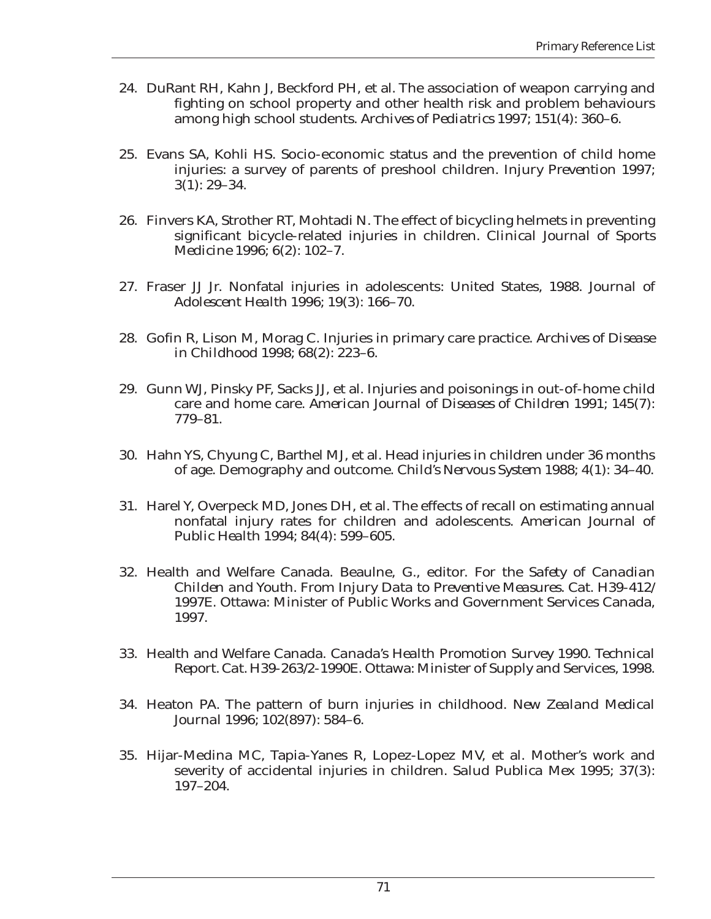24. DuRant RH, Kahn J, Beckford PH, et al. The association of weapon carrying and fighting on school property and other health risk and problem behaviours among high school students. *Archives of Pediatrics* 1997; 151(4): 360–6.

25. Evans SA, Kohli HS. Socio-economic status and the prevention of child home injuries: a survey of parents of preshool children. *Injury Prevention* 1997; 3(1): 29–34.

26. Finvers KA, Strother RT, Mohtadi N. The effect of bicycling helmets in preventing significant bicycle-related injuries in children. *Clinical Journal of Sports Medicine* 1996; 6(2): 102–7.

27. Fraser JJ Jr. Nonfatal injuries in adolescents: United States, 1988. *Journal of Adolescent Health* 1996; 19(3): 166–70.

28. Gofin R, Lison M, Morag C. Injuries in primary care practice. *Archives of Disease in Childhood* 1998; 68(2): 223–6.

29. Gunn WJ, Pinsky PF, Sacks JJ, et al. Injuries and poisonings in out-of-home child care and home care. *American Journal of Diseases of Children* 1991; 145(7): 779–81.

30. Hahn YS, Chyung C, Barthel MJ, et al. Head injuries in children under 36 months of age. Demography and outcome. *Child's Nervous System* 1988; 4(1): 34–40.

31. Harel Y, Overpeck MD, Jones DH, et al. The effects of recall on estimating annual nonfatal injury rates for children and adolescents. *American Journal of Public Health* 1994; 84(4): 599–605.

32. Health and Welfare Canada. Beaulne, G., editor. *For the Safety of Canadian Childen and Youth. From Injury Data to Preventive Measures.* Cat. H39-412/1997E. Ottawa: Minister of Public Works and Government Services Canada, 1997.

33. Health and Welfare Canada. *Canada's Health Promotion Survey 1990. Technical Report.* Cat. H39-263/2-1990E. Ottawa: Minister of Supply and Services, 1998.

34. Heaton PA. The pattern of burn injuries in childhood. *New Zealand Medical Journal* 1996; 102(897): 584–6.

35. Hijar-Medina MC, Tapia-Yanes R, Lopez-Lopez MV, et al. Mother's work and severity of accidental injuries in children. *Salud Publica Mex* 1995; 37(3): 197–204.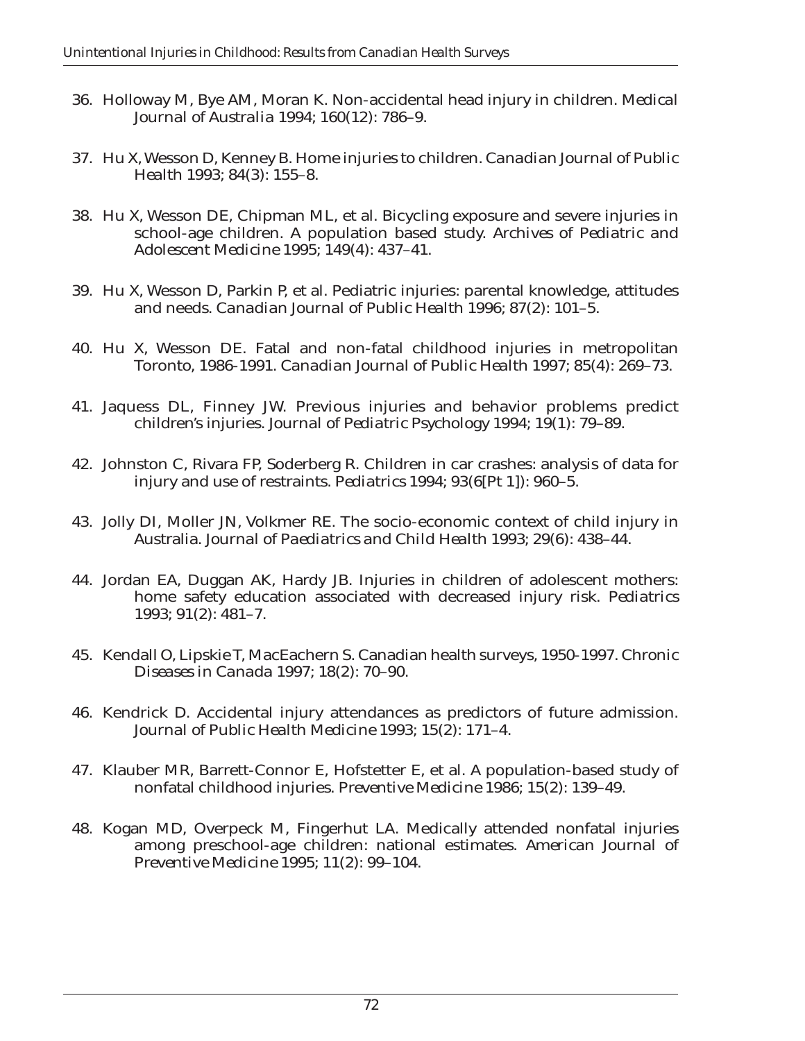36. Holloway M, Bye AM, Moran K. Non-accidental head injury in children. *Medical Journal of Australia* 1994; 160(12): 786–9.

37. Hu X, Wesson D, Kenney B. Home injuries to children. *Canadian Journal of Public Health* 1993; 84(3): 155–8.

38. Hu X, Wesson DE, Chipman ML, et al. Bicycling exposure and severe injuries in school-age children. A population based study. *Archives of Pediatric and Adolescent Medicine* 1995; 149(4): 437–41.

39. Hu X, Wesson D, Parkin P, et al. Pediatric injuries: parental knowledge, attitudes and needs. *Canadian Journal of Public Health* 1996; 87(2): 101–5.

40. Hu X, Wesson DE. Fatal and non-fatal childhood injuries in metropolitan Toronto, 1986-1991. *Canadian Journal of Public Health* 1997; 85(4): 269–73.

41. Jaquess DL, Finney JW. Previous injuries and behavior problems predict children's injuries. *Journal of Pediatric Psychology* 1994; 19(1): 79–89.

42. Johnston C, Rivara FP, Soderberg R. Children in car crashes: analysis of data for injury and use of restraints. *Pediatrics* 1994; 93(6[Pt 1]): 960–5.

43. Jolly DI, Moller JN, Volkmer RE. The socio-economic context of child injury in Australia. *Journal of Paediatrics and Child Health* 1993; 29(6): 438–44.

44. Jordan EA, Duggan AK, Hardy JB. Injuries in children of adolescent mothers: home safety education associated with decreased injury risk. *Pediatrics* 1993; 91(2): 481–7.

45. Kendall O, Lipskie T, MacEachern S. Canadian health surveys, 1950-1997. *Chronic Diseases in Canada* 1997; 18(2): 70–90.

46. Kendrick D. Accidental injury attendances as predictors of future admission. *Journal of Public Health Medicine* 1993; 15(2): 171–4.

47. Klauber MR, Barrett-Connor E, Hofstetter E, et al. A population-based study of nonfatal childhood injuries. *Preventive Medicine* 1986; 15(2): 139–49.

48. Kogan MD, Overpeck M, Fingerhut LA. Medically attended nonfatal injuries among preschool-age children: national estimates. *American Journal of Preventive Medicine* 1995; 11(2): 99–104.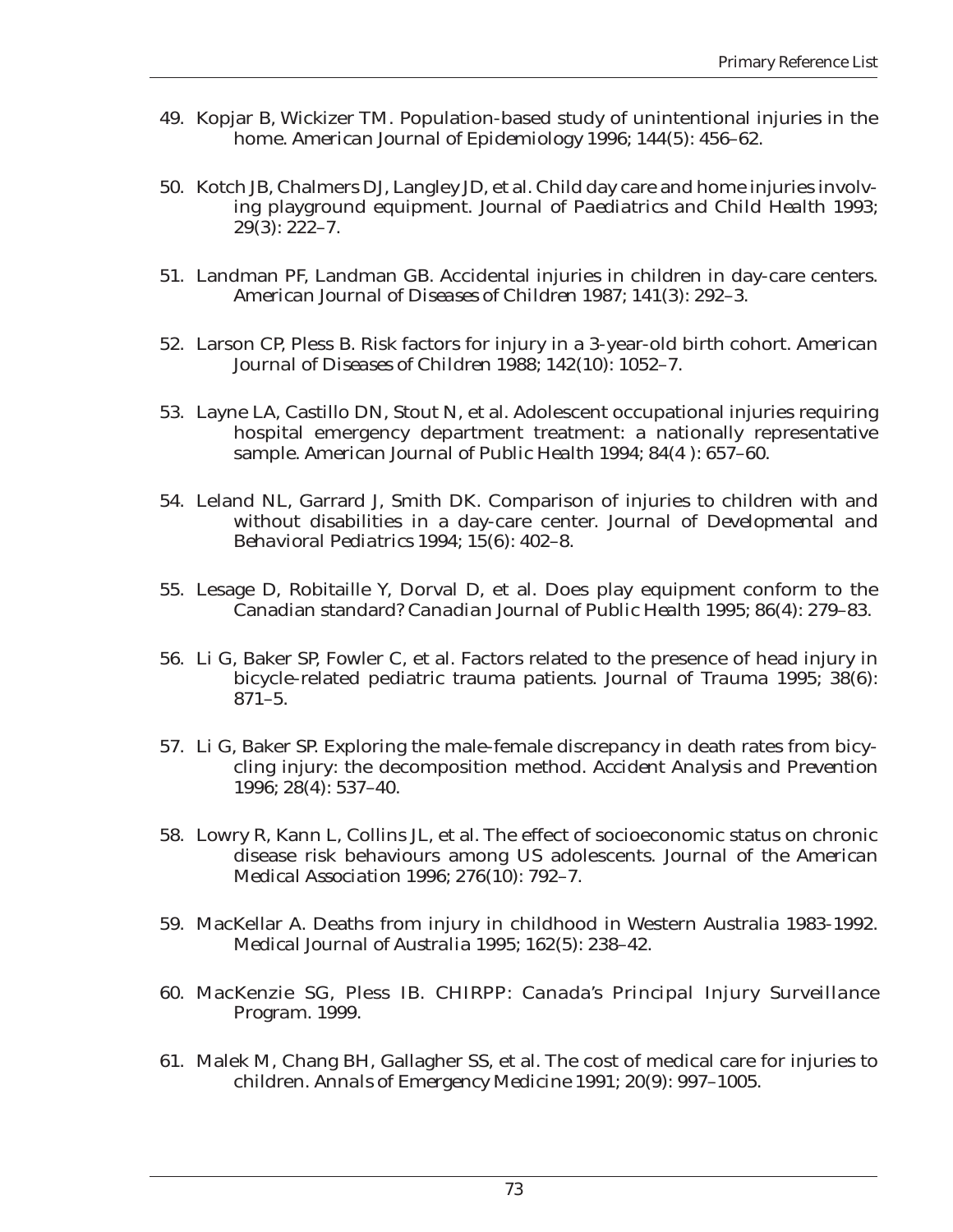49. Kopjar B, Wickizer TM. Population-based study of unintentional injuries in the home. *American Journal of Epidemiology* 1996; 144(5): 456–62.

50. Kotch JB, Chalmers DJ, Langley JD, et al. Child day care and home injuries involving playground equipment. *Journal of Paediatrics and Child Health* 1993; 29(3): 222–7.

51. Landman PF, Landman GB. Accidental injuries in children in day-care centers. *American Journal of Diseases of Children* 1987; 141(3): 292–3.

52. Larson CP, Pless B. Risk factors for injury in a 3-year-old birth cohort. *American Journal of Diseases of Children* 1988; 142(10): 1052–7.

53. Layne LA, Castillo DN, Stout N, et al. Adolescent occupational injuries requiring hospital emergency department treatment: a nationally representative sample. *American Journal of Public Health* 1994; 84(4 ): 657–60.

54. Leland NL, Garrard J, Smith DK. Comparison of injuries to children with and without disabilities in a day-care center. *Journal of Developmental and Behavioral Pediatrics* 1994; 15(6): 402–8.

55. Lesage D, Robitaille Y, Dorval D, et al. Does play equipment conform to the Canadian standard? *Canadian Journal of Public Health* 1995; 86(4): 279–83.

56. Li G, Baker SP, Fowler C, et al. Factors related to the presence of head injury in bicycle-related pediatric trauma patients. *Journal of Trauma* 1995; 38(6): 871–5.

57. Li G, Baker SP. Exploring the male-female discrepancy in death rates from bicycling injury: the decomposition method. *Accident Analysis and Prevention* 1996; 28(4): 537–40.

58. Lowry R, Kann L, Collins JL, et al. The effect of socioeconomic status on chronic disease risk behaviours among US adolescents. *Journal of the American Medical Association* 1996; 276(10): 792–7.

59. MacKellar A. Deaths from injury in childhood in Western Australia 1983-1992. *Medical Journal of Australia* 1995; 162(5): 238–42.

60. MacKenzie SG, Pless IB. *CHIRPP: Canada's Principal Injury Surveillance Program.* 1999.

61. Malek M, Chang BH, Gallagher SS, et al. The cost of medical care for injuries to children. *Annals of Emergency Medicine* 1991; 20(9): 997–1005.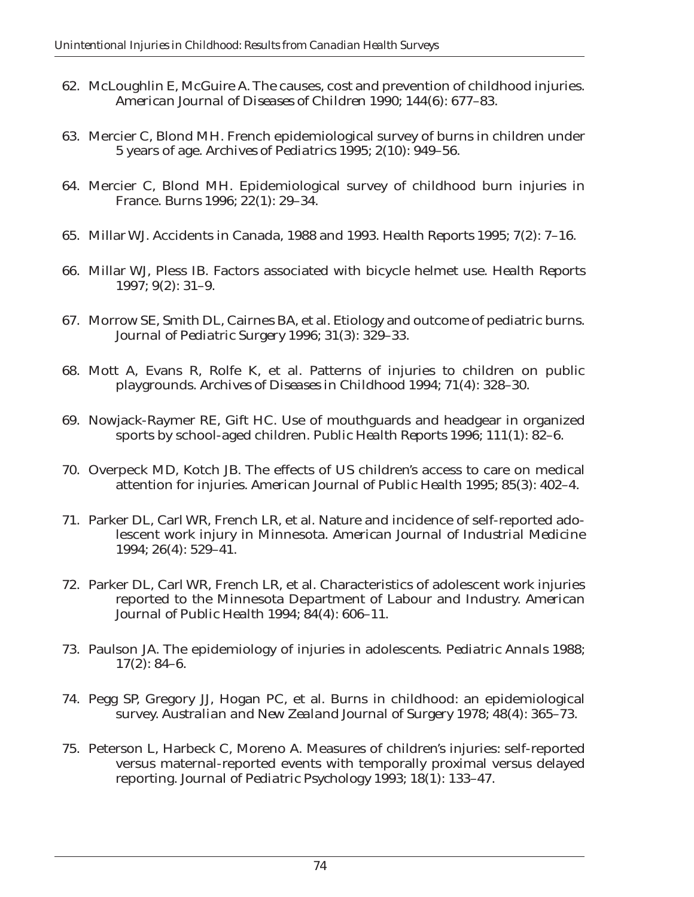62. McLoughlin E, McGuire A. The causes, cost and prevention of childhood injuries. *American Journal of Diseases of Children* 1990; 144(6): 677–83.

63. Mercier C, Blond MH. French epidemiological survey of burns in children under 5 years of age. *Archives of Pediatrics* 1995; 2(10): 949–56.

64. Mercier C, Blond MH. Epidemiological survey of childhood burn injuries in France. Burns 1996; 22(1): 29–34.

65. Millar WJ. Accidents in Canada, 1988 and 1993. *Health Reports* 1995; 7(2): 7–16.

66. Millar WJ, Pless IB. Factors associated with bicycle helmet use. *Health Reports* 1997; 9(2): 31–9.

67. Morrow SE, Smith DL, Cairnes BA, et al. Etiology and outcome of pediatric burns. *Journal of Pediatric Surgery* 1996; 31(3): 329–33.

68. Mott A, Evans R, Rolfe K, et al. Patterns of injuries to children on public playgrounds. *Archives of Diseases in Childhood* 1994; 71(4): 328–30.

69. Nowjack-Raymer RE, Gift HC. Use of mouthguards and headgear in organized sports by school-aged children. *Public Health Reports* 1996; 111(1): 82–6.

70. Overpeck MD, Kotch JB. The effects of US children's access to care on medical attention for injuries. *American Journal of Public Health* 1995; 85(3): 402–4.

71. Parker DL, Carl WR, French LR, et al. Nature and incidence of self-reported adolescent work injury in Minnesota. *American Journal of Industrial Medicine* 1994; 26(4): 529–41.

72. Parker DL, Carl WR, French LR, et al. Characteristics of adolescent work injuries reported to the Minnesota Department of Labour and Industry. *American Journal of Public Health* 1994; 84(4): 606–11.

73. Paulson JA. The epidemiology of injuries in adolescents. *Pediatric Annals* 1988; 17(2): 84–6.

74. Pegg SP, Gregory JJ, Hogan PC, et al. Burns in childhood: an epidemiological survey. *Australian and New Zealand Journal of Surgery* 1978; 48(4): 365–73.

75. Peterson L, Harbeck C, Moreno A. Measures of children's injuries: self-reported versus maternal-reported events with temporally proximal versus delayed reporting. *Journal of Pediatric Psychology* 1993; 18(1): 133–47.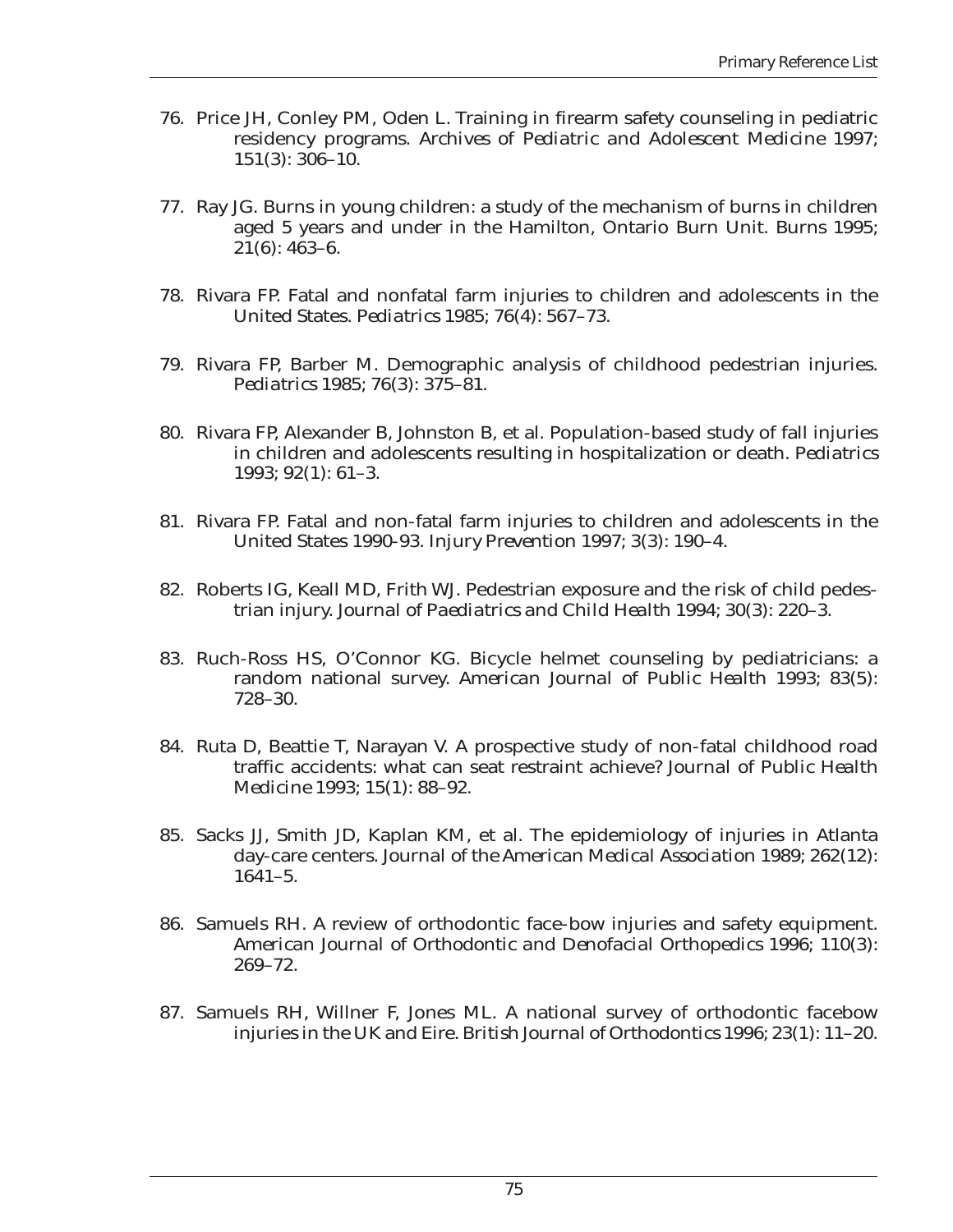76. Price JH, Conley PM, Oden L. Training in firearm safety counseling in pediatric residency programs. *Archives of Pediatric and Adolescent Medicine* 1997; 151(3): 306–10.

77. Ray JG. Burns in young children: a study of the mechanism of burns in children aged 5 years and under in the Hamilton, Ontario Burn Unit. *Burns* 1995; 21(6): 463–6.

78. Rivara FP. Fatal and nonfatal farm injuries to children and adolescents in the United States. *Pediatrics* 1985; 76(4): 567–73.

79. Rivara FP, Barber M. Demographic analysis of childhood pedestrian injuries. *Pediatrics* 1985; 76(3): 375–81.

80. Rivara FP, Alexander B, Johnston B, et al. Population-based study of fall injuries in children and adolescents resulting in hospitalization or death. *Pediatrics* 1993; 92(1): 61–3.

81. Rivara FP. Fatal and non-fatal farm injuries to children and adolescents in the United States 1990-93. *Injury Prevention* 1997; 3(3): 190–4.

82. Roberts IG, Keall MD, Frith WJ. Pedestrian exposure and the risk of child pedestrian injury. *Journal of Paediatrics and Child Health* 1994; 30(3): 220–3.

83. Ruch-Ross HS, O'Connor KG. Bicycle helmet counseling by pediatricians: a random national survey. *American Journal of Public Health* 1993; 83(5): 728–30.

84. Ruta D, Beattie T, Narayan V. A prospective study of non-fatal childhood road traffic accidents: what can seat restraint achieve? *Journal of Public Health Medicine* 1993; 15(1): 88–92.

85. Sacks JJ, Smith JD, Kaplan KM, et al. The epidemiology of injuries in Atlanta day-care centers. *Journal of the American Medical Association* 1989; 262(12): 1641–5.

86. Samuels RH. A review of orthodontic face-bow injuries and safety equipment. *American Journal of Orthodontic and Denofacial Orthopedics* 1996; 110(3): 269–72.

87. Samuels RH, Willner F, Jones ML. A national survey of orthodontic facebow injuries in the UK and Eire. *British Journal of Orthodontics* 1996; 23(1): 11–20.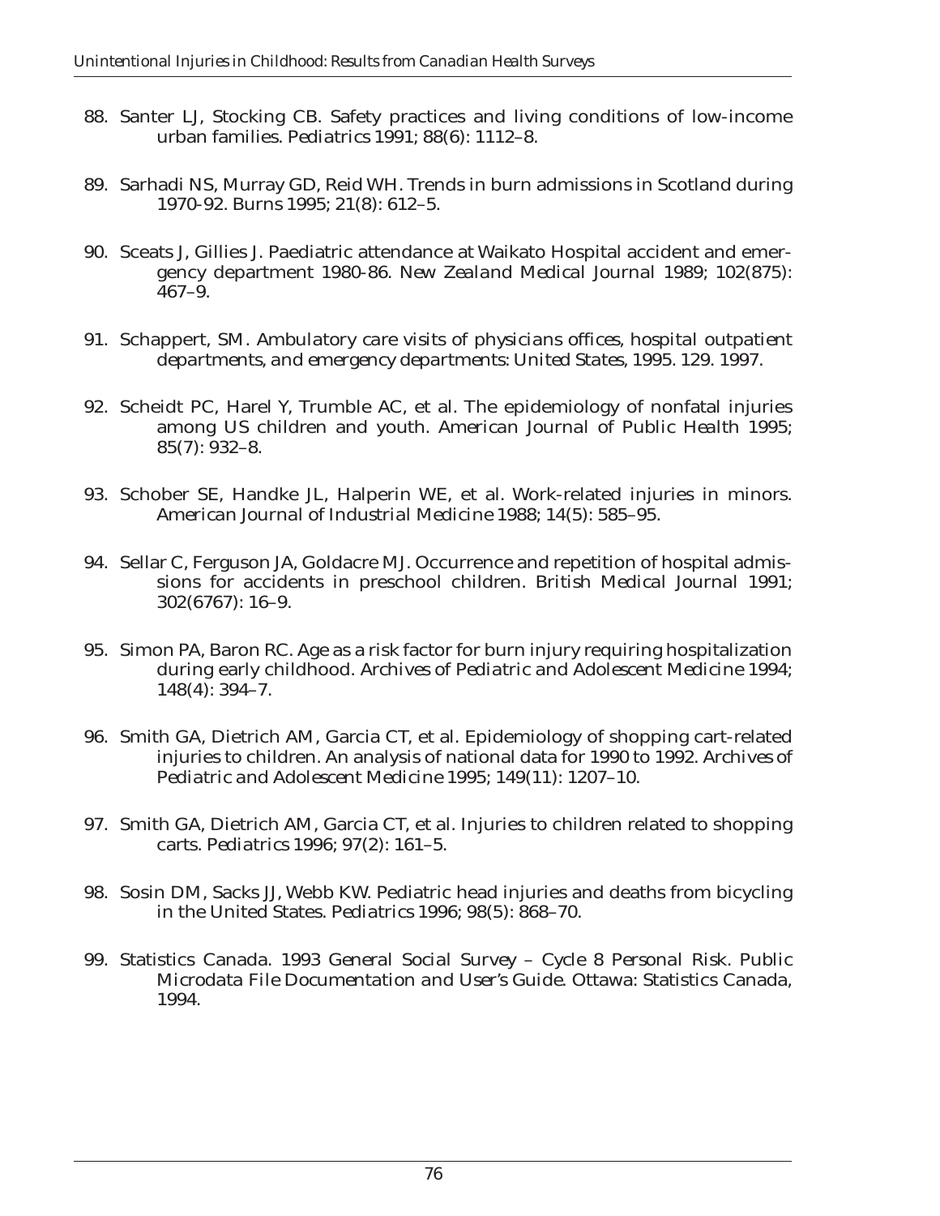88. Santer LJ, Stocking CB. Safety practices and living conditions of low-income urban families. *Pediatrics* 1991; 88(6): 1112–8.

89. Sarhadi NS, Murray GD, Reid WH. Trends in burn admissions in Scotland during 1970-92. *Burns* 1995; 21(8): 612–5.

90. Sceats J, Gillies J. Paediatric attendance at Waikato Hospital accident and emergency department 1980-86. *New Zealand Medical Journal* 1989; 102(875): 467–9.

91. Schappert, SM. *Ambulatory care visits of physicians offices, hospital outpatient departments, and emergency departments: United States, 1995*. 129. 1997.

92. Scheidt PC, Harel Y, Trumble AC, et al. The epidemiology of nonfatal injuries among US children and youth. *American Journal of Public Health* 1995; 85(7): 932–8.

93. Schober SE, Handke JL, Halperin WE, et al. Work-related injuries in minors. *American Journal of Industrial Medicine* 1988; 14(5): 585–95.

94. Sellar C, Ferguson JA, Goldacre MJ. Occurrence and repetition of hospital admissions for accidents in preschool children. *British Medical Journal* 1991; 302(6767): 16–9.

95. Simon PA, Baron RC. Age as a risk factor for burn injury requiring hospitalization during early childhood. *Archives of Pediatric and Adolescent Medicine* 1994; 148(4): 394–7.

96. Smith GA, Dietrich AM, Garcia CT, et al. Epidemiology of shopping cart-related injuries to children. An analysis of national data for 1990 to 1992. *Archives of Pediatric and Adolescent Medicine* 1995; 149(11): 1207–10.

97. Smith GA, Dietrich AM, Garcia CT, et al. Injuries to children related to shopping carts. *Pediatrics* 1996; 97(2): 161–5.

98. Sosin DM, Sacks JJ, Webb KW. Pediatric head injuries and deaths from bicycling in the United States. *Pediatrics* 1996; 98(5): 868–70.

99. Statistics Canada. *1993 General Social Survey – Cycle 8 Personal Risk. Public Microdata File Documentation and User's Guide*. Ottawa: Statistics Canada, 1994.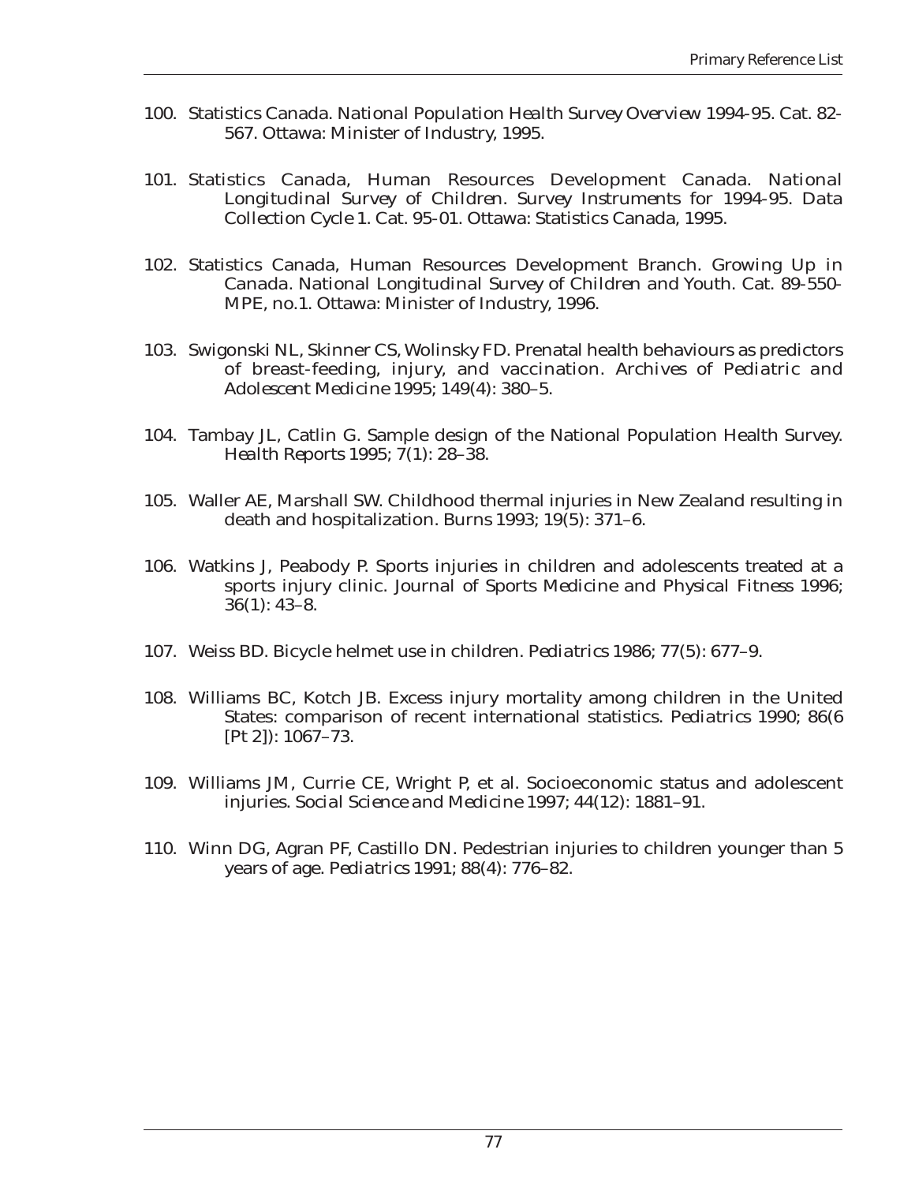100. Statistics Canada. *National Population Health Survey Overview 1994-95.* Cat. 82-567. Ottawa: Minister of Industry, 1995.

101. Statistics Canada, Human Resources Development Canada. *National Longitudinal Survey of Children. Survey Instruments for 1994-95. Data Collection Cycle 1.* Cat. 95-01. Ottawa: Statistics Canada, 1995.

102. Statistics Canada, Human Resources Development Branch. *Growing Up in Canada. National Longitudinal Survey of Children and Youth.* Cat. 89-550-MPE, no.1. Ottawa: Minister of Industry, 1996.

103. Swigonski NL, Skinner CS, Wolinsky FD. Prenatal health behaviours as predictors of breast-feeding, injury, and vaccination. *Archives of Pediatric and Adolescent Medicine* 1995; 149(4): 380–5.

104. Tambay JL, Catlin G. Sample design of the National Population Health Survey. *Health Reports* 1995; 7(1): 28–38.

105. Waller AE, Marshall SW. Childhood thermal injuries in New Zealand resulting in death and hospitalization. *Burns* 1993; 19(5): 371–6.

106. Watkins J, Peabody P. Sports injuries in children and adolescents treated at a sports injury clinic. *Journal of Sports Medicine and Physical Fitness* 1996; 36(1): 43–8.

107. Weiss BD. Bicycle helmet use in children. *Pediatrics* 1986; 77(5): 677–9.

108. Williams BC, Kotch JB. Excess injury mortality among children in the United States: comparison of recent international statistics. *Pediatrics* 1990; 86(6 [Pt 2]): 1067–73.

109. Williams JM, Currie CE, Wright P, et al. Socioeconomic status and adolescent injuries. *Social Science and Medicine* 1997; 44(12): 1881–91.

110. Winn DG, Agran PF, Castillo DN. Pedestrian injuries to children younger than 5 years of age. *Pediatrics* 1991; 88(4): 776–82.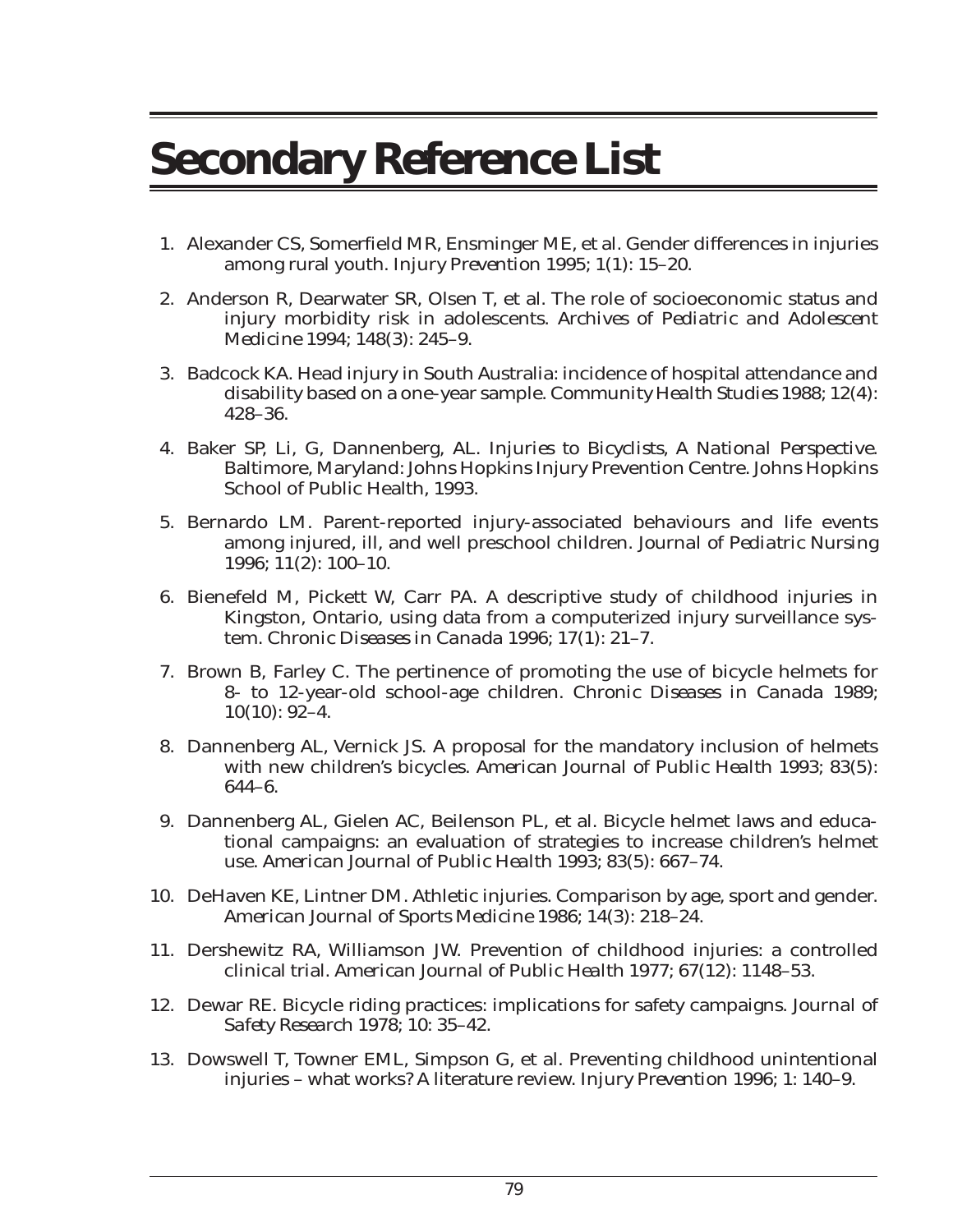# Secondary Reference List

1. Alexander CS, Somerfield MR, Ensminger ME, et al. Gender differences in injuries among rural youth. *Injury Prevention* 1995; 1(1): 15–20.
2. Anderson R, Dearwater SR, Olsen T, et al. The role of socioeconomic status and injury morbidity risk in adolescents. *Archives of Pediatric and Adolescent Medicine* 1994; 148(3): 245–9.
3. Badcock KA. Head injury in South Australia: incidence of hospital attendance and disability based on a one-year sample. *Community Health Studies* 1988; 12(4): 428–36.
4. Baker SP, Li, G, Dannenberg, AL. *Injuries to Bicyclists, A National Perspective.* Baltimore, Maryland: Johns Hopkins Injury Prevention Centre. Johns Hopkins School of Public Health, 1993.
5. Bernardo LM. Parent-reported injury-associated behaviours and life events among injured, ill, and well preschool children. *Journal of Pediatric Nursing* 1996; 11(2): 100–10.
6. Bienefeld M, Pickett W, Carr PA. A descriptive study of childhood injuries in Kingston, Ontario, using data from a computerized injury surveillance system. *Chronic Diseases in Canada* 1996; 17(1): 21–7.
7. Brown B, Farley C. The pertinence of promoting the use of bicycle helmets for 8- to 12-year-old school-age children. *Chronic Diseases in Canada* 1989; 10(10): 92–4.
8. Dannenberg AL, Vernick JS. A proposal for the mandatory inclusion of helmets with new children's bicycles. *American Journal of Public Health* 1993; 83(5): 644–6.
9. Dannenberg AL, Gielen AC, Beilenson PL, et al. Bicycle helmet laws and educational campaigns: an evaluation of strategies to increase children's helmet use. *American Journal of Public Health* 1993; 83(5): 667–74.
10. DeHaven KE, Lintner DM. Athletic injuries. Comparison by age, sport and gender. *American Journal of Sports Medicine* 1986; 14(3): 218–24.
11. Dershewitz RA, Williamson JW. Prevention of childhood injuries: a controlled clinical trial. *American Journal of Public Health* 1977; 67(12): 1148–53.
12. Dewar RE. Bicycle riding practices: implications for safety campaigns. *Journal of Safety Research* 1978; 10: 35–42.
13. Dowswell T, Towner EML, Simpson G, et al. Preventing childhood unintentional injuries – what works? A literature review. *Injury Prevention* 1996; 1: 140–9.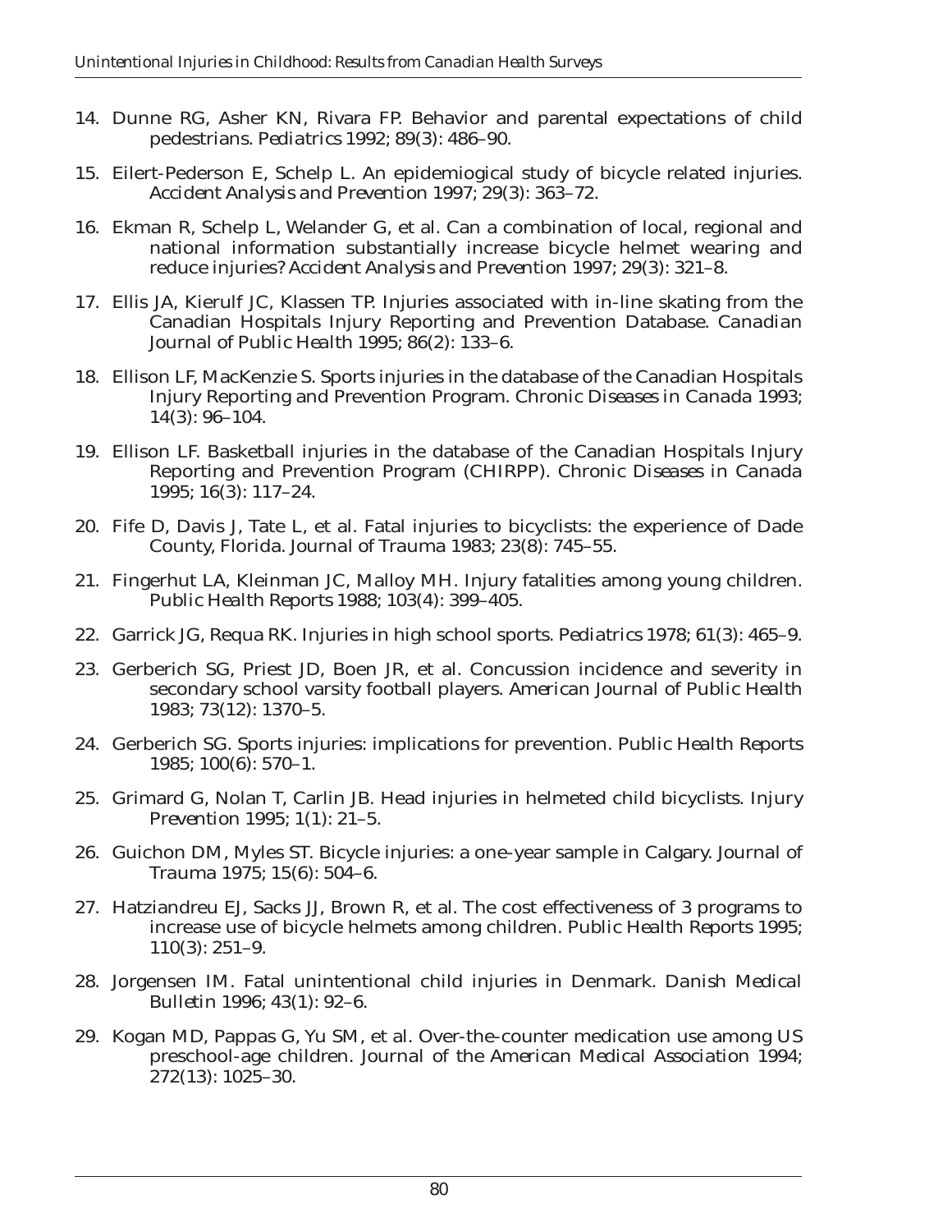14. Dunne RG, Asher KN, Rivara FP. Behavior and parental expectations of child pedestrians. *Pediatrics* 1992; 89(3): 486–90.

15. Eilert-Pederson E, Schelp L. An epidemiogical study of bicycle related injuries. *Accident Analysis and Prevention* 1997; 29(3): 363–72.

16. Ekman R, Schelp L, Welander G, et al. Can a combination of local, regional and national information substantially increase bicycle helmet wearing and reduce injuries? *Accident Analysis and Prevention* 1997; 29(3): 321–8.

17. Ellis JA, Kierulf JC, Klassen TP. Injuries associated with in-line skating from the Canadian Hospitals Injury Reporting and Prevention Database. *Canadian Journal of Public Health* 1995; 86(2): 133–6.

18. Ellison LF, MacKenzie S. Sports injuries in the database of the Canadian Hospitals Injury Reporting and Prevention Program. *Chronic Diseases in Canada* 1993; 14(3): 96–104.

19. Ellison LF. Basketball injuries in the database of the Canadian Hospitals Injury Reporting and Prevention Program (CHIRPP). *Chronic Diseases in Canada* 1995; 16(3): 117–24.

20. Fife D, Davis J, Tate L, et al. Fatal injuries to bicyclists: the experience of Dade County, Florida. *Journal of Trauma* 1983; 23(8): 745–55.

21. Fingerhut LA, Kleinman JC, Malloy MH. Injury fatalities among young children. *Public Health Reports* 1988; 103(4): 399–405.

22. Garrick JG, Requa RK. Injuries in high school sports. *Pediatrics* 1978; 61(3): 465–9.

23. Gerberich SG, Priest JD, Boen JR, et al. Concussion incidence and severity in secondary school varsity football players. *American Journal of Public Health* 1983; 73(12): 1370–5.

24. Gerberich SG. Sports injuries: implications for prevention. *Public Health Reports* 1985; 100(6): 570–1.

25. Grimard G, Nolan T, Carlin JB. Head injuries in helmeted child bicyclists. *Injury Prevention* 1995; 1(1): 21–5.

26. Guichon DM, Myles ST. Bicycle injuries: a one-year sample in Calgary. *Journal of Trauma* 1975; 15(6): 504–6.

27. Hatziandreu EJ, Sacks JJ, Brown R, et al. The cost effectiveness of 3 programs to increase use of bicycle helmets among children. *Public Health Reports* 1995; 110(3): 251–9.

28. Jorgensen IM. Fatal unintentional child injuries in Denmark. *Danish Medical Bulletin* 1996; 43(1): 92–6.

29. Kogan MD, Pappas G, Yu SM, et al. Over-the-counter medication use among US preschool-age children. *Journal of the American Medical Association* 1994; 272(13): 1025–30.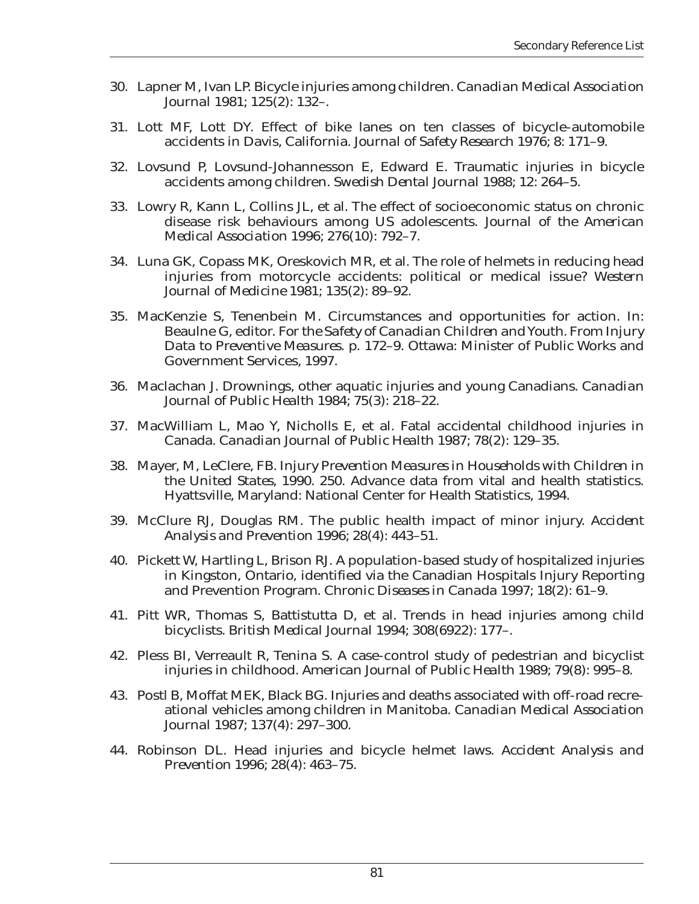30. Lapner M, Ivan LP. Bicycle injuries among children. *Canadian Medical Association Journal* 1981; 125(2): 132–.

31. Lott MF, Lott DY. Effect of bike lanes on ten classes of bicycle-automobile accidents in Davis, California. *Journal of Safety Research* 1976; 8: 171–9.

32. Lovsund P, Lovsund-Johannesson E, Edward E. Traumatic injuries in bicycle accidents among children. *Swedish Dental Journal* 1988; 12: 264–5.

33. Lowry R, Kann L, Collins JL, et al. The effect of socioeconomic status on chronic disease risk behaviours among US adolescents. *Journal of the American Medical Association* 1996; 276(10): 792–7.

34. Luna GK, Copass MK, Oreskovich MR, et al. The role of helmets in reducing head injuries from motorcycle accidents: political or medical issue? *Western Journal of Medicine* 1981; 135(2): 89–92.

35. MacKenzie S, Tenenbein M. Circumstances and opportunities for action. In: Beaulne G, editor. *For the Safety of Canadian Children and Youth. From Injury Data to Preventive Measures.* p. 172–9. Ottawa: Minister of Public Works and Government Services, 1997.

36. Maclachan J. Drownings, other aquatic injuries and young Canadians. *Canadian Journal of Public Health* 1984; 75(3): 218–22.

37. MacWilliam L, Mao Y, Nicholls E, et al. Fatal accidental childhood injuries in Canada. *Canadian Journal of Public Health* 1987; 78(2): 129–35.

38. Mayer, M, LeClere, FB. *Injury Prevention Measures in Households with Children in the United States, 1990.* 250. Advance data from vital and health statistics. Hyattsville, Maryland: National Center for Health Statistics, 1994.

39. McClure RJ, Douglas RM. The public health impact of minor injury. *Accident Analysis and Prevention* 1996; 28(4): 443–51.

40. Pickett W, Hartling L, Brison RJ. A population-based study of hospitalized injuries in Kingston, Ontario, identified via the Canadian Hospitals Injury Reporting and Prevention Program. *Chronic Diseases in Canada* 1997; 18(2): 61–9.

41. Pitt WR, Thomas S, Battistutta D, et al. Trends in head injuries among child bicyclists. *British Medical Journal* 1994; 308(6922): 177–.

42. Pless BI, Verreault R, Tenina S. A case-control study of pedestrian and bicyclist injuries in childhood. *American Journal of Public Health* 1989; 79(8): 995–8.

43. Postl B, Moffat MEK, Black BG. Injuries and deaths associated with off-road recreational vehicles among children in Manitoba. *Canadian Medical Association Journal* 1987; 137(4): 297–300.

44. Robinson DL. Head injuries and bicycle helmet laws. *Accident Analysis and Prevention* 1996; 28(4): 463–75.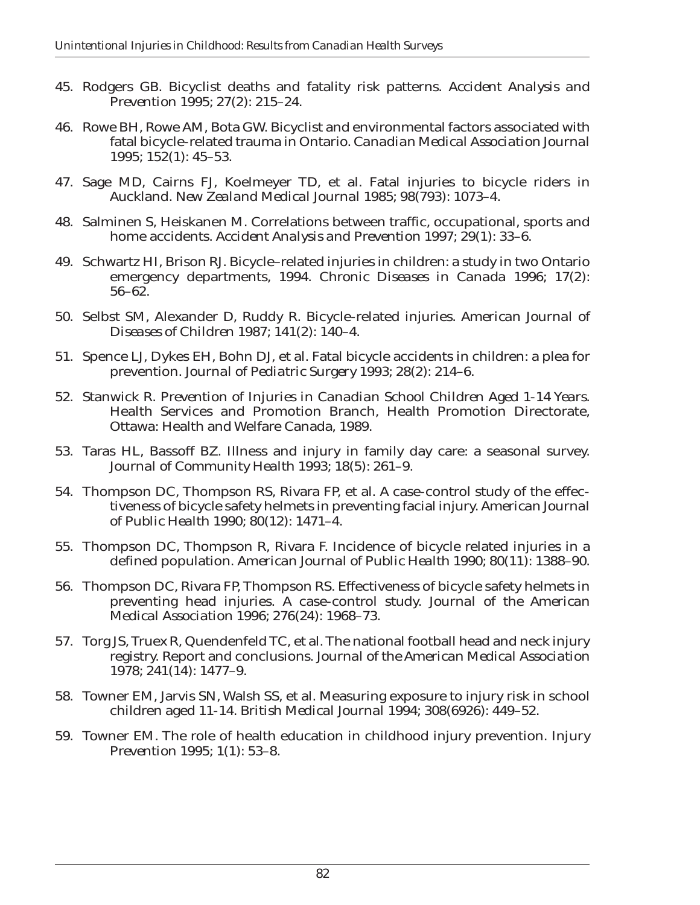45. Rodgers GB. Bicyclist deaths and fatality risk patterns. *Accident Analysis and Prevention* 1995; 27(2): 215–24.

46. Rowe BH, Rowe AM, Bota GW. Bicyclist and environmental factors associated with fatal bicycle-related trauma in Ontario. *Canadian Medical Association Journal* 1995; 152(1): 45–53.

47. Sage MD, Cairns FJ, Koelmeyer TD, et al. Fatal injuries to bicycle riders in Auckland. *New Zealand Medical Journal* 1985; 98(793): 1073–4.

48. Salminen S, Heiskanen M. Correlations between traffic, occupational, sports and home accidents. *Accident Analysis and Prevention* 1997; 29(1): 33–6.

49. Schwartz HI, Brison RJ. Bicycle–related injuries in children: a study in two Ontario emergency departments, 1994. *Chronic Diseases in Canada* 1996; 17(2): 56–62.

50. Selbst SM, Alexander D, Ruddy R. Bicycle-related injuries. *American Journal of Diseases of Children* 1987; 141(2): 140–4.

51. Spence LJ, Dykes EH, Bohn DJ, et al. Fatal bicycle accidents in children: a plea for prevention. *Journal of Pediatric Surgery* 1993; 28(2): 214–6.

52. Stanwick R. *Prevention of Injuries in Canadian School Children Aged 1-14 Years.* Health Services and Promotion Branch, Health Promotion Directorate, Ottawa: Health and Welfare Canada, 1989.

53. Taras HL, Bassoff BZ. Illness and injury in family day care: a seasonal survey. *Journal of Community Health* 1993; 18(5): 261–9.

54. Thompson DC, Thompson RS, Rivara FP, et al. A case-control study of the effectiveness of bicycle safety helmets in preventing facial injury. *American Journal of Public Health* 1990; 80(12): 1471–4.

55. Thompson DC, Thompson R, Rivara F. Incidence of bicycle related injuries in a defined population. *American Journal of Public Health* 1990; 80(11): 1388–90.

56. Thompson DC, Rivara FP, Thompson RS. Effectiveness of bicycle safety helmets in preventing head injuries. A case-control study. *Journal of the American Medical Association* 1996; 276(24): 1968–73.

57. Torg JS, Truex R, Quendenfeld TC, et al. The national football head and neck injury registry. Report and conclusions. *Journal of the American Medical Association* 1978; 241(14): 1477–9.

58. Towner EM, Jarvis SN, Walsh SS, et al. Measuring exposure to injury risk in school children aged 11-14. *British Medical Journal* 1994; 308(6926): 449–52.

59. Towner EM. The role of health education in childhood injury prevention. *Injury Prevention* 1995; 1(1): 53–8.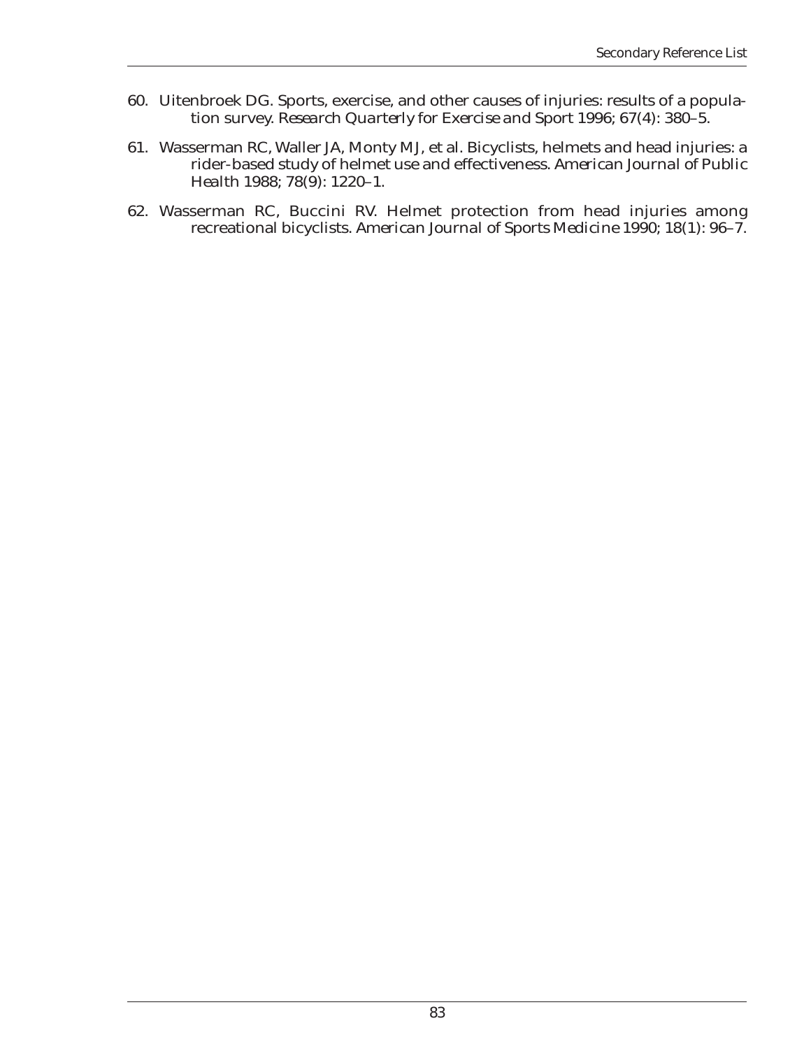60. Uitenbroek DG. Sports, exercise, and other causes of injuries: results of a population survey. *Research Quarterly for Exercise and Sport* 1996; 67(4): 380–5.

61. Wasserman RC, Waller JA, Monty MJ, et al. Bicyclists, helmets and head injuries: a rider-based study of helmet use and effectiveness. *American Journal of Public Health* 1988; 78(9): 1220–1.

62. Wasserman RC, Buccini RV. Helmet protection from head injuries among recreational bicyclists. *American Journal of Sports Medicine* 1990; 18(1): 96–7.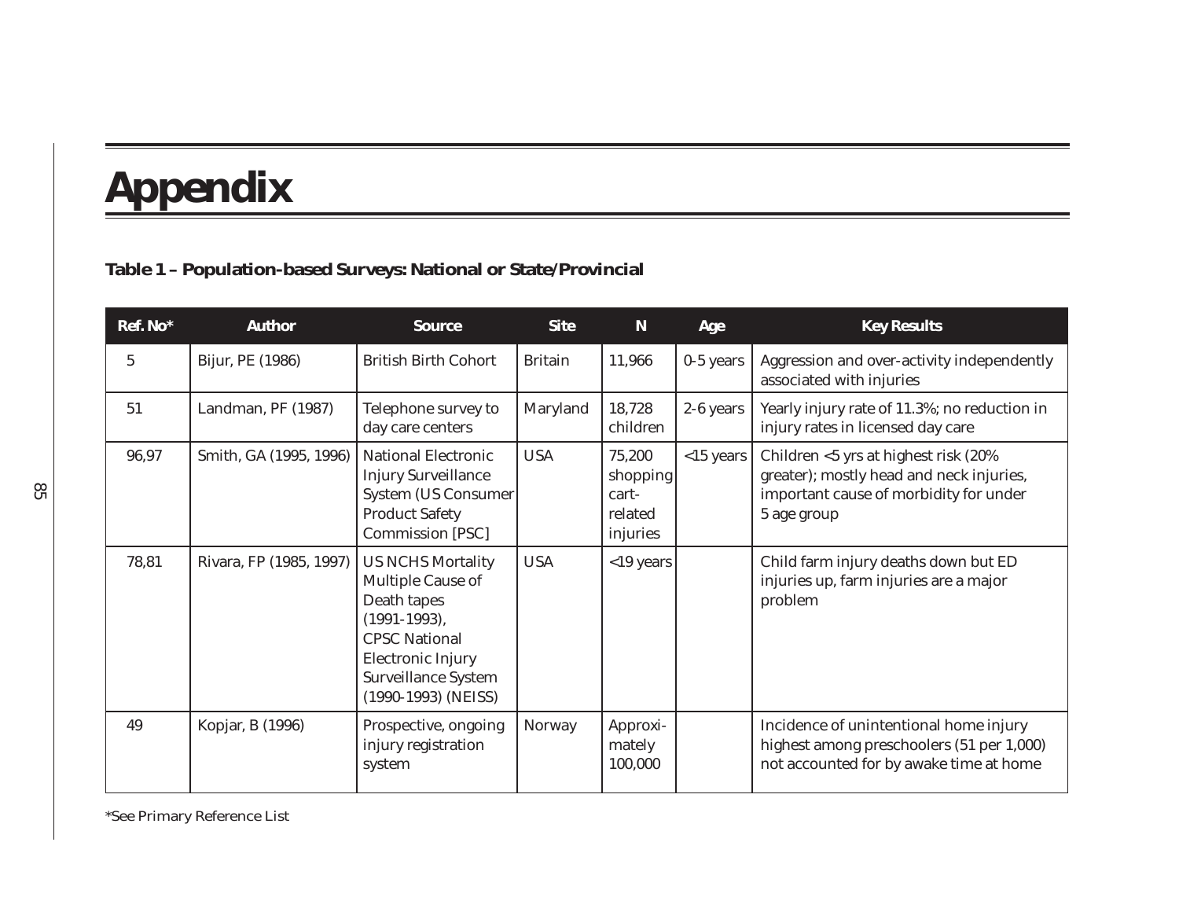# Appendix

### Table 1 – Population-based Surveys: National or State/Provincial

| Ref. No* | Author | Source | Site | N | Age | Key Results |
|---|---|---|---|---|---|---|
| 5 | Bijur, PE (1986) | British Birth Cohort | Britain | 11,966 | 0-5 years | Aggression and over-activity independently associated with injuries |
| 51 | Landman, PF (1987) | Telephone survey to day care centers | Maryland | 18,728 children | 2-6 years | Yearly injury rate of 11.3%; no reduction in injury rates in licensed day care |
| 96,97 | Smith, GA (1995, 1996) | National Electronic Injury Surveillance System (US Consumer Product Safety Commission [PSC] | USA | 75,200 shopping cart-related injuries | <15 years | Children <5 yrs at highest risk (20% greater); mostly head and neck injuries, important cause of morbidity for under 5 age group |
| 78,81 | Rivara, FP (1985, 1997) | US NCHS Mortality Multiple Cause of Death tapes (1991-1993), CPSC National Electronic Injury Surveillance System (1990-1993) (NEISS) | USA | <19 years | | Child farm injury deaths down but ED injuries up, farm injuries are a major problem |
| 49 | Kopjar, B (1996) | Prospective, ongoing injury registration system | Norway | Approximately 100,000 | | Incidence of unintentional home injury highest among preschoolers (51 per 1,000) not accounted for by awake time at home |

*See Primary Reference List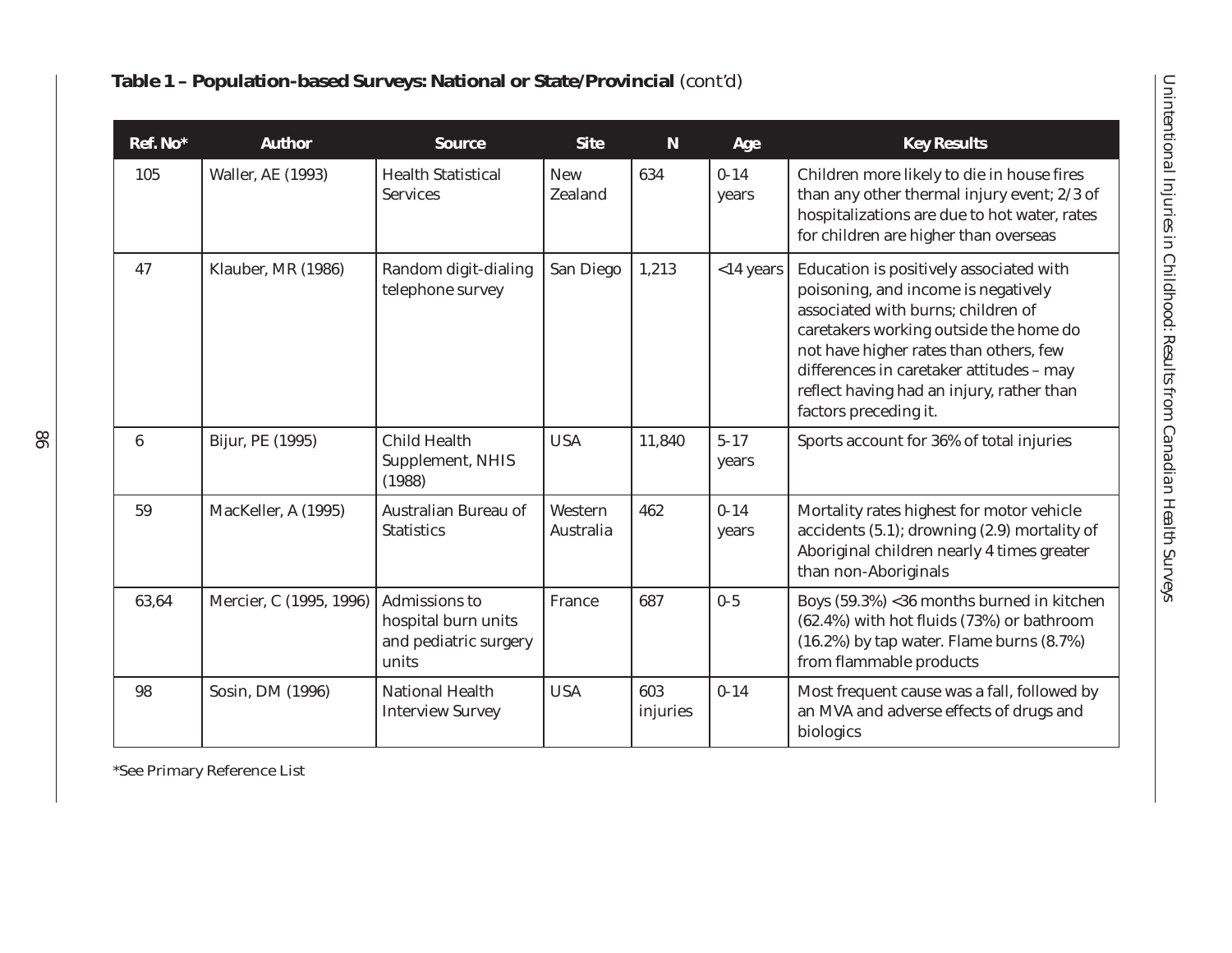**Table 1 – Population-based Surveys: National or State/Provincial** (cont'd)

| Ref. No* | Author | Source | Site | N | Age | Key Results |
|---|---|---|---|---|---|---|
| 105 | Waller, AE (1993) | Health Statistical Services | New Zealand | 634 | 0-14 years | Children more likely to die in house fires than any other thermal injury event; 2/3 of hospitalizations are due to hot water, rates for children are higher than overseas |
| 47 | Klauber, MR (1986) | Random digit-dialing telephone survey | San Diego | 1,213 | <14 years | Education is positively associated with poisoning, and income is negatively associated with burns; children of caretakers working outside the home do not have higher rates than others, few differences in caretaker attitudes – may reflect having had an injury, rather than factors preceding it. |
| 6 | Bijur, PE (1995) | Child Health Supplement, NHIS (1988) | USA | 11,840 | 5-17 years | Sports account for 36% of total injuries |
| 59 | MacKeller, A (1995) | Australian Bureau of Statistics | Western Australia | 462 | 0-14 years | Mortality rates highest for motor vehicle accidents (5.1); drowning (2.9) mortality of Aboriginal children nearly 4 times greater than non-Aboriginals |
| 63,64 | Mercier, C (1995, 1996) | Admissions to hospital burn units and pediatric surgery units | France | 687 | 0-5 | Boys (59.3%) <36 months burned in kitchen (62.4%) with hot fluids (73%) or bathroom (16.2%) by tap water. Flame burns (8.7%) from flammable products |
| 98 | Sosin, DM (1996) | National Health Interview Survey | USA | 603 injuries | 0-14 | Most frequent cause was a fall, followed by an MVA and adverse effects of drugs and biologics |

*See Primary Reference List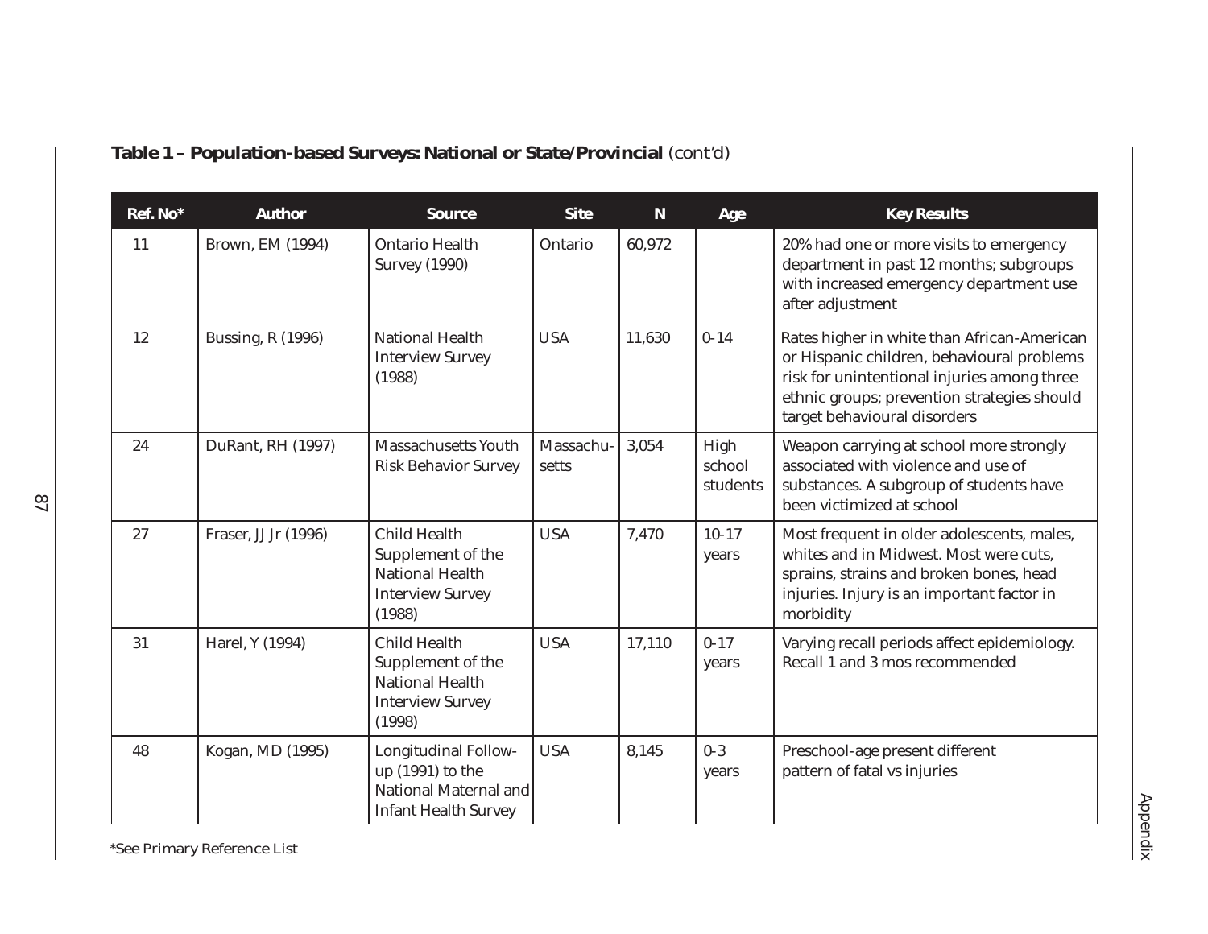**Table 1 – Population-based Surveys: National or State/Provincial** (cont'd)

| Ref. No* | Author | Source | Site | N | Age | Key Results |
|---|---|---|---|---|---|---|
| 11 | Brown, EM (1994) | Ontario Health Survey (1990) | Ontario | 60,972 | | 20% had one or more visits to emergency department in past 12 months; subgroups with increased emergency department use after adjustment |
| 12 | Bussing, R (1996) | National Health Interview Survey (1988) | USA | 11,630 | 0-14 | Rates higher in white than African-American or Hispanic children, behavioural problems risk for unintentional injuries among three ethnic groups; prevention strategies should target behavioural disorders |
| 24 | DuRant, RH (1997) | Massachusetts Youth Risk Behavior Survey | Massachusetts | 3,054 | High school students | Weapon carrying at school more strongly associated with violence and use of substances. A subgroup of students have been victimized at school |
| 27 | Fraser, JJ Jr (1996) | Child Health Supplement of the National Health Interview Survey (1988) | USA | 7,470 | 10-17 years | Most frequent in older adolescents, males, whites and in Midwest. Most were cuts, sprains, strains and broken bones, head injuries. Injury is an important factor in morbidity |
| 31 | Harel, Y (1994) | Child Health Supplement of the National Health Interview Survey (1998) | USA | 17,110 | 0-17 years | Varying recall periods affect epidemiology. Recall 1 and 3 mos recommended |
| 48 | Kogan, MD (1995) | Longitudinal Follow-up (1991) to the National Maternal and Infant Health Survey | USA | 8,145 | 0-3 years | Preschool-age present different pattern of fatal vs injuries |

*See Primary Reference List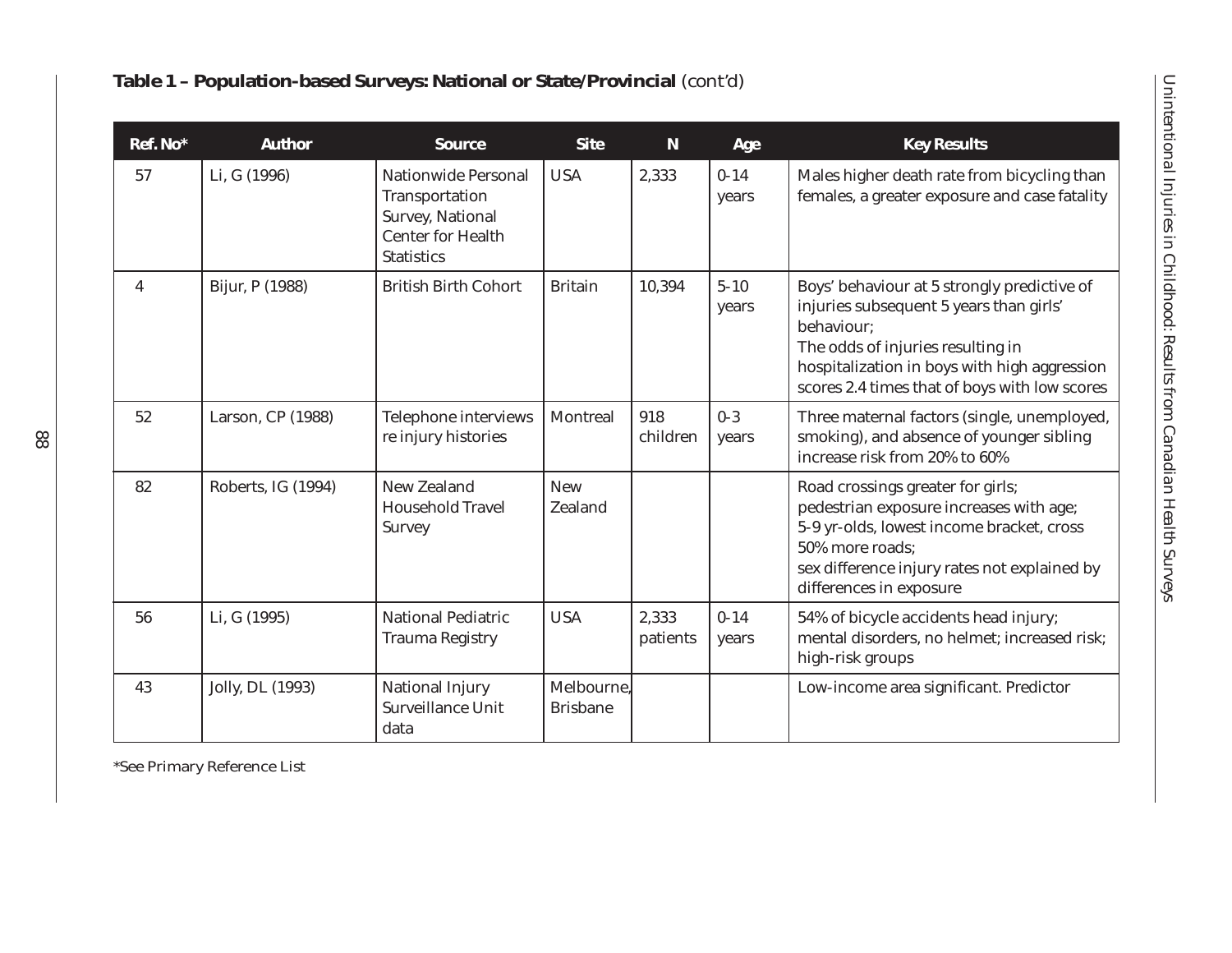**Table 1 – Population-based Surveys: National or State/Provincial** (cont'd)

| Ref. No* | Author | Source | Site | N | Age | Key Results |
|---|---|---|---|---|---|---|
| 57 | Li, G (1996) | Nationwide Personal Transportation Survey, National Center for Health Statistics | USA | 2,333 | 0-14 years | Males higher death rate from bicycling than females, a greater exposure and case fatality |
| 4 | Bijur, P (1988) | British Birth Cohort | Britain | 10,394 | 5-10 years | Boys' behaviour at 5 strongly predictive of injuries subsequent 5 years than girls' behaviour; The odds of injuries resulting in hospitalization in boys with high aggression scores 2.4 times that of boys with low scores |
| 52 | Larson, CP (1988) | Telephone interviews re injury histories | Montreal | 918 children | 0-3 years | Three maternal factors (single, unemployed, smoking), and absence of younger sibling increase risk from 20% to 60% |
| 82 | Roberts, IG (1994) | New Zealand Household Travel Survey | New Zealand | | | Road crossings greater for girls; pedestrian exposure increases with age; 5-9 yr-olds, lowest income bracket, cross 50% more roads; sex difference injury rates not explained by differences in exposure |
| 56 | Li, G (1995) | National Pediatric Trauma Registry | USA | 2,333 patients | 0-14 years | 54% of bicycle accidents head injury; mental disorders, no helmet; increased risk; high-risk groups |
| 43 | Jolly, DL (1993) | National Injury Surveillance Unit data | Melbourne, Brisbane | | | Low-income area significant. Predictor |

*See Primary Reference List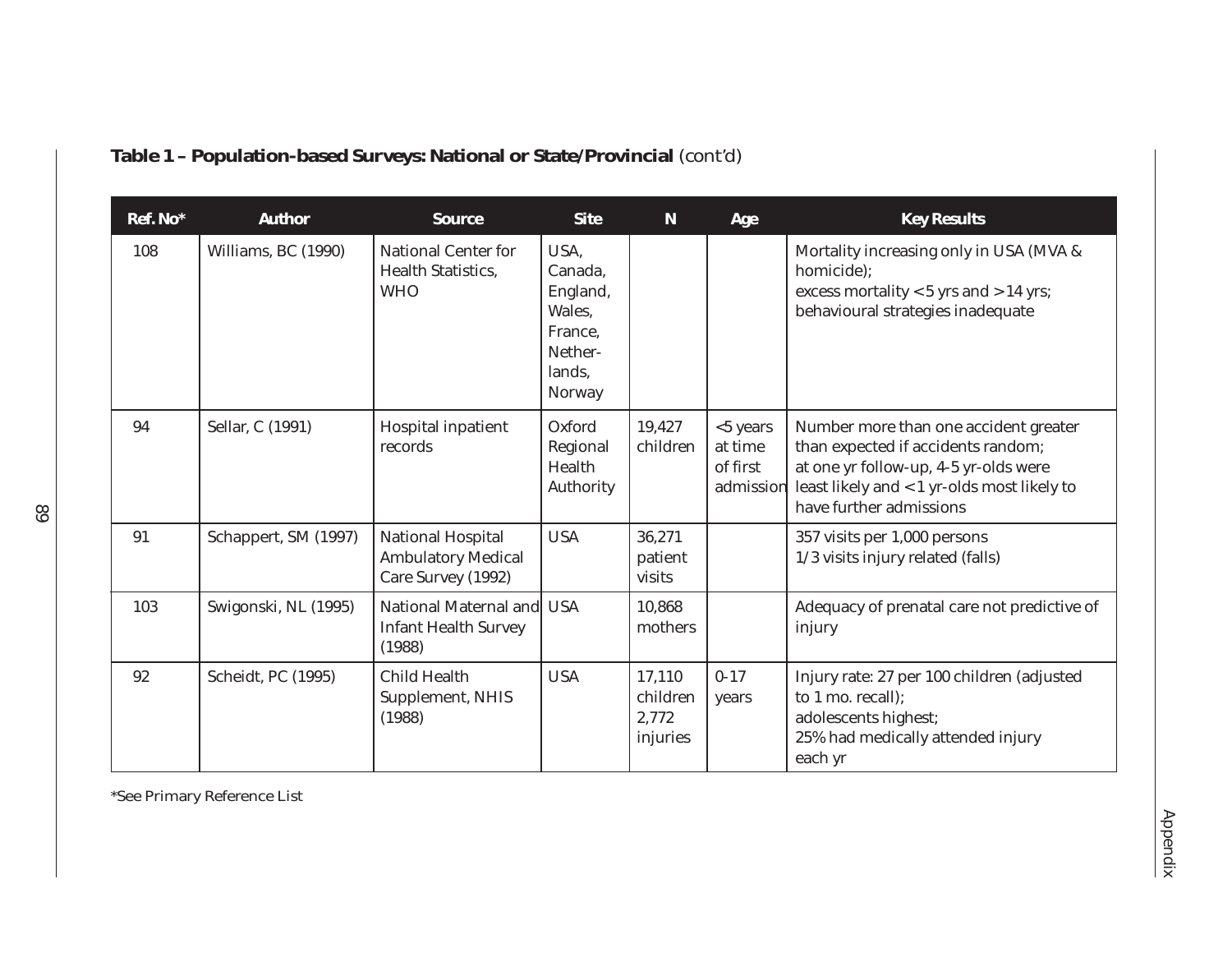**Table 1 – Population-based Surveys: National or State/Provincial** (cont'd)

| Ref. No* | Author | Source | Site | N | Age | Key Results |
|---|---|---|---|---|---|---|
| 108 | Williams, BC (1990) | National Center for Health Statistics, WHO | USA, Canada, England, Wales, France, Nether-lands, Norway | | | Mortality increasing only in USA (MVA & homicide); excess mortality < 5 yrs and > 14 yrs; behavioural strategies inadequate |
| 94 | Sellar, C (1991) | Hospital inpatient records | Oxford Regional Health Authority | 19,427 children | <5 years at time of first admission | Number more than one accident greater than expected if accidents random; at one yr follow-up, 4-5 yr-olds were least likely and < 1 yr-olds most likely to have further admissions |
| 91 | Schappert, SM (1997) | National Hospital Ambulatory Medical Care Survey (1992) | USA | 36,271 patient visits | | 357 visits per 1,000 persons 1/3 visits injury related (falls) |
| 103 | Swigonski, NL (1995) | National Maternal and Infant Health Survey (1988) | USA | 10,868 mothers | | Adequacy of prenatal care not predictive of injury |
| 92 | Scheidt, PC (1995) | Child Health Supplement, NHIS (1988) | USA | 17,110 children 2,772 injuries | 0-17 years | Injury rate: 27 per 100 children (adjusted to 1 mo. recall); adolescents highest; 25% had medically attended injury each yr |

*See Primary Reference List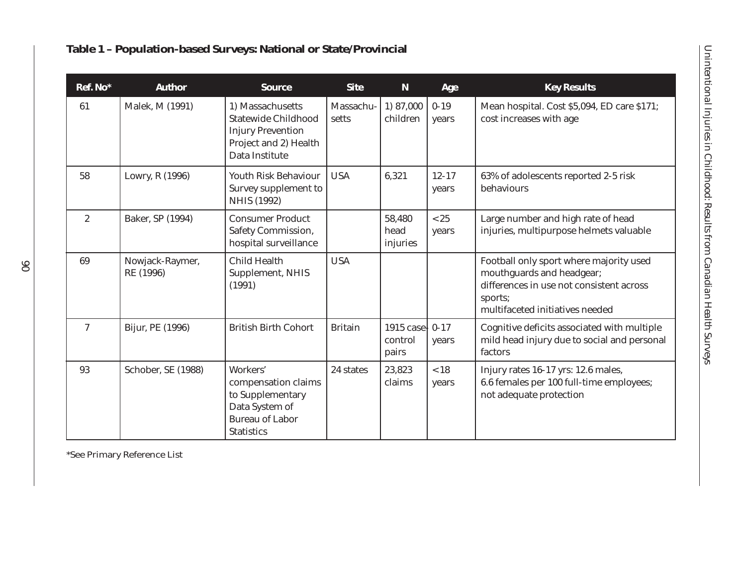**Table 1 – Population-based Surveys: National or State/Provincial**

| Ref. No* | Author | Source | Site | N | Age | Key Results |
|---|---|---|---|---|---|---|
| 61 | Malek, M (1991) | 1) Massachusetts Statewide Childhood Injury Prevention Project and 2) Health Data Institute | Massachu-setts | 1) 87,000 children | 0-19 years | Mean hospital. Cost $5,094, ED care $171; cost increases with age |
| 58 | Lowry, R (1996) | Youth Risk Behaviour Survey supplement to NHIS (1992) | USA | 6,321 | 12-17 years | 63% of adolescents reported 2-5 risk behaviours |
| 2 | Baker, SP (1994) | Consumer Product Safety Commission, hospital surveillance | | 58,480 head injuries | <25 years | Large number and high rate of head injuries, multipurpose helmets valuable |
| 69 | Nowjack-Raymer, RE (1996) | Child Health Supplement, NHIS (1991) | USA | | | Football only sport where majority used mouthguards and headgear; differences in use not consistent across sports; multifaceted initiatives needed |
| 7 | Bijur, PE (1996) | British Birth Cohort | Britain | 1915 case-control pairs | 0-17 years | Cognitive deficits associated with multiple mild head injury due to social and personal factors |
| 93 | Schober, SE (1988) | Workers' compensation claims to Supplementary Data System of Bureau of Labor Statistics | 24 states | 23,823 claims | <18 years | Injury rates 16-17 yrs: 12.6 males, 6.6 females per 100 full-time employees; not adequate protection |

*See Primary Reference List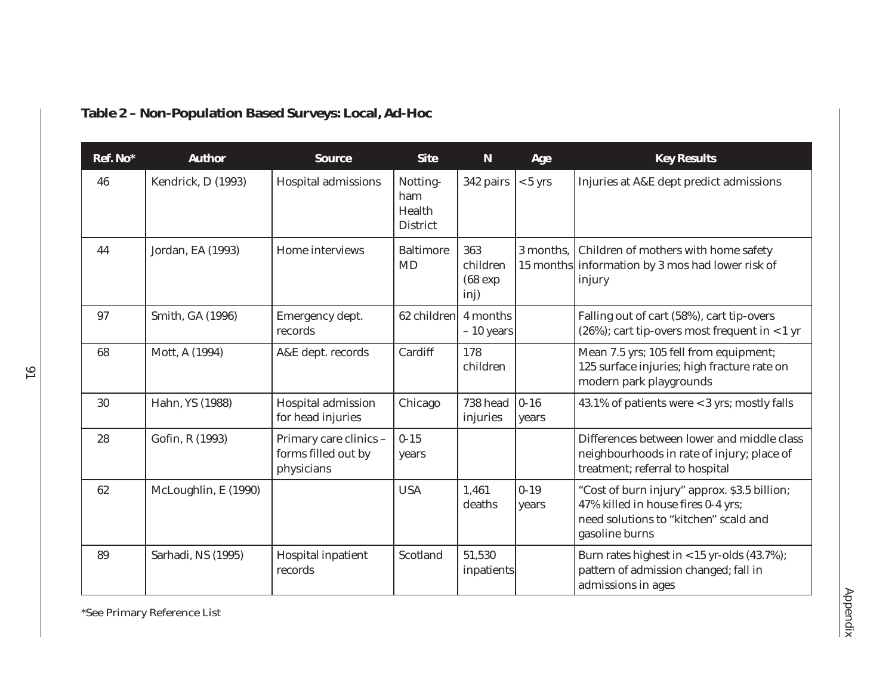## Table 2 – Non-Population Based Surveys: Local, Ad-Hoc

| Ref. No* | Author | Source | Site | N | Age | Key Results |
|---|---|---|---|---|---|---|
| 46 | Kendrick, D (1993) | Hospital admissions | Notting-ham Health District | 342 pairs | <5 yrs | Injuries at A&E dept predict admissions |
| 44 | Jordan, EA (1993) | Home interviews | Baltimore MD | 363 children (68 exp inj) | 3 months, 15 months | Children of mothers with home safety information by 3 mos had lower risk of injury |
| 97 | Smith, GA (1996) | Emergency dept. records | 62 children | 4 months – 10 years | | Falling out of cart (58%), cart tip-overs (26%); cart tip-overs most frequent in <1 yr |
| 68 | Mott, A (1994) | A&E dept. records | Cardiff | 178 children | | Mean 7.5 yrs; 105 fell from equipment; 125 surface injuries; high fracture rate on modern park playgrounds |
| 30 | Hahn, YS (1988) | Hospital admission for head injuries | Chicago | 738 head injuries | 0-16 years | 43.1% of patients were <3 yrs; mostly falls |
| 28 | Gofin, R (1993) | Primary care clinics – forms filled out by physicians | 0-15 years | | | Differences between lower and middle class neighbourhoods in rate of injury; place of treatment; referral to hospital |
| 62 | McLoughlin, E (1990) | | USA | 1,461 deaths | 0-19 years | "Cost of burn injury" approx. $3.5 billion; 47% killed in house fires 0-4 yrs; need solutions to "kitchen" scald and gasoline burns |
| 89 | Sarhadi, NS (1995) | Hospital inpatient records | Scotland | 51,530 inpatients | | Burn rates highest in <15 yr-olds (43.7%); pattern of admission changed; fall in admissions in ages |

*See Primary Reference List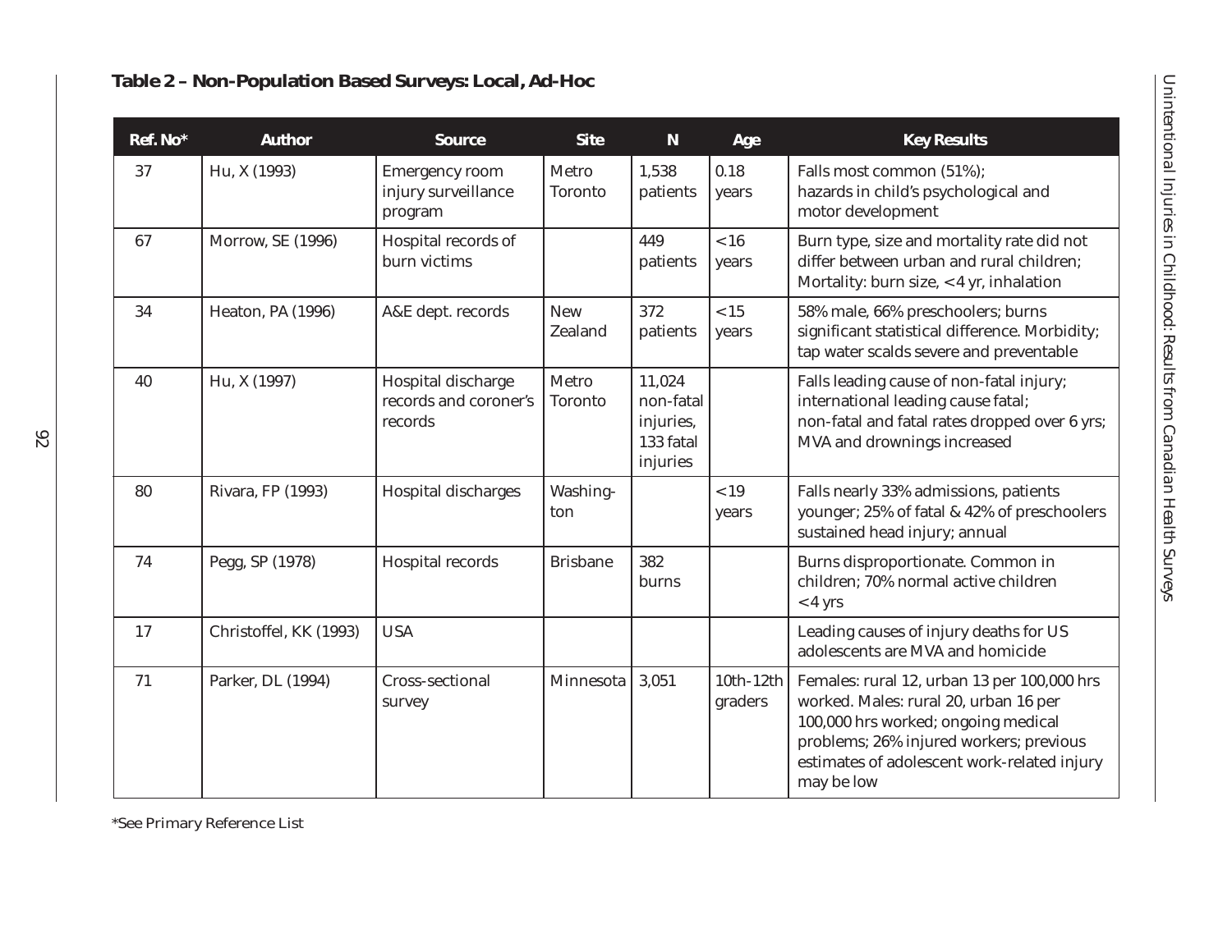### Table 2 – Non-Population Based Surveys: Local, Ad-Hoc

| Ref. No* | Author | Source | Site | N | Age | Key Results |
|---|---|---|---|---|---|---|
| 37 | Hu, X (1993) | Emergency room injury surveillance program | Metro Toronto | 1,538 patients | 0.18 years | Falls most common (51%); hazards in child's psychological and motor development |
| 67 | Morrow, SE (1996) | Hospital records of burn victims | | 449 patients | <16 years | Burn type, size and mortality rate did not differ between urban and rural children; Mortality: burn size, <4 yr, inhalation |
| 34 | Heaton, PA (1996) | A&E dept. records | New Zealand | 372 patients | <15 years | 58% male, 66% preschoolers; burns significant statistical difference. Morbidity; tap water scalds severe and preventable |
| 40 | Hu, X (1997) | Hospital discharge records and coroner's records | Metro Toronto | 11,024 non-fatal injuries, 133 fatal injuries | | Falls leading cause of non-fatal injury; international leading cause fatal; non-fatal and fatal rates dropped over 6 yrs; MVA and drownings increased |
| 80 | Rivara, FP (1993) | Hospital discharges | Washington | | <19 years | Falls nearly 33% admissions, patients younger; 25% of fatal & 42% of preschoolers sustained head injury; annual |
| 74 | Pegg, SP (1978) | Hospital records | Brisbane | 382 burns | | Burns disproportionate. Common in children; 70% normal active children <4 yrs |
| 17 | Christoffel, KK (1993) | USA | | | | Leading causes of injury deaths for US adolescents are MVA and homicide |
| 71 | Parker, DL (1994) | Cross-sectional survey | Minnesota | 3,051 | 10th-12th graders | Females: rural 12, urban 13 per 100,000 hrs worked. Males: rural 20, urban 16 per 100,000 hrs worked; ongoing medical problems; 26% injured workers; previous estimates of adolescent work-related injury may be low |

*See Primary Reference List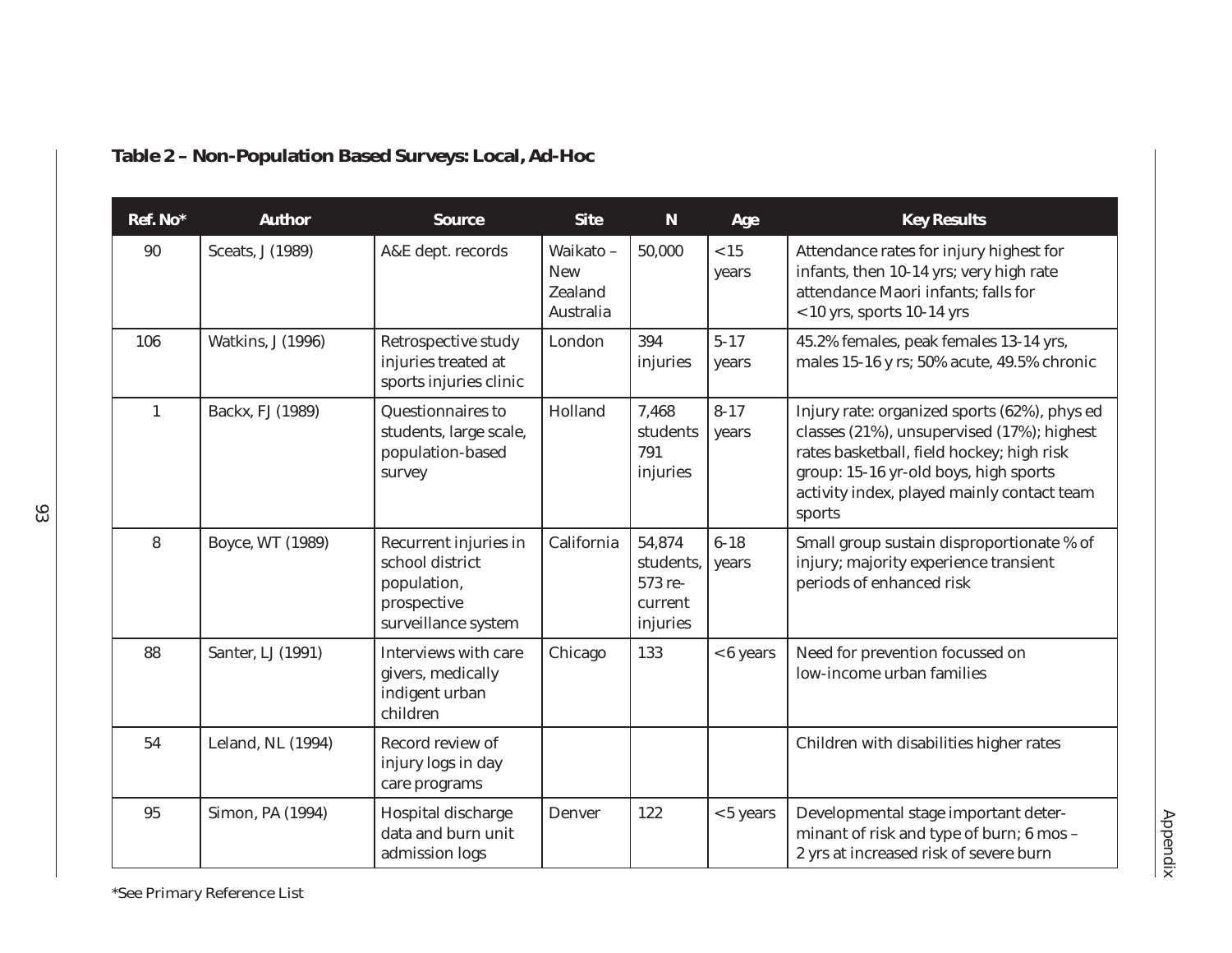**Table 2 – Non-Population Based Surveys: Local, Ad-Hoc**

| Ref. No* | Author | Source | Site | N | Age | Key Results |
|---|---|---|---|---|---|---|
| 90 | Sceats, J (1989) | A&E dept. records | Waikato – New Zealand Australia | 50,000 | <15 years | Attendance rates for injury highest for infants, then 10-14 yrs; very high rate attendance Maori infants; falls for <10 yrs, sports 10-14 yrs |
| 106 | Watkins, J (1996) | Retrospective study injuries treated at sports injuries clinic | London | 394 injuries | 5-17 years | 45.2% females, peak females 13-14 yrs, males 15-16 y rs; 50% acute, 49.5% chronic |
| 1 | Backx, FJ (1989) | Questionnaires to students, large scale, population-based survey | Holland | 7,468 students 791 injuries | 8-17 years | Injury rate: organized sports (62%), phys ed classes (21%), unsupervised (17%); highest rates basketball, field hockey; high risk group: 15-16 yr-old boys, high sports activity index, played mainly contact team sports |
| 8 | Boyce, WT (1989) | Recurrent injuries in school district population, prospective surveillance system | California | 54,874 students, 573 re-current injuries | 6-18 years | Small group sustain disproportionate % of injury; majority experience transient periods of enhanced risk |
| 88 | Santer, LJ (1991) | Interviews with care givers, medically indigent urban children | Chicago | 133 | <6 years | Need for prevention focussed on low-income urban families |
| 54 | Leland, NL (1994) | Record review of injury logs in day care programs | | | | Children with disabilities higher rates |
| 95 | Simon, PA (1994) | Hospital discharge data and burn unit admission logs | Denver | 122 | <5 years | Developmental stage important determinant of risk and type of burn; 6 mos – 2 yrs at increased risk of severe burn |

*See Primary Reference List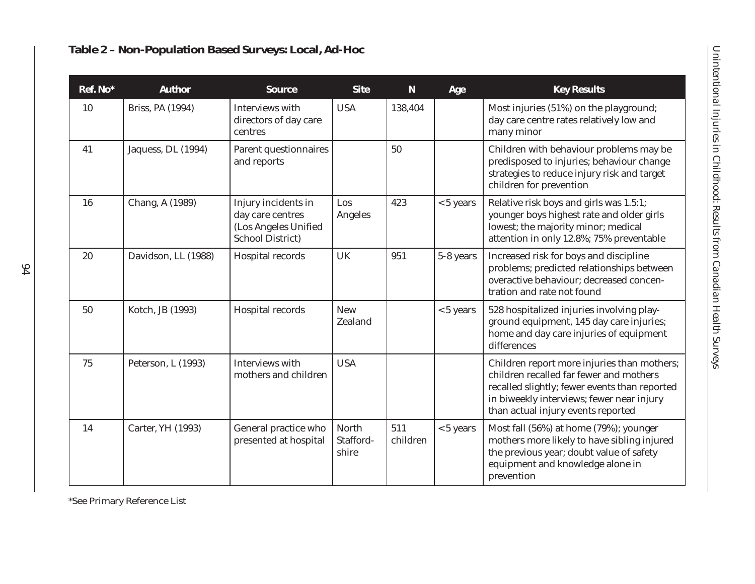**Table 2 – Non-Population Based Surveys: Local, Ad-Hoc**

| Ref. No* | Author | Source | Site | N | Age | Key Results |
|---|---|---|---|---|---|---|
| 10 | Briss, PA (1994) | Interviews with directors of day care centres | USA | 138,404 | | Most injuries (51%) on the playground; day care centre rates relatively low and many minor |
| 41 | Jaquess, DL (1994) | Parent questionnaires and reports | | 50 | | Children with behaviour problems may be predisposed to injuries; behaviour change strategies to reduce injury risk and target children for prevention |
| 16 | Chang, A (1989) | Injury incidents in day care centres (Los Angeles Unified School District) | Los Angeles | 423 | <5 years | Relative risk boys and girls was 1.5:1; younger boys highest rate and older girls lowest; the majority minor; medical attention in only 12.8%; 75% preventable |
| 20 | Davidson, LL (1988) | Hospital records | UK | 951 | 5-8 years | Increased risk for boys and discipline problems; predicted relationships between overactive behaviour; decreased concentration and rate not found |
| 50 | Kotch, JB (1993) | Hospital records | New Zealand | | <5 years | 528 hospitalized injuries involving playground equipment, 145 day care injuries; home and day care injuries of equipment differences |
| 75 | Peterson, L (1993) | Interviews with mothers and children | USA | | | Children report more injuries than mothers; children recalled far fewer and mothers recalled slightly; fewer events than reported in biweekly interviews; fewer near injury than actual injury events reported |
| 14 | Carter, YH (1993) | General practice who presented at hospital | North Staffordshire | 511 children | <5 years | Most fall (56%) at home (79%); younger mothers more likely to have sibling injured the previous year; doubt value of safety equipment and knowledge alone in prevention |

*See Primary Reference List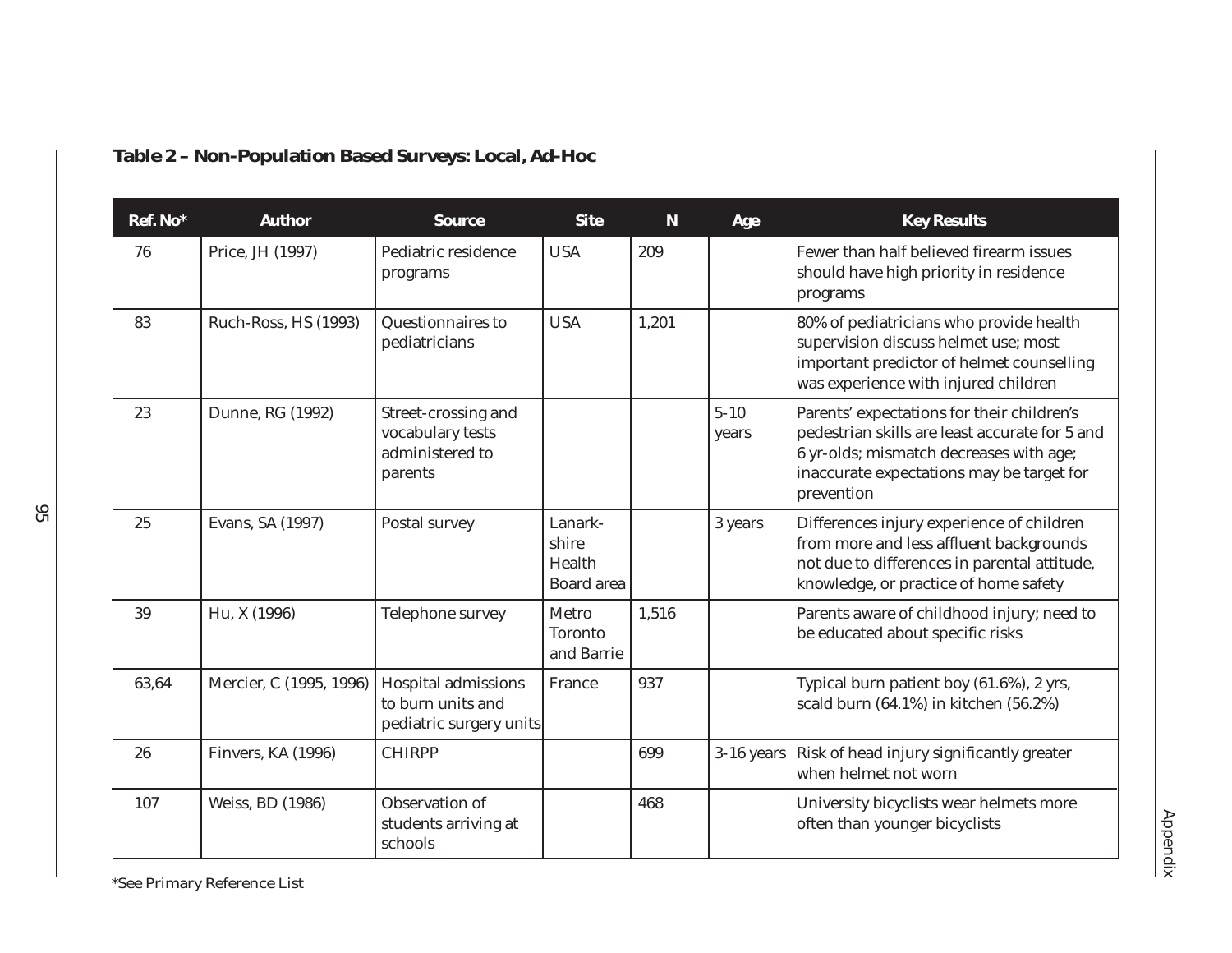**Table 2 – Non-Population Based Surveys: Local, Ad-Hoc**

| Ref. No* | Author | Source | Site | N | Age | Key Results |
|---|---|---|---|---|---|---|
| 76 | Price, JH (1997) | Pediatric residence programs | USA | 209 | | Fewer than half believed firearm issues should have high priority in residence programs |
| 83 | Ruch-Ross, HS (1993) | Questionnaires to pediatricians | USA | 1,201 | | 80% of pediatricians who provide health supervision discuss helmet use; most important predictor of helmet counselling was experience with injured children |
| 23 | Dunne, RG (1992) | Street-crossing and vocabulary tests administered to parents | | | 5-10 years | Parents' expectations for their children's pedestrian skills are least accurate for 5 and 6 yr-olds; mismatch decreases with age; inaccurate expectations may be target for prevention |
| 25 | Evans, SA (1997) | Postal survey | Lanark-shire Health Board area | | 3 years | Differences injury experience of children from more and less affluent backgrounds not due to differences in parental attitude, knowledge, or practice of home safety |
| 39 | Hu, X (1996) | Telephone survey | Metro Toronto and Barrie | 1,516 | | Parents aware of childhood injury; need to be educated about specific risks |
| 63,64 | Mercier, C (1995, 1996) | Hospital admissions to burn units and pediatric surgery units | France | 937 | | Typical burn patient boy (61.6%), 2 yrs, scald burn (64.1%) in kitchen (56.2%) |
| 26 | Finvers, KA (1996) | CHIRPP | | 699 | 3-16 years | Risk of head injury significantly greater when helmet not worn |
| 107 | Weiss, BD (1986) | Observation of students arriving at schools | | 468 | | University bicyclists wear helmets more often than younger bicyclists |

*See Primary Reference List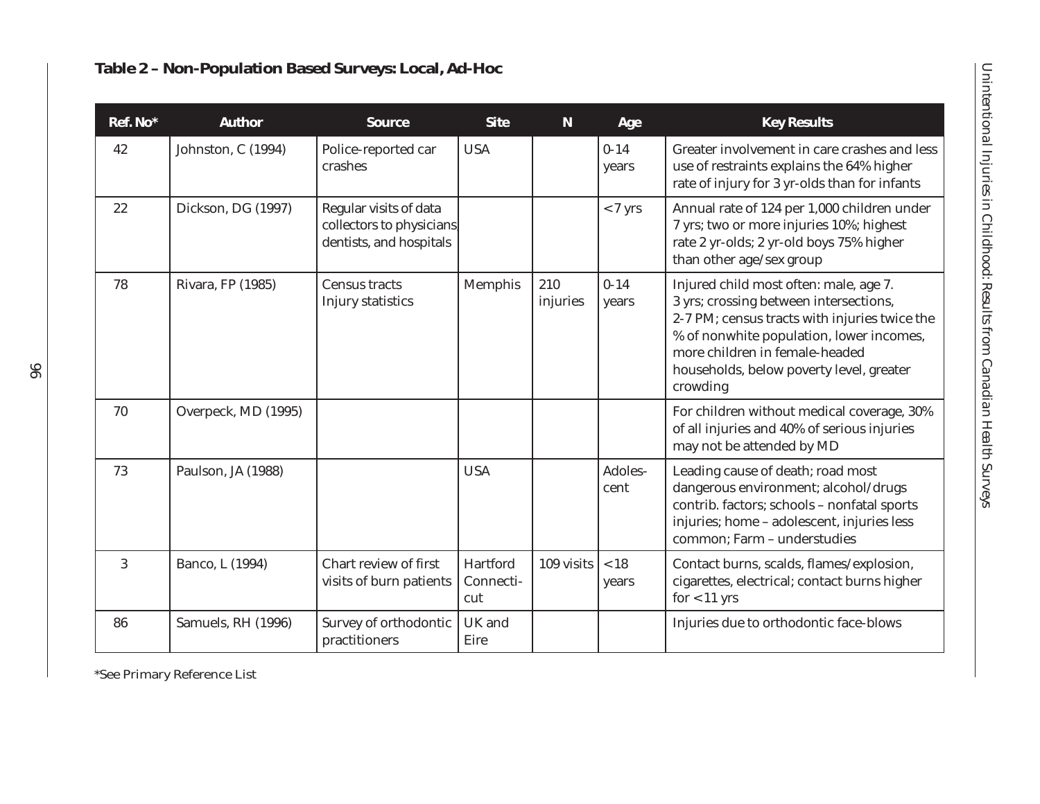## Table 2 – Non-Population Based Surveys: Local, Ad-Hoc

| Ref. No* | Author | Source | Site | N | Age | Key Results |
|---|---|---|---|---|---|---|
| 42 | Johnston, C (1994) | Police-reported car crashes | USA | | 0-14 years | Greater involvement in care crashes and less use of restraints explains the 64% higher rate of injury for 3 yr-olds than for infants |
| 22 | Dickson, DG (1997) | Regular visits of data collectors to physicians dentists, and hospitals | | | <7 yrs | Annual rate of 124 per 1,000 children under 7 yrs; two or more injuries 10%; highest rate 2 yr-olds; 2 yr-old boys 75% higher than other age/sex group |
| 78 | Rivara, FP (1985) | Census tracts Injury statistics | Memphis | 210 injuries | 0-14 years | Injured child most often: male, age 7. 3 yrs; crossing between intersections, 2-7 PM; census tracts with injuries twice the % of nonwhite population, lower incomes, more children in female-headed households, below poverty level, greater crowding |
| 70 | Overpeck, MD (1995) | | | | | For children without medical coverage, 30% of all injuries and 40% of serious injuries may not be attended by MD |
| 73 | Paulson, JA (1988) | | USA | | Adoles-cent | Leading cause of death; road most dangerous environment; alcohol/drugs contrib. factors; schools – nonfatal sports injuries; home – adolescent, injuries less common; Farm – understudies |
| 3 | Banco, L (1994) | Chart review of first visits of burn patients | Hartford Connecti-cut | 109 visits | <18 years | Contact burns, scalds, flames/explosion, cigarettes, electrical; contact burns higher for <11 yrs |
| 86 | Samuels, RH (1996) | Survey of orthodontic practitioners | UK and Eire | | | Injuries due to orthodontic face-blows |

*See Primary Reference List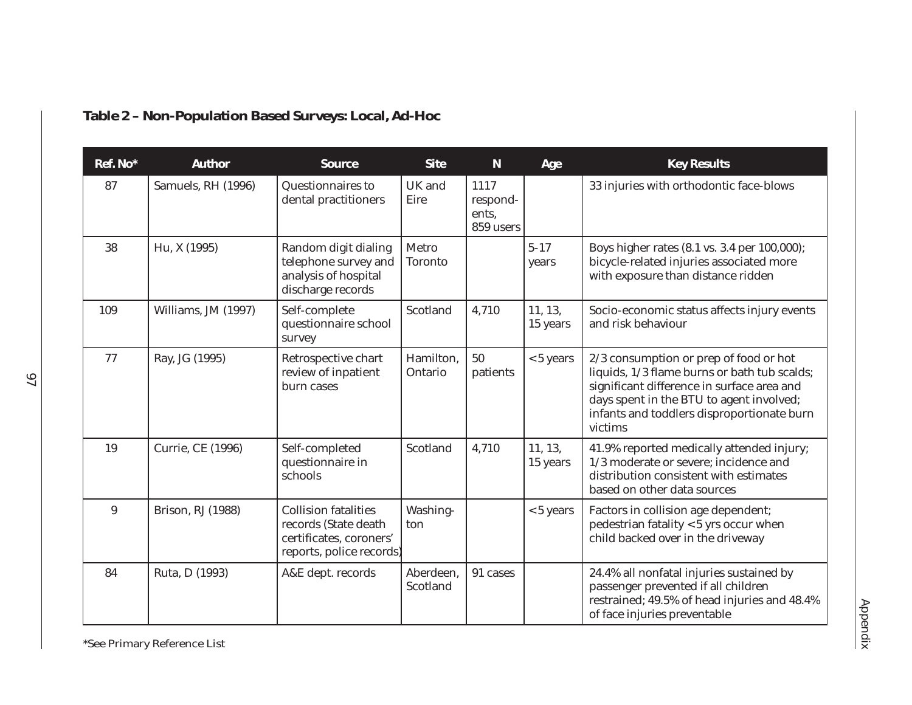## Table 2 – Non-Population Based Surveys: Local, Ad-Hoc

| Ref. No* | Author | Source | Site | N | Age | Key Results |
|---|---|---|---|---|---|---|
| 87 | Samuels, RH (1996) | Questionnaires to dental practitioners | UK and Eire | 1117 respond-ents, 859 users | | 33 injuries with orthodontic face-blows |
| 38 | Hu, X (1995) | Random digit dialing telephone survey and analysis of hospital discharge records | Metro Toronto | | 5-17 years | Boys higher rates (8.1 vs. 3.4 per 100,000); bicycle-related injuries associated more with exposure than distance ridden |
| 109 | Williams, JM (1997) | Self-complete questionnaire school survey | Scotland | 4,710 | 11, 13, 15 years | Socio-economic status affects injury events and risk behaviour |
| 77 | Ray, JG (1995) | Retrospective chart review of inpatient burn cases | Hamilton, Ontario | 50 patients | <5 years | 2/3 consumption or prep of food or hot liquids, 1/3 flame burns or bath tub scalds; significant difference in surface area and days spent in the BTU to agent involved; infants and toddlers disproportionate burn victims |
| 19 | Currie, CE (1996) | Self-completed questionnaire in schools | Scotland | 4,710 | 11, 13, 15 years | 41.9% reported medically attended injury; 1/3 moderate or severe; incidence and distribution consistent with estimates based on other data sources |
| 9 | Brison, RJ (1988) | Collision fatalities records (State death certificates, coroners' reports, police records) | Washing-ton | | <5 years | Factors in collision age dependent; pedestrian fatality <5 yrs occur when child backed over in the driveway |
| 84 | Ruta, D (1993) | A&E dept. records | Aberdeen, Scotland | 91 cases | | 24.4% all nonfatal injuries sustained by passenger prevented if all children restrained; 49.5% of head injuries and 48.4% of face injuries preventable |

*See Primary Reference List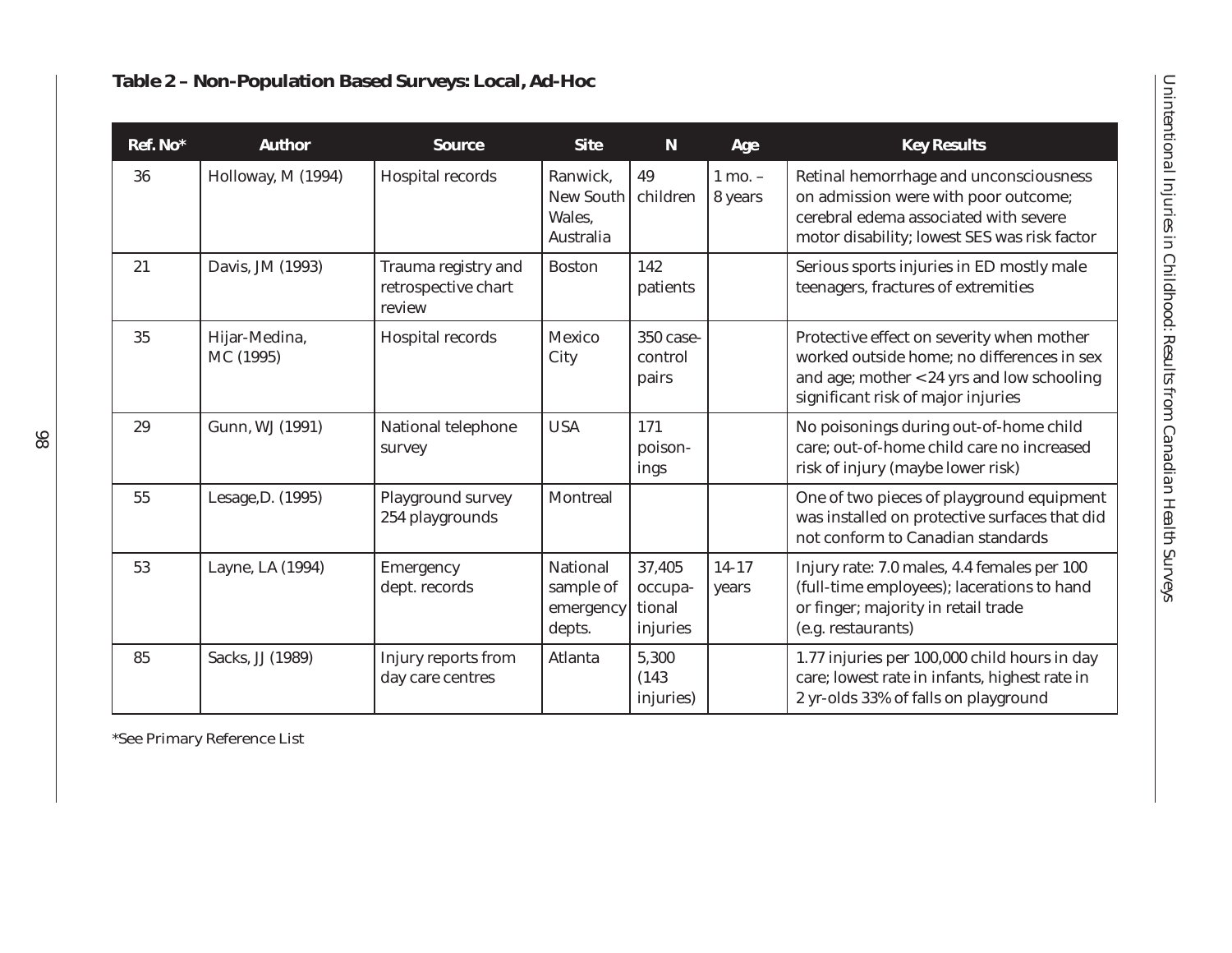**Table 2 – Non-Population Based Surveys: Local, Ad-Hoc**

| Ref. No* | Author | Source | Site | N | Age | Key Results |
|---|---|---|---|---|---|---|
| 36 | Holloway, M (1994) | Hospital records | Ranwick, New South Wales, Australia | 49 children | 1 mo. – 8 years | Retinal hemorrhage and unconsciousness on admission were with poor outcome; cerebral edema associated with severe motor disability; lowest SES was risk factor |
| 21 | Davis, JM (1993) | Trauma registry and retrospective chart review | Boston | 142 patients | | Serious sports injuries in ED mostly male teenagers, fractures of extremities |
| 35 | Hijar-Medina, MC (1995) | Hospital records | Mexico City | 350 case-control pairs | | Protective effect on severity when mother worked outside home; no differences in sex and age; mother <24 yrs and low schooling significant risk of major injuries |
| 29 | Gunn, WJ (1991) | National telephone survey | USA | 171 poison-ings | | No poisonings during out-of-home child care; out-of-home child care no increased risk of injury (maybe lower risk) |
| 55 | Lesage,D. (1995) | Playground survey 254 playgrounds | Montreal | | | One of two pieces of playground equipment was installed on protective surfaces that did not conform to Canadian standards |
| 53 | Layne, LA (1994) | Emergency dept. records | National sample of emergency depts. | 37,405 occupa-tional injuries | 14-17 years | Injury rate: 7.0 males, 4.4 females per 100 (full-time employees); lacerations to hand or finger; majority in retail trade (e.g. restaurants) |
| 85 | Sacks, JJ (1989) | Injury reports from day care centres | Atlanta | 5,300 (143 injuries) | | 1.77 injuries per 100,000 child hours in day care; lowest rate in infants, highest rate in 2 yr-olds 33% of falls on playground |

*See Primary Reference List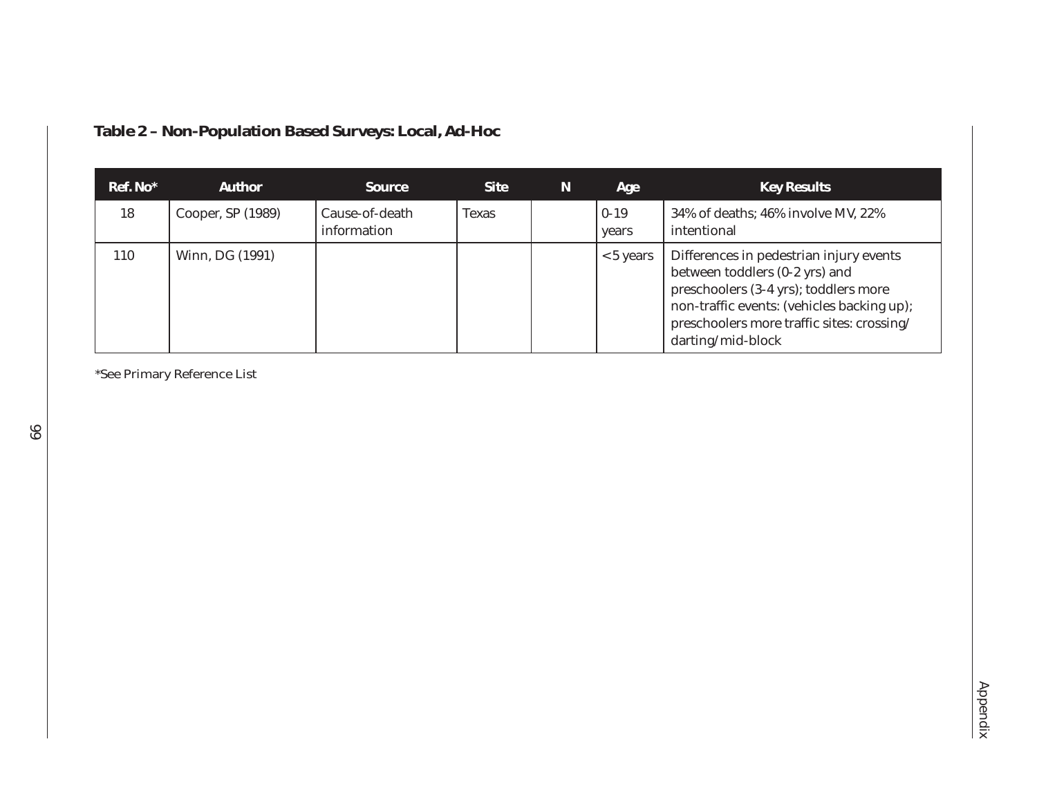**Table 2 – Non-Population Based Surveys: Local, Ad-Hoc**

| Ref. No* | Author | Source | Site | N | Age | Key Results |
|---|---|---|---|---|---|---|
| 18 | Cooper, SP (1989) | Cause-of-death information | Texas | | 0-19 years | 34% of deaths; 46% involve MV, 22% intentional |
| 110 | Winn, DG (1991) | | | | <5 years | Differences in pedestrian injury events between toddlers (0-2 yrs) and preschoolers (3-4 yrs); toddlers more non-traffic events: (vehicles backing up); preschoolers more traffic sites: crossing/darting/mid-block |

*See Primary Reference List